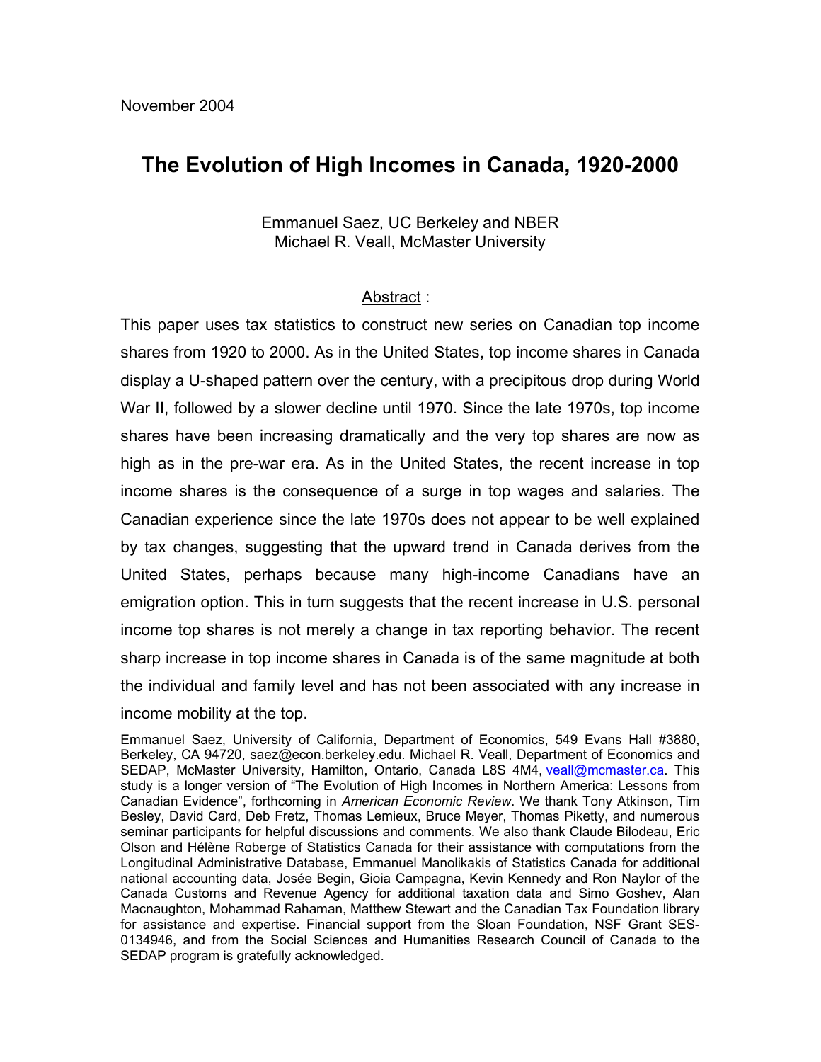November 2004

# The Evolution of High Incomes in Canada, 1920-2000

Emmanuel Saez, UC Berkeley and NBER
Michael R. Veall, McMaster University

## Abstract :

This paper uses tax statistics to construct new series on Canadian top income shares from 1920 to 2000. As in the United States, top income shares in Canada display a U-shaped pattern over the century, with a precipitous drop during World War II, followed by a slower decline until 1970. Since the late 1970s, top income shares have been increasing dramatically and the very top shares are now as high as in the pre-war era. As in the United States, the recent increase in top income shares is the consequence of a surge in top wages and salaries. The Canadian experience since the late 1970s does not appear to be well explained by tax changes, suggesting that the upward trend in Canada derives from the United States, perhaps because many high-income Canadians have an emigration option. This in turn suggests that the recent increase in U.S. personal income top shares is not merely a change in tax reporting behavior. The recent sharp increase in top income shares in Canada is of the same magnitude at both the individual and family level and has not been associated with any increase in income mobility at the top.

Emmanuel Saez, University of California, Department of Economics, 549 Evans Hall #3880, Berkeley, CA 94720, saez@econ.berkeley.edu. Michael R. Veall, Department of Economics and SEDAP, McMaster University, Hamilton, Ontario, Canada L8S 4M4, veall@mcmaster.ca. This study is a longer version of "The Evolution of High Incomes in Northern America: Lessons from Canadian Evidence", forthcoming in *American Economic Review*. We thank Tony Atkinson, Tim Besley, David Card, Deb Fretz, Thomas Lemieux, Bruce Meyer, Thomas Piketty, and numerous seminar participants for helpful discussions and comments. We also thank Claude Bilodeau, Eric Olson and Hélène Roberge of Statistics Canada for their assistance with computations from the Longitudinal Administrative Database, Emmanuel Manolikakis of Statistics Canada for additional national accounting data, Josée Begin, Gioia Campagna, Kevin Kennedy and Ron Naylor of the Canada Customs and Revenue Agency for additional taxation data and Simo Goshev, Alan Macnaughton, Mohammad Rahaman, Matthew Stewart and the Canadian Tax Foundation library for assistance and expertise. Financial support from the Sloan Foundation, NSF Grant SES-0134946, and from the Social Sciences and Humanities Research Council of Canada to the SEDAP program is gratefully acknowledged.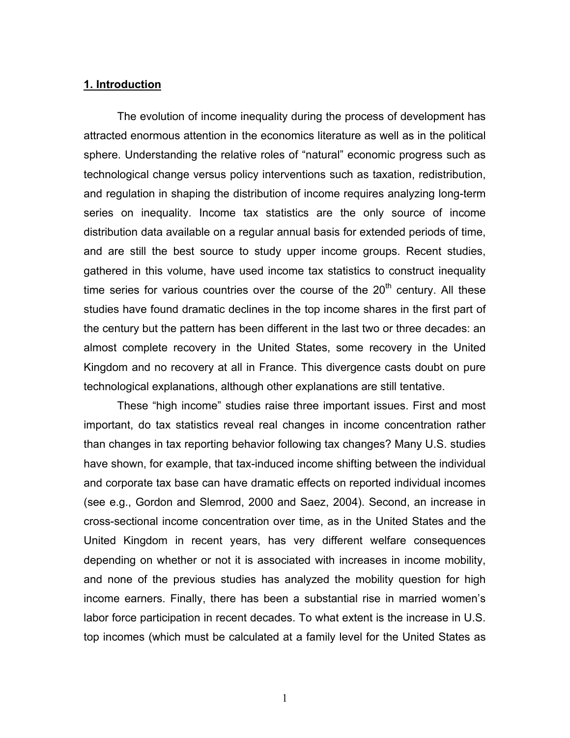## 1. Introduction

The evolution of income inequality during the process of development has attracted enormous attention in the economics literature as well as in the political sphere. Understanding the relative roles of "natural" economic progress such as technological change versus policy interventions such as taxation, redistribution, and regulation in shaping the distribution of income requires analyzing long-term series on inequality. Income tax statistics are the only source of income distribution data available on a regular annual basis for extended periods of time, and are still the best source to study upper income groups. Recent studies, gathered in this volume, have used income tax statistics to construct inequality time series for various countries over the course of the 20th century. All these studies have found dramatic declines in the top income shares in the first part of the century but the pattern has been different in the last two or three decades: an almost complete recovery in the United States, some recovery in the United Kingdom and no recovery at all in France. This divergence casts doubt on pure technological explanations, although other explanations are still tentative.

These "high income" studies raise three important issues. First and most important, do tax statistics reveal real changes in income concentration rather than changes in tax reporting behavior following tax changes? Many U.S. studies have shown, for example, that tax-induced income shifting between the individual and corporate tax base can have dramatic effects on reported individual incomes (see e.g., Gordon and Slemrod, 2000 and Saez, 2004). Second, an increase in cross-sectional income concentration over time, as in the United States and the United Kingdom in recent years, has very different welfare consequences depending on whether or not it is associated with increases in income mobility, and none of the previous studies has analyzed the mobility question for high income earners. Finally, there has been a substantial rise in married women's labor force participation in recent decades. To what extent is the increase in U.S. top incomes (which must be calculated at a family level for the United States as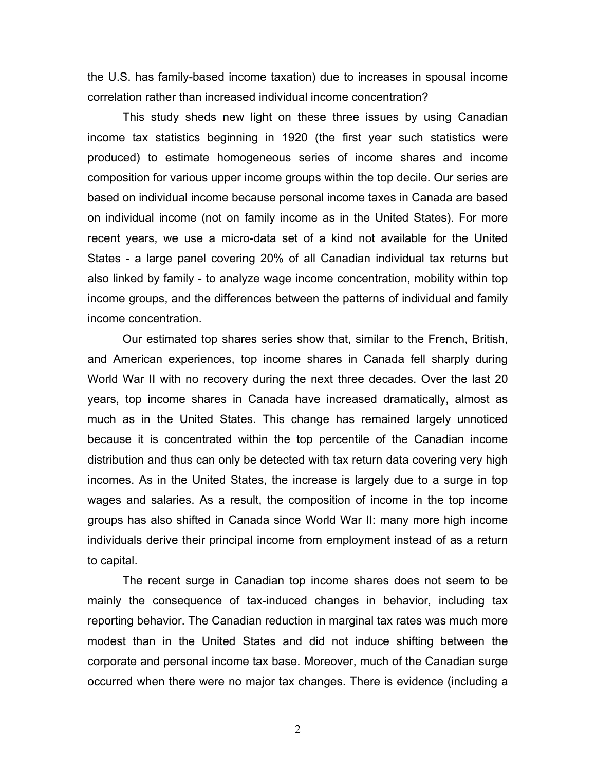the U.S. has family-based income taxation) due to increases in spousal income correlation rather than increased individual income concentration?

This study sheds new light on these three issues by using Canadian income tax statistics beginning in 1920 (the first year such statistics were produced) to estimate homogeneous series of income shares and income composition for various upper income groups within the top decile. Our series are based on individual income because personal income taxes in Canada are based on individual income (not on family income as in the United States). For more recent years, we use a micro-data set of a kind not available for the United States - a large panel covering 20% of all Canadian individual tax returns but also linked by family - to analyze wage income concentration, mobility within top income groups, and the differences between the patterns of individual and family income concentration.

Our estimated top shares series show that, similar to the French, British, and American experiences, top income shares in Canada fell sharply during World War II with no recovery during the next three decades. Over the last 20 years, top income shares in Canada have increased dramatically, almost as much as in the United States. This change has remained largely unnoticed because it is concentrated within the top percentile of the Canadian income distribution and thus can only be detected with tax return data covering very high incomes. As in the United States, the increase is largely due to a surge in top wages and salaries. As a result, the composition of income in the top income groups has also shifted in Canada since World War II: many more high income individuals derive their principal income from employment instead of as a return to capital.

The recent surge in Canadian top income shares does not seem to be mainly the consequence of tax-induced changes in behavior, including tax reporting behavior. The Canadian reduction in marginal tax rates was much more modest than in the United States and did not induce shifting between the corporate and personal income tax base. Moreover, much of the Canadian surge occurred when there were no major tax changes. There is evidence (including a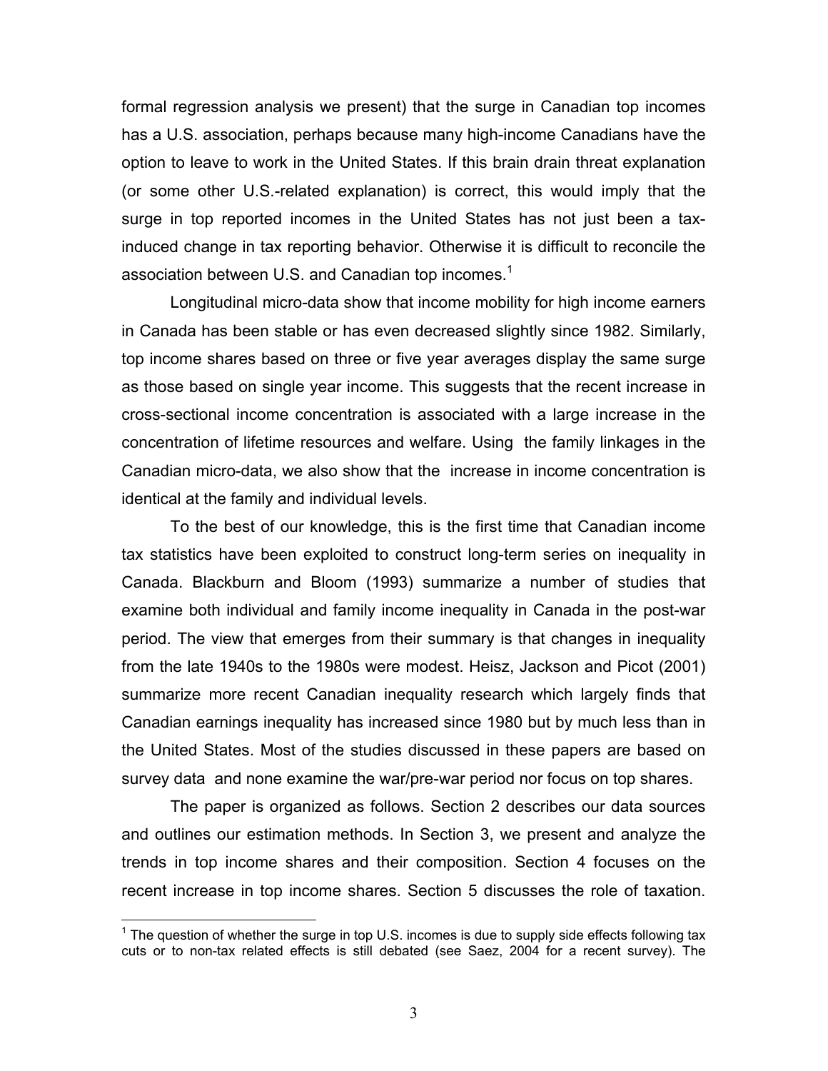formal regression analysis we present) that the surge in Canadian top incomes has a U.S. association, perhaps because many high-income Canadians have the option to leave to work in the United States. If this brain drain threat explanation (or some other U.S.-related explanation) is correct, this would imply that the surge in top reported incomes in the United States has not just been a tax-induced change in tax reporting behavior. Otherwise it is difficult to reconcile the association between U.S. and Canadian top incomes.[1]

Longitudinal micro-data show that income mobility for high income earners in Canada has been stable or has even decreased slightly since 1982. Similarly, top income shares based on three or five year averages display the same surge as those based on single year income. This suggests that the recent increase in cross-sectional income concentration is associated with a large increase in the concentration of lifetime resources and welfare. Using the family linkages in the Canadian micro-data, we also show that the increase in income concentration is identical at the family and individual levels.

To the best of our knowledge, this is the first time that Canadian income tax statistics have been exploited to construct long-term series on inequality in Canada. Blackburn and Bloom (1993) summarize a number of studies that examine both individual and family income inequality in Canada in the post-war period. The view that emerges from their summary is that changes in inequality from the late 1940s to the 1980s were modest. Heisz, Jackson and Picot (2001) summarize more recent Canadian inequality research which largely finds that Canadian earnings inequality has increased since 1980 but by much less than in the United States. Most of the studies discussed in these papers are based on survey data and none examine the war/pre-war period nor focus on top shares.

The paper is organized as follows. Section 2 describes our data sources and outlines our estimation methods. In Section 3, we present and analyze the trends in top income shares and their composition. Section 4 focuses on the recent increase in top income shares. Section 5 discusses the role of taxation.

---

[1] The question of whether the surge in top U.S. incomes is due to supply side effects following tax cuts or to non-tax related effects is still debated (see Saez, 2004 for a recent survey). The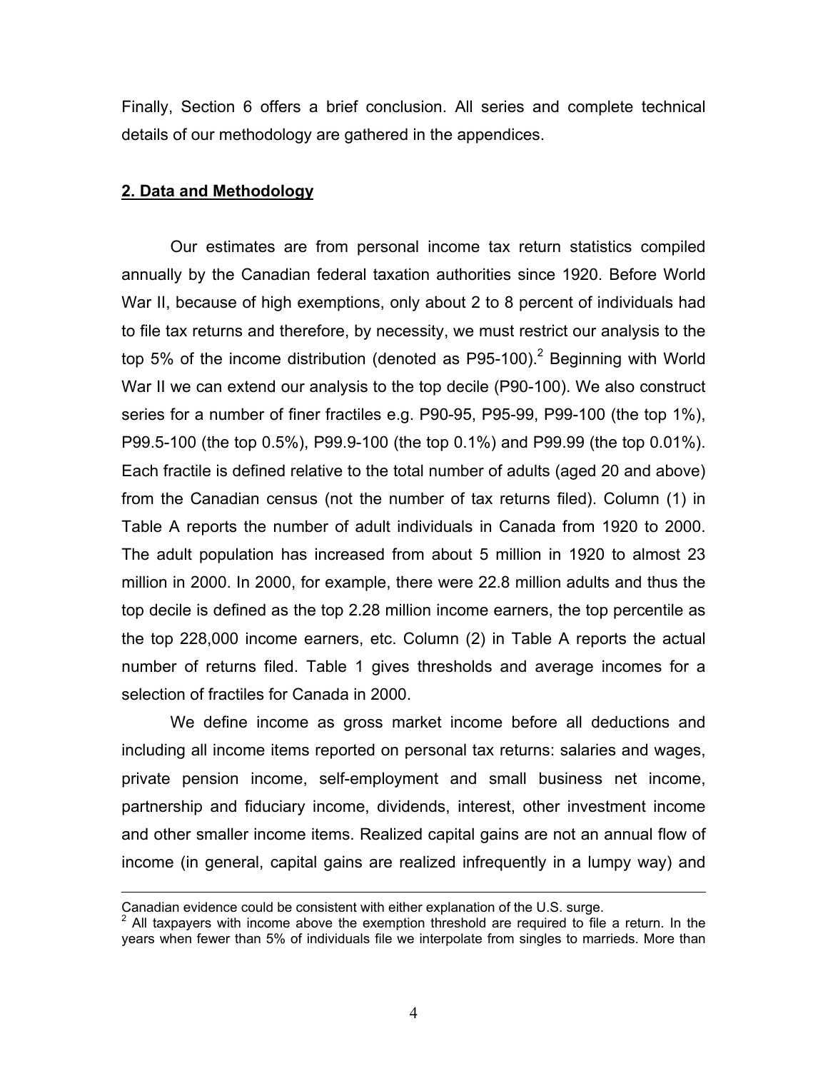Finally, Section 6 offers a brief conclusion. All series and complete technical details of our methodology are gathered in the appendices.

## 2. Data and Methodology

Our estimates are from personal income tax return statistics compiled annually by the Canadian federal taxation authorities since 1920. Before World War II, because of high exemptions, only about 2 to 8 percent of individuals had to file tax returns and therefore, by necessity, we must restrict our analysis to the top 5% of the income distribution (denoted as P95-100).[2] Beginning with World War II we can extend our analysis to the top decile (P90-100). We also construct series for a number of finer fractiles e.g. P90-95, P95-99, P99-100 (the top 1%), P99.5-100 (the top 0.5%), P99.9-100 (the top 0.1%) and P99.99 (the top 0.01%). Each fractile is defined relative to the total number of adults (aged 20 and above) from the Canadian census (not the number of tax returns filed). Column (1) in Table A reports the number of adult individuals in Canada from 1920 to 2000. The adult population has increased from about 5 million in 1920 to almost 23 million in 2000. In 2000, for example, there were 22.8 million adults and thus the top decile is defined as the top 2.28 million income earners, the top percentile as the top 228,000 income earners, etc. Column (2) in Table A reports the actual number of returns filed. Table 1 gives thresholds and average incomes for a selection of fractiles for Canada in 2000.

We define income as gross market income before all deductions and including all income items reported on personal tax returns: salaries and wages, private pension income, self-employment and small business net income, partnership and fiduciary income, dividends, interest, other investment income and other smaller income items. Realized capital gains are not an annual flow of income (in general, capital gains are realized infrequently in a lumpy way) and

---

Canadian evidence could be consistent with either explanation of the U.S. surge.

[2] All taxpayers with income above the exemption threshold are required to file a return. In the years when fewer than 5% of individuals file we interpolate from singles to marrieds. More than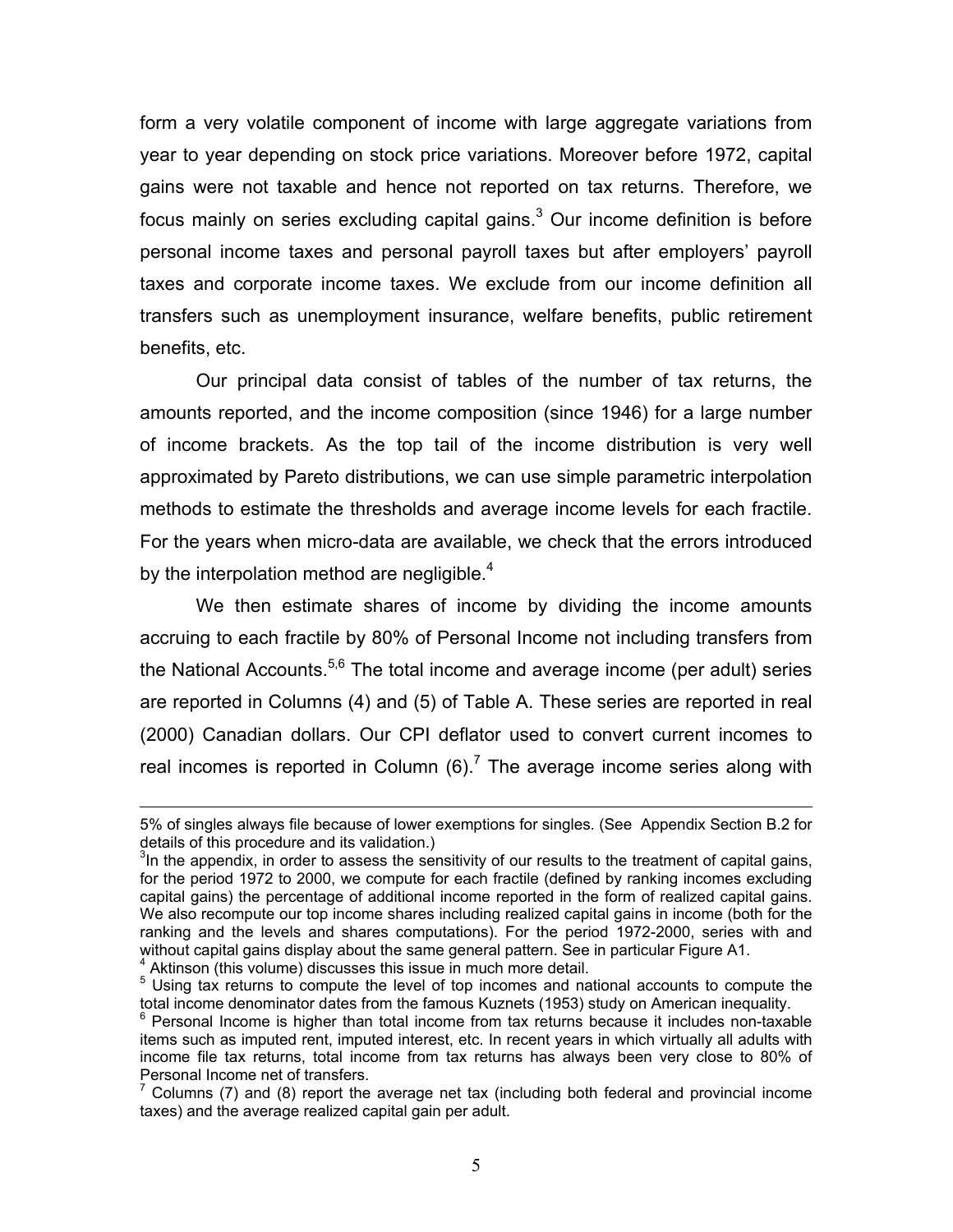form a very volatile component of income with large aggregate variations from year to year depending on stock price variations. Moreover before 1972, capital gains were not taxable and hence not reported on tax returns. Therefore, we focus mainly on series excluding capital gains.[3] Our income definition is before personal income taxes and personal payroll taxes but after employers' payroll taxes and corporate income taxes. We exclude from our income definition all transfers such as unemployment insurance, welfare benefits, public retirement benefits, etc.

Our principal data consist of tables of the number of tax returns, the amounts reported, and the income composition (since 1946) for a large number of income brackets. As the top tail of the income distribution is very well approximated by Pareto distributions, we can use simple parametric interpolation methods to estimate the thresholds and average income levels for each fractile. For the years when micro-data are available, we check that the errors introduced by the interpolation method are negligible.[4]

We then estimate shares of income by dividing the income amounts accruing to each fractile by 80% of Personal Income not including transfers from the National Accounts.[5,6] The total income and average income (per adult) series are reported in Columns (4) and (5) of Table A. These series are reported in real (2000) Canadian dollars. Our CPI deflator used to convert current incomes to real incomes is reported in Column (6).[7] The average income series along with

---

5% of singles always file because of lower exemptions for singles. (See Appendix Section B.2 for details of this procedure and its validation.)

[3] In the appendix, in order to assess the sensitivity of our results to the treatment of capital gains, for the period 1972 to 2000, we compute for each fractile (defined by ranking incomes excluding capital gains) the percentage of additional income reported in the form of realized capital gains. We also recompute our top income shares including realized capital gains in income (both for the ranking and the levels and shares computations). For the period 1972-2000, series with and without capital gains display about the same general pattern. See in particular Figure A1.

[4] Aktinson (this volume) discusses this issue in much more detail.

[5] Using tax returns to compute the level of top incomes and national accounts to compute the total income denominator dates from the famous Kuznets (1953) study on American inequality.

[6] Personal Income is higher than total income from tax returns because it includes non-taxable items such as imputed rent, imputed interest, etc. In recent years in which virtually all adults with income file tax returns, total income from tax returns has always been very close to 80% of Personal Income net of transfers.

[7] Columns (7) and (8) report the average net tax (including both federal and provincial income taxes) and the average realized capital gain per adult.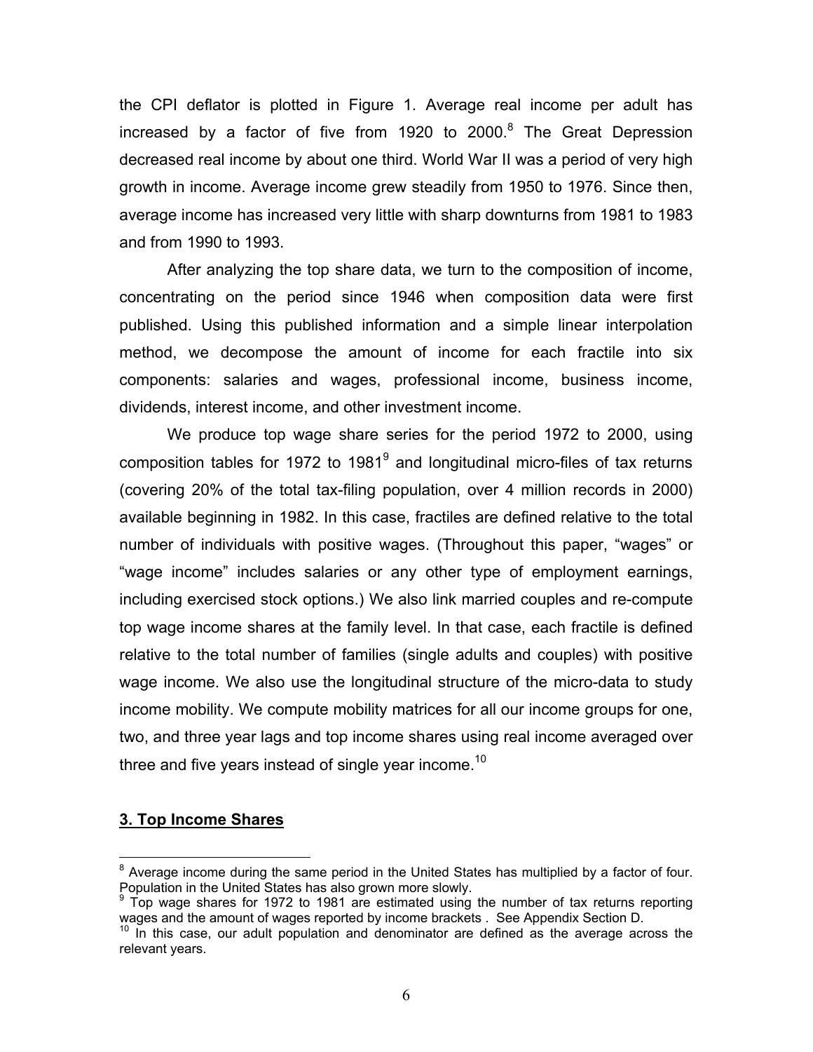the CPI deflator is plotted in Figure 1. Average real income per adult has increased by a factor of five from 1920 to 2000.[8] The Great Depression decreased real income by about one third. World War II was a period of very high growth in income. Average income grew steadily from 1950 to 1976. Since then, average income has increased very little with sharp downturns from 1981 to 1983 and from 1990 to 1993.

After analyzing the top share data, we turn to the composition of income, concentrating on the period since 1946 when composition data were first published. Using this published information and a simple linear interpolation method, we decompose the amount of income for each fractile into six components: salaries and wages, professional income, business income, dividends, interest income, and other investment income.

We produce top wage share series for the period 1972 to 2000, using composition tables for 1972 to 1981[9] and longitudinal micro-files of tax returns (covering 20% of the total tax-filing population, over 4 million records in 2000) available beginning in 1982. In this case, fractiles are defined relative to the total number of individuals with positive wages. (Throughout this paper, "wages" or "wage income" includes salaries or any other type of employment earnings, including exercised stock options.) We also link married couples and re-compute top wage income shares at the family level. In that case, each fractile is defined relative to the total number of families (single adults and couples) with positive wage income. We also use the longitudinal structure of the micro-data to study income mobility. We compute mobility matrices for all our income groups for one, two, and three year lags and top income shares using real income averaged over three and five years instead of single year income.[10]

## 3. Top Income Shares

[8] Average income during the same period in the United States has multiplied by a factor of four. Population in the United States has also grown more slowly.

[9] Top wage shares for 1972 to 1981 are estimated using the number of tax returns reporting wages and the amount of wages reported by income brackets . See Appendix Section D.

[10] In this case, our adult population and denominator are defined as the average across the relevant years.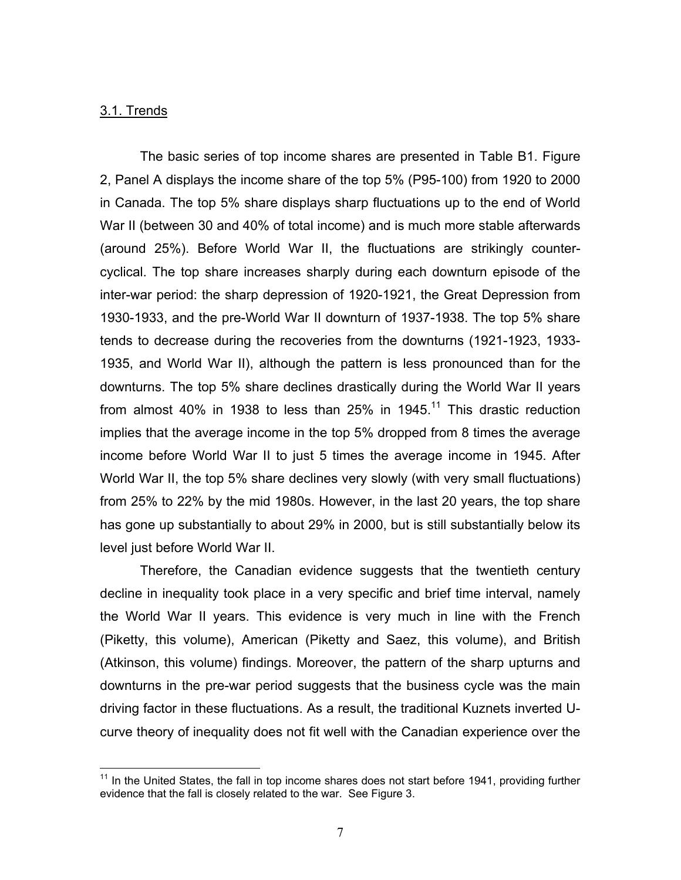3.1. Trends

The basic series of top income shares are presented in Table B1. Figure 2, Panel A displays the income share of the top 5% (P95-100) from 1920 to 2000 in Canada. The top 5% share displays sharp fluctuations up to the end of World War II (between 30 and 40% of total income) and is much more stable afterwards (around 25%). Before World War II, the fluctuations are strikingly counter-cyclical. The top share increases sharply during each downturn episode of the inter-war period: the sharp depression of 1920-1921, the Great Depression from 1930-1933, and the pre-World War II downturn of 1937-1938. The top 5% share tends to decrease during the recoveries from the downturns (1921-1923, 1933-1935, and World War II), although the pattern is less pronounced than for the downturns. The top 5% share declines drastically during the World War II years from almost 40% in 1938 to less than 25% in 1945.[11] This drastic reduction implies that the average income in the top 5% dropped from 8 times the average income before World War II to just 5 times the average income in 1945. After World War II, the top 5% share declines very slowly (with very small fluctuations) from 25% to 22% by the mid 1980s. However, in the last 20 years, the top share has gone up substantially to about 29% in 2000, but is still substantially below its level just before World War II.

Therefore, the Canadian evidence suggests that the twentieth century decline in inequality took place in a very specific and brief time interval, namely the World War II years. This evidence is very much in line with the French (Piketty, this volume), American (Piketty and Saez, this volume), and British (Atkinson, this volume) findings. Moreover, the pattern of the sharp upturns and downturns in the pre-war period suggests that the business cycle was the main driving factor in these fluctuations. As a result, the traditional Kuznets inverted U-curve theory of inequality does not fit well with the Canadian experience over the

[11] In the United States, the fall in top income shares does not start before 1941, providing further evidence that the fall is closely related to the war. See Figure 3.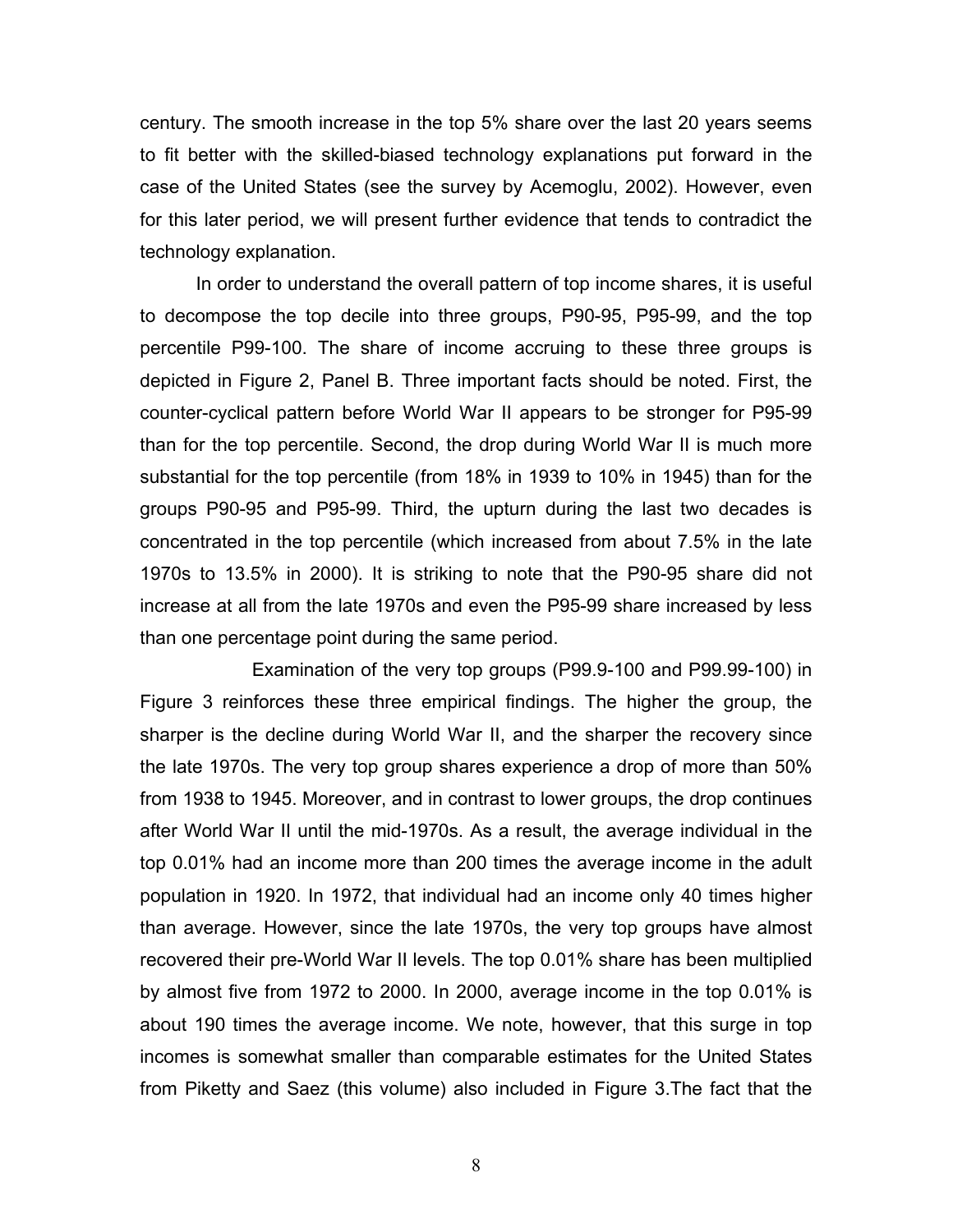century. The smooth increase in the top 5% share over the last 20 years seems to fit better with the skilled-biased technology explanations put forward in the case of the United States (see the survey by Acemoglu, 2002). However, even for this later period, we will present further evidence that tends to contradict the technology explanation.

In order to understand the overall pattern of top income shares, it is useful to decompose the top decile into three groups, P90-95, P95-99, and the top percentile P99-100. The share of income accruing to these three groups is depicted in Figure 2, Panel B. Three important facts should be noted. First, the counter-cyclical pattern before World War II appears to be stronger for P95-99 than for the top percentile. Second, the drop during World War II is much more substantial for the top percentile (from 18% in 1939 to 10% in 1945) than for the groups P90-95 and P95-99. Third, the upturn during the last two decades is concentrated in the top percentile (which increased from about 7.5% in the late 1970s to 13.5% in 2000). It is striking to note that the P90-95 share did not increase at all from the late 1970s and even the P95-99 share increased by less than one percentage point during the same period.

Examination of the very top groups (P99.9-100 and P99.99-100) in Figure 3 reinforces these three empirical findings. The higher the group, the sharper is the decline during World War II, and the sharper the recovery since the late 1970s. The very top group shares experience a drop of more than 50% from 1938 to 1945. Moreover, and in contrast to lower groups, the drop continues after World War II until the mid-1970s. As a result, the average individual in the top 0.01% had an income more than 200 times the average income in the adult population in 1920. In 1972, that individual had an income only 40 times higher than average. However, since the late 1970s, the very top groups have almost recovered their pre-World War II levels. The top 0.01% share has been multiplied by almost five from 1972 to 2000. In 2000, average income in the top 0.01% is about 190 times the average income. We note, however, that this surge in top incomes is somewhat smaller than comparable estimates for the United States from Piketty and Saez (this volume) also included in Figure 3.The fact that the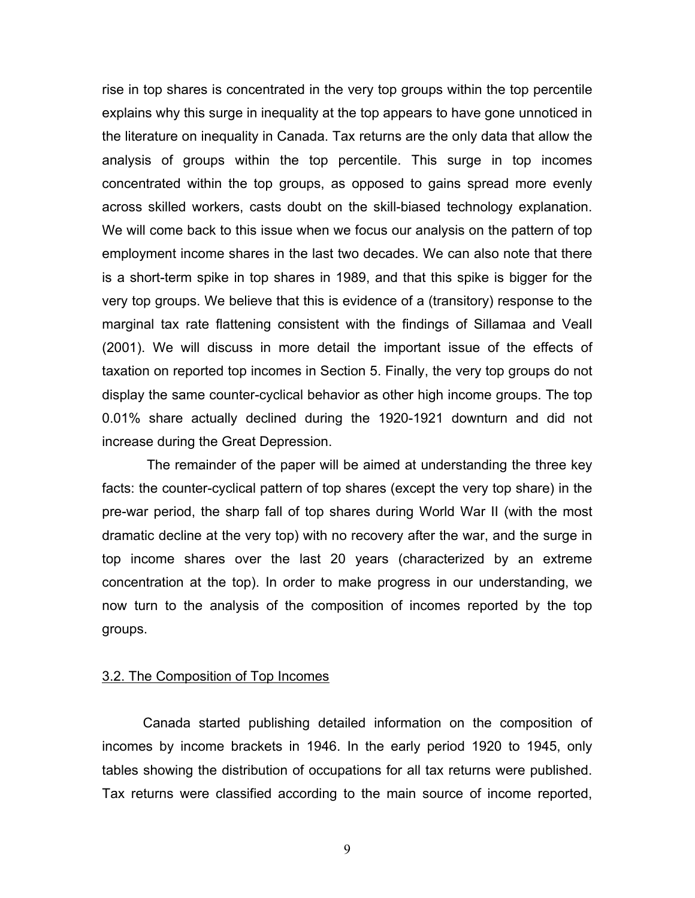rise in top shares is concentrated in the very top groups within the top percentile explains why this surge in inequality at the top appears to have gone unnoticed in the literature on inequality in Canada. Tax returns are the only data that allow the analysis of groups within the top percentile. This surge in top incomes concentrated within the top groups, as opposed to gains spread more evenly across skilled workers, casts doubt on the skill-biased technology explanation. We will come back to this issue when we focus our analysis on the pattern of top employment income shares in the last two decades. We can also note that there is a short-term spike in top shares in 1989, and that this spike is bigger for the very top groups. We believe that this is evidence of a (transitory) response to the marginal tax rate flattening consistent with the findings of Sillamaa and Veall (2001). We will discuss in more detail the important issue of the effects of taxation on reported top incomes in Section 5. Finally, the very top groups do not display the same counter-cyclical behavior as other high income groups. The top 0.01% share actually declined during the 1920-1921 downturn and did not increase during the Great Depression.

The remainder of the paper will be aimed at understanding the three key facts: the counter-cyclical pattern of top shares (except the very top share) in the pre-war period, the sharp fall of top shares during World War II (with the most dramatic decline at the very top) with no recovery after the war, and the surge in top income shares over the last 20 years (characterized by an extreme concentration at the top). In order to make progress in our understanding, we now turn to the analysis of the composition of incomes reported by the top groups.

### 3.2. The Composition of Top Incomes

Canada started publishing detailed information on the composition of incomes by income brackets in 1946. In the early period 1920 to 1945, only tables showing the distribution of occupations for all tax returns were published. Tax returns were classified according to the main source of income reported,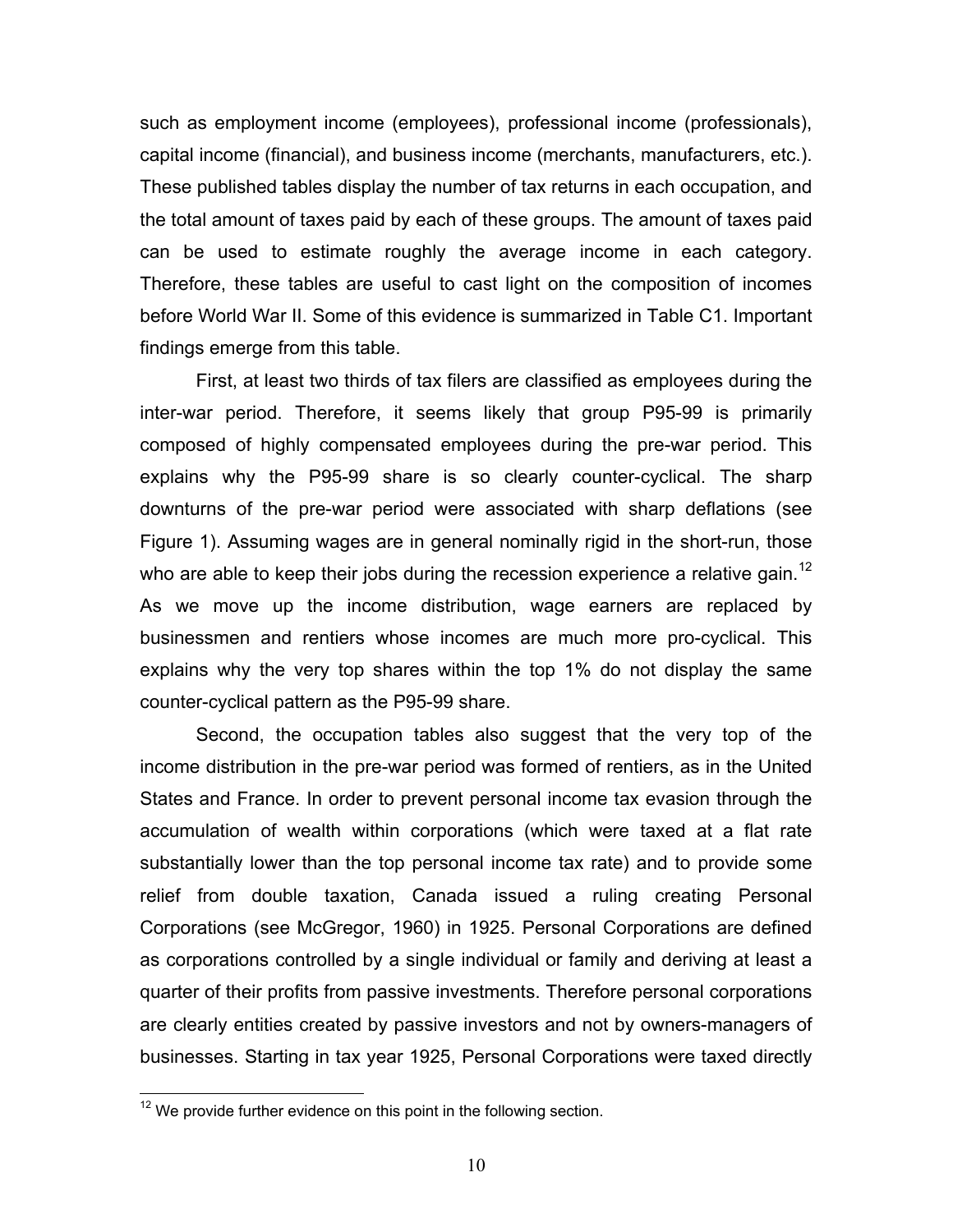such as employment income (employees), professional income (professionals), capital income (financial), and business income (merchants, manufacturers, etc.). These published tables display the number of tax returns in each occupation, and the total amount of taxes paid by each of these groups. The amount of taxes paid can be used to estimate roughly the average income in each category. Therefore, these tables are useful to cast light on the composition of incomes before World War II. Some of this evidence is summarized in Table C1. Important findings emerge from this table.

First, at least two thirds of tax filers are classified as employees during the inter-war period. Therefore, it seems likely that group P95-99 is primarily composed of highly compensated employees during the pre-war period. This explains why the P95-99 share is so clearly counter-cyclical. The sharp downturns of the pre-war period were associated with sharp deflations (see Figure 1). Assuming wages are in general nominally rigid in the short-run, those who are able to keep their jobs during the recession experience a relative gain.[12] As we move up the income distribution, wage earners are replaced by businessmen and rentiers whose incomes are much more pro-cyclical. This explains why the very top shares within the top 1% do not display the same counter-cyclical pattern as the P95-99 share.

Second, the occupation tables also suggest that the very top of the income distribution in the pre-war period was formed of rentiers, as in the United States and France. In order to prevent personal income tax evasion through the accumulation of wealth within corporations (which were taxed at a flat rate substantially lower than the top personal income tax rate) and to provide some relief from double taxation, Canada issued a ruling creating Personal Corporations (see McGregor, 1960) in 1925. Personal Corporations are defined as corporations controlled by a single individual or family and deriving at least a quarter of their profits from passive investments. Therefore personal corporations are clearly entities created by passive investors and not by owners-managers of businesses. Starting in tax year 1925, Personal Corporations were taxed directly

[12] We provide further evidence on this point in the following section.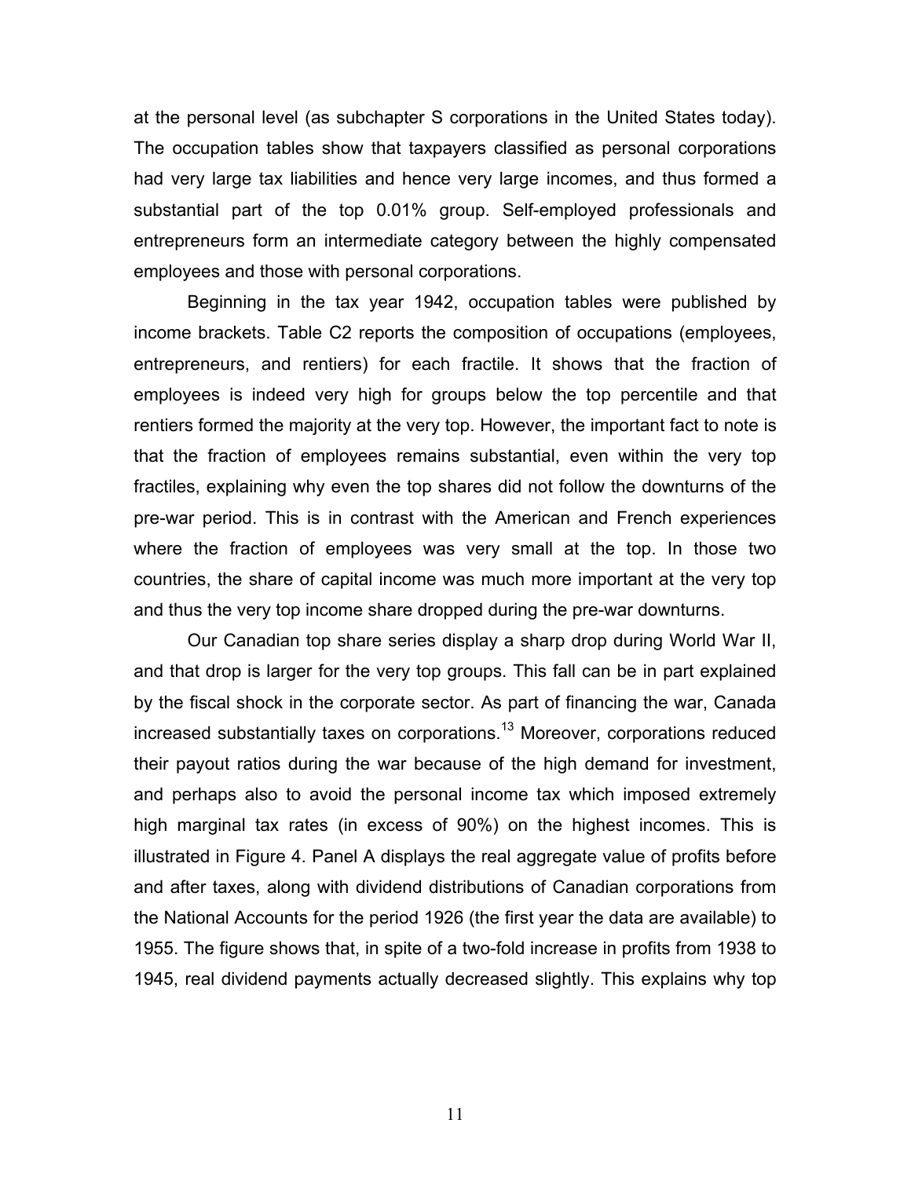at the personal level (as subchapter S corporations in the United States today). The occupation tables show that taxpayers classified as personal corporations had very large tax liabilities and hence very large incomes, and thus formed a substantial part of the top 0.01% group. Self-employed professionals and entrepreneurs form an intermediate category between the highly compensated employees and those with personal corporations.

Beginning in the tax year 1942, occupation tables were published by income brackets. Table C2 reports the composition of occupations (employees, entrepreneurs, and rentiers) for each fractile. It shows that the fraction of employees is indeed very high for groups below the top percentile and that rentiers formed the majority at the very top. However, the important fact to note is that the fraction of employees remains substantial, even within the very top fractiles, explaining why even the top shares did not follow the downturns of the pre-war period. This is in contrast with the American and French experiences where the fraction of employees was very small at the top. In those two countries, the share of capital income was much more important at the very top and thus the very top income share dropped during the pre-war downturns.

Our Canadian top share series display a sharp drop during World War II, and that drop is larger for the very top groups. This fall can be in part explained by the fiscal shock in the corporate sector. As part of financing the war, Canada increased substantially taxes on corporations.[13] Moreover, corporations reduced their payout ratios during the war because of the high demand for investment, and perhaps also to avoid the personal income tax which imposed extremely high marginal tax rates (in excess of 90%) on the highest incomes. This is illustrated in Figure 4. Panel A displays the real aggregate value of profits before and after taxes, along with dividend distributions of Canadian corporations from the National Accounts for the period 1926 (the first year the data are available) to 1955. The figure shows that, in spite of a two-fold increase in profits from 1938 to 1945, real dividend payments actually decreased slightly. This explains why top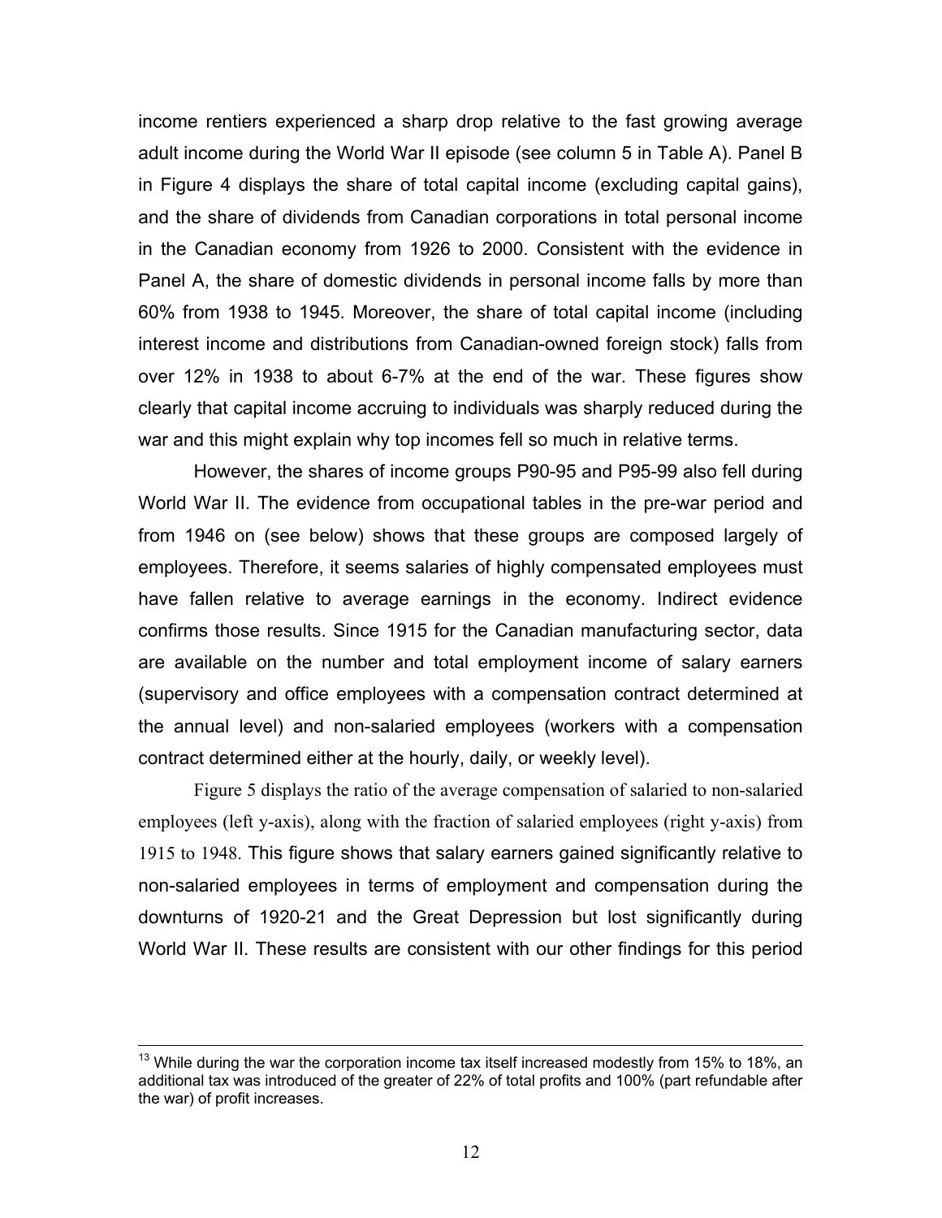income rentiers experienced a sharp drop relative to the fast growing average adult income during the World War II episode (see column 5 in Table A). Panel B in Figure 4 displays the share of total capital income (excluding capital gains), and the share of dividends from Canadian corporations in total personal income in the Canadian economy from 1926 to 2000. Consistent with the evidence in Panel A, the share of domestic dividends in personal income falls by more than 60% from 1938 to 1945. Moreover, the share of total capital income (including interest income and distributions from Canadian-owned foreign stock) falls from over 12% in 1938 to about 6-7% at the end of the war. These figures show clearly that capital income accruing to individuals was sharply reduced during the war and this might explain why top incomes fell so much in relative terms.

However, the shares of income groups P90-95 and P95-99 also fell during World War II. The evidence from occupational tables in the pre-war period and from 1946 on (see below) shows that these groups are composed largely of employees. Therefore, it seems salaries of highly compensated employees must have fallen relative to average earnings in the economy. Indirect evidence confirms those results. Since 1915 for the Canadian manufacturing sector, data are available on the number and total employment income of salary earners (supervisory and office employees with a compensation contract determined at the annual level) and non-salaried employees (workers with a compensation contract determined either at the hourly, daily, or weekly level).

Figure 5 displays the ratio of the average compensation of salaried to non-salaried employees (left y-axis), along with the fraction of salaried employees (right y-axis) from 1915 to 1948. This figure shows that salary earners gained significantly relative to non-salaried employees in terms of employment and compensation during the downturns of 1920-21 and the Great Depression but lost significantly during World War II. These results are consistent with our other findings for this period

---

[13] While during the war the corporation income tax itself increased modestly from 15% to 18%, an additional tax was introduced of the greater of 22% of total profits and 100% (part refundable after the war) of profit increases.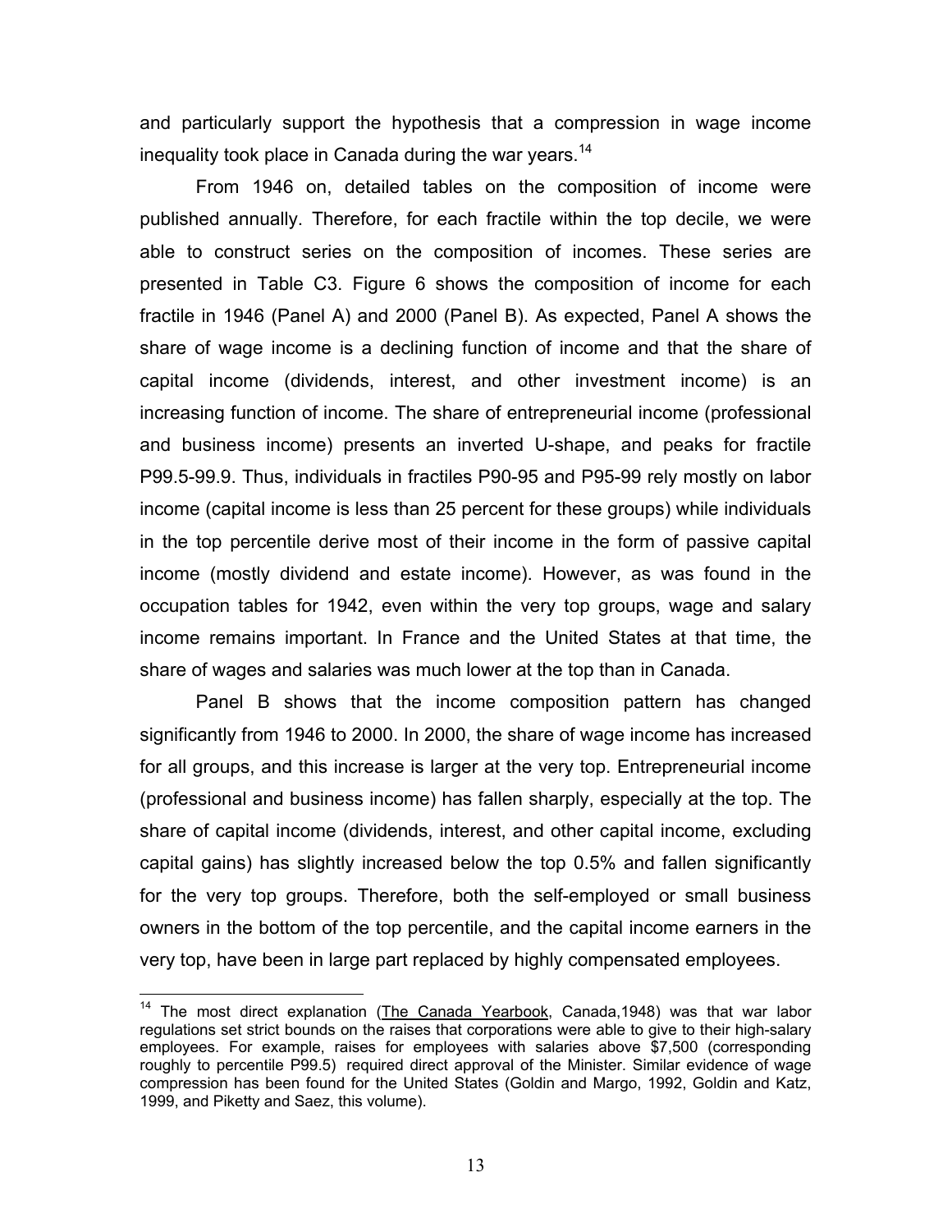and particularly support the hypothesis that a compression in wage income inequality took place in Canada during the war years.[14]

From 1946 on, detailed tables on the composition of income were published annually. Therefore, for each fractile within the top decile, we were able to construct series on the composition of incomes. These series are presented in Table C3. Figure 6 shows the composition of income for each fractile in 1946 (Panel A) and 2000 (Panel B). As expected, Panel A shows the share of wage income is a declining function of income and that the share of capital income (dividends, interest, and other investment income) is an increasing function of income. The share of entrepreneurial income (professional and business income) presents an inverted U-shape, and peaks for fractile P99.5-99.9. Thus, individuals in fractiles P90-95 and P95-99 rely mostly on labor income (capital income is less than 25 percent for these groups) while individuals in the top percentile derive most of their income in the form of passive capital income (mostly dividend and estate income). However, as was found in the occupation tables for 1942, even within the very top groups, wage and salary income remains important. In France and the United States at that time, the share of wages and salaries was much lower at the top than in Canada.

Panel B shows that the income composition pattern has changed significantly from 1946 to 2000. In 2000, the share of wage income has increased for all groups, and this increase is larger at the very top. Entrepreneurial income (professional and business income) has fallen sharply, especially at the top. The share of capital income (dividends, interest, and other capital income, excluding capital gains) has slightly increased below the top 0.5% and fallen significantly for the very top groups. Therefore, both the self-employed or small business owners in the bottom of the top percentile, and the capital income earners in the very top, have been in large part replaced by highly compensated employees.

---

[14] The most direct explanation (The Canada Yearbook, Canada,1948) was that war labor regulations set strict bounds on the raises that corporations were able to give to their high-salary employees. For example, raises for employees with salaries above $7,500 (corresponding roughly to percentile P99.5) required direct approval of the Minister. Similar evidence of wage compression has been found for the United States (Goldin and Margo, 1992, Goldin and Katz, 1999, and Piketty and Saez, this volume).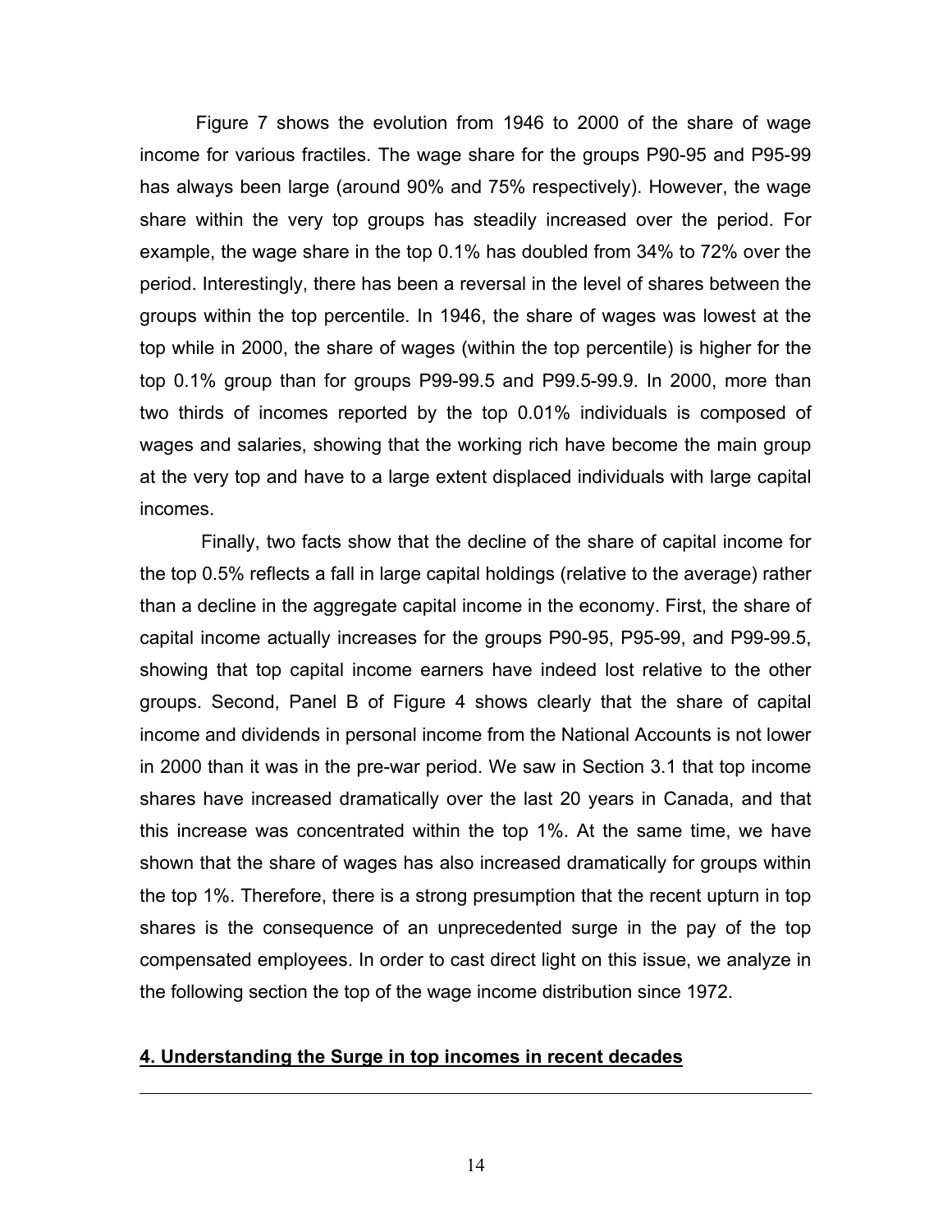Figure 7 shows the evolution from 1946 to 2000 of the share of wage income for various fractiles. The wage share for the groups P90-95 and P95-99 has always been large (around 90% and 75% respectively). However, the wage share within the very top groups has steadily increased over the period. For example, the wage share in the top 0.1% has doubled from 34% to 72% over the period. Interestingly, there has been a reversal in the level of shares between the groups within the top percentile. In 1946, the share of wages was lowest at the top while in 2000, the share of wages (within the top percentile) is higher for the top 0.1% group than for groups P99-99.5 and P99.5-99.9. In 2000, more than two thirds of incomes reported by the top 0.01% individuals is composed of wages and salaries, showing that the working rich have become the main group at the very top and have to a large extent displaced individuals with large capital incomes.

Finally, two facts show that the decline of the share of capital income for the top 0.5% reflects a fall in large capital holdings (relative to the average) rather than a decline in the aggregate capital income in the economy. First, the share of capital income actually increases for the groups P90-95, P95-99, and P99-99.5, showing that top capital income earners have indeed lost relative to the other groups. Second, Panel B of Figure 4 shows clearly that the share of capital income and dividends in personal income from the National Accounts is not lower in 2000 than it was in the pre-war period. We saw in Section 3.1 that top income shares have increased dramatically over the last 20 years in Canada, and that this increase was concentrated within the top 1%. At the same time, we have shown that the share of wages has also increased dramatically for groups within the top 1%. Therefore, there is a strong presumption that the recent upturn in top shares is the consequence of an unprecedented surge in the pay of the top compensated employees. In order to cast direct light on this issue, we analyze in the following section the top of the wage income distribution since 1972.

## 4. Understanding the Surge in top incomes in recent decades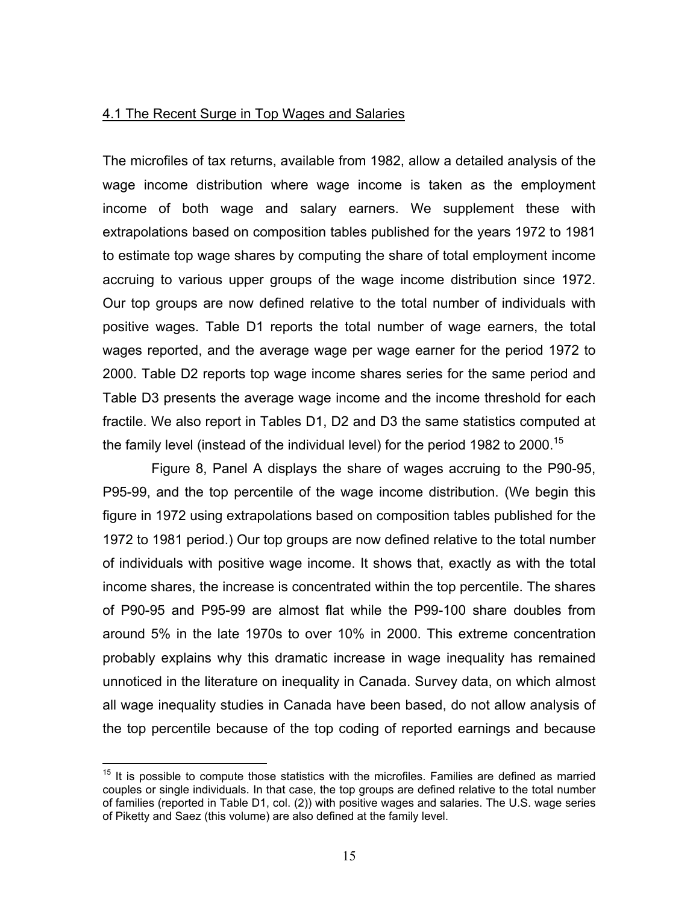### 4.1 The Recent Surge in Top Wages and Salaries

The microfiles of tax returns, available from 1982, allow a detailed analysis of the wage income distribution where wage income is taken as the employment income of both wage and salary earners. We supplement these with extrapolations based on composition tables published for the years 1972 to 1981 to estimate top wage shares by computing the share of total employment income accruing to various upper groups of the wage income distribution since 1972. Our top groups are now defined relative to the total number of individuals with positive wages. Table D1 reports the total number of wage earners, the total wages reported, and the average wage per wage earner for the period 1972 to 2000. Table D2 reports top wage income shares series for the same period and Table D3 presents the average wage income and the income threshold for each fractile. We also report in Tables D1, D2 and D3 the same statistics computed at the family level (instead of the individual level) for the period 1982 to 2000.[15]

Figure 8, Panel A displays the share of wages accruing to the P90-95, P95-99, and the top percentile of the wage income distribution. (We begin this figure in 1972 using extrapolations based on composition tables published for the 1972 to 1981 period.) Our top groups are now defined relative to the total number of individuals with positive wage income. It shows that, exactly as with the total income shares, the increase is concentrated within the top percentile. The shares of P90-95 and P95-99 are almost flat while the P99-100 share doubles from around 5% in the late 1970s to over 10% in 2000. This extreme concentration probably explains why this dramatic increase in wage inequality has remained unnoticed in the literature on inequality in Canada. Survey data, on which almost all wage inequality studies in Canada have been based, do not allow analysis of the top percentile because of the top coding of reported earnings and because

[15] It is possible to compute those statistics with the microfiles. Families are defined as married couples or single individuals. In that case, the top groups are defined relative to the total number of families (reported in Table D1, col. (2)) with positive wages and salaries. The U.S. wage series of Piketty and Saez (this volume) are also defined at the family level.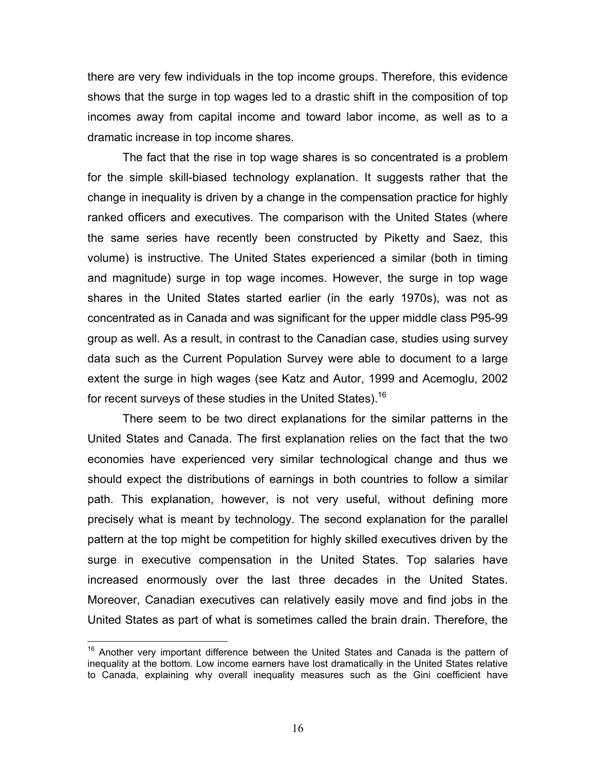there are very few individuals in the top income groups. Therefore, this evidence shows that the surge in top wages led to a drastic shift in the composition of top incomes away from capital income and toward labor income, as well as to a dramatic increase in top income shares.

The fact that the rise in top wage shares is so concentrated is a problem for the simple skill-biased technology explanation. It suggests rather that the change in inequality is driven by a change in the compensation practice for highly ranked officers and executives. The comparison with the United States (where the same series have recently been constructed by Piketty and Saez, this volume) is instructive. The United States experienced a similar (both in timing and magnitude) surge in top wage incomes. However, the surge in top wage shares in the United States started earlier (in the early 1970s), was not as concentrated as in Canada and was significant for the upper middle class P95-99 group as well. As a result, in contrast to the Canadian case, studies using survey data such as the Current Population Survey were able to document to a large extent the surge in high wages (see Katz and Autor, 1999 and Acemoglu, 2002 for recent surveys of these studies in the United States).[16]

There seem to be two direct explanations for the similar patterns in the United States and Canada. The first explanation relies on the fact that the two economies have experienced very similar technological change and thus we should expect the distributions of earnings in both countries to follow a similar path. This explanation, however, is not very useful, without defining more precisely what is meant by technology. The second explanation for the parallel pattern at the top might be competition for highly skilled executives driven by the surge in executive compensation in the United States. Top salaries have increased enormously over the last three decades in the United States. Moreover, Canadian executives can relatively easily move and find jobs in the United States as part of what is sometimes called the brain drain. Therefore, the

[16] Another very important difference between the United States and Canada is the pattern of inequality at the bottom. Low income earners have lost dramatically in the United States relative to Canada, explaining why overall inequality measures such as the Gini coefficient have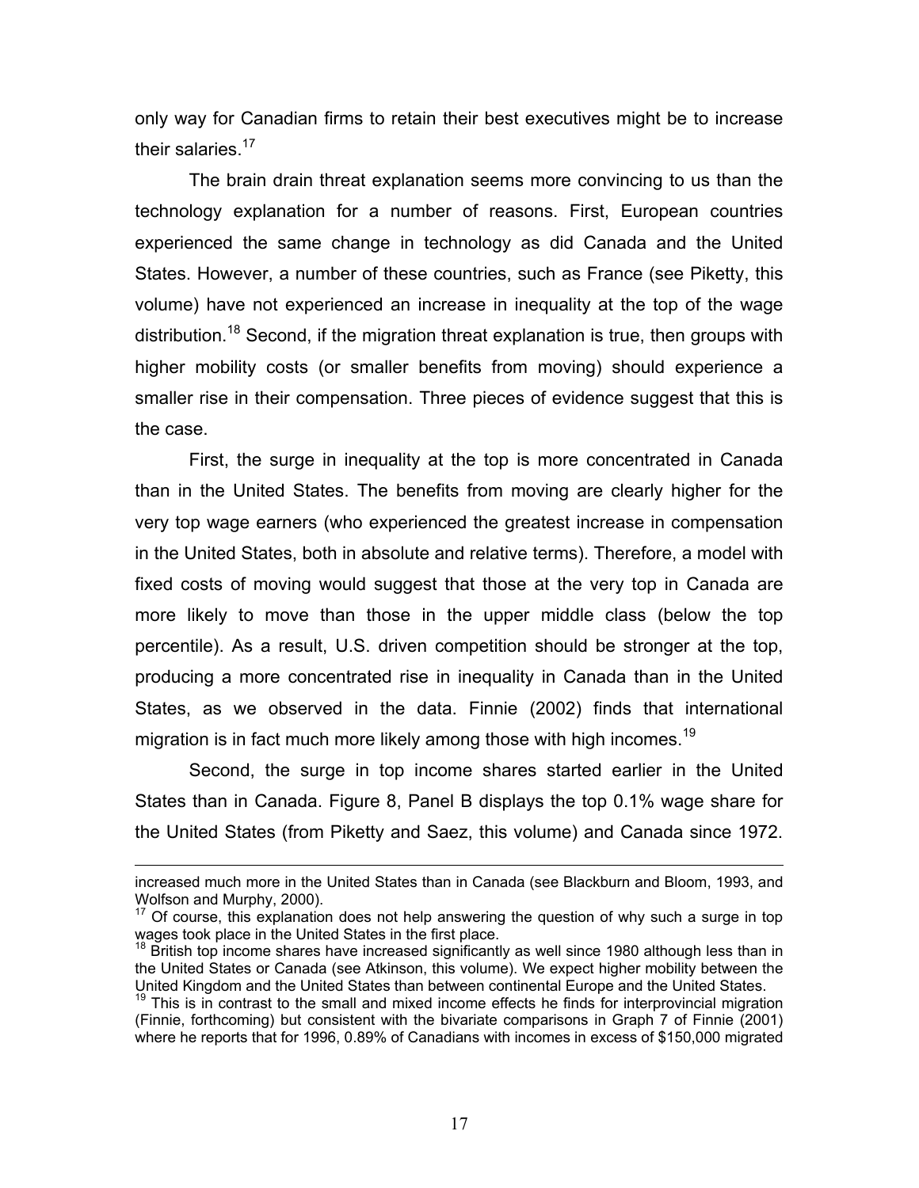only way for Canadian firms to retain their best executives might be to increase their salaries.[17]

The brain drain threat explanation seems more convincing to us than the technology explanation for a number of reasons. First, European countries experienced the same change in technology as did Canada and the United States. However, a number of these countries, such as France (see Piketty, this volume) have not experienced an increase in inequality at the top of the wage distribution.[18] Second, if the migration threat explanation is true, then groups with higher mobility costs (or smaller benefits from moving) should experience a smaller rise in their compensation. Three pieces of evidence suggest that this is the case.

First, the surge in inequality at the top is more concentrated in Canada than in the United States. The benefits from moving are clearly higher for the very top wage earners (who experienced the greatest increase in compensation in the United States, both in absolute and relative terms). Therefore, a model with fixed costs of moving would suggest that those at the very top in Canada are more likely to move than those in the upper middle class (below the top percentile). As a result, U.S. driven competition should be stronger at the top, producing a more concentrated rise in inequality in Canada than in the United States, as we observed in the data. Finnie (2002) finds that international migration is in fact much more likely among those with high incomes.[19]

Second, the surge in top income shares started earlier in the United States than in Canada. Figure 8, Panel B displays the top 0.1% wage share for the United States (from Piketty and Saez, this volume) and Canada since 1972.

---

increased much more in the United States than in Canada (see Blackburn and Bloom, 1993, and Wolfson and Murphy, 2000).

[17] Of course, this explanation does not help answering the question of why such a surge in top wages took place in the United States in the first place.

[18] British top income shares have increased significantly as well since 1980 although less than in the United States or Canada (see Atkinson, this volume). We expect higher mobility between the United Kingdom and the United States than between continental Europe and the United States.

[19] This is in contrast to the small and mixed income effects he finds for interprovincial migration (Finnie, forthcoming) but consistent with the bivariate comparisons in Graph 7 of Finnie (2001) where he reports that for 1996, 0.89% of Canadians with incomes in excess of $150,000 migrated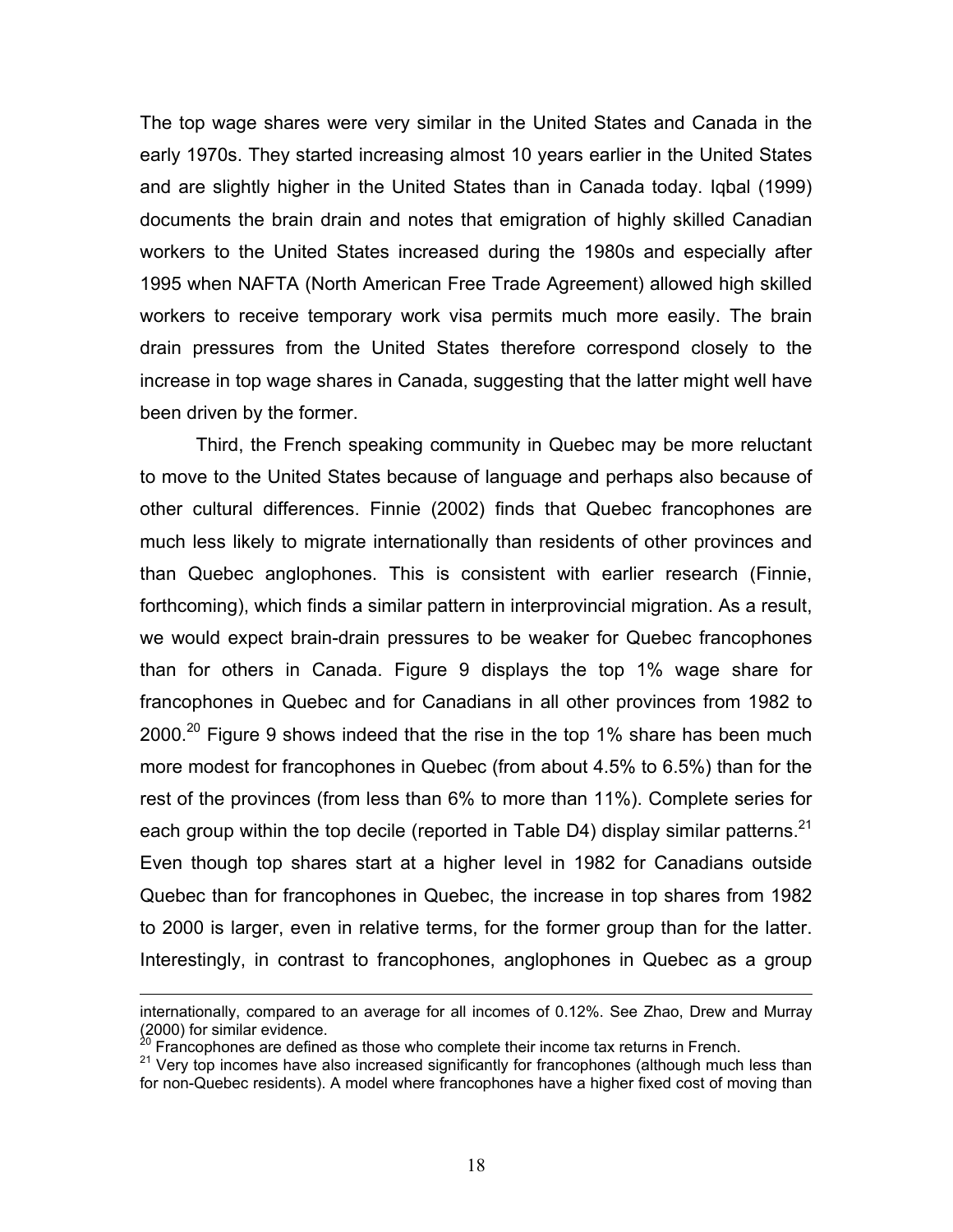The top wage shares were very similar in the United States and Canada in the early 1970s. They started increasing almost 10 years earlier in the United States and are slightly higher in the United States than in Canada today. Iqbal (1999) documents the brain drain and notes that emigration of highly skilled Canadian workers to the United States increased during the 1980s and especially after 1995 when NAFTA (North American Free Trade Agreement) allowed high skilled workers to receive temporary work visa permits much more easily. The brain drain pressures from the United States therefore correspond closely to the increase in top wage shares in Canada, suggesting that the latter might well have been driven by the former.

Third, the French speaking community in Quebec may be more reluctant to move to the United States because of language and perhaps also because of other cultural differences. Finnie (2002) finds that Quebec francophones are much less likely to migrate internationally than residents of other provinces and than Quebec anglophones. This is consistent with earlier research (Finnie, forthcoming), which finds a similar pattern in interprovincial migration. As a result, we would expect brain-drain pressures to be weaker for Quebec francophones than for others in Canada. Figure 9 displays the top 1% wage share for francophones in Quebec and for Canadians in all other provinces from 1982 to 2000.[20] Figure 9 shows indeed that the rise in the top 1% share has been much more modest for francophones in Quebec (from about 4.5% to 6.5%) than for the rest of the provinces (from less than 6% to more than 11%). Complete series for each group within the top decile (reported in Table D4) display similar patterns.[21] Even though top shares start at a higher level in 1982 for Canadians outside Quebec than for francophones in Quebec, the increase in top shares from 1982 to 2000 is larger, even in relative terms, for the former group than for the latter. Interestingly, in contrast to francophones, anglophones in Quebec as a group

internationally, compared to an average for all incomes of 0.12%. See Zhao, Drew and Murray (2000) for similar evidence.

[20] Francophones are defined as those who complete their income tax returns in French.

[21] Very top incomes have also increased significantly for francophones (although much less than for non-Quebec residents). A model where francophones have a higher fixed cost of moving than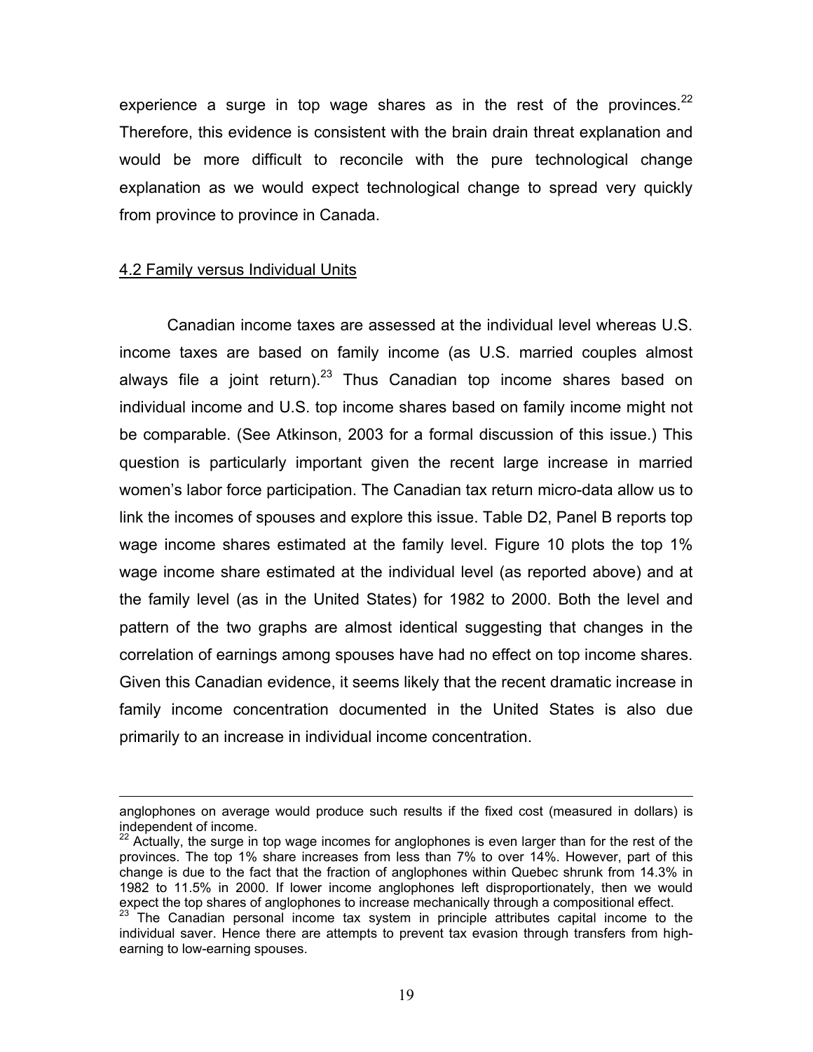experience a surge in top wage shares as in the rest of the provinces.[22] Therefore, this evidence is consistent with the brain drain threat explanation and would be more difficult to reconcile with the pure technological change explanation as we would expect technological change to spread very quickly from province to province in Canada.

### 4.2 Family versus Individual Units

Canadian income taxes are assessed at the individual level whereas U.S. income taxes are based on family income (as U.S. married couples almost always file a joint return).[23] Thus Canadian top income shares based on individual income and U.S. top income shares based on family income might not be comparable. (See Atkinson, 2003 for a formal discussion of this issue.) This question is particularly important given the recent large increase in married women's labor force participation. The Canadian tax return micro-data allow us to link the incomes of spouses and explore this issue. Table D2, Panel B reports top wage income shares estimated at the family level. Figure 10 plots the top 1% wage income share estimated at the individual level (as reported above) and at the family level (as in the United States) for 1982 to 2000. Both the level and pattern of the two graphs are almost identical suggesting that changes in the correlation of earnings among spouses have had no effect on top income shares. Given this Canadian evidence, it seems likely that the recent dramatic increase in family income concentration documented in the United States is also due primarily to an increase in individual income concentration.

---

anglophones on average would produce such results if the fixed cost (measured in dollars) is independent of income.

[22] Actually, the surge in top wage incomes for anglophones is even larger than for the rest of the provinces. The top 1% share increases from less than 7% to over 14%. However, part of this change is due to the fact that the fraction of anglophones within Quebec shrunk from 14.3% in 1982 to 11.5% in 2000. If lower income anglophones left disproportionately, then we would expect the top shares of anglophones to increase mechanically through a compositional effect.

[23] The Canadian personal income tax system in principle attributes capital income to the individual saver. Hence there are attempts to prevent tax evasion through transfers from high-earning to low-earning spouses.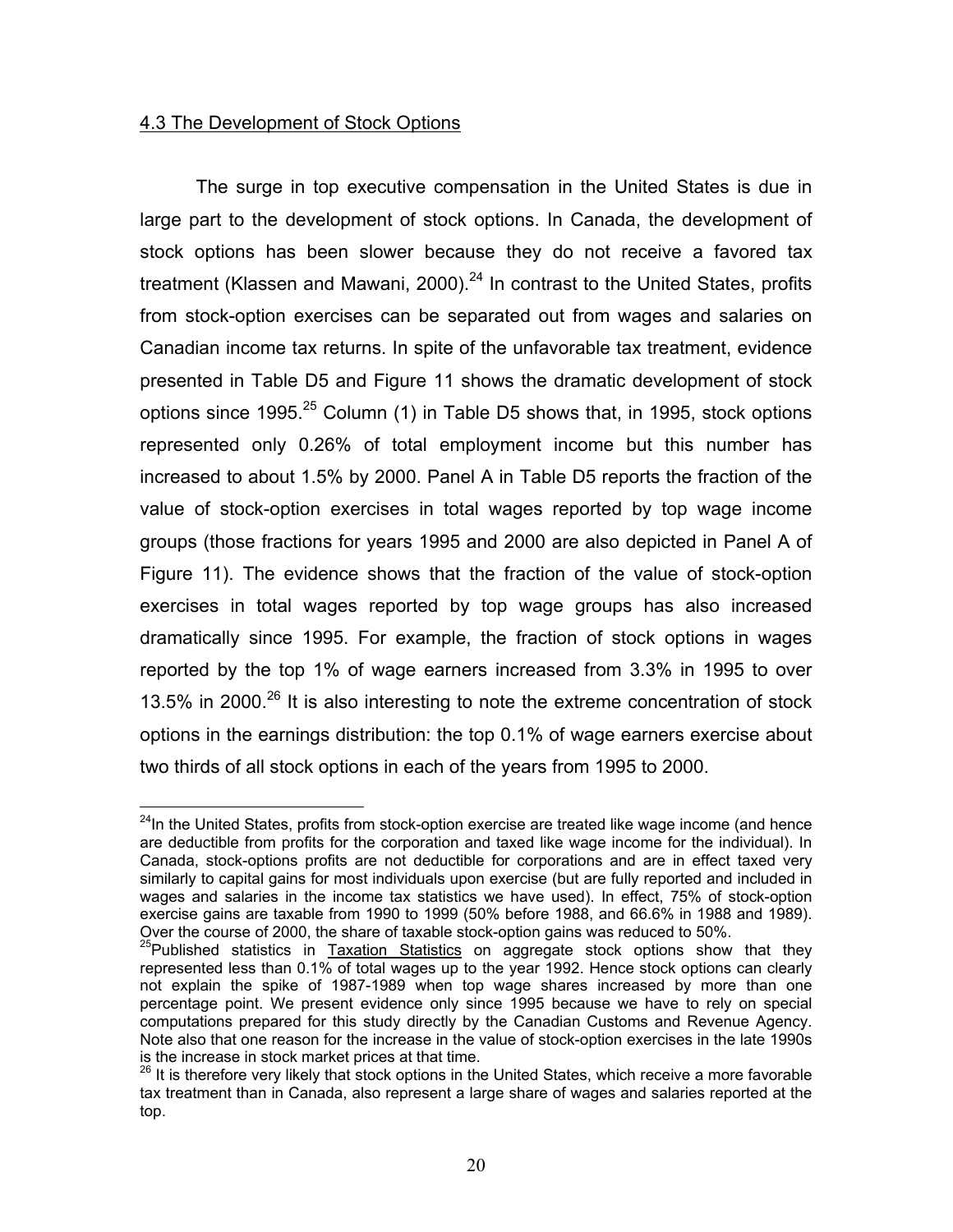### 4.3 The Development of Stock Options

The surge in top executive compensation in the United States is due in large part to the development of stock options. In Canada, the development of stock options has been slower because they do not receive a favored tax treatment (Klassen and Mawani, 2000).[24] In contrast to the United States, profits from stock-option exercises can be separated out from wages and salaries on Canadian income tax returns. In spite of the unfavorable tax treatment, evidence presented in Table D5 and Figure 11 shows the dramatic development of stock options since 1995.[25] Column (1) in Table D5 shows that, in 1995, stock options represented only 0.26% of total employment income but this number has increased to about 1.5% by 2000. Panel A in Table D5 reports the fraction of the value of stock-option exercises in total wages reported by top wage income groups (those fractions for years 1995 and 2000 are also depicted in Panel A of Figure 11). The evidence shows that the fraction of the value of stock-option exercises in total wages reported by top wage groups has also increased dramatically since 1995. For example, the fraction of stock options in wages reported by the top 1% of wage earners increased from 3.3% in 1995 to over 13.5% in 2000.[26] It is also interesting to note the extreme concentration of stock options in the earnings distribution: the top 0.1% of wage earners exercise about two thirds of all stock options in each of the years from 1995 to 2000.

---

[24] In the United States, profits from stock-option exercise are treated like wage income (and hence are deductible from profits for the corporation and taxed like wage income for the individual). In Canada, stock-options profits are not deductible for corporations and are in effect taxed very similarly to capital gains for most individuals upon exercise (but are fully reported and included in wages and salaries in the income tax statistics we have used). In effect, 75% of stock-option exercise gains are taxable from 1990 to 1999 (50% before 1988, and 66.6% in 1988 and 1989). Over the course of 2000, the share of taxable stock-option gains was reduced to 50%.

[25] Published statistics in Taxation Statistics on aggregate stock options show that they represented less than 0.1% of total wages up to the year 1992. Hence stock options can clearly not explain the spike of 1987-1989 when top wage shares increased by more than one percentage point. We present evidence only since 1995 because we have to rely on special computations prepared for this study directly by the Canadian Customs and Revenue Agency. Note also that one reason for the increase in the value of stock-option exercises in the late 1990s is the increase in stock market prices at that time.

[26] It is therefore very likely that stock options in the United States, which receive a more favorable tax treatment than in Canada, also represent a large share of wages and salaries reported at the top.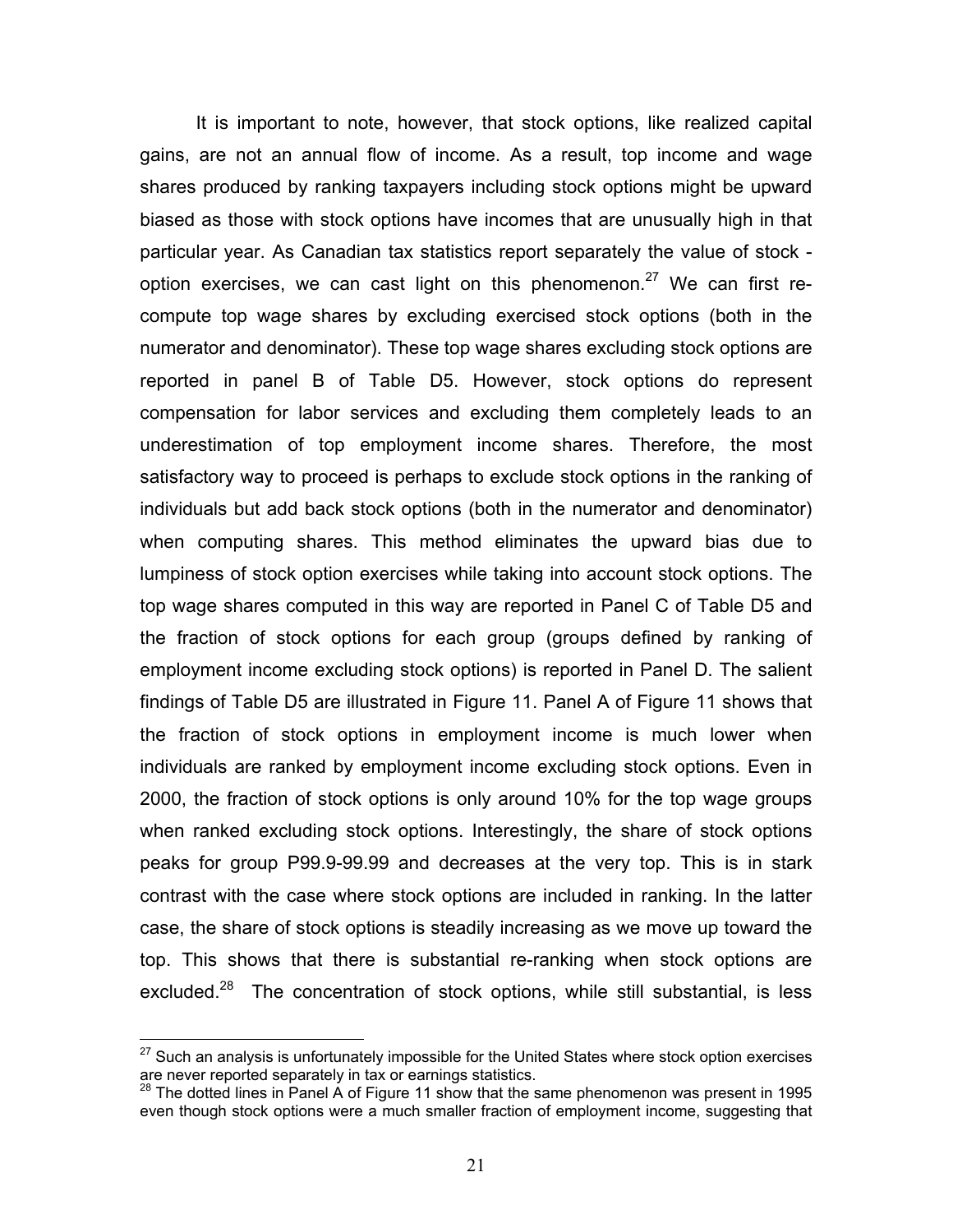It is important to note, however, that stock options, like realized capital gains, are not an annual flow of income. As a result, top income and wage shares produced by ranking taxpayers including stock options might be upward biased as those with stock options have incomes that are unusually high in that particular year. As Canadian tax statistics report separately the value of stock - option exercises, we can cast light on this phenomenon.[27] We can first re-compute top wage shares by excluding exercised stock options (both in the numerator and denominator). These top wage shares excluding stock options are reported in panel B of Table D5. However, stock options do represent compensation for labor services and excluding them completely leads to an underestimation of top employment income shares. Therefore, the most satisfactory way to proceed is perhaps to exclude stock options in the ranking of individuals but add back stock options (both in the numerator and denominator) when computing shares. This method eliminates the upward bias due to lumpiness of stock option exercises while taking into account stock options. The top wage shares computed in this way are reported in Panel C of Table D5 and the fraction of stock options for each group (groups defined by ranking of employment income excluding stock options) is reported in Panel D. The salient findings of Table D5 are illustrated in Figure 11. Panel A of Figure 11 shows that the fraction of stock options in employment income is much lower when individuals are ranked by employment income excluding stock options. Even in 2000, the fraction of stock options is only around 10% for the top wage groups when ranked excluding stock options. Interestingly, the share of stock options peaks for group P99.9-99.99 and decreases at the very top. This is in stark contrast with the case where stock options are included in ranking. In the latter case, the share of stock options is steadily increasing as we move up toward the top. This shows that there is substantial re-ranking when stock options are excluded.[28] The concentration of stock options, while still substantial, is less

---

[27] Such an analysis is unfortunately impossible for the United States where stock option exercises are never reported separately in tax or earnings statistics.

[28] The dotted lines in Panel A of Figure 11 show that the same phenomenon was present in 1995 even though stock options were a much smaller fraction of employment income, suggesting that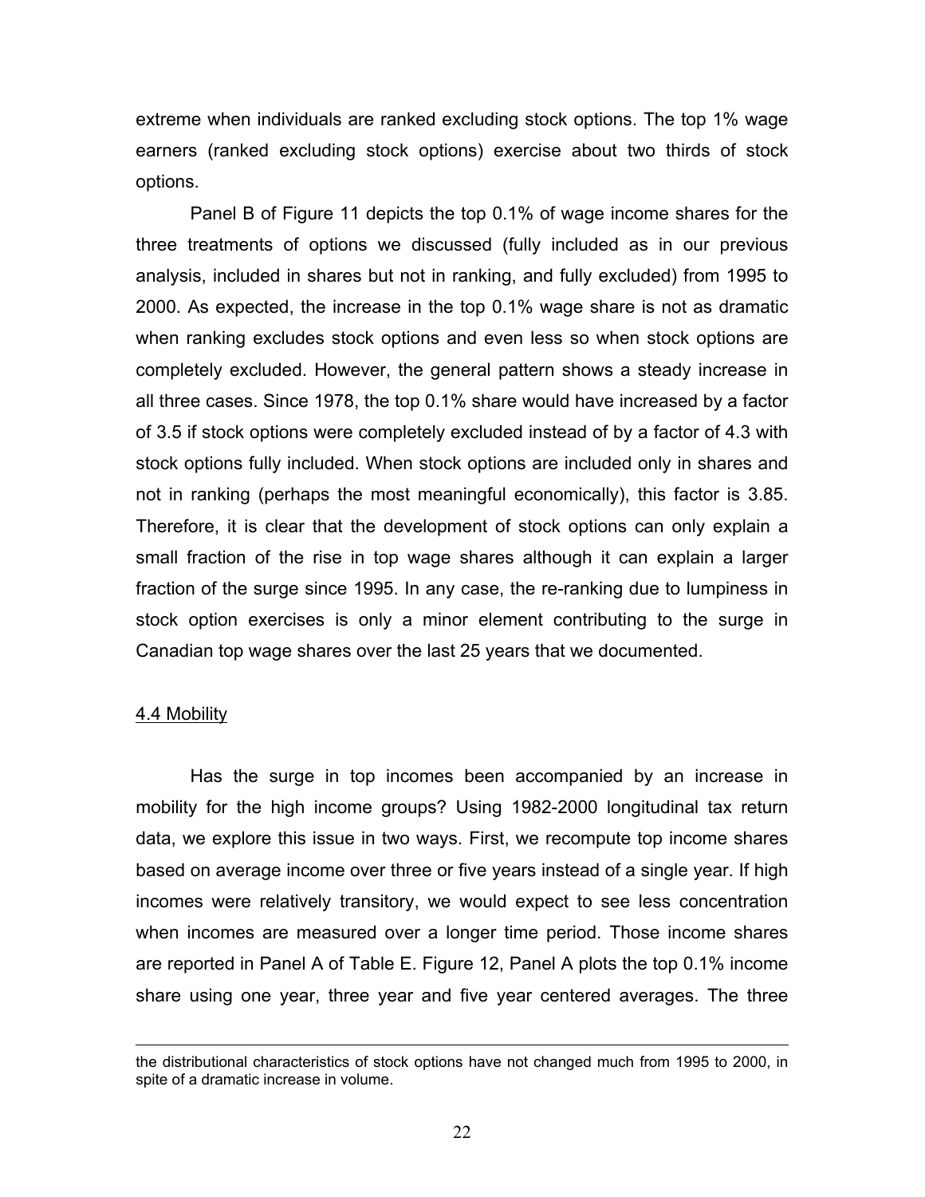extreme when individuals are ranked excluding stock options. The top 1% wage earners (ranked excluding stock options) exercise about two thirds of stock options.

Panel B of Figure 11 depicts the top 0.1% of wage income shares for the three treatments of options we discussed (fully included as in our previous analysis, included in shares but not in ranking, and fully excluded) from 1995 to 2000. As expected, the increase in the top 0.1% wage share is not as dramatic when ranking excludes stock options and even less so when stock options are completely excluded. However, the general pattern shows a steady increase in all three cases. Since 1978, the top 0.1% share would have increased by a factor of 3.5 if stock options were completely excluded instead of by a factor of 4.3 with stock options fully included. When stock options are included only in shares and not in ranking (perhaps the most meaningful economically), this factor is 3.85. Therefore, it is clear that the development of stock options can only explain a small fraction of the rise in top wage shares although it can explain a larger fraction of the surge since 1995. In any case, the re-ranking due to lumpiness in stock option exercises is only a minor element contributing to the surge in Canadian top wage shares over the last 25 years that we documented.

### 4.4 Mobility

Has the surge in top incomes been accompanied by an increase in mobility for the high income groups? Using 1982-2000 longitudinal tax return data, we explore this issue in two ways. First, we recompute top income shares based on average income over three or five years instead of a single year. If high incomes were relatively transitory, we would expect to see less concentration when incomes are measured over a longer time period. Those income shares are reported in Panel A of Table E. Figure 12, Panel A plots the top 0.1% income share using one year, three year and five year centered averages. The three

---

the distributional characteristics of stock options have not changed much from 1995 to 2000, in spite of a dramatic increase in volume.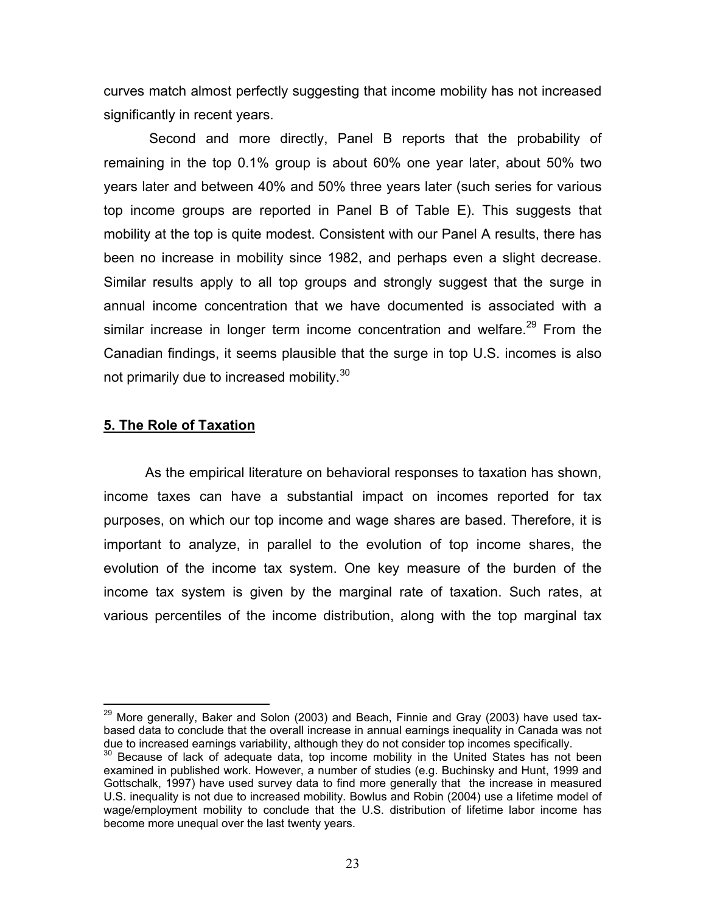curves match almost perfectly suggesting that income mobility has not increased significantly in recent years.

Second and more directly, Panel B reports that the probability of remaining in the top 0.1% group is about 60% one year later, about 50% two years later and between 40% and 50% three years later (such series for various top income groups are reported in Panel B of Table E). This suggests that mobility at the top is quite modest. Consistent with our Panel A results, there has been no increase in mobility since 1982, and perhaps even a slight decrease. Similar results apply to all top groups and strongly suggest that the surge in annual income concentration that we have documented is associated with a similar increase in longer term income concentration and welfare.[29] From the Canadian findings, it seems plausible that the surge in top U.S. incomes is also not primarily due to increased mobility.[30]

## 5. The Role of Taxation

As the empirical literature on behavioral responses to taxation has shown, income taxes can have a substantial impact on incomes reported for tax purposes, on which our top income and wage shares are based. Therefore, it is important to analyze, in parallel to the evolution of top income shares, the evolution of the income tax system. One key measure of the burden of the income tax system is given by the marginal rate of taxation. Such rates, at various percentiles of the income distribution, along with the top marginal tax

---

[29] More generally, Baker and Solon (2003) and Beach, Finnie and Gray (2003) have used tax-based data to conclude that the overall increase in annual earnings inequality in Canada was not due to increased earnings variability, although they do not consider top incomes specifically.

[30] Because of lack of adequate data, top income mobility in the United States has not been examined in published work. However, a number of studies (e.g. Buchinsky and Hunt, 1999 and Gottschalk, 1997) have used survey data to find more generally that the increase in measured U.S. inequality is not due to increased mobility. Bowlus and Robin (2004) use a lifetime model of wage/employment mobility to conclude that the U.S. distribution of lifetime labor income has become more unequal over the last twenty years.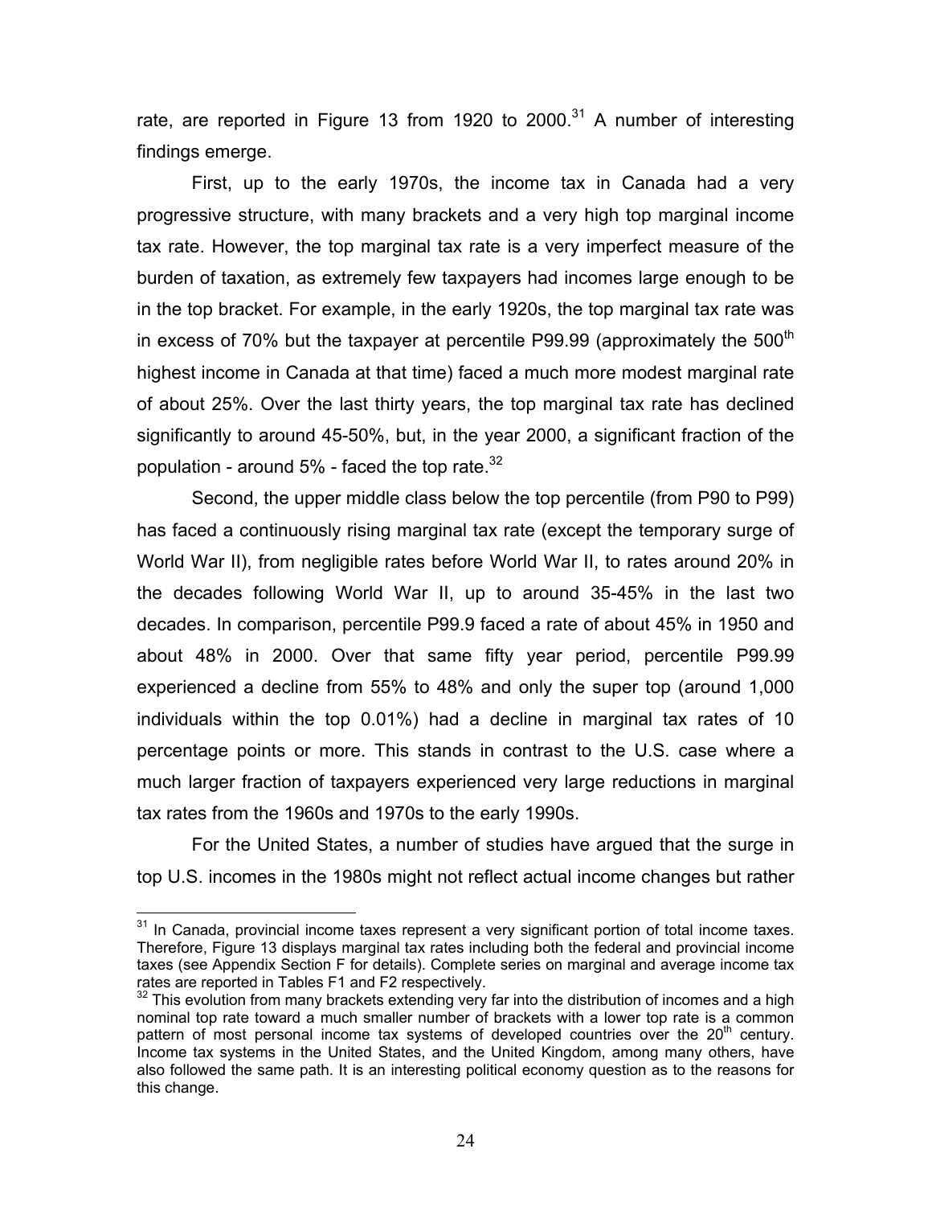rate, are reported in Figure 13 from 1920 to 2000.[31] A number of interesting findings emerge.

First, up to the early 1970s, the income tax in Canada had a very progressive structure, with many brackets and a very high top marginal income tax rate. However, the top marginal tax rate is a very imperfect measure of the burden of taxation, as extremely few taxpayers had incomes large enough to be in the top bracket. For example, in the early 1920s, the top marginal tax rate was in excess of 70% but the taxpayer at percentile P99.99 (approximately the 500th highest income in Canada at that time) faced a much more modest marginal rate of about 25%. Over the last thirty years, the top marginal tax rate has declined significantly to around 45-50%, but, in the year 2000, a significant fraction of the population - around 5% - faced the top rate.[32]

Second, the upper middle class below the top percentile (from P90 to P99) has faced a continuously rising marginal tax rate (except the temporary surge of World War II), from negligible rates before World War II, to rates around 20% in the decades following World War II, up to around 35-45% in the last two decades. In comparison, percentile P99.9 faced a rate of about 45% in 1950 and about 48% in 2000. Over that same fifty year period, percentile P99.99 experienced a decline from 55% to 48% and only the super top (around 1,000 individuals within the top 0.01%) had a decline in marginal tax rates of 10 percentage points or more. This stands in contrast to the U.S. case where a much larger fraction of taxpayers experienced very large reductions in marginal tax rates from the 1960s and 1970s to the early 1990s.

For the United States, a number of studies have argued that the surge in top U.S. incomes in the 1980s might not reflect actual income changes but rather

[31] In Canada, provincial income taxes represent a very significant portion of total income taxes. Therefore, Figure 13 displays marginal tax rates including both the federal and provincial income taxes (see Appendix Section F for details). Complete series on marginal and average income tax rates are reported in Tables F1 and F2 respectively.

[32] This evolution from many brackets extending very far into the distribution of incomes and a high nominal top rate toward a much smaller number of brackets with a lower top rate is a common pattern of most personal income tax systems of developed countries over the 20th century. Income tax systems in the United States, and the United Kingdom, among many others, have also followed the same path. It is an interesting political economy question as to the reasons for this change.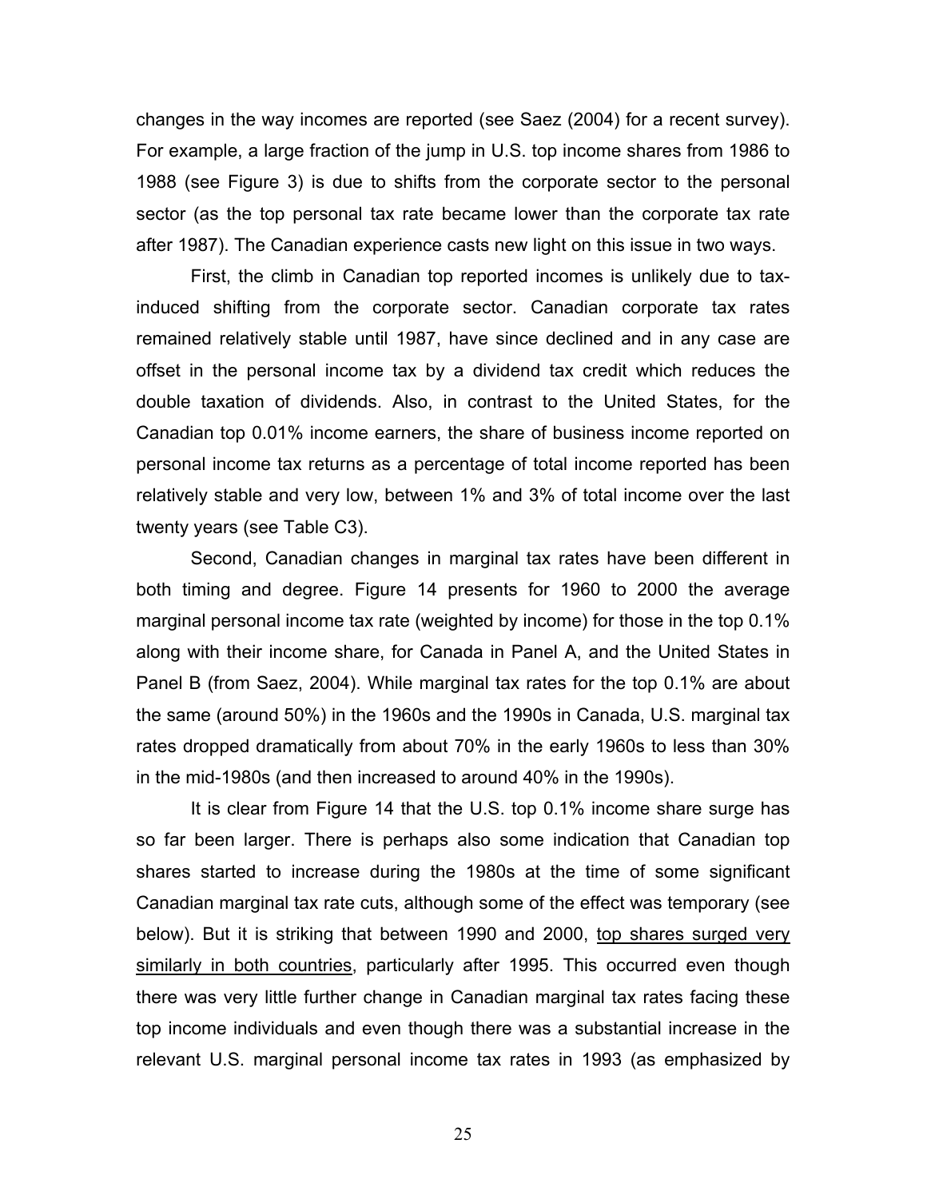changes in the way incomes are reported (see Saez (2004) for a recent survey). For example, a large fraction of the jump in U.S. top income shares from 1986 to 1988 (see Figure 3) is due to shifts from the corporate sector to the personal sector (as the top personal tax rate became lower than the corporate tax rate after 1987). The Canadian experience casts new light on this issue in two ways.

First, the climb in Canadian top reported incomes is unlikely due to tax-induced shifting from the corporate sector. Canadian corporate tax rates remained relatively stable until 1987, have since declined and in any case are offset in the personal income tax by a dividend tax credit which reduces the double taxation of dividends. Also, in contrast to the United States, for the Canadian top 0.01% income earners, the share of business income reported on personal income tax returns as a percentage of total income reported has been relatively stable and very low, between 1% and 3% of total income over the last twenty years (see Table C3).

Second, Canadian changes in marginal tax rates have been different in both timing and degree. Figure 14 presents for 1960 to 2000 the average marginal personal income tax rate (weighted by income) for those in the top 0.1% along with their income share, for Canada in Panel A, and the United States in Panel B (from Saez, 2004). While marginal tax rates for the top 0.1% are about the same (around 50%) in the 1960s and the 1990s in Canada, U.S. marginal tax rates dropped dramatically from about 70% in the early 1960s to less than 30% in the mid-1980s (and then increased to around 40% in the 1990s).

It is clear from Figure 14 that the U.S. top 0.1% income share surge has so far been larger. There is perhaps also some indication that Canadian top shares started to increase during the 1980s at the time of some significant Canadian marginal tax rate cuts, although some of the effect was temporary (see below). But it is striking that between 1990 and 2000, <u>top shares surged very similarly in both countries</u>, particularly after 1995. This occurred even though there was very little further change in Canadian marginal tax rates facing these top income individuals and even though there was a substantial increase in the relevant U.S. marginal personal income tax rates in 1993 (as emphasized by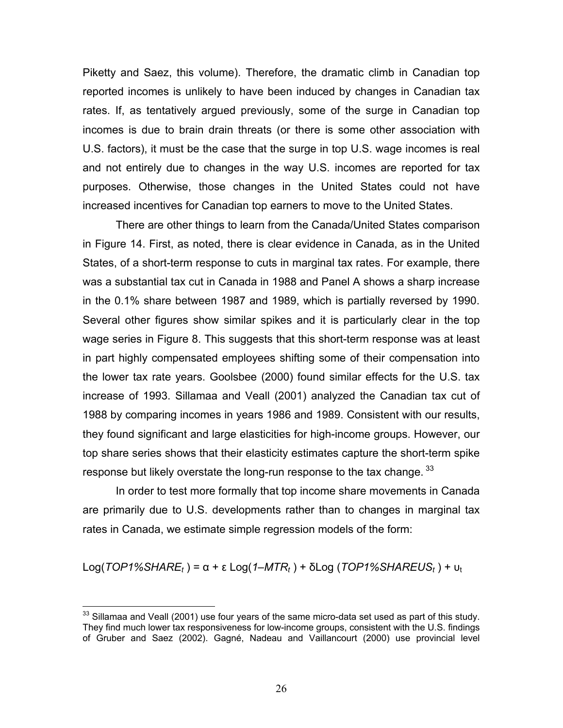Piketty and Saez, this volume). Therefore, the dramatic climb in Canadian top reported incomes is unlikely to have been induced by changes in Canadian tax rates. If, as tentatively argued previously, some of the surge in Canadian top incomes is due to brain drain threats (or there is some other association with U.S. factors), it must be the case that the surge in top U.S. wage incomes is real and not entirely due to changes in the way U.S. incomes are reported for tax purposes. Otherwise, those changes in the United States could not have increased incentives for Canadian top earners to move to the United States.

There are other things to learn from the Canada/United States comparison in Figure 14. First, as noted, there is clear evidence in Canada, as in the United States, of a short-term response to cuts in marginal tax rates. For example, there was a substantial tax cut in Canada in 1988 and Panel A shows a sharp increase in the 0.1% share between 1987 and 1989, which is partially reversed by 1990. Several other figures show similar spikes and it is particularly clear in the top wage series in Figure 8. This suggests that this short-term response was at least in part highly compensated employees shifting some of their compensation into the lower tax rate years. Goolsbee (2000) found similar effects for the U.S. tax increase of 1993. Sillamaa and Veall (2001) analyzed the Canadian tax cut of 1988 by comparing incomes in years 1986 and 1989. Consistent with our results, they found significant and large elasticities for high-income groups. However, our top share series shows that their elasticity estimates capture the short-term spike response but likely overstate the long-run response to the tax change.[33]

In order to test more formally that top income share movements in Canada are primarily due to U.S. developments rather than to changes in marginal tax rates in Canada, we estimate simple regression models of the form:

$$\text{Log}(TOP1\%SHARE_t) = \alpha + \varepsilon \, \text{Log}(1-MTR_t) + \delta \text{Log}(TOP1\%SHAREUS_t) + \upsilon_t$$

[33] Sillamaa and Veall (2001) use four years of the same micro-data set used as part of this study. They find much lower tax responsiveness for low-income groups, consistent with the U.S. findings of Gruber and Saez (2002). Gagné, Nadeau and Vaillancourt (2000) use provincial level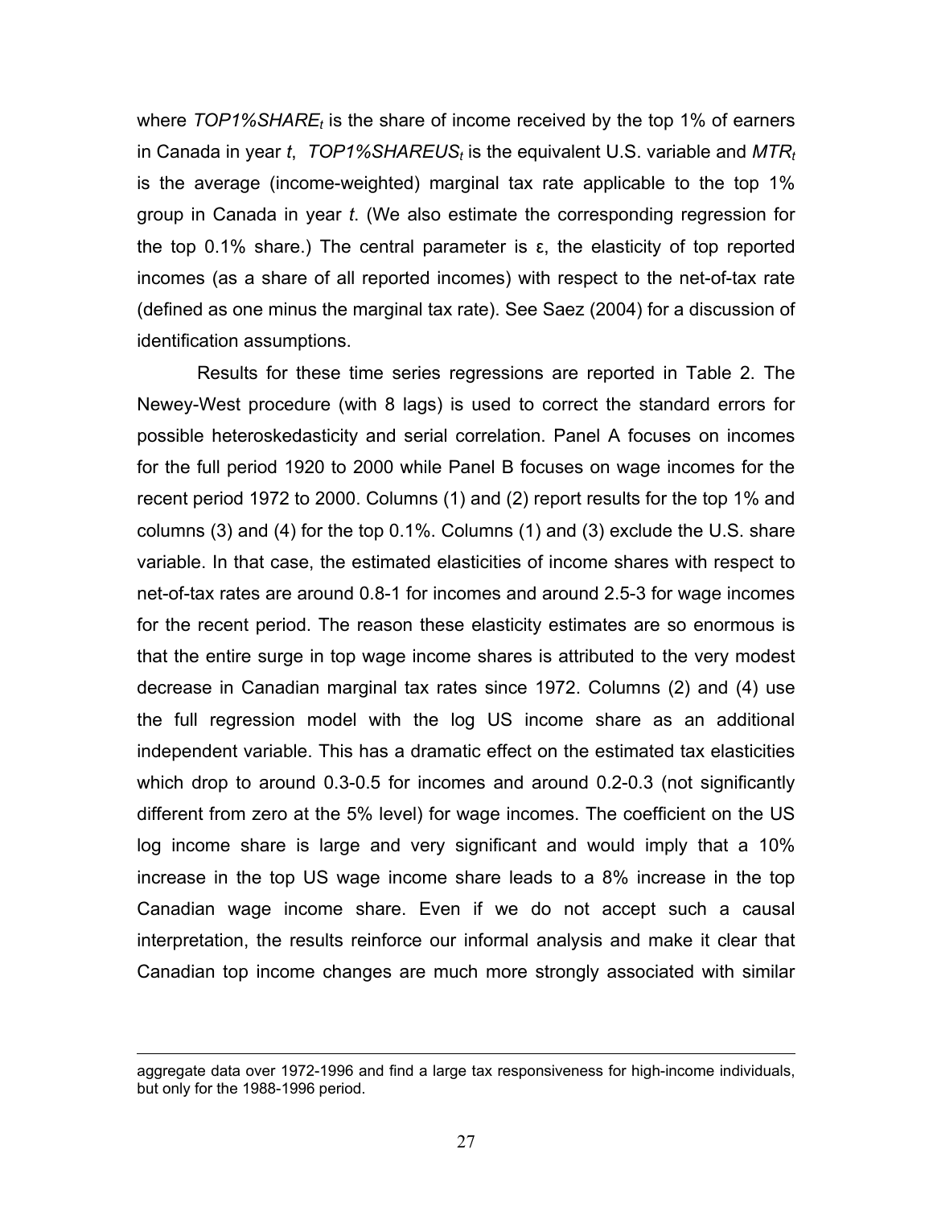where $TOP1\%SHARE_t$ is the share of income received by the top 1% of earners in Canada in year $t$, $TOP1\%SHAREUS_t$ is the equivalent U.S. variable and $MTR_t$ is the average (income-weighted) marginal tax rate applicable to the top 1% group in Canada in year $t$. (We also estimate the corresponding regression for the top 0.1% share.) The central parameter is ε, the elasticity of top reported incomes (as a share of all reported incomes) with respect to the net-of-tax rate (defined as one minus the marginal tax rate). See Saez (2004) for a discussion of identification assumptions.

Results for these time series regressions are reported in Table 2. The Newey-West procedure (with 8 lags) is used to correct the standard errors for possible heteroskedasticity and serial correlation. Panel A focuses on incomes for the full period 1920 to 2000 while Panel B focuses on wage incomes for the recent period 1972 to 2000. Columns (1) and (2) report results for the top 1% and columns (3) and (4) for the top 0.1%. Columns (1) and (3) exclude the U.S. share variable. In that case, the estimated elasticities of income shares with respect to net-of-tax rates are around 0.8-1 for incomes and around 2.5-3 for wage incomes for the recent period. The reason these elasticity estimates are so enormous is that the entire surge in top wage income shares is attributed to the very modest decrease in Canadian marginal tax rates since 1972. Columns (2) and (4) use the full regression model with the log US income share as an additional independent variable. This has a dramatic effect on the estimated tax elasticities which drop to around 0.3-0.5 for incomes and around 0.2-0.3 (not significantly different from zero at the 5% level) for wage incomes. The coefficient on the US log income share is large and very significant and would imply that a 10% increase in the top US wage income share leads to a 8% increase in the top Canadian wage income share. Even if we do not accept such a causal interpretation, the results reinforce our informal analysis and make it clear that Canadian top income changes are much more strongly associated with similar

---

aggregate data over 1972-1996 and find a large tax responsiveness for high-income individuals, but only for the 1988-1996 period.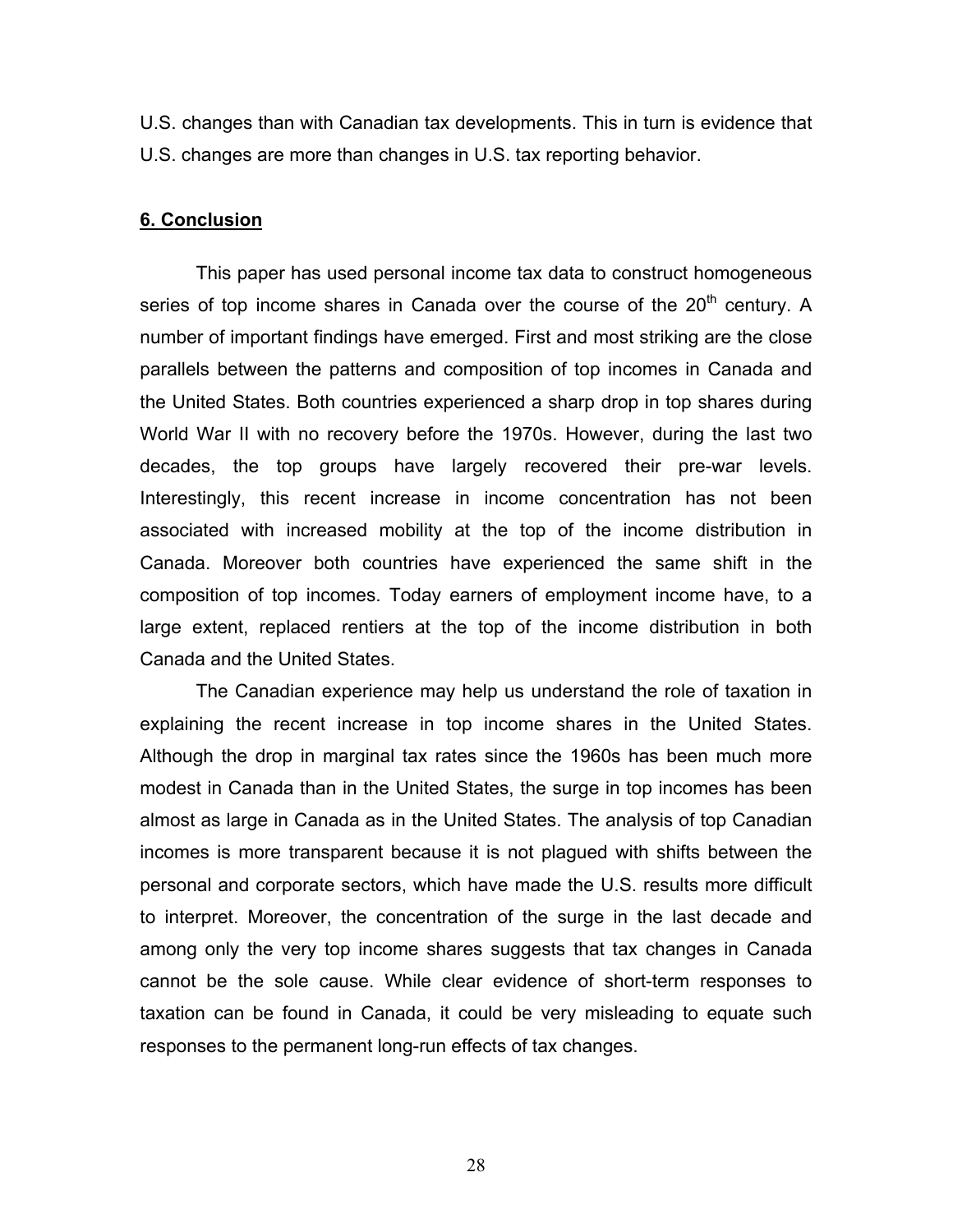U.S. changes than with Canadian tax developments. This in turn is evidence that U.S. changes are more than changes in U.S. tax reporting behavior.

## 6. Conclusion

This paper has used personal income tax data to construct homogeneous series of top income shares in Canada over the course of the 20th century. A number of important findings have emerged. First and most striking are the close parallels between the patterns and composition of top incomes in Canada and the United States. Both countries experienced a sharp drop in top shares during World War II with no recovery before the 1970s. However, during the last two decades, the top groups have largely recovered their pre-war levels. Interestingly, this recent increase in income concentration has not been associated with increased mobility at the top of the income distribution in Canada. Moreover both countries have experienced the same shift in the composition of top incomes. Today earners of employment income have, to a large extent, replaced rentiers at the top of the income distribution in both Canada and the United States.

The Canadian experience may help us understand the role of taxation in explaining the recent increase in top income shares in the United States. Although the drop in marginal tax rates since the 1960s has been much more modest in Canada than in the United States, the surge in top incomes has been almost as large in Canada as in the United States. The analysis of top Canadian incomes is more transparent because it is not plagued with shifts between the personal and corporate sectors, which have made the U.S. results more difficult to interpret. Moreover, the concentration of the surge in the last decade and among only the very top income shares suggests that tax changes in Canada cannot be the sole cause. While clear evidence of short-term responses to taxation can be found in Canada, it could be very misleading to equate such responses to the permanent long-run effects of tax changes.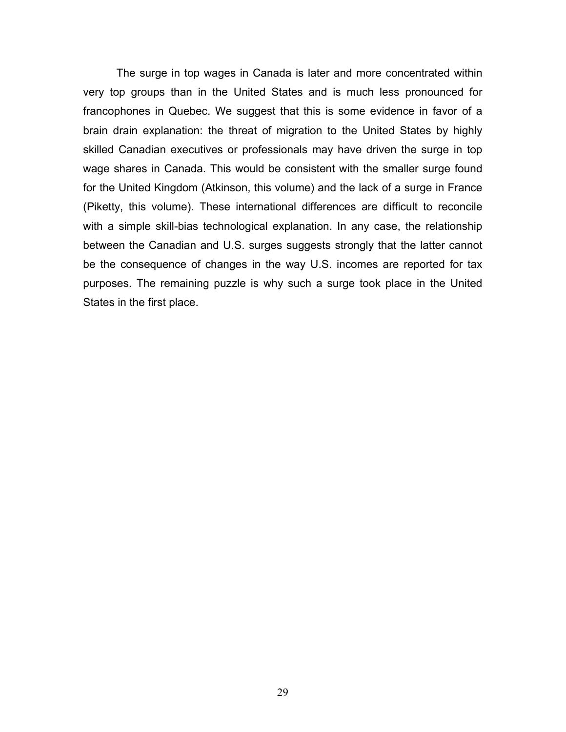The surge in top wages in Canada is later and more concentrated within very top groups than in the United States and is much less pronounced for francophones in Quebec. We suggest that this is some evidence in favor of a brain drain explanation: the threat of migration to the United States by highly skilled Canadian executives or professionals may have driven the surge in top wage shares in Canada. This would be consistent with the smaller surge found for the United Kingdom (Atkinson, this volume) and the lack of a surge in France (Piketty, this volume). These international differences are difficult to reconcile with a simple skill-bias technological explanation. In any case, the relationship between the Canadian and U.S. surges suggests strongly that the latter cannot be the consequence of changes in the way U.S. incomes are reported for tax purposes. The remaining puzzle is why such a surge took place in the United States in the first place.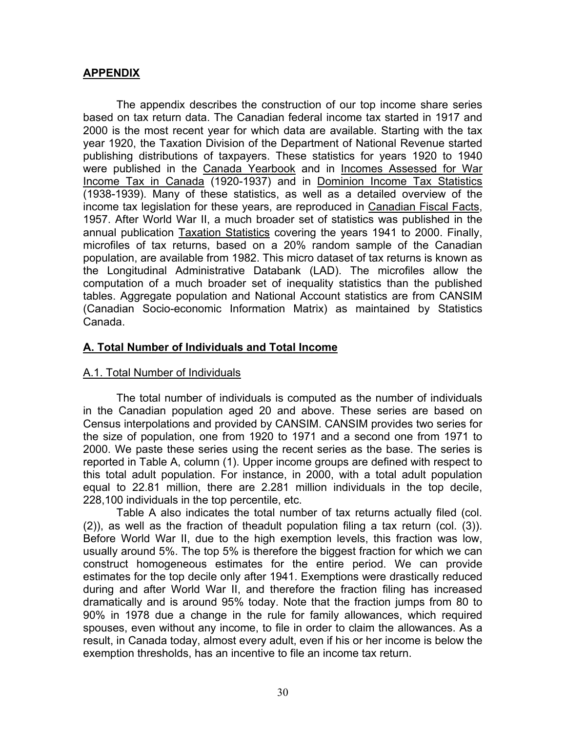## APPENDIX

The appendix describes the construction of our top income share series based on tax return data. The Canadian federal income tax started in 1917 and 2000 is the most recent year for which data are available. Starting with the tax year 1920, the Taxation Division of the Department of National Revenue started publishing distributions of taxpayers. These statistics for years 1920 to 1940 were published in the Canada Yearbook and in Incomes Assessed for War Income Tax in Canada (1920-1937) and in Dominion Income Tax Statistics (1938-1939). Many of these statistics, as well as a detailed overview of the income tax legislation for these years, are reproduced in Canadian Fiscal Facts, 1957. After World War II, a much broader set of statistics was published in the annual publication Taxation Statistics covering the years 1941 to 2000. Finally, microfiles of tax returns, based on a 20% random sample of the Canadian population, are available from 1982. This micro dataset of tax returns is known as the Longitudinal Administrative Databank (LAD). The microfiles allow the computation of a much broader set of inequality statistics than the published tables. Aggregate population and National Account statistics are from CANSIM (Canadian Socio-economic Information Matrix) as maintained by Statistics Canada.

### A. Total Number of Individuals and Total Income

#### A.1. Total Number of Individuals

The total number of individuals is computed as the number of individuals in the Canadian population aged 20 and above. These series are based on Census interpolations and provided by CANSIM. CANSIM provides two series for the size of population, one from 1920 to 1971 and a second one from 1971 to 2000. We paste these series using the recent series as the base. The series is reported in Table A, column (1). Upper income groups are defined with respect to this total adult population. For instance, in 2000, with a total adult population equal to 22.81 million, there are 2.281 million individuals in the top decile, 228,100 individuals in the top percentile, etc.

Table A also indicates the total number of tax returns actually filed (col. (2)), as well as the fraction of theadult population filing a tax return (col. (3)). Before World War II, due to the high exemption levels, this fraction was low, usually around 5%. The top 5% is therefore the biggest fraction for which we can construct homogeneous estimates for the entire period. We can provide estimates for the top decile only after 1941. Exemptions were drastically reduced during and after World War II, and therefore the fraction filing has increased dramatically and is around 95% today. Note that the fraction jumps from 80 to 90% in 1978 due a change in the rule for family allowances, which required spouses, even without any income, to file in order to claim the allowances. As a result, in Canada today, almost every adult, even if his or her income is below the exemption thresholds, has an incentive to file an income tax return.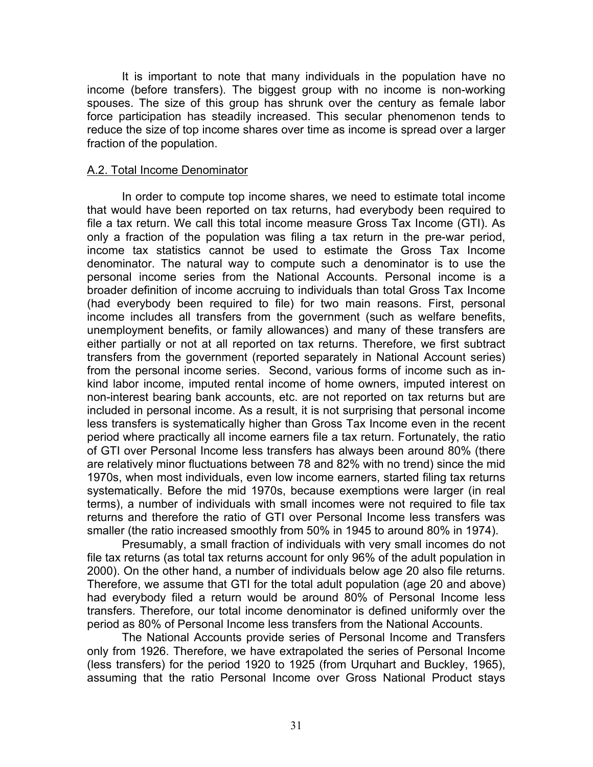It is important to note that many individuals in the population have no income (before transfers). The biggest group with no income is non-working spouses. The size of this group has shrunk over the century as female labor force participation has steadily increased. This secular phenomenon tends to reduce the size of top income shares over time as income is spread over a larger fraction of the population.

<u>A.2. Total Income Denominator</u>

In order to compute top income shares, we need to estimate total income that would have been reported on tax returns, had everybody been required to file a tax return. We call this total income measure Gross Tax Income (GTI). As only a fraction of the population was filing a tax return in the pre-war period, income tax statistics cannot be used to estimate the Gross Tax Income denominator. The natural way to compute such a denominator is to use the personal income series from the National Accounts. Personal income is a broader definition of income accruing to individuals than total Gross Tax Income (had everybody been required to file) for two main reasons. First, personal income includes all transfers from the government (such as welfare benefits, unemployment benefits, or family allowances) and many of these transfers are either partially or not at all reported on tax returns. Therefore, we first subtract transfers from the government (reported separately in National Account series) from the personal income series. Second, various forms of income such as in-kind labor income, imputed rental income of home owners, imputed interest on non-interest bearing bank accounts, etc. are not reported on tax returns but are included in personal income. As a result, it is not surprising that personal income less transfers is systematically higher than Gross Tax Income even in the recent period where practically all income earners file a tax return. Fortunately, the ratio of GTI over Personal Income less transfers has always been around 80% (there are relatively minor fluctuations between 78 and 82% with no trend) since the mid 1970s, when most individuals, even low income earners, started filing tax returns systematically. Before the mid 1970s, because exemptions were larger (in real terms), a number of individuals with small incomes were not required to file tax returns and therefore the ratio of GTI over Personal Income less transfers was smaller (the ratio increased smoothly from 50% in 1945 to around 80% in 1974).

Presumably, a small fraction of individuals with very small incomes do not file tax returns (as total tax returns account for only 96% of the adult population in 2000). On the other hand, a number of individuals below age 20 also file returns. Therefore, we assume that GTI for the total adult population (age 20 and above) had everybody filed a return would be around 80% of Personal Income less transfers. Therefore, our total income denominator is defined uniformly over the period as 80% of Personal Income less transfers from the National Accounts.

The National Accounts provide series of Personal Income and Transfers only from 1926. Therefore, we have extrapolated the series of Personal Income (less transfers) for the period 1920 to 1925 (from Urquhart and Buckley, 1965), assuming that the ratio Personal Income over Gross National Product stays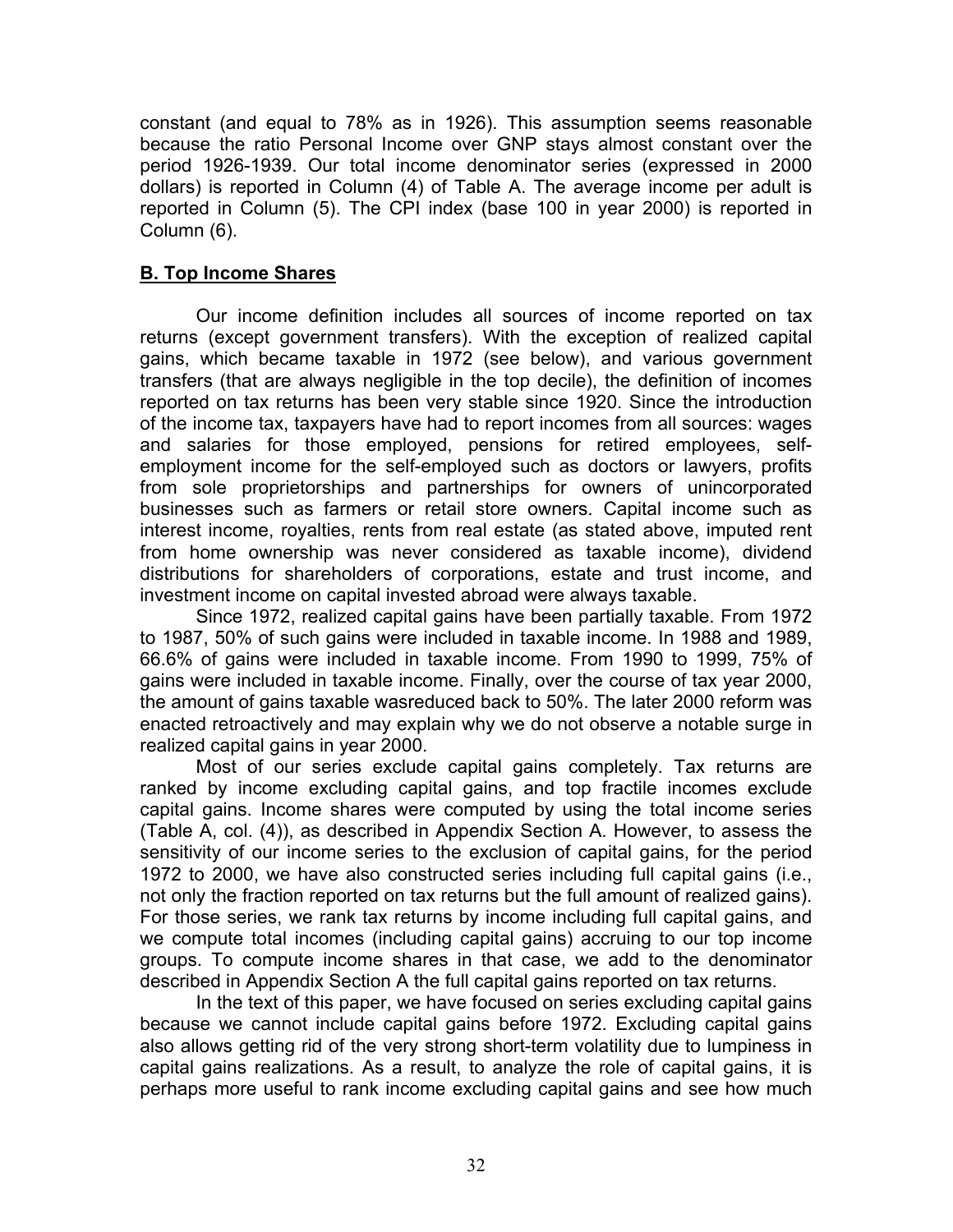constant (and equal to 78% as in 1926). This assumption seems reasonable because the ratio Personal Income over GNP stays almost constant over the period 1926-1939. Our total income denominator series (expressed in 2000 dollars) is reported in Column (4) of Table A. The average income per adult is reported in Column (5). The CPI index (base 100 in year 2000) is reported in Column (6).

## B. Top Income Shares

Our income definition includes all sources of income reported on tax returns (except government transfers). With the exception of realized capital gains, which became taxable in 1972 (see below), and various government transfers (that are always negligible in the top decile), the definition of incomes reported on tax returns has been very stable since 1920. Since the introduction of the income tax, taxpayers have had to report incomes from all sources: wages and salaries for those employed, pensions for retired employees, self-employment income for the self-employed such as doctors or lawyers, profits from sole proprietorships and partnerships for owners of unincorporated businesses such as farmers or retail store owners. Capital income such as interest income, royalties, rents from real estate (as stated above, imputed rent from home ownership was never considered as taxable income), dividend distributions for shareholders of corporations, estate and trust income, and investment income on capital invested abroad were always taxable.

Since 1972, realized capital gains have been partially taxable. From 1972 to 1987, 50% of such gains were included in taxable income. In 1988 and 1989, 66.6% of gains were included in taxable income. From 1990 to 1999, 75% of gains were included in taxable income. Finally, over the course of tax year 2000, the amount of gains taxable wasreduced back to 50%. The later 2000 reform was enacted retroactively and may explain why we do not observe a notable surge in realized capital gains in year 2000.

Most of our series exclude capital gains completely. Tax returns are ranked by income excluding capital gains, and top fractile incomes exclude capital gains. Income shares were computed by using the total income series (Table A, col. (4)), as described in Appendix Section A. However, to assess the sensitivity of our income series to the exclusion of capital gains, for the period 1972 to 2000, we have also constructed series including full capital gains (i.e., not only the fraction reported on tax returns but the full amount of realized gains). For those series, we rank tax returns by income including full capital gains, and we compute total incomes (including capital gains) accruing to our top income groups. To compute income shares in that case, we add to the denominator described in Appendix Section A the full capital gains reported on tax returns.

In the text of this paper, we have focused on series excluding capital gains because we cannot include capital gains before 1972. Excluding capital gains also allows getting rid of the very strong short-term volatility due to lumpiness in capital gains realizations. As a result, to analyze the role of capital gains, it is perhaps more useful to rank income excluding capital gains and see how much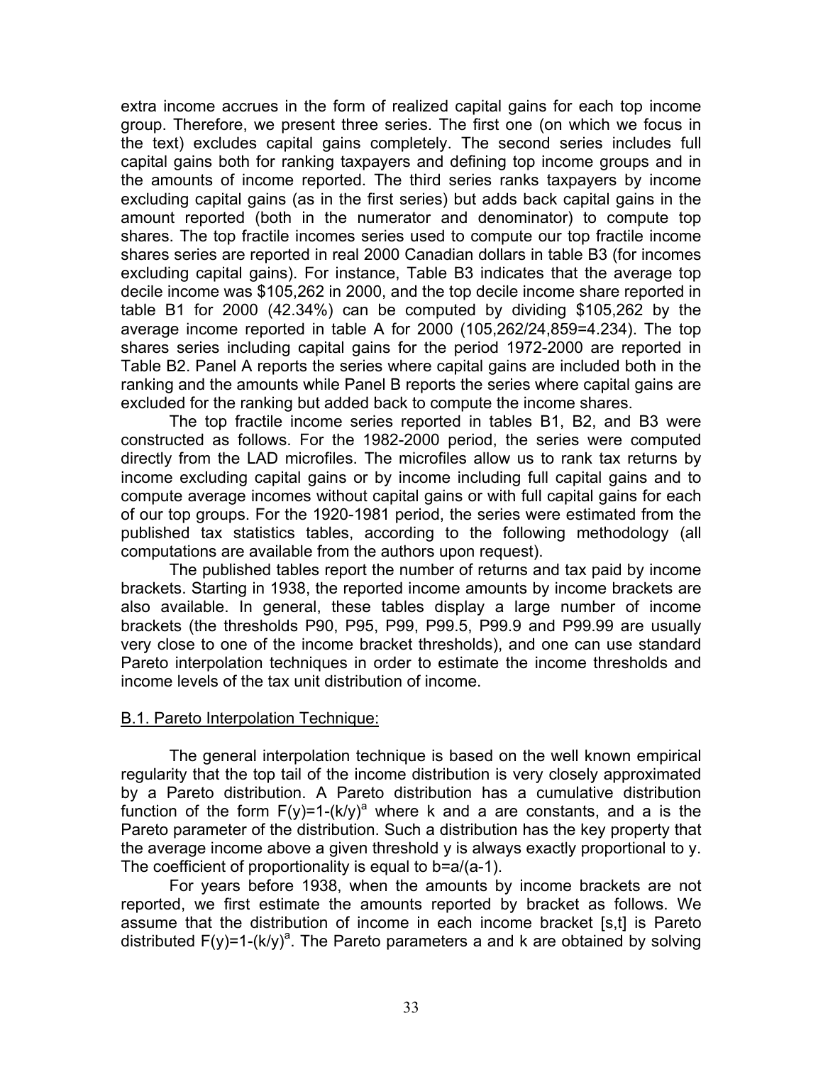extra income accrues in the form of realized capital gains for each top income group. Therefore, we present three series. The first one (on which we focus in the text) excludes capital gains completely. The second series includes full capital gains both for ranking taxpayers and defining top income groups and in the amounts of income reported. The third series ranks taxpayers by income excluding capital gains (as in the first series) but adds back capital gains in the amount reported (both in the numerator and denominator) to compute top shares. The top fractile incomes series used to compute our top fractile income shares series are reported in real 2000 Canadian dollars in table B3 (for incomes excluding capital gains). For instance, Table B3 indicates that the average top decile income was $105,262 in 2000, and the top decile income share reported in table B1 for 2000 (42.34%) can be computed by dividing $105,262 by the average income reported in table A for 2000 (105,262/24,859=4.234). The top shares series including capital gains for the period 1972-2000 are reported in Table B2. Panel A reports the series where capital gains are included both in the ranking and the amounts while Panel B reports the series where capital gains are excluded for the ranking but added back to compute the income shares.

The top fractile income series reported in tables B1, B2, and B3 were constructed as follows. For the 1982-2000 period, the series were computed directly from the LAD microfiles. The microfiles allow us to rank tax returns by income excluding capital gains or by income including full capital gains and to compute average incomes without capital gains or with full capital gains for each of our top groups. For the 1920-1981 period, the series were estimated from the published tax statistics tables, according to the following methodology (all computations are available from the authors upon request).

The published tables report the number of returns and tax paid by income brackets. Starting in 1938, the reported income amounts by income brackets are also available. In general, these tables display a large number of income brackets (the thresholds P90, P95, P99, P99.5, P99.9 and P99.99 are usually very close to one of the income bracket thresholds), and one can use standard Pareto interpolation techniques in order to estimate the income thresholds and income levels of the tax unit distribution of income.

<u>B.1. Pareto Interpolation Technique:</u>

The general interpolation technique is based on the well known empirical regularity that the top tail of the income distribution is very closely approximated by a Pareto distribution. A Pareto distribution has a cumulative distribution function of the form $F(y)=1-(k/y)^a$ where k and a are constants, and a is the Pareto parameter of the distribution. Such a distribution has the key property that the average income above a given threshold y is always exactly proportional to y. The coefficient of proportionality is equal to $b=a/(a-1)$.

For years before 1938, when the amounts by income brackets are not reported, we first estimate the amounts reported by bracket as follows. We assume that the distribution of income in each income bracket [s,t] is Pareto distributed $F(y)=1-(k/y)^a$. The Pareto parameters a and k are obtained by solving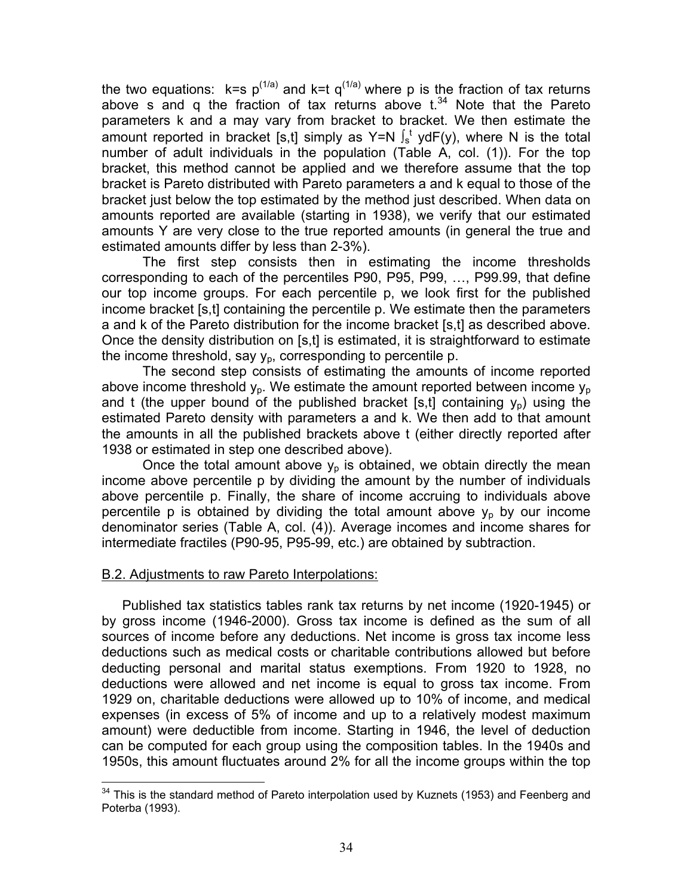the two equations: $k=s\ p^{(1/a)}$ and $k=t\ q^{(1/a)}$ where p is the fraction of tax returns above s and q the fraction of tax returns above t.[34] Note that the Pareto parameters k and a may vary from bracket to bracket. We then estimate the amount reported in bracket [s,t] simply as $Y=N \int_s^t ydF(y)$, where N is the total number of adult individuals in the population (Table A, col. (1)). For the top bracket, this method cannot be applied and we therefore assume that the top bracket is Pareto distributed with Pareto parameters a and k equal to those of the bracket just below the top estimated by the method just described. When data on amounts reported are available (starting in 1938), we verify that our estimated amounts Y are very close to the true reported amounts (in general the true and estimated amounts differ by less than 2-3%).

The first step consists then in estimating the income thresholds corresponding to each of the percentiles P90, P95, P99, …, P99.99, that define our top income groups. For each percentile p, we look first for the published income bracket [s,t] containing the percentile p. We estimate then the parameters a and k of the Pareto distribution for the income bracket [s,t] as described above. Once the density distribution on [s,t] is estimated, it is straightforward to estimate the income threshold, say $y_p$, corresponding to percentile p.

The second step consists of estimating the amounts of income reported above income threshold $y_p$. We estimate the amount reported between income $y_p$ and t (the upper bound of the published bracket [s,t] containing $y_p$) using the estimated Pareto density with parameters a and k. We then add to that amount the amounts in all the published brackets above t (either directly reported after 1938 or estimated in step one described above).

Once the total amount above $y_p$ is obtained, we obtain directly the mean income above percentile p by dividing the amount by the number of individuals above percentile p. Finally, the share of income accruing to individuals above percentile p is obtained by dividing the total amount above $y_p$ by our income denominator series (Table A, col. (4)). Average incomes and income shares for intermediate fractiles (P90-95, P95-99, etc.) are obtained by subtraction.

## B.2. Adjustments to raw Pareto Interpolations:

Published tax statistics tables rank tax returns by net income (1920-1945) or by gross income (1946-2000). Gross tax income is defined as the sum of all sources of income before any deductions. Net income is gross tax income less deductions such as medical costs or charitable contributions allowed but before deducting personal and marital status exemptions. From 1920 to 1928, no deductions were allowed and net income is equal to gross tax income. From 1929 on, charitable deductions were allowed up to 10% of income, and medical expenses (in excess of 5% of income and up to a relatively modest maximum amount) were deductible from income. Starting in 1946, the level of deduction can be computed for each group using the composition tables. In the 1940s and 1950s, this amount fluctuates around 2% for all the income groups within the top

[34] This is the standard method of Pareto interpolation used by Kuznets (1953) and Feenberg and Poterba (1993).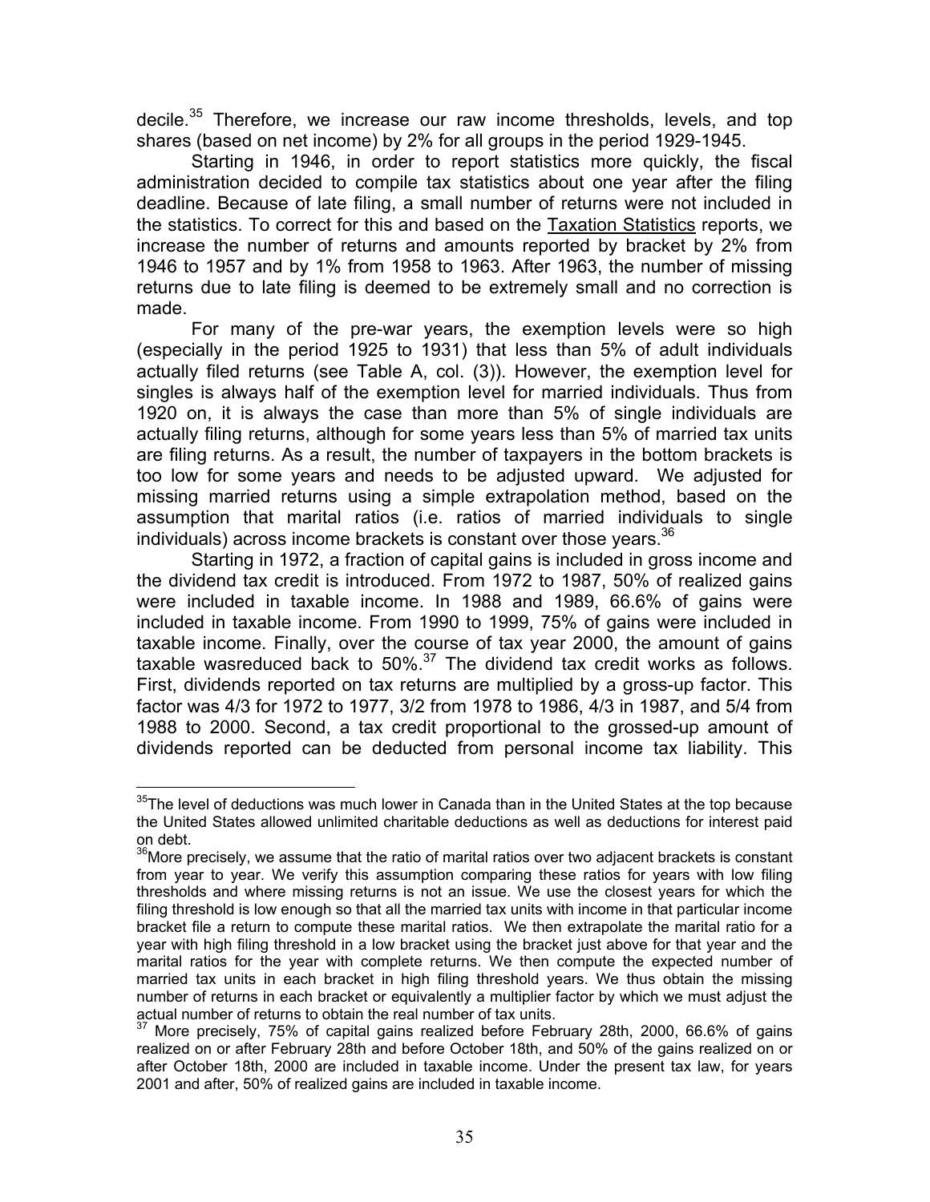decile.[35] Therefore, we increase our raw income thresholds, levels, and top shares (based on net income) by 2% for all groups in the period 1929-1945.

Starting in 1946, in order to report statistics more quickly, the fiscal administration decided to compile tax statistics about one year after the filing deadline. Because of late filing, a small number of returns were not included in the statistics. To correct for this and based on the Taxation Statistics reports, we increase the number of returns and amounts reported by bracket by 2% from 1946 to 1957 and by 1% from 1958 to 1963. After 1963, the number of missing returns due to late filing is deemed to be extremely small and no correction is made.

For many of the pre-war years, the exemption levels were so high (especially in the period 1925 to 1931) that less than 5% of adult individuals actually filed returns (see Table A, col. (3)). However, the exemption level for singles is always half of the exemption level for married individuals. Thus from 1920 on, it is always the case than more than 5% of single individuals are actually filing returns, although for some years less than 5% of married tax units are filing returns. As a result, the number of taxpayers in the bottom brackets is too low for some years and needs to be adjusted upward. We adjusted for missing married returns using a simple extrapolation method, based on the assumption that marital ratios (i.e. ratios of married individuals to single individuals) across income brackets is constant over those years.[36]

Starting in 1972, a fraction of capital gains is included in gross income and the dividend tax credit is introduced. From 1972 to 1987, 50% of realized gains were included in taxable income. In 1988 and 1989, 66.6% of gains were included in taxable income. From 1990 to 1999, 75% of gains were included in taxable income. Finally, over the course of tax year 2000, the amount of gains taxable wasreduced back to 50%.[37] The dividend tax credit works as follows. First, dividends reported on tax returns are multiplied by a gross-up factor. This factor was 4/3 for 1972 to 1977, 3/2 from 1978 to 1986, 4/3 in 1987, and 5/4 from 1988 to 2000. Second, a tax credit proportional to the grossed-up amount of dividends reported can be deducted from personal income tax liability. This

---

[35]The level of deductions was much lower in Canada than in the United States at the top because the United States allowed unlimited charitable deductions as well as deductions for interest paid on debt.

[36]More precisely, we assume that the ratio of marital ratios over two adjacent brackets is constant from year to year. We verify this assumption comparing these ratios for years with low filing thresholds and where missing returns is not an issue. We use the closest years for which the filing threshold is low enough so that all the married tax units with income in that particular income bracket file a return to compute these marital ratios. We then extrapolate the marital ratio for a year with high filing threshold in a low bracket using the bracket just above for that year and the marital ratios for the year with complete returns. We then compute the expected number of married tax units in each bracket in high filing threshold years. We thus obtain the missing number of returns in each bracket or equivalently a multiplier factor by which we must adjust the actual number of returns to obtain the real number of tax units.

[37] More precisely, 75% of capital gains realized before February 28th, 2000, 66.6% of gains realized on or after February 28th and before October 18th, and 50% of the gains realized on or after October 18th, 2000 are included in taxable income. Under the present tax law, for years 2001 and after, 50% of realized gains are included in taxable income.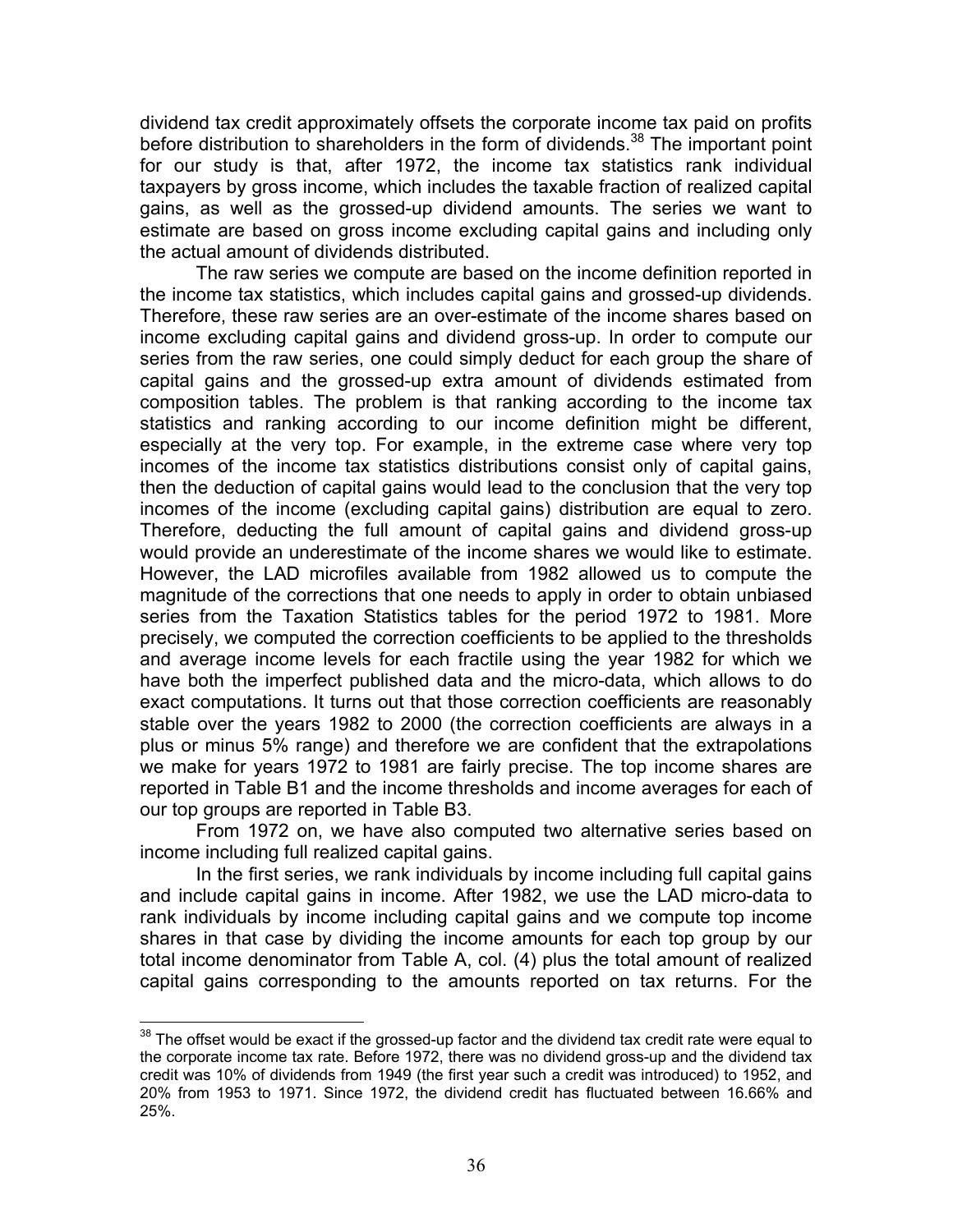dividend tax credit approximately offsets the corporate income tax paid on profits before distribution to shareholders in the form of dividends.[38] The important point for our study is that, after 1972, the income tax statistics rank individual taxpayers by gross income, which includes the taxable fraction of realized capital gains, as well as the grossed-up dividend amounts. The series we want to estimate are based on gross income excluding capital gains and including only the actual amount of dividends distributed.

The raw series we compute are based on the income definition reported in the income tax statistics, which includes capital gains and grossed-up dividends. Therefore, these raw series are an over-estimate of the income shares based on income excluding capital gains and dividend gross-up. In order to compute our series from the raw series, one could simply deduct for each group the share of capital gains and the grossed-up extra amount of dividends estimated from composition tables. The problem is that ranking according to the income tax statistics and ranking according to our income definition might be different, especially at the very top. For example, in the extreme case where very top incomes of the income tax statistics distributions consist only of capital gains, then the deduction of capital gains would lead to the conclusion that the very top incomes of the income (excluding capital gains) distribution are equal to zero. Therefore, deducting the full amount of capital gains and dividend gross-up would provide an underestimate of the income shares we would like to estimate. However, the LAD microfiles available from 1982 allowed us to compute the magnitude of the corrections that one needs to apply in order to obtain unbiased series from the Taxation Statistics tables for the period 1972 to 1981. More precisely, we computed the correction coefficients to be applied to the thresholds and average income levels for each fractile using the year 1982 for which we have both the imperfect published data and the micro-data, which allows to do exact computations. It turns out that those correction coefficients are reasonably stable over the years 1982 to 2000 (the correction coefficients are always in a plus or minus 5% range) and therefore we are confident that the extrapolations we make for years 1972 to 1981 are fairly precise. The top income shares are reported in Table B1 and the income thresholds and income averages for each of our top groups are reported in Table B3.

From 1972 on, we have also computed two alternative series based on income including full realized capital gains.

In the first series, we rank individuals by income including full capital gains and include capital gains in income. After 1982, we use the LAD micro-data to rank individuals by income including capital gains and we compute top income shares in that case by dividing the income amounts for each top group by our total income denominator from Table A, col. (4) plus the total amount of realized capital gains corresponding to the amounts reported on tax returns. For the

---

[38] The offset would be exact if the grossed-up factor and the dividend tax credit rate were equal to the corporate income tax rate. Before 1972, there was no dividend gross-up and the dividend tax credit was 10% of dividends from 1949 (the first year such a credit was introduced) to 1952, and 20% from 1953 to 1971. Since 1972, the dividend credit has fluctuated between 16.66% and 25%.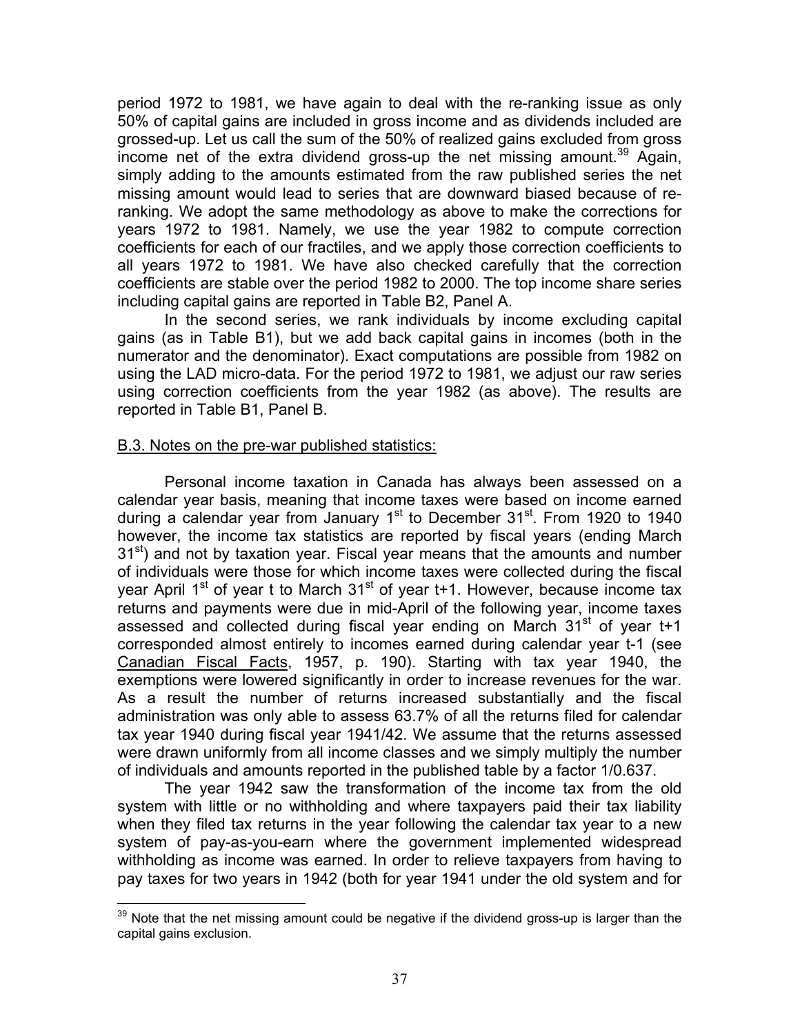period 1972 to 1981, we have again to deal with the re-ranking issue as only 50% of capital gains are included in gross income and as dividends included are grossed-up. Let us call the sum of the 50% of realized gains excluded from gross income net of the extra dividend gross-up the net missing amount.[39] Again, simply adding to the amounts estimated from the raw published series the net missing amount would lead to series that are downward biased because of re-ranking. We adopt the same methodology as above to make the corrections for years 1972 to 1981. Namely, we use the year 1982 to compute correction coefficients for each of our fractiles, and we apply those correction coefficients to all years 1972 to 1981. We have also checked carefully that the correction coefficients are stable over the period 1982 to 2000. The top income share series including capital gains are reported in Table B2, Panel A.

In the second series, we rank individuals by income excluding capital gains (as in Table B1), but we add back capital gains in incomes (both in the numerator and the denominator). Exact computations are possible from 1982 on using the LAD micro-data. For the period 1972 to 1981, we adjust our raw series using correction coefficients from the year 1982 (as above). The results are reported in Table B1, Panel B.

### B.3. Notes on the pre-war published statistics:

Personal income taxation in Canada has always been assessed on a calendar year basis, meaning that income taxes were based on income earned during a calendar year from January 1st to December 31st. From 1920 to 1940 however, the income tax statistics are reported by fiscal years (ending March 31st) and not by taxation year. Fiscal year means that the amounts and number of individuals were those for which income taxes were collected during the fiscal year April 1st of year t to March 31st of year t+1. However, because income tax returns and payments were due in mid-April of the following year, income taxes assessed and collected during fiscal year ending on March 31st of year t+1 corresponded almost entirely to incomes earned during calendar year t-1 (see Canadian Fiscal Facts, 1957, p. 190). Starting with tax year 1940, the exemptions were lowered significantly in order to increase revenues for the war. As a result the number of returns increased substantially and the fiscal administration was only able to assess 63.7% of all the returns filed for calendar tax year 1940 during fiscal year 1941/42. We assume that the returns assessed were drawn uniformly from all income classes and we simply multiply the number of individuals and amounts reported in the published table by a factor 1/0.637.

The year 1942 saw the transformation of the income tax from the old system with little or no withholding and where taxpayers paid their tax liability when they filed tax returns in the year following the calendar tax year to a new system of pay-as-you-earn where the government implemented widespread withholding as income was earned. In order to relieve taxpayers from having to pay taxes for two years in 1942 (both for year 1941 under the old system and for

---

[39] Note that the net missing amount could be negative if the dividend gross-up is larger than the capital gains exclusion.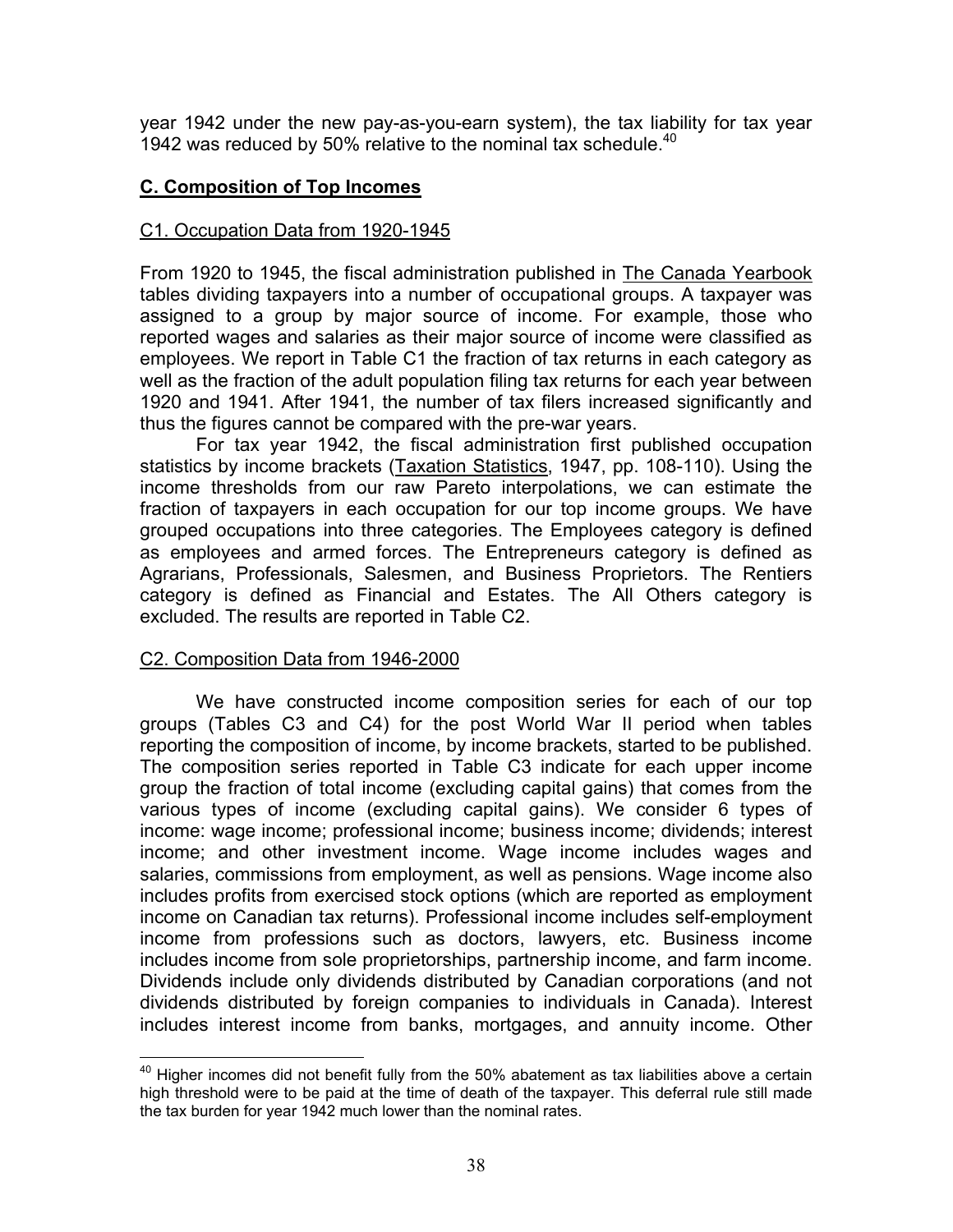year 1942 under the new pay-as-you-earn system), the tax liability for tax year 1942 was reduced by 50% relative to the nominal tax schedule.[40]

## C. Composition of Top Incomes

### C1. Occupation Data from 1920-1945

From 1920 to 1945, the fiscal administration published in The Canada Yearbook tables dividing taxpayers into a number of occupational groups. A taxpayer was assigned to a group by major source of income. For example, those who reported wages and salaries as their major source of income were classified as employees. We report in Table C1 the fraction of tax returns in each category as well as the fraction of the adult population filing tax returns for each year between 1920 and 1941. After 1941, the number of tax filers increased significantly and thus the figures cannot be compared with the pre-war years.

For tax year 1942, the fiscal administration first published occupation statistics by income brackets (Taxation Statistics, 1947, pp. 108-110). Using the income thresholds from our raw Pareto interpolations, we can estimate the fraction of taxpayers in each occupation for our top income groups. We have grouped occupations into three categories. The Employees category is defined as employees and armed forces. The Entrepreneurs category is defined as Agrarians, Professionals, Salesmen, and Business Proprietors. The Rentiers category is defined as Financial and Estates. The All Others category is excluded. The results are reported in Table C2.

### C2. Composition Data from 1946-2000

We have constructed income composition series for each of our top groups (Tables C3 and C4) for the post World War II period when tables reporting the composition of income, by income brackets, started to be published. The composition series reported in Table C3 indicate for each upper income group the fraction of total income (excluding capital gains) that comes from the various types of income (excluding capital gains). We consider 6 types of income: wage income; professional income; business income; dividends; interest income; and other investment income. Wage income includes wages and salaries, commissions from employment, as well as pensions. Wage income also includes profits from exercised stock options (which are reported as employment income on Canadian tax returns). Professional income includes self-employment income from professions such as doctors, lawyers, etc. Business income includes income from sole proprietorships, partnership income, and farm income. Dividends include only dividends distributed by Canadian corporations (and not dividends distributed by foreign companies to individuals in Canada). Interest includes interest income from banks, mortgages, and annuity income. Other

[40] Higher incomes did not benefit fully from the 50% abatement as tax liabilities above a certain high threshold were to be paid at the time of death of the taxpayer. This deferral rule still made the tax burden for year 1942 much lower than the nominal rates.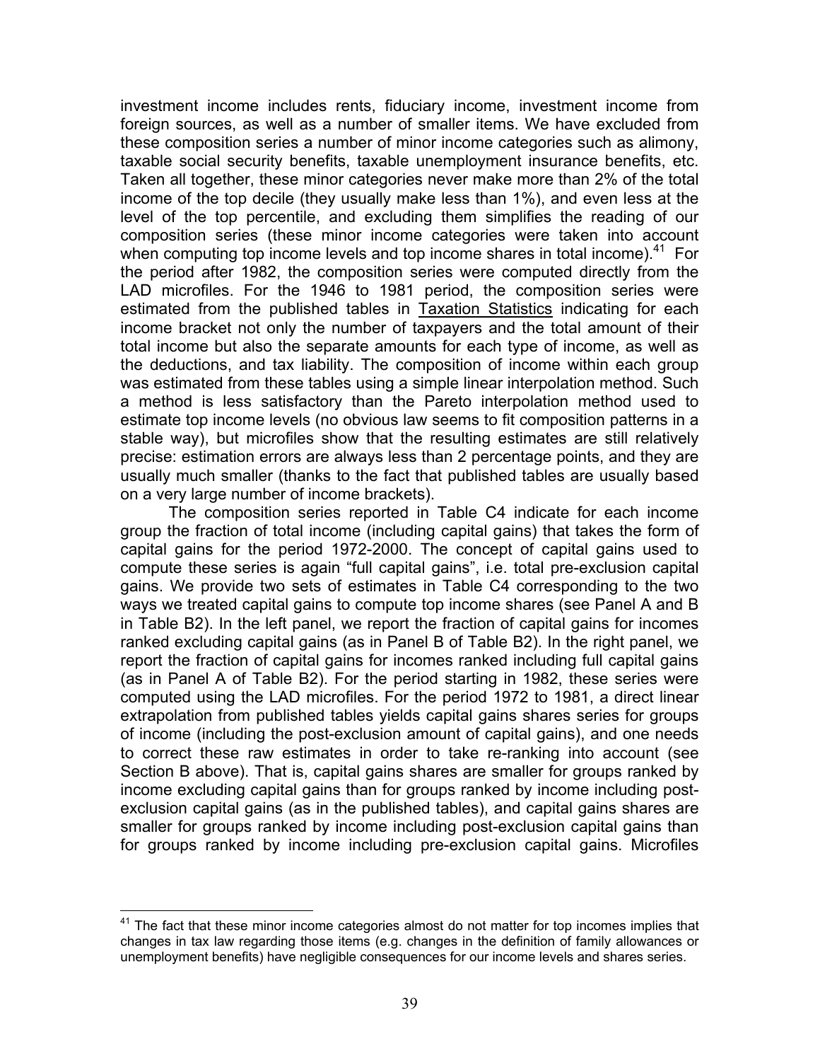investment income includes rents, fiduciary income, investment income from foreign sources, as well as a number of smaller items. We have excluded from these composition series a number of minor income categories such as alimony, taxable social security benefits, taxable unemployment insurance benefits, etc. Taken all together, these minor categories never make more than 2% of the total income of the top decile (they usually make less than 1%), and even less at the level of the top percentile, and excluding them simplifies the reading of our composition series (these minor income categories were taken into account when computing top income levels and top income shares in total income).[41] For the period after 1982, the composition series were computed directly from the LAD microfiles. For the 1946 to 1981 period, the composition series were estimated from the published tables in Taxation Statistics indicating for each income bracket not only the number of taxpayers and the total amount of their total income but also the separate amounts for each type of income, as well as the deductions, and tax liability. The composition of income within each group was estimated from these tables using a simple linear interpolation method. Such a method is less satisfactory than the Pareto interpolation method used to estimate top income levels (no obvious law seems to fit composition patterns in a stable way), but microfiles show that the resulting estimates are still relatively precise: estimation errors are always less than 2 percentage points, and they are usually much smaller (thanks to the fact that published tables are usually based on a very large number of income brackets).

The composition series reported in Table C4 indicate for each income group the fraction of total income (including capital gains) that takes the form of capital gains for the period 1972-2000. The concept of capital gains used to compute these series is again "full capital gains", i.e. total pre-exclusion capital gains. We provide two sets of estimates in Table C4 corresponding to the two ways we treated capital gains to compute top income shares (see Panel A and B in Table B2). In the left panel, we report the fraction of capital gains for incomes ranked excluding capital gains (as in Panel B of Table B2). In the right panel, we report the fraction of capital gains for incomes ranked including full capital gains (as in Panel A of Table B2). For the period starting in 1982, these series were computed using the LAD microfiles. For the period 1972 to 1981, a direct linear extrapolation from published tables yields capital gains shares series for groups of income (including the post-exclusion amount of capital gains), and one needs to correct these raw estimates in order to take re-ranking into account (see Section B above). That is, capital gains shares are smaller for groups ranked by income excluding capital gains than for groups ranked by income including post-exclusion capital gains (as in the published tables), and capital gains shares are smaller for groups ranked by income including post-exclusion capital gains than for groups ranked by income including pre-exclusion capital gains. Microfiles

[41] The fact that these minor income categories almost do not matter for top incomes implies that changes in tax law regarding those items (e.g. changes in the definition of family allowances or unemployment benefits) have negligible consequences for our income levels and shares series.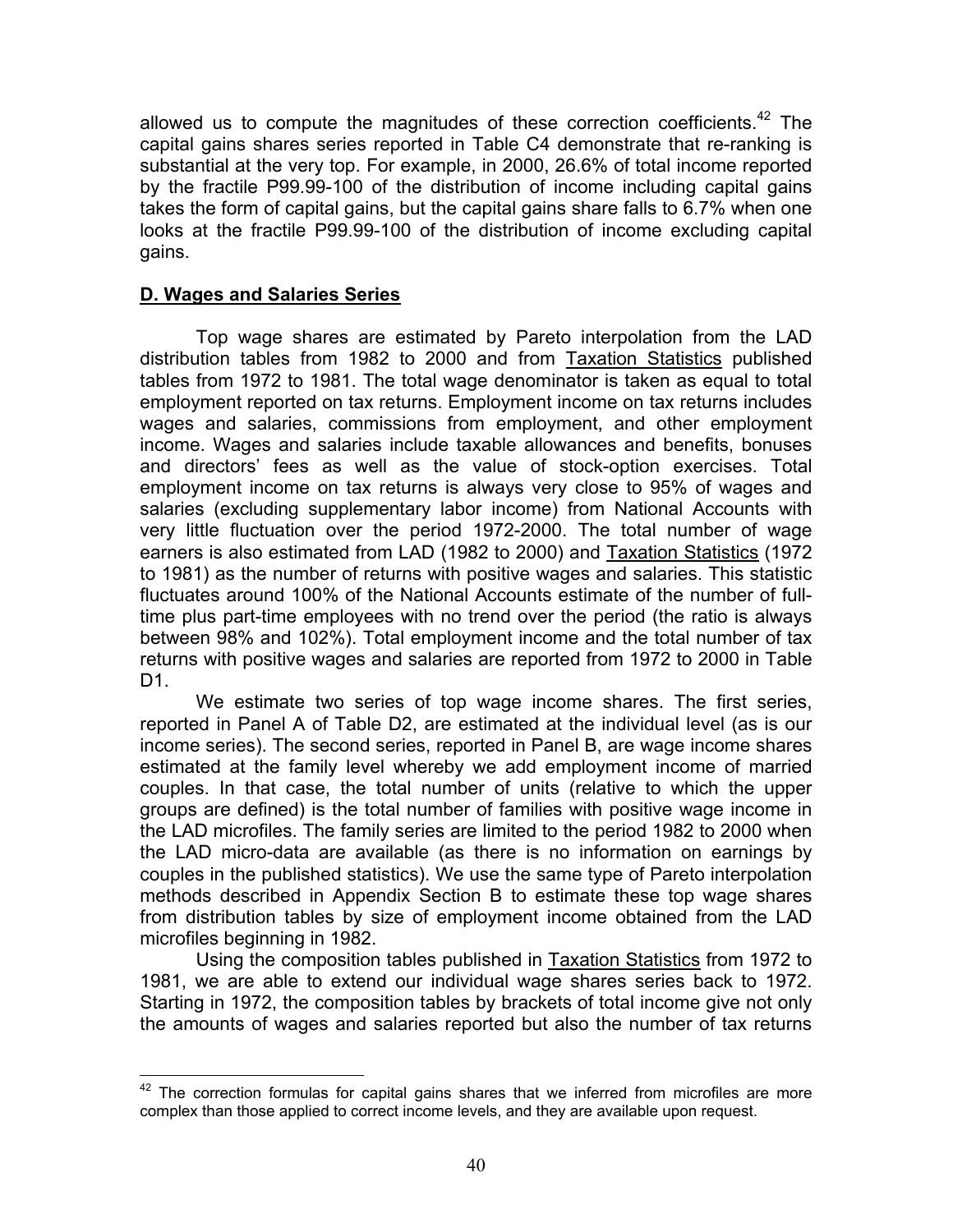allowed us to compute the magnitudes of these correction coefficients.[42] The capital gains shares series reported in Table C4 demonstrate that re-ranking is substantial at the very top. For example, in 2000, 26.6% of total income reported by the fractile P99.99-100 of the distribution of income including capital gains takes the form of capital gains, but the capital gains share falls to 6.7% when one looks at the fractile P99.99-100 of the distribution of income excluding capital gains.

## D. Wages and Salaries Series

Top wage shares are estimated by Pareto interpolation from the LAD distribution tables from 1982 to 2000 and from Taxation Statistics published tables from 1972 to 1981. The total wage denominator is taken as equal to total employment reported on tax returns. Employment income on tax returns includes wages and salaries, commissions from employment, and other employment income. Wages and salaries include taxable allowances and benefits, bonuses and directors' fees as well as the value of stock-option exercises. Total employment income on tax returns is always very close to 95% of wages and salaries (excluding supplementary labor income) from National Accounts with very little fluctuation over the period 1972-2000. The total number of wage earners is also estimated from LAD (1982 to 2000) and Taxation Statistics (1972 to 1981) as the number of returns with positive wages and salaries. This statistic fluctuates around 100% of the National Accounts estimate of the number of full-time plus part-time employees with no trend over the period (the ratio is always between 98% and 102%). Total employment income and the total number of tax returns with positive wages and salaries are reported from 1972 to 2000 in Table D1.

We estimate two series of top wage income shares. The first series, reported in Panel A of Table D2, are estimated at the individual level (as is our income series). The second series, reported in Panel B, are wage income shares estimated at the family level whereby we add employment income of married couples. In that case, the total number of units (relative to which the upper groups are defined) is the total number of families with positive wage income in the LAD microfiles. The family series are limited to the period 1982 to 2000 when the LAD micro-data are available (as there is no information on earnings by couples in the published statistics). We use the same type of Pareto interpolation methods described in Appendix Section B to estimate these top wage shares from distribution tables by size of employment income obtained from the LAD microfiles beginning in 1982.

Using the composition tables published in Taxation Statistics from 1972 to 1981, we are able to extend our individual wage shares series back to 1972. Starting in 1972, the composition tables by brackets of total income give not only the amounts of wages and salaries reported but also the number of tax returns

[42] The correction formulas for capital gains shares that we inferred from microfiles are more complex than those applied to correct income levels, and they are available upon request.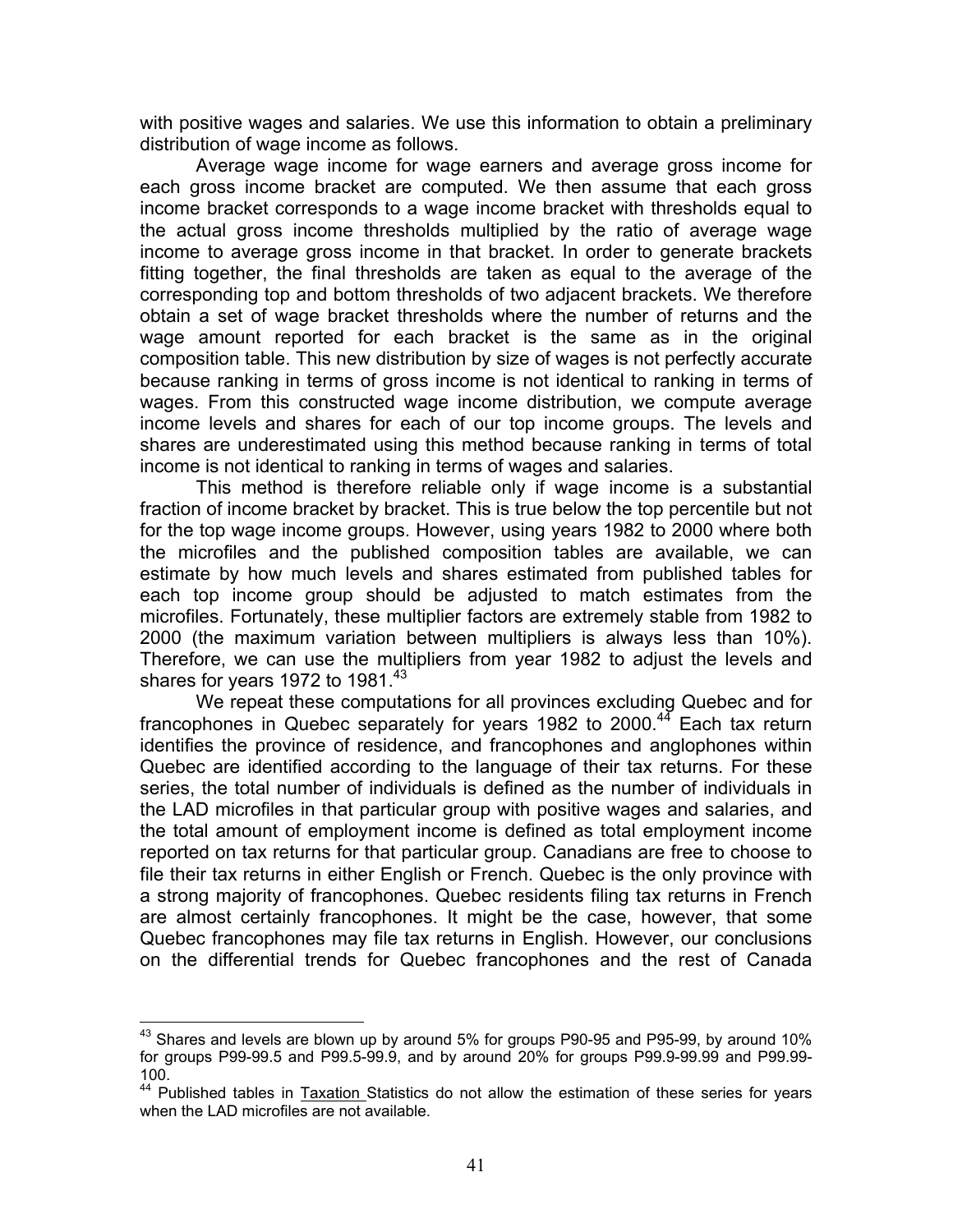with positive wages and salaries. We use this information to obtain a preliminary distribution of wage income as follows.

Average wage income for wage earners and average gross income for each gross income bracket are computed. We then assume that each gross income bracket corresponds to a wage income bracket with thresholds equal to the actual gross income thresholds multiplied by the ratio of average wage income to average gross income in that bracket. In order to generate brackets fitting together, the final thresholds are taken as equal to the average of the corresponding top and bottom thresholds of two adjacent brackets. We therefore obtain a set of wage bracket thresholds where the number of returns and the wage amount reported for each bracket is the same as in the original composition table. This new distribution by size of wages is not perfectly accurate because ranking in terms of gross income is not identical to ranking in terms of wages. From this constructed wage income distribution, we compute average income levels and shares for each of our top income groups. The levels and shares are underestimated using this method because ranking in terms of total income is not identical to ranking in terms of wages and salaries.

This method is therefore reliable only if wage income is a substantial fraction of income bracket by bracket. This is true below the top percentile but not for the top wage income groups. However, using years 1982 to 2000 where both the microfiles and the published composition tables are available, we can estimate by how much levels and shares estimated from published tables for each top income group should be adjusted to match estimates from the microfiles. Fortunately, these multiplier factors are extremely stable from 1982 to 2000 (the maximum variation between multipliers is always less than 10%). Therefore, we can use the multipliers from year 1982 to adjust the levels and shares for years 1972 to 1981.[43]

We repeat these computations for all provinces excluding Quebec and for francophones in Quebec separately for years 1982 to 2000.[44] Each tax return identifies the province of residence, and francophones and anglophones within Quebec are identified according to the language of their tax returns. For these series, the total number of individuals is defined as the number of individuals in the LAD microfiles in that particular group with positive wages and salaries, and the total amount of employment income is defined as total employment income reported on tax returns for that particular group. Canadians are free to choose to file their tax returns in either English or French. Quebec is the only province with a strong majority of francophones. Quebec residents filing tax returns in French are almost certainly francophones. It might be the case, however, that some Quebec francophones may file tax returns in English. However, our conclusions on the differential trends for Quebec francophones and the rest of Canada

---

[43] Shares and levels are blown up by around 5% for groups P90-95 and P95-99, by around 10% for groups P99-99.5 and P99.5-99.9, and by around 20% for groups P99.9-99.99 and P99.99-100.

[44] Published tables in Taxation Statistics do not allow the estimation of these series for years when the LAD microfiles are not available.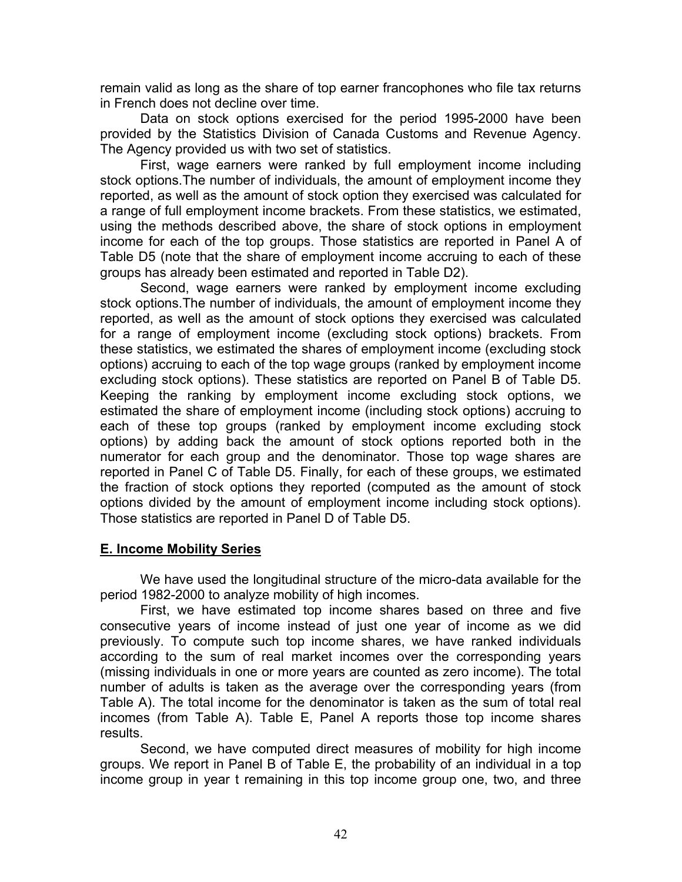remain valid as long as the share of top earner francophones who file tax returns in French does not decline over time.

Data on stock options exercised for the period 1995-2000 have been provided by the Statistics Division of Canada Customs and Revenue Agency. The Agency provided us with two set of statistics.

First, wage earners were ranked by full employment income including stock options.The number of individuals, the amount of employment income they reported, as well as the amount of stock option they exercised was calculated for a range of full employment income brackets. From these statistics, we estimated, using the methods described above, the share of stock options in employment income for each of the top groups. Those statistics are reported in Panel A of Table D5 (note that the share of employment income accruing to each of these groups has already been estimated and reported in Table D2).

Second, wage earners were ranked by employment income excluding stock options.The number of individuals, the amount of employment income they reported, as well as the amount of stock options they exercised was calculated for a range of employment income (excluding stock options) brackets. From these statistics, we estimated the shares of employment income (excluding stock options) accruing to each of the top wage groups (ranked by employment income excluding stock options). These statistics are reported on Panel B of Table D5. Keeping the ranking by employment income excluding stock options, we estimated the share of employment income (including stock options) accruing to each of these top groups (ranked by employment income excluding stock options) by adding back the amount of stock options reported both in the numerator for each group and the denominator. Those top wage shares are reported in Panel C of Table D5. Finally, for each of these groups, we estimated the fraction of stock options they reported (computed as the amount of stock options divided by the amount of employment income including stock options). Those statistics are reported in Panel D of Table D5.

## E. Income Mobility Series

We have used the longitudinal structure of the micro-data available for the period 1982-2000 to analyze mobility of high incomes.

First, we have estimated top income shares based on three and five consecutive years of income instead of just one year of income as we did previously. To compute such top income shares, we have ranked individuals according to the sum of real market incomes over the corresponding years (missing individuals in one or more years are counted as zero income). The total number of adults is taken as the average over the corresponding years (from Table A). The total income for the denominator is taken as the sum of total real incomes (from Table A). Table E, Panel A reports those top income shares results.

Second, we have computed direct measures of mobility for high income groups. We report in Panel B of Table E, the probability of an individual in a top income group in year t remaining in this top income group one, two, and three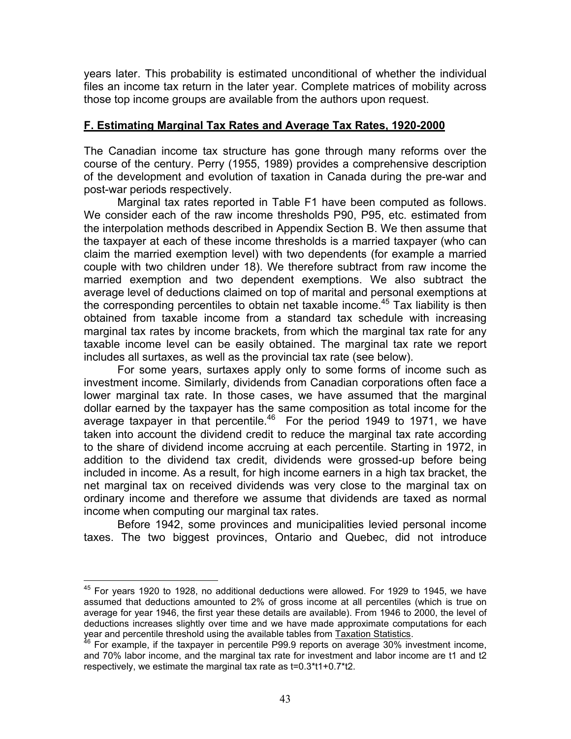years later. This probability is estimated unconditional of whether the individual files an income tax return in the later year. Complete matrices of mobility across those top income groups are available from the authors upon request.

## F. Estimating Marginal Tax Rates and Average Tax Rates, 1920-2000

The Canadian income tax structure has gone through many reforms over the course of the century. Perry (1955, 1989) provides a comprehensive description of the development and evolution of taxation in Canada during the pre-war and post-war periods respectively.

Marginal tax rates reported in Table F1 have been computed as follows. We consider each of the raw income thresholds P90, P95, etc. estimated from the interpolation methods described in Appendix Section B. We then assume that the taxpayer at each of these income thresholds is a married taxpayer (who can claim the married exemption level) with two dependents (for example a married couple with two children under 18). We therefore subtract from raw income the married exemption and two dependent exemptions. We also subtract the average level of deductions claimed on top of marital and personal exemptions at the corresponding percentiles to obtain net taxable income.[45] Tax liability is then obtained from taxable income from a standard tax schedule with increasing marginal tax rates by income brackets, from which the marginal tax rate for any taxable income level can be easily obtained. The marginal tax rate we report includes all surtaxes, as well as the provincial tax rate (see below).

For some years, surtaxes apply only to some forms of income such as investment income. Similarly, dividends from Canadian corporations often face a lower marginal tax rate. In those cases, we have assumed that the marginal dollar earned by the taxpayer has the same composition as total income for the average taxpayer in that percentile.[46] For the period 1949 to 1971, we have taken into account the dividend credit to reduce the marginal tax rate according to the share of dividend income accruing at each percentile. Starting in 1972, in addition to the dividend tax credit, dividends were grossed-up before being included in income. As a result, for high income earners in a high tax bracket, the net marginal tax on received dividends was very close to the marginal tax on ordinary income and therefore we assume that dividends are taxed as normal income when computing our marginal tax rates.

Before 1942, some provinces and municipalities levied personal income taxes. The two biggest provinces, Ontario and Quebec, did not introduce

---

[45] For years 1920 to 1928, no additional deductions were allowed. For 1929 to 1945, we have assumed that deductions amounted to 2% of gross income at all percentiles (which is true on average for year 1946, the first year these details are available). From 1946 to 2000, the level of deductions increases slightly over time and we have made approximate computations for each year and percentile threshold using the available tables from Taxation Statistics.

[46] For example, if the taxpayer in percentile P99.9 reports on average 30% investment income, and 70% labor income, and the marginal tax rate for investment and labor income are $t1$ and $t2$ respectively, we estimate the marginal tax rate as $t=0.3*t1+0.7*t2$.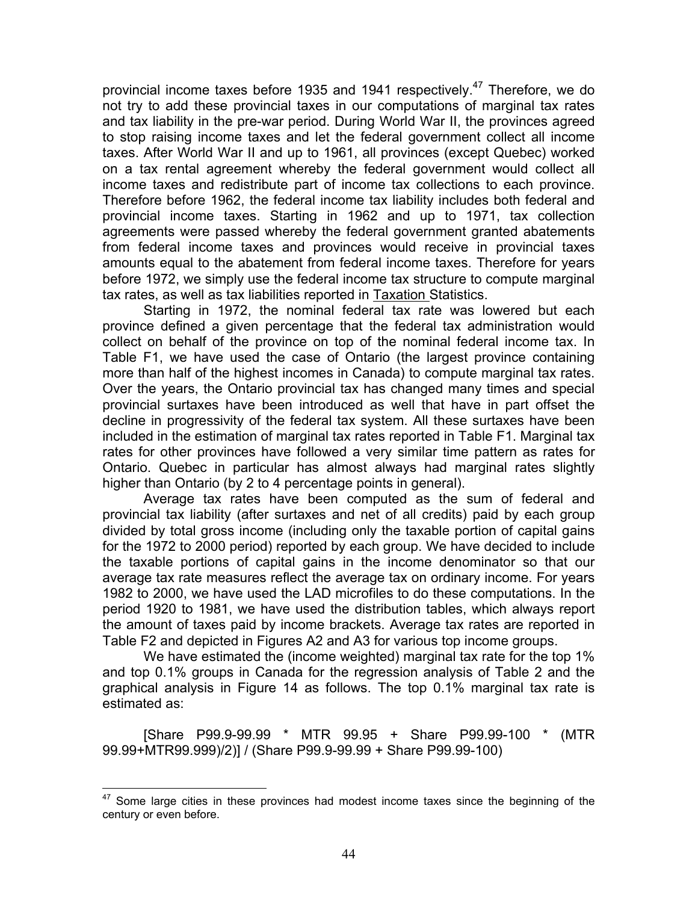provincial income taxes before 1935 and 1941 respectively.[47] Therefore, we do not try to add these provincial taxes in our computations of marginal tax rates and tax liability in the pre-war period. During World War II, the provinces agreed to stop raising income taxes and let the federal government collect all income taxes. After World War II and up to 1961, all provinces (except Quebec) worked on a tax rental agreement whereby the federal government would collect all income taxes and redistribute part of income tax collections to each province. Therefore before 1962, the federal income tax liability includes both federal and provincial income taxes. Starting in 1962 and up to 1971, tax collection agreements were passed whereby the federal government granted abatements from federal income taxes and provinces would receive in provincial taxes amounts equal to the abatement from federal income taxes. Therefore for years before 1972, we simply use the federal income tax structure to compute marginal tax rates, as well as tax liabilities reported in Taxation Statistics.

Starting in 1972, the nominal federal tax rate was lowered but each province defined a given percentage that the federal tax administration would collect on behalf of the province on top of the nominal federal income tax. In Table F1, we have used the case of Ontario (the largest province containing more than half of the highest incomes in Canada) to compute marginal tax rates. Over the years, the Ontario provincial tax has changed many times and special provincial surtaxes have been introduced as well that have in part offset the decline in progressivity of the federal tax system. All these surtaxes have been included in the estimation of marginal tax rates reported in Table F1. Marginal tax rates for other provinces have followed a very similar time pattern as rates for Ontario. Quebec in particular has almost always had marginal rates slightly higher than Ontario (by 2 to 4 percentage points in general).

Average tax rates have been computed as the sum of federal and provincial tax liability (after surtaxes and net of all credits) paid by each group divided by total gross income (including only the taxable portion of capital gains for the 1972 to 2000 period) reported by each group. We have decided to include the taxable portions of capital gains in the income denominator so that our average tax rate measures reflect the average tax on ordinary income. For years 1982 to 2000, we have used the LAD microfiles to do these computations. In the period 1920 to 1981, we have used the distribution tables, which always report the amount of taxes paid by income brackets. Average tax rates are reported in Table F2 and depicted in Figures A2 and A3 for various top income groups.

We have estimated the (income weighted) marginal tax rate for the top 1% and top 0.1% groups in Canada for the regression analysis of Table 2 and the graphical analysis in Figure 14 as follows. The top 0.1% marginal tax rate is estimated as:

[Share P99.9-99.99 * MTR 99.95 + Share P99.99-100 * (MTR 99.99+MTR99.999)/2)] / (Share P99.9-99.99 + Share P99.99-100)

[47] Some large cities in these provinces had modest income taxes since the beginning of the century or even before.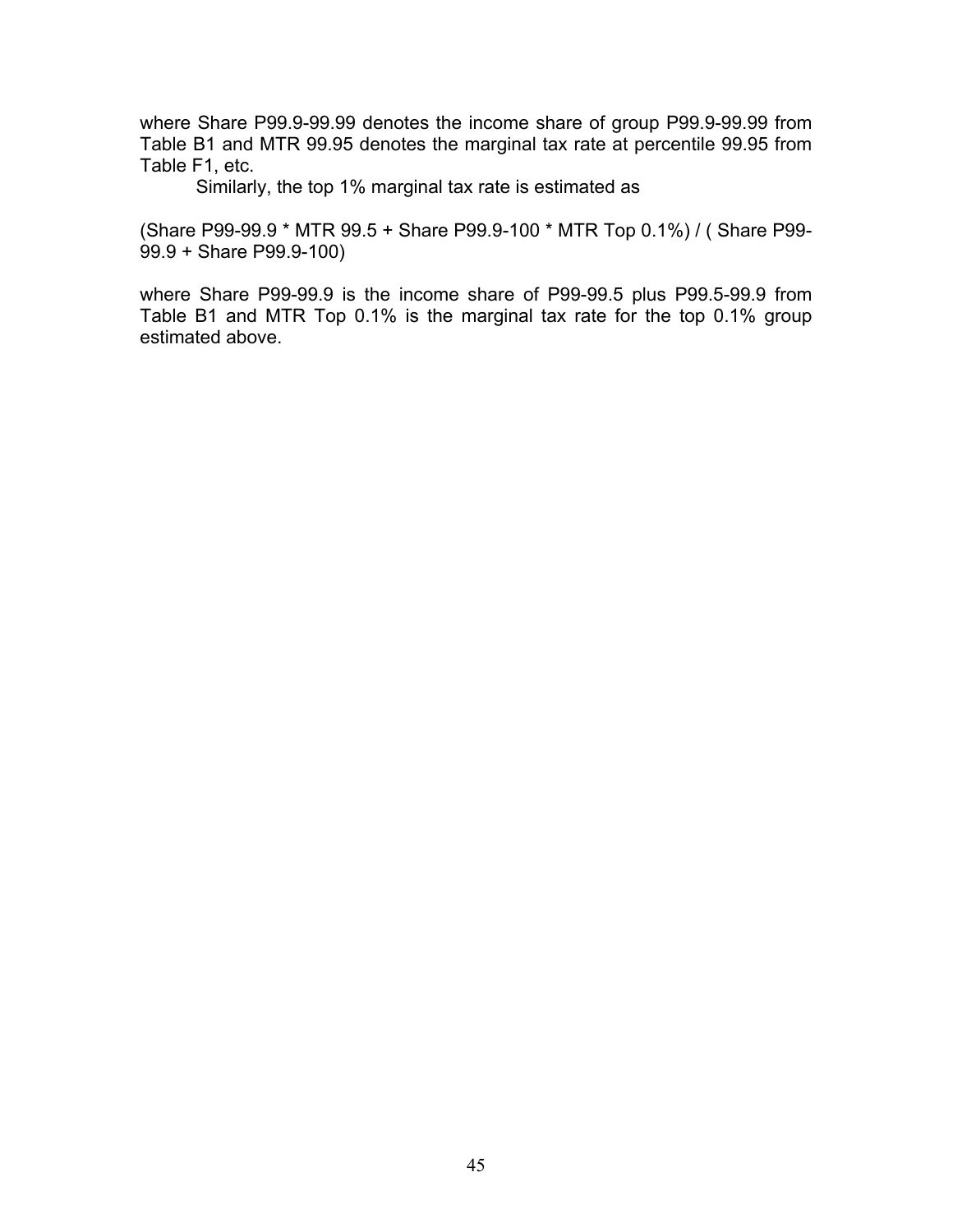where Share P99.9-99.99 denotes the income share of group P99.9-99.99 from Table B1 and MTR 99.95 denotes the marginal tax rate at percentile 99.95 from Table F1, etc.

Similarly, the top 1% marginal tax rate is estimated as

(Share P99-99.9 * MTR 99.5 + Share P99.9-100 * MTR Top 0.1%) / ( Share P99-99.9 + Share P99.9-100)

where Share P99-99.9 is the income share of P99-99.5 plus P99.5-99.9 from Table B1 and MTR Top 0.1% is the marginal tax rate for the top 0.1% group estimated above.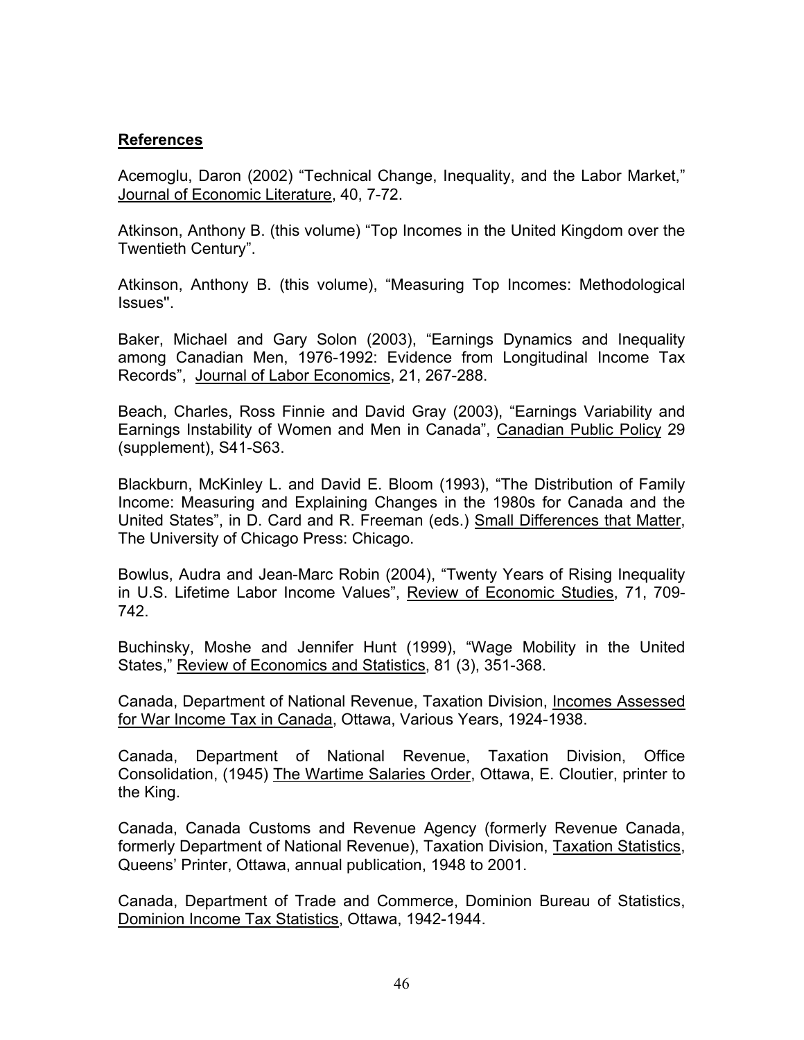## References

Acemoglu, Daron (2002) "Technical Change, Inequality, and the Labor Market," Journal of Economic Literature, 40, 7-72.

Atkinson, Anthony B. (this volume) "Top Incomes in the United Kingdom over the Twentieth Century".

Atkinson, Anthony B. (this volume), "Measuring Top Incomes: Methodological Issues".

Baker, Michael and Gary Solon (2003), "Earnings Dynamics and Inequality among Canadian Men, 1976-1992: Evidence from Longitudinal Income Tax Records", Journal of Labor Economics, 21, 267-288.

Beach, Charles, Ross Finnie and David Gray (2003), "Earnings Variability and Earnings Instability of Women and Men in Canada", Canadian Public Policy 29 (supplement), S41-S63.

Blackburn, McKinley L. and David E. Bloom (1993), "The Distribution of Family Income: Measuring and Explaining Changes in the 1980s for Canada and the United States", in D. Card and R. Freeman (eds.) Small Differences that Matter, The University of Chicago Press: Chicago.

Bowlus, Audra and Jean-Marc Robin (2004), "Twenty Years of Rising Inequality in U.S. Lifetime Labor Income Values", Review of Economic Studies, 71, 709-742.

Buchinsky, Moshe and Jennifer Hunt (1999), "Wage Mobility in the United States," Review of Economics and Statistics, 81 (3), 351-368.

Canada, Department of National Revenue, Taxation Division, Incomes Assessed for War Income Tax in Canada, Ottawa, Various Years, 1924-1938.

Canada, Department of National Revenue, Taxation Division, Office Consolidation, (1945) The Wartime Salaries Order, Ottawa, E. Cloutier, printer to the King.

Canada, Canada Customs and Revenue Agency (formerly Revenue Canada, formerly Department of National Revenue), Taxation Division, Taxation Statistics, Queens' Printer, Ottawa, annual publication, 1948 to 2001.

Canada, Department of Trade and Commerce, Dominion Bureau of Statistics, Dominion Income Tax Statistics, Ottawa, 1942-1944.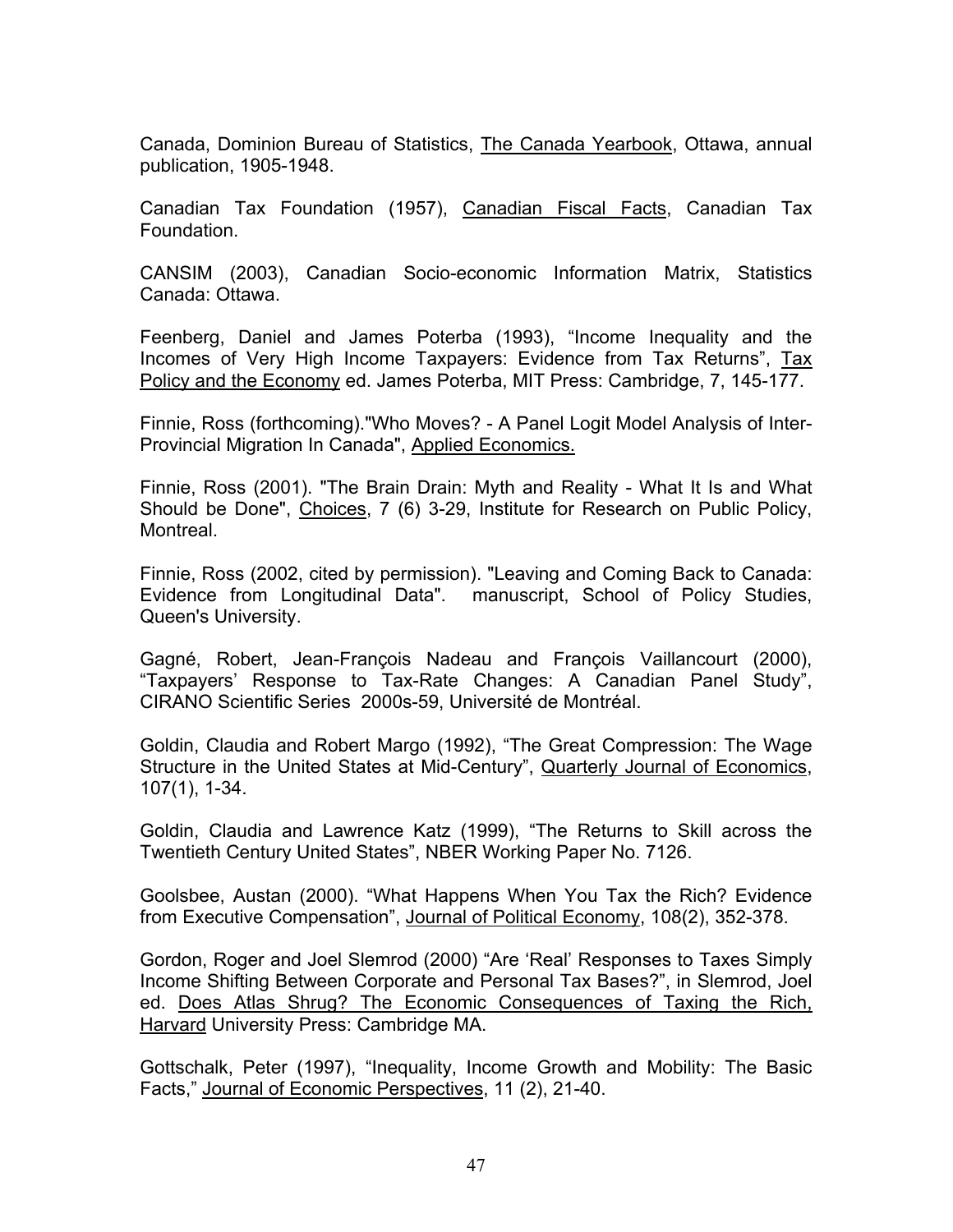Canada, Dominion Bureau of Statistics, The Canada Yearbook, Ottawa, annual publication, 1905-1948.

Canadian Tax Foundation (1957), Canadian Fiscal Facts, Canadian Tax Foundation.

CANSIM (2003), Canadian Socio-economic Information Matrix, Statistics Canada: Ottawa.

Feenberg, Daniel and James Poterba (1993), "Income Inequality and the Incomes of Very High Income Taxpayers: Evidence from Tax Returns", Tax Policy and the Economy ed. James Poterba, MIT Press: Cambridge, 7, 145-177.

Finnie, Ross (forthcoming)."Who Moves? - A Panel Logit Model Analysis of Inter-Provincial Migration In Canada", Applied Economics.

Finnie, Ross (2001). "The Brain Drain: Myth and Reality - What It Is and What Should be Done", Choices, 7 (6) 3-29, Institute for Research on Public Policy, Montreal.

Finnie, Ross (2002, cited by permission). "Leaving and Coming Back to Canada: Evidence from Longitudinal Data". manuscript, School of Policy Studies, Queen's University.

Gagné, Robert, Jean-François Nadeau and François Vaillancourt (2000), "Taxpayers' Response to Tax-Rate Changes: A Canadian Panel Study", CIRANO Scientific Series 2000s-59, Université de Montréal.

Goldin, Claudia and Robert Margo (1992), "The Great Compression: The Wage Structure in the United States at Mid-Century", Quarterly Journal of Economics, 107(1), 1-34.

Goldin, Claudia and Lawrence Katz (1999), "The Returns to Skill across the Twentieth Century United States", NBER Working Paper No. 7126.

Goolsbee, Austan (2000). "What Happens When You Tax the Rich? Evidence from Executive Compensation", Journal of Political Economy, 108(2), 352-378.

Gordon, Roger and Joel Slemrod (2000) "Are 'Real' Responses to Taxes Simply Income Shifting Between Corporate and Personal Tax Bases?", in Slemrod, Joel ed. Does Atlas Shrug? The Economic Consequences of Taxing the Rich, Harvard University Press: Cambridge MA.

Gottschalk, Peter (1997), "Inequality, Income Growth and Mobility: The Basic Facts," Journal of Economic Perspectives, 11 (2), 21-40.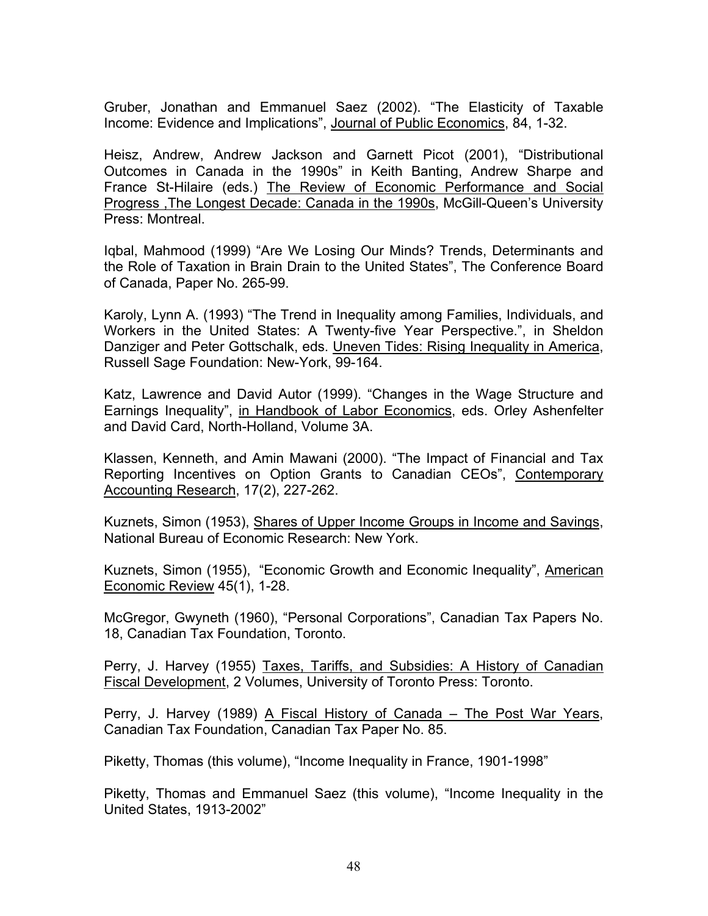Gruber, Jonathan and Emmanuel Saez (2002). "The Elasticity of Taxable Income: Evidence and Implications", Journal of Public Economics, 84, 1-32.

Heisz, Andrew, Andrew Jackson and Garnett Picot (2001), "Distributional Outcomes in Canada in the 1990s" in Keith Banting, Andrew Sharpe and France St-Hilaire (eds.) The Review of Economic Performance and Social Progress ,The Longest Decade: Canada in the 1990s, McGill-Queen's University Press: Montreal.

Iqbal, Mahmood (1999) "Are We Losing Our Minds? Trends, Determinants and the Role of Taxation in Brain Drain to the United States", The Conference Board of Canada, Paper No. 265-99.

Karoly, Lynn A. (1993) "The Trend in Inequality among Families, Individuals, and Workers in the United States: A Twenty-five Year Perspective.", in Sheldon Danziger and Peter Gottschalk, eds. Uneven Tides: Rising Inequality in America, Russell Sage Foundation: New-York, 99-164.

Katz, Lawrence and David Autor (1999). "Changes in the Wage Structure and Earnings Inequality", in Handbook of Labor Economics, eds. Orley Ashenfelter and David Card, North-Holland, Volume 3A.

Klassen, Kenneth, and Amin Mawani (2000). "The Impact of Financial and Tax Reporting Incentives on Option Grants to Canadian CEOs", Contemporary Accounting Research, 17(2), 227-262.

Kuznets, Simon (1953), Shares of Upper Income Groups in Income and Savings, National Bureau of Economic Research: New York.

Kuznets, Simon (1955), "Economic Growth and Economic Inequality", American Economic Review 45(1), 1-28.

McGregor, Gwyneth (1960), "Personal Corporations", Canadian Tax Papers No. 18, Canadian Tax Foundation, Toronto.

Perry, J. Harvey (1955) Taxes, Tariffs, and Subsidies: A History of Canadian Fiscal Development, 2 Volumes, University of Toronto Press: Toronto.

Perry, J. Harvey (1989) A Fiscal History of Canada – The Post War Years, Canadian Tax Foundation, Canadian Tax Paper No. 85.

Piketty, Thomas (this volume), "Income Inequality in France, 1901-1998"

Piketty, Thomas and Emmanuel Saez (this volume), "Income Inequality in the United States, 1913-2002"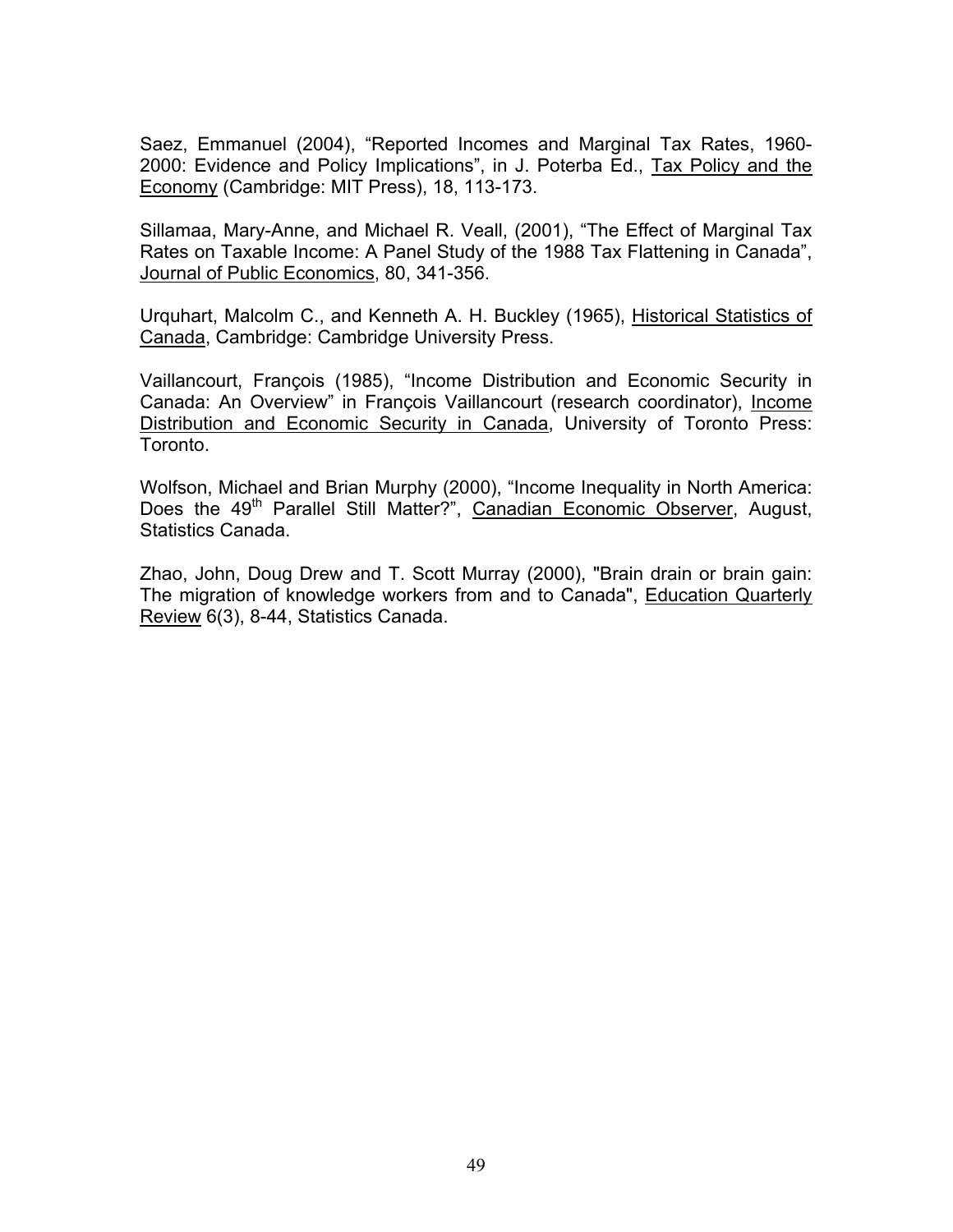Saez, Emmanuel (2004), “Reported Incomes and Marginal Tax Rates, 1960-2000: Evidence and Policy Implications”, in J. Poterba Ed., Tax Policy and the Economy (Cambridge: MIT Press), 18, 113-173.

Sillamaa, Mary-Anne, and Michael R. Veall, (2001), “The Effect of Marginal Tax Rates on Taxable Income: A Panel Study of the 1988 Tax Flattening in Canada”, Journal of Public Economics, 80, 341-356.

Urquhart, Malcolm C., and Kenneth A. H. Buckley (1965), Historical Statistics of Canada, Cambridge: Cambridge University Press.

Vaillancourt, François (1985), “Income Distribution and Economic Security in Canada: An Overview” in François Vaillancourt (research coordinator), Income Distribution and Economic Security in Canada, University of Toronto Press: Toronto.

Wolfson, Michael and Brian Murphy (2000), “Income Inequality in North America: Does the 49th Parallel Still Matter?”, Canadian Economic Observer, August, Statistics Canada.

Zhao, John, Doug Drew and T. Scott Murray (2000), "Brain drain or brain gain: The migration of knowledge workers from and to Canada", Education Quarterly Review 6(3), 8-44, Statistics Canada.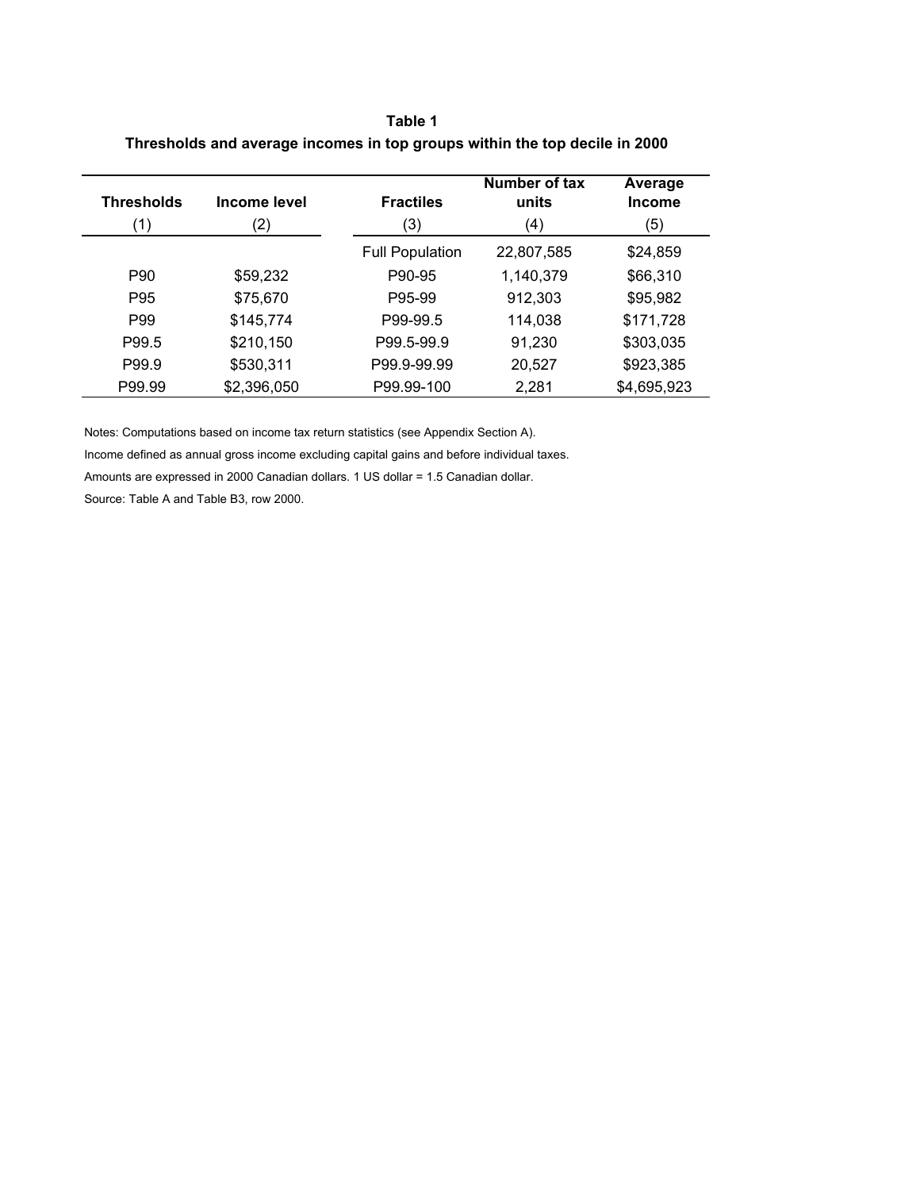**Table 1**

**Thresholds and average incomes in top groups within the top decile in 2000**

| Thresholds | Income level | Fractiles | Number of tax units | Average Income |
|---|---|---|---|---|
| (1) | (2) | (3) | (4) | (5) |
| | | Full Population | 22,807,585 | $24,859 |
| P90 | $59,232 | P90-95 | 1,140,379 | $66,310 |
| P95 | $75,670 | P95-99 | 912,303 | $95,982 |
| P99 | $145,774 | P99-99.5 | 114,038 | $171,728 |
| P99.5 | $210,150 | P99.5-99.9 | 91,230 | $303,035 |
| P99.9 | $530,311 | P99.9-99.99 | 20,527 | $923,385 |
| P99.99 | $2,396,050 | P99.99-100 | 2,281 | $4,695,923 |

Notes: Computations based on income tax return statistics (see Appendix Section A).

Income defined as annual gross income excluding capital gains and before individual taxes.

Amounts are expressed in 2000 Canadian dollars. 1 US dollar = 1.5 Canadian dollar.

Source: Table A and Table B3, row 2000.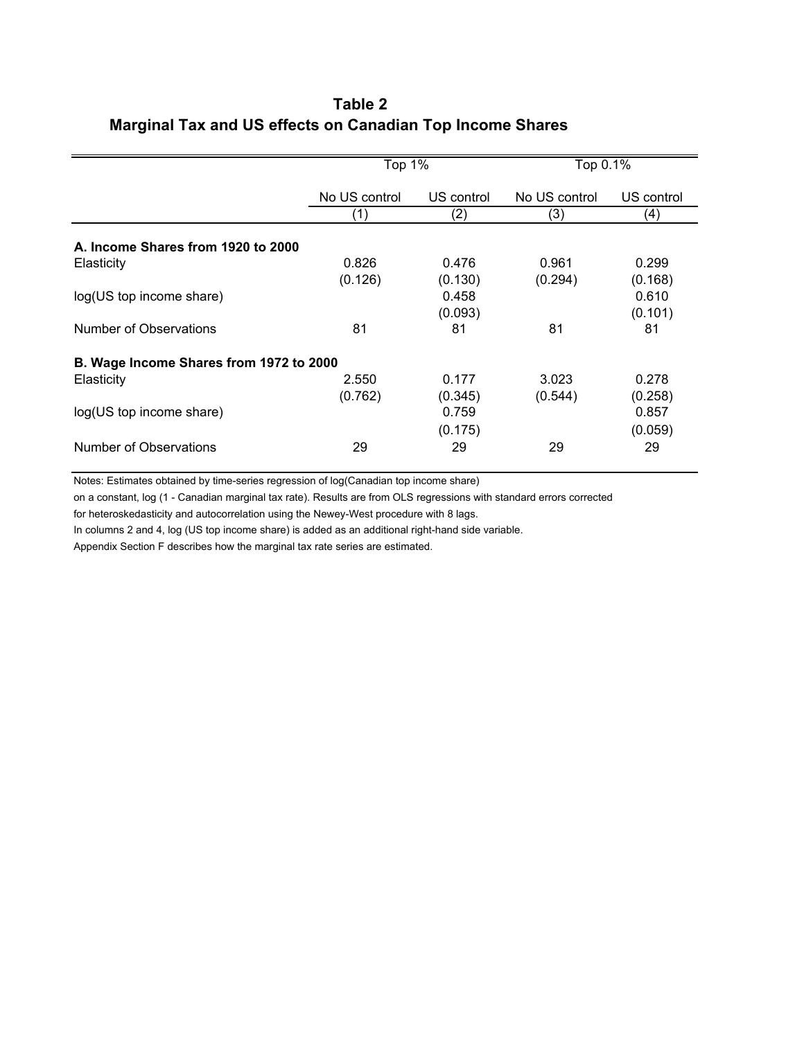**Table 2**

**Marginal Tax and US effects on Canadian Top Income Shares**

| | Top 1% | | Top 0.1% | |
|---|---|---|---|---|
| | No US control | US control | No US control | US control |
| | (1) | (2) | (3) | (4) |
| **A. Income Shares from 1920 to 2000** | | | | |
| Elasticity | 0.826 | 0.476 | 0.961 | 0.299 |
| | (0.126) | (0.130) | (0.294) | (0.168) |
| log(US top income share) | | 0.458 | | 0.610 |
| | | (0.093) | | (0.101) |
| Number of Observations | 81 | 81 | 81 | 81 |
| **B. Wage Income Shares from 1972 to 2000** | | | | |
| Elasticity | 2.550 | 0.177 | 3.023 | 0.278 |
| | (0.762) | (0.345) | (0.544) | (0.258) |
| log(US top income share) | | 0.759 | | 0.857 |
| | | (0.175) | | (0.059) |
| Number of Observations | 29 | 29 | 29 | 29 |

Notes: Estimates obtained by time-series regression of log(Canadian top income share) on a constant, log (1 - Canadian marginal tax rate). Results are from OLS regressions with standard errors corrected for heteroskedasticity and autocorrelation using the Newey-West procedure with 8 lags.

In columns 2 and 4, log (US top income share) is added as an additional right-hand side variable.

Appendix Section F describes how the marginal tax rate series are estimated.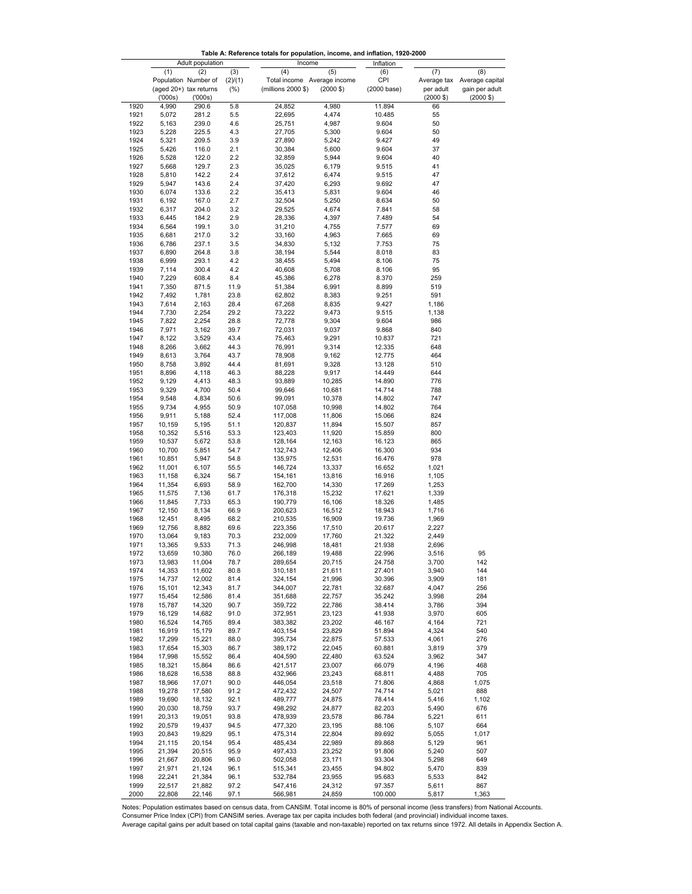**Table A: Reference totals for population, income, and inflation, 1920-2000**

| | Adult population | | | Income | | Inflation | | |
|---|---|---|---|---|---|---|---|---|
| | (1) | (2) | (3) | (4) | (5) | (6) | (7) | (8) |
| | Population (aged 20+) ('000s) | Number of tax returns ('000s) | (2)/(1) (%) | Total income (millions 2000 $) | Average income (2000 $) | CPI (2000 base) | Average tax per adult (2000 $) | Average capital gain per adult (2000 $) |
| 1920 | 4,990 | 290.6 | 5.8 | 24,852 | 4,980 | 11.894 | 66 | |
| 1921 | 5,072 | 281.2 | 5.5 | 22,695 | 4,474 | 10.485 | 55 | |
| 1922 | 5,163 | 239.0 | 4.6 | 25,751 | 4,987 | 9.604 | 50 | |
| 1923 | 5,228 | 225.5 | 4.3 | 27,705 | 5,300 | 9.604 | 50 | |
| 1924 | 5,321 | 209.5 | 3.9 | 27,890 | 5,242 | 9.427 | 49 | |
| 1925 | 5,426 | 116.0 | 2.1 | 30,384 | 5,600 | 9.604 | 37 | |
| 1926 | 5,528 | 122.0 | 2.2 | 32,859 | 5,944 | 9.604 | 40 | |
| 1927 | 5,668 | 129.7 | 2.3 | 35,025 | 6,179 | 9.515 | 41 | |
| 1928 | 5,810 | 142.2 | 2.4 | 37,612 | 6,474 | 9.515 | 47 | |
| 1929 | 5,947 | 143.6 | 2.4 | 37,420 | 6,293 | 9.692 | 47 | |
| 1930 | 6,074 | 133.6 | 2.2 | 35,413 | 5,831 | 9.604 | 46 | |
| 1931 | 6,192 | 167.0 | 2.7 | 32,504 | 5,250 | 8.634 | 50 | |
| 1932 | 6,317 | 204.0 | 3.2 | 29,525 | 4,674 | 7.841 | 58 | |
| 1933 | 6,445 | 184.2 | 2.9 | 28,336 | 4,397 | 7.489 | 54 | |
| 1934 | 6,564 | 199.1 | 3.0 | 31,210 | 4,755 | 7.577 | 69 | |
| 1935 | 6,681 | 217.0 | 3.2 | 33,160 | 4,963 | 7.665 | 69 | |
| 1936 | 6,786 | 237.1 | 3.5 | 34,830 | 5,132 | 7.753 | 75 | |
| 1937 | 6,890 | 264.8 | 3.8 | 38,194 | 5,544 | 8.018 | 83 | |
| 1938 | 6,999 | 293.1 | 4.2 | 38,455 | 5,494 | 8.106 | 75 | |
| 1939 | 7,114 | 300.4 | 4.2 | 40,608 | 5,708 | 8.106 | 95 | |
| 1940 | 7,229 | 608.4 | 8.4 | 45,386 | 6,278 | 8.370 | 259 | |
| 1941 | 7,350 | 871.5 | 11.9 | 51,384 | 6,991 | 8.899 | 519 | |
| 1942 | 7,492 | 1,781 | 23.8 | 62,802 | 8,383 | 9.251 | 591 | |
| 1943 | 7,614 | 2,163 | 28.4 | 67,268 | 8,835 | 9.427 | 1,186 | |
| 1944 | 7,730 | 2,254 | 29.2 | 73,222 | 9,473 | 9.515 | 1,138 | |
| 1945 | 7,822 | 2,254 | 28.8 | 72,778 | 9,304 | 9.604 | 986 | |
| 1946 | 7,971 | 3,162 | 39.7 | 72,031 | 9,037 | 9.868 | 840 | |
| 1947 | 8,122 | 3,529 | 43.4 | 75,463 | 9,291 | 10.837 | 721 | |
| 1948 | 8,266 | 3,662 | 44.3 | 76,991 | 9,314 | 12.335 | 648 | |
| 1949 | 8,613 | 3,764 | 43.7 | 78,908 | 9,162 | 12.775 | 464 | |
| 1950 | 8,758 | 3,892 | 44.4 | 81,691 | 9,328 | 13.128 | 510 | |
| 1951 | 8,896 | 4,118 | 46.3 | 88,228 | 9,917 | 14.449 | 644 | |
| 1952 | 9,129 | 4,413 | 48.3 | 93,889 | 10,285 | 14.890 | 776 | |
| 1953 | 9,329 | 4,700 | 50.4 | 99,646 | 10,681 | 14.714 | 788 | |
| 1954 | 9,548 | 4,834 | 50.6 | 99,091 | 10,378 | 14.802 | 747 | |
| 1955 | 9,734 | 4,955 | 50.9 | 107,058 | 10,998 | 14.802 | 764 | |
| 1956 | 9,911 | 5,188 | 52.4 | 117,008 | 11,806 | 15.066 | 824 | |
| 1957 | 10,159 | 5,195 | 51.1 | 120,837 | 11,894 | 15.507 | 857 | |
| 1958 | 10,352 | 5,516 | 53.3 | 123,403 | 11,920 | 15.859 | 800 | |
| 1959 | 10,537 | 5,672 | 53.8 | 128,164 | 12,163 | 16.123 | 865 | |
| 1960 | 10,700 | 5,851 | 54.7 | 132,743 | 12,406 | 16.300 | 934 | |
| 1961 | 10,851 | 5,947 | 54.8 | 135,975 | 12,531 | 16.476 | 978 | |
| 1962 | 11,001 | 6,107 | 55.5 | 146,724 | 13,337 | 16.652 | 1,021 | |
| 1963 | 11,158 | 6,324 | 56.7 | 154,161 | 13,816 | 16.916 | 1,105 | |
| 1964 | 11,354 | 6,693 | 58.9 | 162,700 | 14,330 | 17.269 | 1,253 | |
| 1965 | 11,575 | 7,136 | 61.7 | 176,318 | 15,232 | 17.621 | 1,339 | |
| 1966 | 11,845 | 7,733 | 65.3 | 190,779 | 16,106 | 18.326 | 1,485 | |
| 1967 | 12,150 | 8,134 | 66.9 | 200,623 | 16,512 | 18.943 | 1,716 | |
| 1968 | 12,451 | 8,495 | 68.2 | 210,535 | 16,909 | 19.736 | 1,969 | |
| 1969 | 12,756 | 8,882 | 69.6 | 223,356 | 17,510 | 20.617 | 2,227 | |
| 1970 | 13,064 | 9,183 | 70.3 | 232,009 | 17,760 | 21.322 | 2,449 | |
| 1971 | 13,365 | 9,533 | 71.3 | 246,998 | 18,481 | 21.938 | 2,696 | |
| 1972 | 13,659 | 10,380 | 76.0 | 266,189 | 19,488 | 22.996 | 3,516 | 95 |
| 1973 | 13,983 | 11,004 | 78.7 | 289,654 | 20,715 | 24.758 | 3,700 | 142 |
| 1974 | 14,353 | 11,602 | 80.8 | 310,181 | 21,611 | 27.401 | 3,940 | 144 |
| 1975 | 14,737 | 12,002 | 81.4 | 324,154 | 21,996 | 30.396 | 3,909 | 181 |
| 1976 | 15,101 | 12,343 | 81.7 | 344,007 | 22,781 | 32.687 | 4,047 | 256 |
| 1977 | 15,454 | 12,586 | 81.4 | 351,688 | 22,757 | 35.242 | 3,998 | 284 |
| 1978 | 15,787 | 14,320 | 90.7 | 359,722 | 22,786 | 38.414 | 3,786 | 394 |
| 1979 | 16,129 | 14,682 | 91.0 | 372,951 | 23,123 | 41.938 | 3,970 | 605 |
| 1980 | 16,524 | 14,765 | 89.4 | 383,382 | 23,202 | 46.167 | 4,164 | 721 |
| 1981 | 16,919 | 15,179 | 89.7 | 403,154 | 23,829 | 51.894 | 4,324 | 540 |
| 1982 | 17,299 | 15,221 | 88.0 | 395,734 | 22,875 | 57.533 | 4,061 | 276 |
| 1983 | 17,654 | 15,303 | 86.7 | 389,172 | 22,045 | 60.881 | 3,819 | 379 |
| 1984 | 17,998 | 15,552 | 86.4 | 404,590 | 22,480 | 63.524 | 3,962 | 347 |
| 1985 | 18,321 | 15,864 | 86.6 | 421,517 | 23,007 | 66.079 | 4,196 | 468 |
| 1986 | 18,628 | 16,538 | 88.8 | 432,966 | 23,243 | 68.811 | 4,488 | 705 |
| 1987 | 18,966 | 17,071 | 90.0 | 446,054 | 23,518 | 71.806 | 4,868 | 1,075 |
| 1988 | 19,278 | 17,580 | 91.2 | 472,432 | 24,507 | 74.714 | 5,021 | 888 |
| 1989 | 19,690 | 18,132 | 92.1 | 489,777 | 24,875 | 78.414 | 5,416 | 1,102 |
| 1990 | 20,030 | 18,759 | 93.7 | 498,292 | 24,877 | 82.203 | 5,490 | 676 |
| 1991 | 20,313 | 19,051 | 93.8 | 478,939 | 23,578 | 86.784 | 5,221 | 611 |
| 1992 | 20,579 | 19,437 | 94.5 | 477,320 | 23,195 | 88.106 | 5,107 | 664 |
| 1993 | 20,843 | 19,829 | 95.1 | 475,314 | 22,804 | 89.692 | 5,055 | 1,017 |
| 1994 | 21,115 | 20,154 | 95.4 | 485,434 | 22,989 | 89.868 | 5,129 | 961 |
| 1995 | 21,394 | 20,515 | 95.9 | 497,433 | 23,252 | 91.806 | 5,240 | 507 |
| 1996 | 21,667 | 20,806 | 96.0 | 502,058 | 23,171 | 93.304 | 5,298 | 649 |
| 1997 | 21,971 | 21,124 | 96.1 | 515,341 | 23,455 | 94.802 | 5,470 | 839 |
| 1998 | 22,241 | 21,384 | 96.1 | 532,784 | 23,955 | 95.683 | 5,533 | 842 |
| 1999 | 22,517 | 21,882 | 97.2 | 547,416 | 24,312 | 97.357 | 5,611 | 867 |
| 2000 | 22,808 | 22,146 | 97.1 | 566,981 | 24,859 | 100.000 | 5,817 | 1,363 |

Notes: Population estimates based on census data, from CANSIM. Total income is 80% of personal income (less transfers) from National Accounts.
Consumer Price Index (CPI) from CANSIM series. Average tax per capita includes both federal (and provincial) individual income taxes.
Average capital gains per adult based on total capital gains (taxable and non-taxable) reported on tax returns since 1972. All details in Appendix Section A.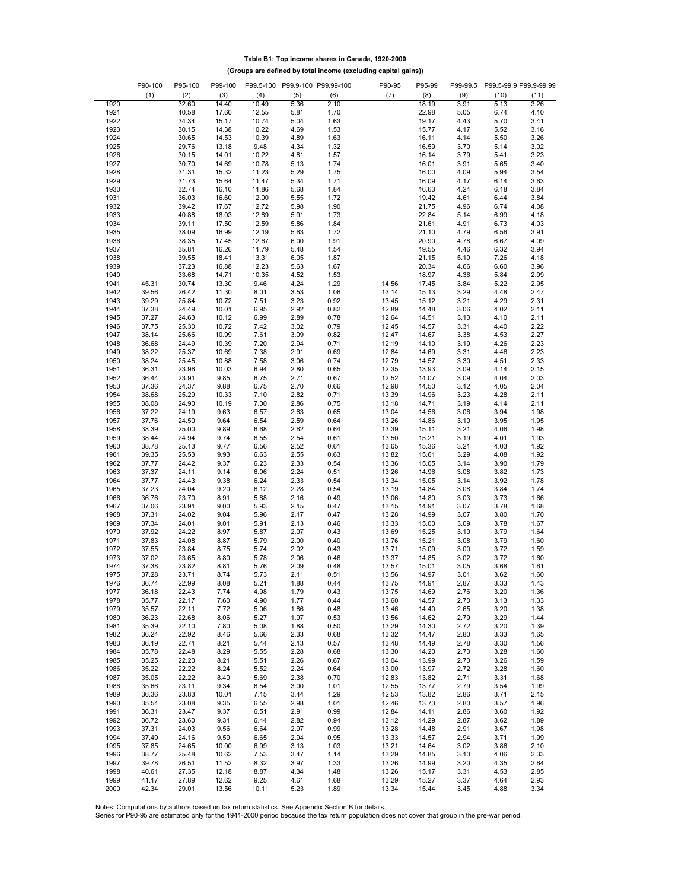**Table B1: Top income shares in Canada, 1920-2000**

**(Groups are defined by total income (excluding capital gains))**

| | P90-100 | P95-100 | P99-100 | P99.5-100 | P99.9-100 | P99.99-100 | P90-95 | P95-99 | P99-99.5 | P99.5-99.9 | P99.9-99.99 |
|---|---|---|---|---|---|---|---|---|---|---|---|
| | (1) | (2) | (3) | (4) | (5) | (6) | (7) | (8) | (9) | (10) | (11) |
| 1920 | | 32.60 | 14.40 | 10.49 | 5.36 | 2.10 | | 18.19 | 3.91 | 5.13 | 3.26 |
| 1921 | | 40.58 | 17.60 | 12.55 | 5.81 | 1.70 | | 22.98 | 5.05 | 6.74 | 4.10 |
| 1922 | | 34.34 | 15.17 | 10.74 | 5.04 | 1.63 | | 19.17 | 4.43 | 5.70 | 3.41 |
| 1923 | | 30.15 | 14.38 | 10.22 | 4.69 | 1.53 | | 15.77 | 4.17 | 5.52 | 3.16 |
| 1924 | | 30.65 | 14.53 | 10.39 | 4.89 | 1.63 | | 16.11 | 4.14 | 5.50 | 3.26 |
| 1925 | | 29.76 | 13.18 | 9.48 | 4.34 | 1.32 | | 16.59 | 3.70 | 5.14 | 3.02 |
| 1926 | | 30.15 | 14.01 | 10.22 | 4.81 | 1.57 | | 16.14 | 3.79 | 5.41 | 3.23 |
| 1927 | | 30.70 | 14.69 | 10.78 | 5.13 | 1.74 | | 16.01 | 3.91 | 5.65 | 3.40 |
| 1928 | | 31.31 | 15.32 | 11.23 | 5.29 | 1.75 | | 16.00 | 4.09 | 5.94 | 3.54 |
| 1929 | | 31.73 | 15.64 | 11.47 | 5.34 | 1.71 | | 16.09 | 4.17 | 6.14 | 3.63 |
| 1930 | | 32.74 | 16.10 | 11.86 | 5.68 | 1.84 | | 16.63 | 4.24 | 6.18 | 3.84 |
| 1931 | | 36.03 | 16.60 | 12.00 | 5.55 | 1.72 | | 19.42 | 4.61 | 6.44 | 3.84 |
| 1932 | | 39.42 | 17.67 | 12.72 | 5.98 | 1.90 | | 21.75 | 4.96 | 6.74 | 4.08 |
| 1933 | | 40.88 | 18.03 | 12.89 | 5.91 | 1.73 | | 22.84 | 5.14 | 6.99 | 4.18 |
| 1934 | | 39.11 | 17.50 | 12.59 | 5.86 | 1.84 | | 21.61 | 4.91 | 6.73 | 4.03 |
| 1935 | | 38.09 | 16.99 | 12.19 | 5.63 | 1.72 | | 21.10 | 4.79 | 6.56 | 3.91 |
| 1936 | | 38.35 | 17.45 | 12.67 | 6.00 | 1.91 | | 20.90 | 4.78 | 6.67 | 4.09 |
| 1937 | | 35.81 | 16.26 | 11.79 | 5.48 | 1.54 | | 19.55 | 4.46 | 6.32 | 3.94 |
| 1938 | | 39.55 | 18.41 | 13.31 | 6.05 | 1.87 | | 21.15 | 5.10 | 7.26 | 4.18 |
| 1939 | | 37.23 | 16.88 | 12.23 | 5.63 | 1.67 | | 20.34 | 4.66 | 6.60 | 3.96 |
| 1940 | | 33.68 | 14.71 | 10.35 | 4.52 | 1.53 | | 18.97 | 4.36 | 5.84 | 2.99 |
| 1941 | 45.31 | 30.74 | 13.30 | 9.46 | 4.24 | 1.29 | 14.56 | 17.45 | 3.84 | 5.22 | 2.95 |
| 1942 | 39.56 | 26.42 | 11.30 | 8.01 | 3.53 | 1.06 | 13.14 | 15.13 | 3.29 | 4.48 | 2.47 |
| 1943 | 39.29 | 25.84 | 10.72 | 7.51 | 3.23 | 0.92 | 13.45 | 15.12 | 3.21 | 4.29 | 2.31 |
| 1944 | 37.38 | 24.49 | 10.01 | 6.95 | 2.92 | 0.82 | 12.89 | 14.48 | 3.06 | 4.02 | 2.11 |
| 1945 | 37.27 | 24.63 | 10.12 | 6.99 | 2.89 | 0.78 | 12.64 | 14.51 | 3.13 | 4.10 | 2.11 |
| 1946 | 37.75 | 25.30 | 10.72 | 7.42 | 3.02 | 0.79 | 12.45 | 14.57 | 3.31 | 4.40 | 2.22 |
| 1947 | 38.14 | 25.66 | 10.99 | 7.61 | 3.09 | 0.82 | 12.47 | 14.67 | 3.38 | 4.53 | 2.27 |
| 1948 | 36.68 | 24.49 | 10.39 | 7.20 | 2.94 | 0.71 | 12.19 | 14.10 | 3.19 | 4.26 | 2.23 |
| 1949 | 38.22 | 25.37 | 10.69 | 7.38 | 2.91 | 0.69 | 12.84 | 14.69 | 3.31 | 4.46 | 2.23 |
| 1950 | 38.24 | 25.45 | 10.88 | 7.58 | 3.06 | 0.74 | 12.79 | 14.57 | 3.30 | 4.51 | 2.33 |
| 1951 | 36.31 | 23.96 | 10.03 | 6.94 | 2.80 | 0.65 | 12.35 | 13.93 | 3.09 | 4.14 | 2.15 |
| 1952 | 36.44 | 23.91 | 9.85 | 6.75 | 2.71 | 0.67 | 12.52 | 14.07 | 3.09 | 4.04 | 2.03 |
| 1953 | 37.36 | 24.37 | 9.88 | 6.75 | 2.70 | 0.66 | 12.98 | 14.50 | 3.12 | 4.05 | 2.04 |
| 1954 | 38.68 | 25.29 | 10.33 | 7.10 | 2.82 | 0.71 | 13.39 | 14.96 | 3.23 | 4.28 | 2.11 |
| 1955 | 38.08 | 24.90 | 10.19 | 7.00 | 2.86 | 0.75 | 13.18 | 14.71 | 3.19 | 4.14 | 2.11 |
| 1956 | 37.22 | 24.19 | 9.63 | 6.57 | 2.63 | 0.65 | 13.04 | 14.56 | 3.06 | 3.94 | 1.98 |
| 1957 | 37.76 | 24.50 | 9.64 | 6.54 | 2.59 | 0.64 | 13.26 | 14.86 | 3.10 | 3.95 | 1.95 |
| 1958 | 38.39 | 25.00 | 9.89 | 6.68 | 2.62 | 0.64 | 13.39 | 15.11 | 3.21 | 4.06 | 1.98 |
| 1959 | 38.44 | 24.94 | 9.74 | 6.55 | 2.54 | 0.61 | 13.50 | 15.21 | 3.19 | 4.01 | 1.93 |
| 1960 | 38.78 | 25.13 | 9.77 | 6.56 | 2.52 | 0.61 | 13.65 | 15.36 | 3.21 | 4.03 | 1.92 |
| 1961 | 39.35 | 25.53 | 9.93 | 6.63 | 2.55 | 0.63 | 13.82 | 15.61 | 3.29 | 4.08 | 1.92 |
| 1962 | 37.77 | 24.42 | 9.37 | 6.23 | 2.33 | 0.54 | 13.36 | 15.05 | 3.14 | 3.90 | 1.79 |
| 1963 | 37.37 | 24.11 | 9.14 | 6.06 | 2.24 | 0.51 | 13.26 | 14.96 | 3.08 | 3.82 | 1.73 |
| 1964 | 37.77 | 24.43 | 9.38 | 6.24 | 2.33 | 0.54 | 13.34 | 15.05 | 3.14 | 3.92 | 1.78 |
| 1965 | 37.23 | 24.04 | 9.20 | 6.12 | 2.28 | 0.54 | 13.19 | 14.84 | 3.08 | 3.84 | 1.74 |
| 1966 | 36.76 | 23.70 | 8.91 | 5.88 | 2.16 | 0.49 | 13.06 | 14.80 | 3.03 | 3.73 | 1.66 |
| 1967 | 37.06 | 23.91 | 9.00 | 5.93 | 2.15 | 0.47 | 13.15 | 14.91 | 3.07 | 3.78 | 1.68 |
| 1968 | 37.31 | 24.02 | 9.04 | 5.96 | 2.17 | 0.47 | 13.28 | 14.99 | 3.07 | 3.80 | 1.70 |
| 1969 | 37.34 | 24.01 | 9.01 | 5.91 | 2.13 | 0.46 | 13.33 | 15.00 | 3.09 | 3.78 | 1.67 |
| 1970 | 37.92 | 24.22 | 8.97 | 5.87 | 2.07 | 0.43 | 13.69 | 15.25 | 3.10 | 3.79 | 1.64 |
| 1971 | 37.83 | 24.08 | 8.87 | 5.79 | 2.00 | 0.40 | 13.76 | 15.21 | 3.08 | 3.79 | 1.60 |
| 1972 | 37.55 | 23.84 | 8.75 | 5.74 | 2.02 | 0.43 | 13.71 | 15.09 | 3.00 | 3.72 | 1.59 |
| 1973 | 37.02 | 23.65 | 8.80 | 5.78 | 2.06 | 0.46 | 13.37 | 14.85 | 3.02 | 3.72 | 1.60 |
| 1974 | 37.38 | 23.82 | 8.81 | 5.76 | 2.09 | 0.48 | 13.57 | 15.01 | 3.05 | 3.68 | 1.61 |
| 1975 | 37.28 | 23.71 | 8.74 | 5.73 | 2.11 | 0.51 | 13.56 | 14.97 | 3.01 | 3.62 | 1.60 |
| 1976 | 36.74 | 22.99 | 8.08 | 5.21 | 1.88 | 0.44 | 13.75 | 14.91 | 2.87 | 3.33 | 1.43 |
| 1977 | 36.18 | 22.43 | 7.74 | 4.98 | 1.79 | 0.43 | 13.75 | 14.69 | 2.76 | 3.20 | 1.36 |
| 1978 | 35.77 | 22.17 | 7.60 | 4.90 | 1.77 | 0.44 | 13.60 | 14.57 | 2.70 | 3.13 | 1.33 |
| 1979 | 35.57 | 22.11 | 7.72 | 5.06 | 1.86 | 0.48 | 13.46 | 14.40 | 2.65 | 3.20 | 1.38 |
| 1980 | 36.23 | 22.68 | 8.06 | 5.27 | 1.97 | 0.53 | 13.56 | 14.62 | 2.79 | 3.29 | 1.44 |
| 1981 | 35.39 | 22.10 | 7.80 | 5.08 | 1.88 | 0.50 | 13.29 | 14.30 | 2.72 | 3.20 | 1.39 |
| 1982 | 36.24 | 22.92 | 8.46 | 5.66 | 2.33 | 0.68 | 13.32 | 14.47 | 2.80 | 3.33 | 1.65 |
| 1983 | 36.19 | 22.71 | 8.21 | 5.44 | 2.13 | 0.57 | 13.48 | 14.49 | 2.78 | 3.30 | 1.56 |
| 1984 | 35.78 | 22.48 | 8.29 | 5.55 | 2.28 | 0.68 | 13.30 | 14.20 | 2.73 | 3.28 | 1.60 |
| 1985 | 35.25 | 22.20 | 8.21 | 5.51 | 2.26 | 0.67 | 13.04 | 13.99 | 2.70 | 3.26 | 1.59 |
| 1986 | 35.22 | 22.22 | 8.24 | 5.52 | 2.24 | 0.64 | 13.00 | 13.97 | 2.72 | 3.28 | 1.60 |
| 1987 | 35.05 | 22.22 | 8.40 | 5.69 | 2.38 | 0.70 | 12.83 | 13.82 | 2.71 | 3.31 | 1.68 |
| 1988 | 35.66 | 23.11 | 9.34 | 6.54 | 3.00 | 1.01 | 12.55 | 13.77 | 2.79 | 3.54 | 1.99 |
| 1989 | 36.36 | 23.83 | 10.01 | 7.15 | 3.44 | 1.29 | 12.53 | 13.82 | 2.86 | 3.71 | 2.15 |
| 1990 | 35.54 | 23.08 | 9.35 | 6.55 | 2.98 | 1.01 | 12.46 | 13.73 | 2.80 | 3.57 | 1.96 |
| 1991 | 36.31 | 23.47 | 9.37 | 6.51 | 2.91 | 0.99 | 12.84 | 14.11 | 2.86 | 3.60 | 1.92 |
| 1992 | 36.72 | 23.60 | 9.31 | 6.44 | 2.82 | 0.94 | 13.12 | 14.29 | 2.87 | 3.62 | 1.89 |
| 1993 | 37.31 | 24.03 | 9.56 | 6.64 | 2.97 | 0.99 | 13.28 | 14.48 | 2.91 | 3.67 | 1.98 |
| 1994 | 37.49 | 24.16 | 9.59 | 6.65 | 2.94 | 0.95 | 13.33 | 14.57 | 2.94 | 3.71 | 1.99 |
| 1995 | 37.85 | 24.65 | 10.00 | 6.99 | 3.13 | 1.03 | 13.21 | 14.64 | 3.02 | 3.86 | 2.10 |
| 1996 | 38.77 | 25.48 | 10.62 | 7.53 | 3.47 | 1.14 | 13.29 | 14.85 | 3.10 | 4.06 | 2.33 |
| 1997 | 39.78 | 26.51 | 11.52 | 8.32 | 3.97 | 1.33 | 13.26 | 14.99 | 3.20 | 4.35 | 2.64 |
| 1998 | 40.61 | 27.35 | 12.18 | 8.87 | 4.34 | 1.48 | 13.26 | 15.17 | 3.31 | 4.53 | 2.85 |
| 1999 | 41.17 | 27.89 | 12.62 | 9.25 | 4.61 | 1.68 | 13.29 | 15.27 | 3.37 | 4.64 | 2.93 |
| 2000 | 42.34 | 29.01 | 13.56 | 10.11 | 5.23 | 1.89 | 13.34 | 15.44 | 3.45 | 4.88 | 3.34 |

Notes: Computations by authors based on tax return statistics. See Appendix Section B for details.
Series for P90-95 are estimated only for the 1941-2000 period because the tax return population does not cover that group in the pre-war period.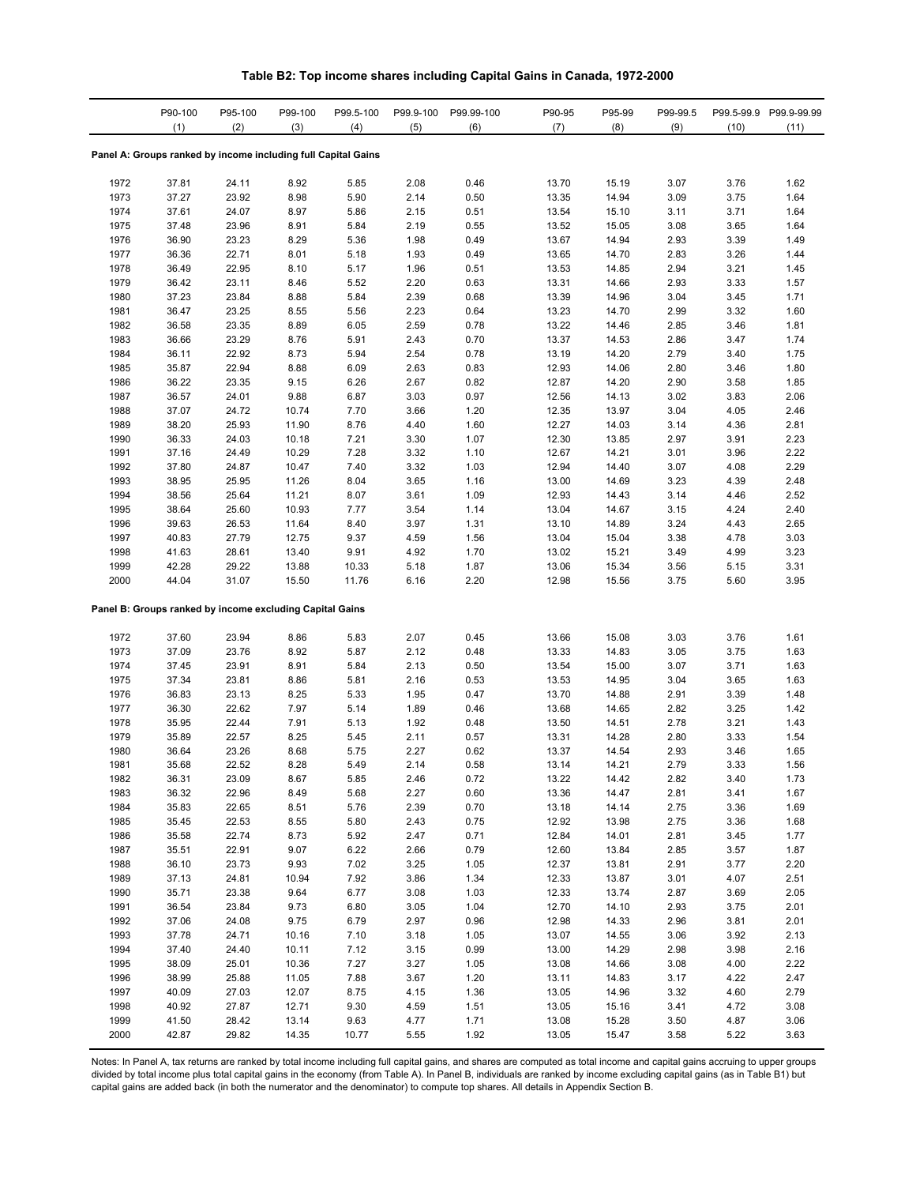**Table B2: Top income shares including Capital Gains in Canada, 1972-2000**

| | P90-100 | P95-100 | P99-100 | P99.5-100 | P99.9-100 | P99.99-100 | P90-95 | P95-99 | P99-99.5 | P99.5-99.9 | P99.9-99.99 |
|---|---|---|---|---|---|---|---|---|---|---|---|
| | (1) | (2) | (3) | (4) | (5) | (6) | (7) | (8) | (9) | (10) | (11) |
| **Panel A: Groups ranked by income including full Capital Gains** | | | | | | | | | | | |
| 1972 | 37.81 | 24.11 | 8.92 | 5.85 | 2.08 | 0.46 | 13.70 | 15.19 | 3.07 | 3.76 | 1.62 |
| 1973 | 37.27 | 23.92 | 8.98 | 5.90 | 2.14 | 0.50 | 13.35 | 14.94 | 3.09 | 3.75 | 1.64 |
| 1974 | 37.61 | 24.07 | 8.97 | 5.86 | 2.15 | 0.51 | 13.54 | 15.10 | 3.11 | 3.71 | 1.64 |
| 1975 | 37.48 | 23.96 | 8.91 | 5.84 | 2.19 | 0.55 | 13.52 | 15.05 | 3.08 | 3.65 | 1.64 |
| 1976 | 36.90 | 23.23 | 8.29 | 5.36 | 1.98 | 0.49 | 13.67 | 14.94 | 2.93 | 3.39 | 1.49 |
| 1977 | 36.36 | 22.71 | 8.01 | 5.18 | 1.93 | 0.49 | 13.65 | 14.70 | 2.83 | 3.26 | 1.44 |
| 1978 | 36.49 | 22.95 | 8.10 | 5.17 | 1.96 | 0.51 | 13.53 | 14.85 | 2.94 | 3.21 | 1.45 |
| 1979 | 36.42 | 23.11 | 8.46 | 5.52 | 2.20 | 0.63 | 13.31 | 14.66 | 2.93 | 3.33 | 1.57 |
| 1980 | 37.23 | 23.84 | 8.88 | 5.84 | 2.39 | 0.68 | 13.39 | 14.96 | 3.04 | 3.45 | 1.71 |
| 1981 | 36.47 | 23.25 | 8.55 | 5.56 | 2.23 | 0.64 | 13.23 | 14.70 | 2.99 | 3.32 | 1.60 |
| 1982 | 36.58 | 23.35 | 8.89 | 6.05 | 2.59 | 0.78 | 13.22 | 14.46 | 2.85 | 3.46 | 1.81 |
| 1983 | 36.66 | 23.29 | 8.76 | 5.91 | 2.43 | 0.70 | 13.37 | 14.53 | 2.86 | 3.47 | 1.74 |
| 1984 | 36.11 | 22.92 | 8.73 | 5.94 | 2.54 | 0.78 | 13.19 | 14.20 | 2.79 | 3.40 | 1.75 |
| 1985 | 35.87 | 22.94 | 8.88 | 6.09 | 2.63 | 0.83 | 12.93 | 14.06 | 2.80 | 3.46 | 1.80 |
| 1986 | 36.22 | 23.35 | 9.15 | 6.26 | 2.67 | 0.82 | 12.87 | 14.20 | 2.90 | 3.58 | 1.85 |
| 1987 | 36.57 | 24.01 | 9.88 | 6.87 | 3.03 | 0.97 | 12.56 | 14.13 | 3.02 | 3.83 | 2.06 |
| 1988 | 37.07 | 24.72 | 10.74 | 7.70 | 3.66 | 1.20 | 12.35 | 13.97 | 3.04 | 4.05 | 2.46 |
| 1989 | 38.20 | 25.93 | 11.90 | 8.76 | 4.40 | 1.60 | 12.27 | 14.03 | 3.14 | 4.36 | 2.81 |
| 1990 | 36.33 | 24.03 | 10.18 | 7.21 | 3.30 | 1.07 | 12.30 | 13.85 | 2.97 | 3.91 | 2.23 |
| 1991 | 37.16 | 24.49 | 10.29 | 7.28 | 3.32 | 1.10 | 12.67 | 14.21 | 3.01 | 3.96 | 2.22 |
| 1992 | 37.80 | 24.87 | 10.47 | 7.40 | 3.32 | 1.03 | 12.94 | 14.40 | 3.07 | 4.08 | 2.29 |
| 1993 | 38.95 | 25.95 | 11.26 | 8.04 | 3.65 | 1.16 | 13.00 | 14.69 | 3.23 | 4.39 | 2.48 |
| 1994 | 38.56 | 25.64 | 11.21 | 8.07 | 3.61 | 1.09 | 12.93 | 14.43 | 3.14 | 4.46 | 2.52 |
| 1995 | 38.64 | 25.60 | 10.93 | 7.77 | 3.54 | 1.14 | 13.04 | 14.67 | 3.15 | 4.24 | 2.40 |
| 1996 | 39.63 | 26.53 | 11.64 | 8.40 | 3.97 | 1.31 | 13.10 | 14.89 | 3.24 | 4.43 | 2.65 |
| 1997 | 40.83 | 27.79 | 12.75 | 9.37 | 4.59 | 1.56 | 13.04 | 15.04 | 3.38 | 4.78 | 3.03 |
| 1998 | 41.63 | 28.61 | 13.40 | 9.91 | 4.92 | 1.70 | 13.02 | 15.21 | 3.49 | 4.99 | 3.23 |
| 1999 | 42.28 | 29.22 | 13.88 | 10.33 | 5.18 | 1.87 | 13.06 | 15.34 | 3.56 | 5.15 | 3.31 |
| 2000 | 44.04 | 31.07 | 15.50 | 11.76 | 6.16 | 2.20 | 12.98 | 15.56 | 3.75 | 5.60 | 3.95 |
| **Panel B: Groups ranked by income excluding Capital Gains** | | | | | | | | | | | |
| 1972 | 37.60 | 23.94 | 8.86 | 5.83 | 2.07 | 0.45 | 13.66 | 15.08 | 3.03 | 3.76 | 1.61 |
| 1973 | 37.09 | 23.76 | 8.92 | 5.87 | 2.12 | 0.48 | 13.33 | 14.83 | 3.05 | 3.75 | 1.63 |
| 1974 | 37.45 | 23.91 | 8.91 | 5.84 | 2.13 | 0.50 | 13.54 | 15.00 | 3.07 | 3.71 | 1.63 |
| 1975 | 37.34 | 23.81 | 8.86 | 5.81 | 2.16 | 0.53 | 13.53 | 14.95 | 3.04 | 3.65 | 1.63 |
| 1976 | 36.83 | 23.13 | 8.25 | 5.33 | 1.95 | 0.47 | 13.70 | 14.88 | 2.91 | 3.39 | 1.48 |
| 1977 | 36.30 | 22.62 | 7.97 | 5.14 | 1.89 | 0.46 | 13.68 | 14.65 | 2.82 | 3.25 | 1.42 |
| 1978 | 35.95 | 22.44 | 7.91 | 5.13 | 1.92 | 0.48 | 13.50 | 14.51 | 2.78 | 3.21 | 1.43 |
| 1979 | 35.89 | 22.57 | 8.25 | 5.45 | 2.11 | 0.57 | 13.31 | 14.28 | 2.80 | 3.33 | 1.54 |
| 1980 | 36.64 | 23.26 | 8.68 | 5.75 | 2.27 | 0.62 | 13.37 | 14.54 | 2.93 | 3.46 | 1.65 |
| 1981 | 35.68 | 22.52 | 8.28 | 5.49 | 2.14 | 0.58 | 13.14 | 14.21 | 2.79 | 3.33 | 1.56 |
| 1982 | 36.31 | 23.09 | 8.67 | 5.85 | 2.46 | 0.72 | 13.22 | 14.42 | 2.82 | 3.40 | 1.73 |
| 1983 | 36.32 | 22.96 | 8.49 | 5.68 | 2.27 | 0.60 | 13.36 | 14.47 | 2.81 | 3.41 | 1.67 |
| 1984 | 35.83 | 22.65 | 8.51 | 5.76 | 2.39 | 0.70 | 13.18 | 14.14 | 2.75 | 3.36 | 1.69 |
| 1985 | 35.45 | 22.53 | 8.55 | 5.80 | 2.43 | 0.75 | 12.92 | 13.98 | 2.75 | 3.36 | 1.68 |
| 1986 | 35.58 | 22.74 | 8.73 | 5.92 | 2.47 | 0.71 | 12.84 | 14.01 | 2.81 | 3.45 | 1.77 |
| 1987 | 35.51 | 22.91 | 9.07 | 6.22 | 2.66 | 0.79 | 12.60 | 13.84 | 2.85 | 3.57 | 1.87 |
| 1988 | 36.10 | 23.73 | 9.93 | 7.02 | 3.25 | 1.05 | 12.37 | 13.81 | 2.91 | 3.77 | 2.20 |
| 1989 | 37.13 | 24.81 | 10.94 | 7.92 | 3.86 | 1.34 | 12.33 | 13.87 | 3.01 | 4.07 | 2.51 |
| 1990 | 35.71 | 23.38 | 9.64 | 6.77 | 3.08 | 1.03 | 12.33 | 13.74 | 2.87 | 3.69 | 2.05 |
| 1991 | 36.54 | 23.84 | 9.73 | 6.80 | 3.05 | 1.04 | 12.70 | 14.10 | 2.93 | 3.75 | 2.01 |
| 1992 | 37.06 | 24.08 | 9.75 | 6.79 | 2.97 | 0.96 | 12.98 | 14.33 | 2.96 | 3.81 | 2.01 |
| 1993 | 37.78 | 24.71 | 10.16 | 7.10 | 3.18 | 1.05 | 13.07 | 14.55 | 3.06 | 3.92 | 2.13 |
| 1994 | 37.40 | 24.40 | 10.11 | 7.12 | 3.15 | 0.99 | 13.00 | 14.29 | 2.98 | 3.98 | 2.16 |
| 1995 | 38.09 | 25.01 | 10.36 | 7.27 | 3.27 | 1.05 | 13.08 | 14.66 | 3.08 | 4.00 | 2.22 |
| 1996 | 38.99 | 25.88 | 11.05 | 7.88 | 3.67 | 1.20 | 13.11 | 14.83 | 3.17 | 4.22 | 2.47 |
| 1997 | 40.09 | 27.03 | 12.07 | 8.75 | 4.15 | 1.36 | 13.05 | 14.96 | 3.32 | 4.60 | 2.79 |
| 1998 | 40.92 | 27.87 | 12.71 | 9.30 | 4.59 | 1.51 | 13.05 | 15.16 | 3.41 | 4.72 | 3.08 |
| 1999 | 41.50 | 28.42 | 13.14 | 9.63 | 4.77 | 1.71 | 13.08 | 15.28 | 3.50 | 4.87 | 3.06 |
| 2000 | 42.87 | 29.82 | 14.35 | 10.77 | 5.55 | 1.92 | 13.05 | 15.47 | 3.58 | 5.22 | 3.63 |

Notes: In Panel A, tax returns are ranked by total income including full capital gains, and shares are computed as total income and capital gains accruing to upper groups divided by total income plus total capital gains in the economy (from Table A). In Panel B, individuals are ranked by income excluding capital gains (as in Table B1) but capital gains are added back (in both the numerator and the denominator) to compute top shares. All details in Appendix Section B.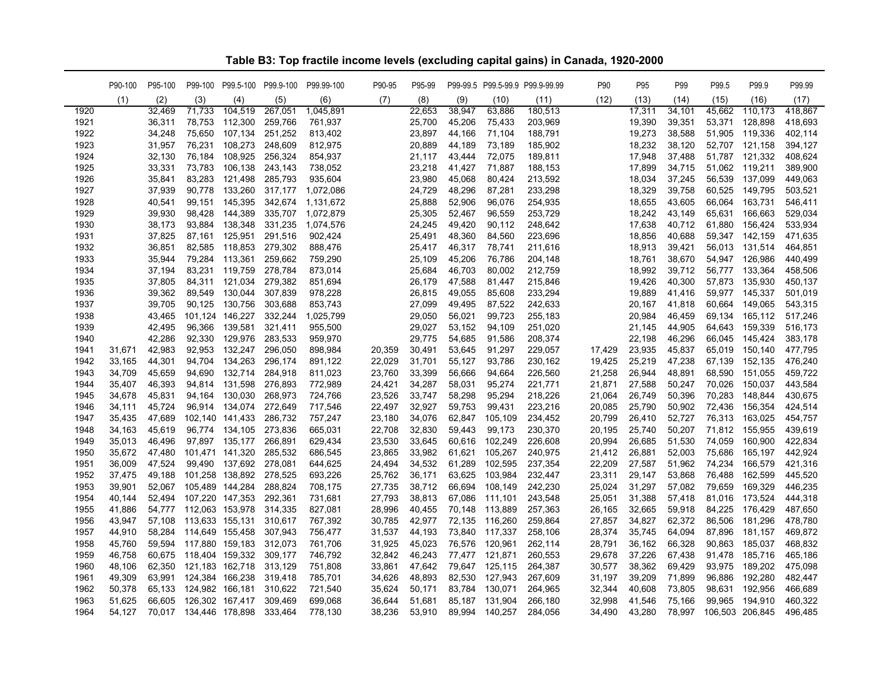**Table B3: Top fractile income levels (excluding capital gains) in Canada, 1920-2000**

| | P90-100 | P95-100 | P99-100 | P99.5-100 | P99.9-100 | P99.99-100 | P90-95 | P95-99 | P99-99.5 | P99.5-99.9 | P99.9-99.99 | P90 | P95 | P99 | P99.5 | P99.9 | P99.99 |
|---|---|---|---|---|---|---|---|---|---|---|---|---|---|---|---|---|---|
| | (1) | (2) | (3) | (4) | (5) | (6) | (7) | (8) | (9) | (10) | (11) | (12) | (13) | (14) | (15) | (16) | (17) |
| 1920 | | 32,469 | 71,733 | 104,519 | 267,051 | 1,045,891 | | 22,653 | 38,947 | 63,886 | 180,513 | | 17,311 | 34,101 | 45,662 | 110,173 | 418,867 |
| 1921 | | 36,311 | 78,753 | 112,300 | 259,766 | 761,937 | | 25,700 | 45,206 | 75,433 | 203,969 | | 19,390 | 39,351 | 53,371 | 128,898 | 418,693 |
| 1922 | | 34,248 | 75,650 | 107,134 | 251,252 | 813,402 | | 23,897 | 44,166 | 71,104 | 188,791 | | 19,273 | 38,588 | 51,905 | 119,336 | 402,114 |
| 1923 | | 31,957 | 76,231 | 108,273 | 248,609 | 812,975 | | 20,889 | 44,189 | 73,189 | 185,902 | | 18,232 | 38,120 | 52,707 | 121,158 | 394,127 |
| 1924 | | 32,130 | 76,184 | 108,925 | 256,324 | 854,937 | | 21,117 | 43,444 | 72,075 | 189,811 | | 17,948 | 37,488 | 51,787 | 121,332 | 408,624 |
| 1925 | | 33,331 | 73,783 | 106,138 | 243,143 | 738,052 | | 23,218 | 41,427 | 71,887 | 188,153 | | 17,899 | 34,715 | 51,062 | 119,211 | 389,900 |
| 1926 | | 35,841 | 83,283 | 121,498 | 285,793 | 935,604 | | 23,980 | 45,068 | 80,424 | 213,592 | | 18,034 | 37,245 | 56,539 | 137,099 | 449,063 |
| 1927 | | 37,939 | 90,778 | 133,260 | 317,177 | 1,072,086 | | 24,729 | 48,296 | 87,281 | 233,298 | | 18,329 | 39,758 | 60,525 | 149,795 | 503,521 |
| 1928 | | 40,541 | 99,151 | 145,395 | 342,674 | 1,131,672 | | 25,888 | 52,906 | 96,076 | 254,935 | | 18,655 | 43,605 | 66,064 | 163,731 | 546,411 |
| 1929 | | 39,930 | 98,428 | 144,389 | 335,707 | 1,072,879 | | 25,305 | 52,467 | 96,559 | 253,729 | | 18,242 | 43,149 | 65,631 | 166,663 | 529,034 |
| 1930 | | 38,173 | 93,884 | 138,348 | 331,235 | 1,074,576 | | 24,245 | 49,420 | 90,112 | 248,642 | | 17,638 | 40,712 | 61,880 | 156,424 | 533,934 |
| 1931 | | 37,825 | 87,161 | 125,951 | 291,516 | 902,424 | | 25,491 | 48,360 | 84,560 | 223,696 | | 18,856 | 40,688 | 59,347 | 142,159 | 471,635 |
| 1932 | | 36,851 | 82,585 | 118,853 | 279,302 | 888,476 | | 25,417 | 46,317 | 78,741 | 211,616 | | 18,913 | 39,421 | 56,013 | 131,514 | 464,851 |
| 1933 | | 35,944 | 79,284 | 113,361 | 259,662 | 759,290 | | 25,109 | 45,206 | 76,786 | 204,148 | | 18,761 | 38,670 | 54,947 | 126,986 | 440,499 |
| 1934 | | 37,194 | 83,231 | 119,759 | 278,784 | 873,014 | | 25,684 | 46,703 | 80,002 | 212,759 | | 18,992 | 39,712 | 56,777 | 133,364 | 458,506 |
| 1935 | | 37,805 | 84,311 | 121,034 | 279,382 | 851,694 | | 26,179 | 47,588 | 81,447 | 215,846 | | 19,426 | 40,300 | 57,873 | 135,930 | 450,137 |
| 1936 | | 39,362 | 89,549 | 130,044 | 307,839 | 978,228 | | 26,815 | 49,055 | 85,608 | 233,294 | | 19,889 | 41,416 | 59,977 | 145,337 | 501,019 |
| 1937 | | 39,705 | 90,125 | 130,756 | 303,688 | 853,743 | | 27,099 | 49,495 | 87,522 | 242,633 | | 20,167 | 41,818 | 60,664 | 149,065 | 543,315 |
| 1938 | | 43,465 | 101,124 | 146,227 | 332,244 | 1,025,799 | | 29,050 | 56,021 | 99,723 | 255,183 | | 20,984 | 46,459 | 69,134 | 165,112 | 517,246 |
| 1939 | | 42,495 | 96,366 | 139,581 | 321,411 | 955,500 | | 29,027 | 53,152 | 94,109 | 251,020 | | 21,145 | 44,905 | 64,643 | 159,339 | 516,173 |
| 1940 | | 42,286 | 92,330 | 129,976 | 283,533 | 959,970 | | 29,775 | 54,685 | 91,586 | 208,374 | | 21,198 | 46,296 | 66,045 | 145,424 | 383,178 |
| 1941 | 31,671 | 42,983 | 92,953 | 132,247 | 296,050 | 898,984 | 20,359 | 30,491 | 53,645 | 91,297 | 229,057 | 17,429 | 23,935 | 45,837 | 65,019 | 150,140 | 477,795 |
| 1942 | 33,165 | 44,301 | 94,704 | 134,263 | 296,174 | 891,122 | 22,029 | 31,701 | 55,127 | 93,786 | 230,162 | 19,425 | 25,219 | 47,238 | 67,139 | 152,135 | 476,240 |
| 1943 | 34,709 | 45,659 | 94,690 | 132,714 | 284,918 | 811,023 | 23,760 | 33,399 | 56,666 | 94,664 | 226,560 | 21,258 | 26,944 | 48,891 | 68,590 | 151,055 | 459,722 |
| 1944 | 35,407 | 46,393 | 94,814 | 131,598 | 276,893 | 772,989 | 24,421 | 34,287 | 58,031 | 95,274 | 221,771 | 21,871 | 27,588 | 50,247 | 70,026 | 150,037 | 443,584 |
| 1945 | 34,678 | 45,831 | 94,164 | 130,030 | 268,973 | 724,766 | 23,526 | 33,747 | 58,298 | 95,294 | 218,226 | 21,064 | 26,749 | 50,396 | 70,283 | 148,844 | 430,675 |
| 1946 | 34,111 | 45,724 | 96,914 | 134,074 | 272,649 | 717,546 | 22,497 | 32,927 | 59,753 | 99,431 | 223,216 | 20,085 | 25,790 | 50,902 | 72,436 | 156,354 | 424,514 |
| 1947 | 35,435 | 47,689 | 102,140 | 141,433 | 286,732 | 757,247 | 23,180 | 34,076 | 62,847 | 105,109 | 234,452 | 20,799 | 26,410 | 52,727 | 76,313 | 163,025 | 454,757 |
| 1948 | 34,163 | 45,619 | 96,774 | 134,105 | 273,836 | 665,031 | 22,708 | 32,830 | 59,443 | 99,173 | 230,370 | 20,195 | 25,740 | 50,207 | 71,812 | 155,955 | 439,619 |
| 1949 | 35,013 | 46,496 | 97,897 | 135,177 | 266,891 | 629,434 | 23,530 | 33,645 | 60,616 | 102,249 | 226,608 | 20,994 | 26,685 | 51,530 | 74,059 | 160,900 | 422,834 |
| 1950 | 35,672 | 47,480 | 101,471 | 141,320 | 285,532 | 686,545 | 23,865 | 33,982 | 61,621 | 105,267 | 240,975 | 21,412 | 26,881 | 52,003 | 75,686 | 165,197 | 442,924 |
| 1951 | 36,009 | 47,524 | 99,490 | 137,692 | 278,081 | 644,625 | 24,494 | 34,532 | 61,289 | 102,595 | 237,354 | 22,209 | 27,587 | 51,962 | 74,234 | 166,579 | 421,316 |
| 1952 | 37,475 | 49,188 | 101,258 | 138,892 | 278,525 | 693,226 | 25,762 | 36,171 | 63,625 | 103,984 | 232,447 | 23,311 | 29,147 | 53,868 | 76,488 | 162,599 | 445,520 |
| 1953 | 39,901 | 52,067 | 105,489 | 144,284 | 288,824 | 708,175 | 27,735 | 38,712 | 66,694 | 108,149 | 242,230 | 25,024 | 31,297 | 57,082 | 79,659 | 169,329 | 446,235 |
| 1954 | 40,144 | 52,494 | 107,220 | 147,353 | 292,361 | 731,681 | 27,793 | 38,813 | 67,086 | 111,101 | 243,548 | 25,051 | 31,388 | 57,418 | 81,016 | 173,524 | 444,318 |
| 1955 | 41,886 | 54,777 | 112,063 | 153,978 | 314,335 | 827,081 | 28,996 | 40,455 | 70,148 | 113,889 | 257,363 | 26,165 | 32,665 | 59,918 | 84,225 | 176,429 | 487,650 |
| 1956 | 43,947 | 57,108 | 113,633 | 155,131 | 310,617 | 767,392 | 30,785 | 42,977 | 72,135 | 116,260 | 259,864 | 27,857 | 34,827 | 62,372 | 86,506 | 181,296 | 478,780 |
| 1957 | 44,910 | 58,284 | 114,649 | 155,458 | 307,943 | 756,477 | 31,537 | 44,193 | 73,840 | 117,337 | 258,106 | 28,374 | 35,745 | 64,094 | 87,896 | 181,157 | 469,872 |
| 1958 | 45,760 | 59,594 | 117,880 | 159,183 | 312,073 | 761,706 | 31,925 | 45,023 | 76,576 | 120,961 | 262,114 | 28,791 | 36,162 | 66,328 | 90,863 | 185,037 | 468,832 |
| 1959 | 46,758 | 60,675 | 118,404 | 159,332 | 309,177 | 746,792 | 32,842 | 46,243 | 77,477 | 121,871 | 260,553 | 29,678 | 37,226 | 67,438 | 91,478 | 185,716 | 465,186 |
| 1960 | 48,106 | 62,350 | 121,183 | 162,718 | 313,129 | 751,808 | 33,861 | 47,642 | 79,647 | 125,115 | 264,387 | 30,577 | 38,362 | 69,429 | 93,975 | 189,202 | 475,098 |
| 1961 | 49,309 | 63,991 | 124,384 | 166,238 | 319,418 | 785,701 | 34,626 | 48,893 | 82,530 | 127,943 | 267,609 | 31,197 | 39,209 | 71,899 | 96,886 | 192,280 | 482,447 |
| 1962 | 50,378 | 65,133 | 124,982 | 166,181 | 310,622 | 721,540 | 35,624 | 50,171 | 83,784 | 130,071 | 264,965 | 32,344 | 40,608 | 73,805 | 98,631 | 192,956 | 466,689 |
| 1963 | 51,625 | 66,605 | 126,302 | 167,417 | 309,469 | 699,068 | 36,644 | 51,681 | 85,187 | 131,904 | 266,180 | 32,998 | 41,546 | 75,166 | 99,965 | 194,910 | 460,322 |
| 1964 | 54,127 | 70,017 | 134,446 | 178,898 | 333,464 | 778,130 | 38,236 | 53,910 | 89,994 | 140,257 | 284,056 | 34,490 | 43,280 | 78,997 | 106,503 | 206,845 | 496,485 |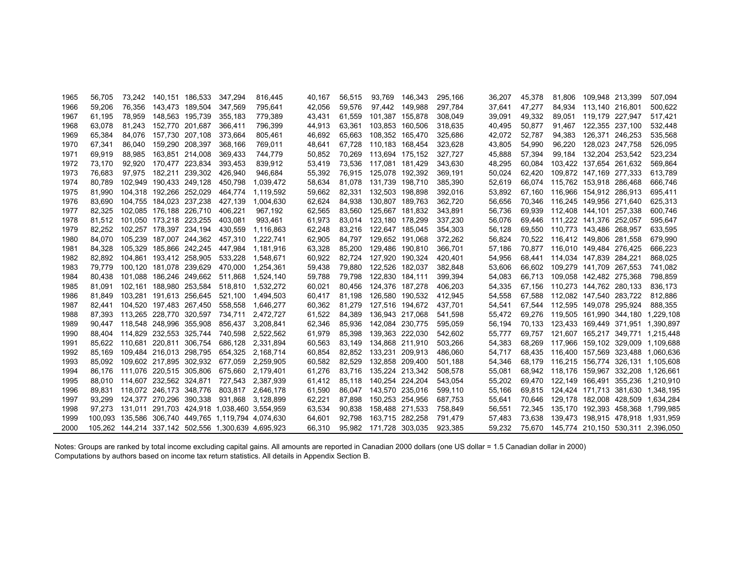| | | | | | | | | | | | | | | | | | | |
|---|---|---|---|---|---|---|---|---|---|---|---|---|---|---|---|---|---|---|
| 1965 | 56,705 | 73,242 | 140,151 | 186,533 | 347,294 | 816,445 | 40,167 | 56,515 | 93,769 | 146,343 | 295,166 | 36,207 | 45,378 | 81,806 | 109,948 | 213,399 | 507,094 |
| 1966 | 59,206 | 76,356 | 143,473 | 189,504 | 347,569 | 795,641 | 42,056 | 59,576 | 97,442 | 149,988 | 297,784 | 37,641 | 47,277 | 84,934 | 113,140 | 216,801 | 500,622 |
| 1967 | 61,195 | 78,959 | 148,563 | 195,739 | 355,183 | 779,389 | 43,431 | 61,559 | 101,387 | 155,878 | 308,049 | 39,091 | 49,332 | 89,051 | 119,179 | 227,947 | 517,421 |
| 1968 | 63,078 | 81,243 | 152,770 | 201,687 | 366,411 | 796,399 | 44,913 | 63,361 | 103,853 | 160,506 | 318,635 | 40,495 | 50,877 | 91,467 | 122,355 | 237,100 | 532,448 |
| 1969 | 65,384 | 84,076 | 157,730 | 207,108 | 373,664 | 805,461 | 46,692 | 65,663 | 108,352 | 165,470 | 325,686 | 42,072 | 52,787 | 94,383 | 126,371 | 246,253 | 535,568 |
| 1970 | 67,341 | 86,040 | 159,290 | 208,397 | 368,166 | 769,011 | 48,641 | 67,728 | 110,183 | 168,454 | 323,628 | 43,805 | 54,990 | 96,220 | 128,023 | 247,758 | 526,095 |
| 1971 | 69,919 | 88,985 | 163,851 | 214,008 | 369,433 | 744,779 | 50,852 | 70,269 | 113,694 | 175,152 | 327,727 | 45,888 | 57,394 | 99,184 | 132,204 | 253,542 | 523,234 |
| 1972 | 73,170 | 92,920 | 170,477 | 223,834 | 393,453 | 839,912 | 53,419 | 73,536 | 117,081 | 181,429 | 343,630 | 48,295 | 60,084 | 103,422 | 137,654 | 261,632 | 569,864 |
| 1973 | 76,683 | 97,975 | 182,211 | 239,302 | 426,940 | 946,684 | 55,392 | 76,915 | 125,078 | 192,392 | 369,191 | 50,024 | 62,420 | 109,872 | 147,169 | 277,333 | 613,789 |
| 1974 | 80,789 | 102,949 | 190,433 | 249,128 | 450,798 | 1,039,472 | 58,634 | 81,078 | 131,739 | 198,710 | 385,390 | 52,619 | 66,074 | 115,762 | 153,918 | 286,468 | 666,746 |
| 1975 | 81,990 | 104,318 | 192,266 | 252,029 | 464,774 | 1,119,592 | 59,662 | 82,331 | 132,503 | 198,898 | 392,016 | 53,892 | 67,160 | 116,966 | 154,912 | 286,913 | 695,411 |
| 1976 | 83,690 | 104,755 | 184,023 | 237,238 | 427,139 | 1,004,630 | 62,624 | 84,938 | 130,807 | 189,763 | 362,720 | 56,656 | 70,346 | 116,245 | 149,956 | 271,640 | 625,313 |
| 1977 | 82,325 | 102,085 | 176,188 | 226,710 | 406,221 | 967,192 | 62,565 | 83,560 | 125,667 | 181,832 | 343,891 | 56,736 | 69,939 | 112,408 | 144,101 | 257,338 | 600,746 |
| 1978 | 81,512 | 101,050 | 173,218 | 223,255 | 403,081 | 993,461 | 61,973 | 83,014 | 123,180 | 178,299 | 337,230 | 56,076 | 69,446 | 111,222 | 141,376 | 252,057 | 595,647 |
| 1979 | 82,252 | 102,257 | 178,397 | 234,194 | 430,559 | 1,116,863 | 62,248 | 83,216 | 122,647 | 185,045 | 354,303 | 56,128 | 69,550 | 110,773 | 143,486 | 268,957 | 633,595 |
| 1980 | 84,070 | 105,239 | 187,007 | 244,362 | 457,310 | 1,222,741 | 62,905 | 84,797 | 129,652 | 191,068 | 372,262 | 56,824 | 70,522 | 116,412 | 149,806 | 281,558 | 679,990 |
| 1981 | 84,328 | 105,329 | 185,866 | 242,245 | 447,984 | 1,181,916 | 63,328 | 85,200 | 129,486 | 190,810 | 366,701 | 57,186 | 70,877 | 116,010 | 149,484 | 276,425 | 666,223 |
| 1982 | 82,892 | 104,861 | 193,412 | 258,905 | 533,228 | 1,548,671 | 60,922 | 82,724 | 127,920 | 190,324 | 420,401 | 54,956 | 68,441 | 114,034 | 147,839 | 284,221 | 868,025 |
| 1983 | 79,779 | 100,120 | 181,078 | 239,629 | 470,000 | 1,254,361 | 59,438 | 79,880 | 122,526 | 182,037 | 382,848 | 53,606 | 66,602 | 109,279 | 141,709 | 267,553 | 741,082 |
| 1984 | 80,438 | 101,088 | 186,246 | 249,662 | 511,868 | 1,524,140 | 59,788 | 79,798 | 122,830 | 184,111 | 399,394 | 54,083 | 66,713 | 109,058 | 142,482 | 275,368 | 798,859 |
| 1985 | 81,091 | 102,161 | 188,980 | 253,584 | 518,810 | 1,532,272 | 60,021 | 80,456 | 124,376 | 187,278 | 406,203 | 54,335 | 67,156 | 110,273 | 144,762 | 280,133 | 836,173 |
| 1986 | 81,849 | 103,281 | 191,613 | 256,645 | 521,100 | 1,494,503 | 60,417 | 81,198 | 126,580 | 190,532 | 412,945 | 54,558 | 67,588 | 112,082 | 147,540 | 283,722 | 812,886 |
| 1987 | 82,441 | 104,520 | 197,483 | 267,450 | 558,558 | 1,646,277 | 60,362 | 81,279 | 127,516 | 194,672 | 437,701 | 54,541 | 67,544 | 112,595 | 149,078 | 295,924 | 888,355 |
| 1988 | 87,393 | 113,265 | 228,770 | 320,597 | 734,711 | 2,472,727 | 61,522 | 84,389 | 136,943 | 217,068 | 541,598 | 55,472 | 69,276 | 119,505 | 161,990 | 344,180 | 1,229,108 |
| 1989 | 90,447 | 118,548 | 248,996 | 355,908 | 856,437 | 3,208,841 | 62,346 | 85,936 | 142,084 | 230,775 | 595,059 | 56,194 | 70,133 | 123,433 | 169,449 | 371,951 | 1,390,897 |
| 1990 | 88,404 | 114,829 | 232,553 | 325,744 | 740,598 | 2,522,562 | 61,979 | 85,398 | 139,363 | 222,030 | 542,602 | 55,777 | 69,757 | 121,607 | 165,217 | 349,771 | 1,215,448 |
| 1991 | 85,622 | 110,681 | 220,811 | 306,754 | 686,128 | 2,331,894 | 60,563 | 83,149 | 134,868 | 211,910 | 503,266 | 54,383 | 68,269 | 117,966 | 159,102 | 329,009 | 1,109,688 |
| 1992 | 85,169 | 109,484 | 216,013 | 298,795 | 654,325 | 2,168,714 | 60,854 | 82,852 | 133,231 | 209,913 | 486,060 | 54,717 | 68,435 | 116,400 | 157,569 | 323,488 | 1,060,636 |
| 1993 | 85,092 | 109,602 | 217,895 | 302,932 | 677,059 | 2,259,905 | 60,582 | 82,529 | 132,858 | 209,400 | 501,188 | 54,346 | 68,179 | 116,215 | 156,774 | 326,131 | 1,105,608 |
| 1994 | 86,176 | 111,076 | 220,515 | 305,806 | 675,660 | 2,179,401 | 61,276 | 83,716 | 135,224 | 213,342 | 508,578 | 55,081 | 68,942 | 118,176 | 159,967 | 332,208 | 1,126,661 |
| 1995 | 88,010 | 114,607 | 232,562 | 324,871 | 727,543 | 2,387,939 | 61,412 | 85,118 | 140,254 | 224,204 | 543,054 | 55,202 | 69,470 | 122,149 | 166,491 | 355,236 | 1,210,910 |
| 1996 | 89,831 | 118,072 | 246,173 | 348,776 | 803,817 | 2,646,178 | 61,590 | 86,047 | 143,570 | 235,016 | 599,110 | 55,166 | 69,815 | 124,424 | 171,713 | 381,630 | 1,348,195 |
| 1997 | 93,299 | 124,377 | 270,296 | 390,338 | 931,868 | 3,128,899 | 62,221 | 87,898 | 150,253 | 254,956 | 687,753 | 55,641 | 70,646 | 129,178 | 182,008 | 428,509 | 1,634,284 |
| 1998 | 97,273 | 131,011 | 291,703 | 424,918 | 1,038,460 | 3,554,959 | 63,534 | 90,838 | 158,488 | 271,533 | 758,849 | 56,551 | 72,345 | 135,170 | 192,393 | 458,368 | 1,799,985 |
| 1999 | 100,093 | 135,586 | 306,740 | 449,765 | 1,119,794 | 4,074,630 | 64,601 | 92,798 | 163,715 | 282,258 | 791,479 | 57,483 | 73,638 | 139,473 | 198,915 | 478,918 | 1,931,959 |
| 2000 | 105,262 | 144,214 | 337,142 | 502,556 | 1,300,639 | 4,695,923 | 66,310 | 95,982 | 171,728 | 303,035 | 923,385 | 59,232 | 75,670 | 145,774 | 210,150 | 530,311 | 2,396,050 |

Notes: Groups are ranked by total income excluding capital gains. All amounts are reported in Canadian 2000 dollars (one US dollar = 1.5 Canadian dollar in 2000)
Computations by authors based on income tax return statistics. All details in Appendix Section B.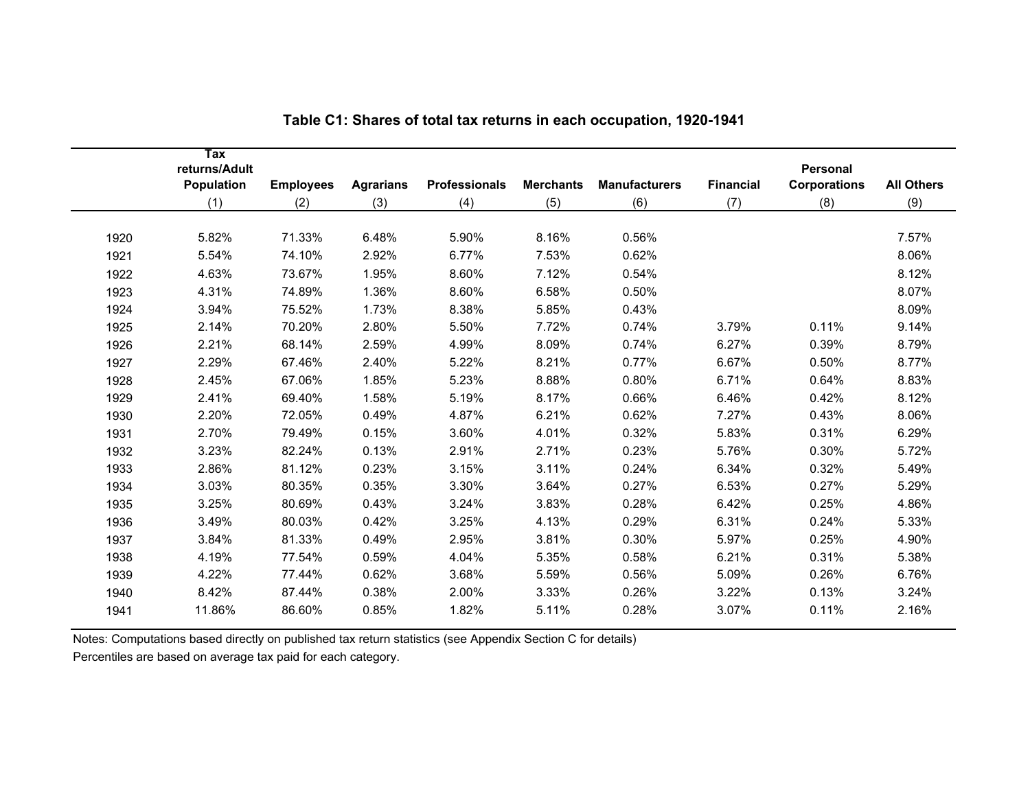**Table C1: Shares of total tax returns in each occupation, 1920-1941**

| | Tax returns/Adult Population | Employees | Agrarians | Professionals | Merchants | Manufacturers | Financial | Personal Corporations | All Others |
|---|---|---|---|---|---|---|---|---|---|
| | (1) | (2) | (3) | (4) | (5) | (6) | (7) | (8) | (9) |
| 1920 | 5.82% | 71.33% | 6.48% | 5.90% | 8.16% | 0.56% | | | 7.57% |
| 1921 | 5.54% | 74.10% | 2.92% | 6.77% | 7.53% | 0.62% | | | 8.06% |
| 1922 | 4.63% | 73.67% | 1.95% | 8.60% | 7.12% | 0.54% | | | 8.12% |
| 1923 | 4.31% | 74.89% | 1.36% | 8.60% | 6.58% | 0.50% | | | 8.07% |
| 1924 | 3.94% | 75.52% | 1.73% | 8.38% | 5.85% | 0.43% | | | 8.09% |
| 1925 | 2.14% | 70.20% | 2.80% | 5.50% | 7.72% | 0.74% | 3.79% | 0.11% | 9.14% |
| 1926 | 2.21% | 68.14% | 2.59% | 4.99% | 8.09% | 0.74% | 6.27% | 0.39% | 8.79% |
| 1927 | 2.29% | 67.46% | 2.40% | 5.22% | 8.21% | 0.77% | 6.67% | 0.50% | 8.77% |
| 1928 | 2.45% | 67.06% | 1.85% | 5.23% | 8.88% | 0.80% | 6.71% | 0.64% | 8.83% |
| 1929 | 2.41% | 69.40% | 1.58% | 5.19% | 8.17% | 0.66% | 6.46% | 0.42% | 8.12% |
| 1930 | 2.20% | 72.05% | 0.49% | 4.87% | 6.21% | 0.62% | 7.27% | 0.43% | 8.06% |
| 1931 | 2.70% | 79.49% | 0.15% | 3.60% | 4.01% | 0.32% | 5.83% | 0.31% | 6.29% |
| 1932 | 3.23% | 82.24% | 0.13% | 2.91% | 2.71% | 0.23% | 5.76% | 0.30% | 5.72% |
| 1933 | 2.86% | 81.12% | 0.23% | 3.15% | 3.11% | 0.24% | 6.34% | 0.32% | 5.49% |
| 1934 | 3.03% | 80.35% | 0.35% | 3.30% | 3.64% | 0.27% | 6.53% | 0.27% | 5.29% |
| 1935 | 3.25% | 80.69% | 0.43% | 3.24% | 3.83% | 0.28% | 6.42% | 0.25% | 4.86% |
| 1936 | 3.49% | 80.03% | 0.42% | 3.25% | 4.13% | 0.29% | 6.31% | 0.24% | 5.33% |
| 1937 | 3.84% | 81.33% | 0.49% | 2.95% | 3.81% | 0.30% | 5.97% | 0.25% | 4.90% |
| 1938 | 4.19% | 77.54% | 0.59% | 4.04% | 5.35% | 0.58% | 6.21% | 0.31% | 5.38% |
| 1939 | 4.22% | 77.44% | 0.62% | 3.68% | 5.59% | 0.56% | 5.09% | 0.26% | 6.76% |
| 1940 | 8.42% | 87.44% | 0.38% | 2.00% | 3.33% | 0.26% | 3.22% | 0.13% | 3.24% |
| 1941 | 11.86% | 86.60% | 0.85% | 1.82% | 5.11% | 0.28% | 3.07% | 0.11% | 2.16% |

Notes: Computations based directly on published tax return statistics (see Appendix Section C for details)

Percentiles are based on average tax paid for each category.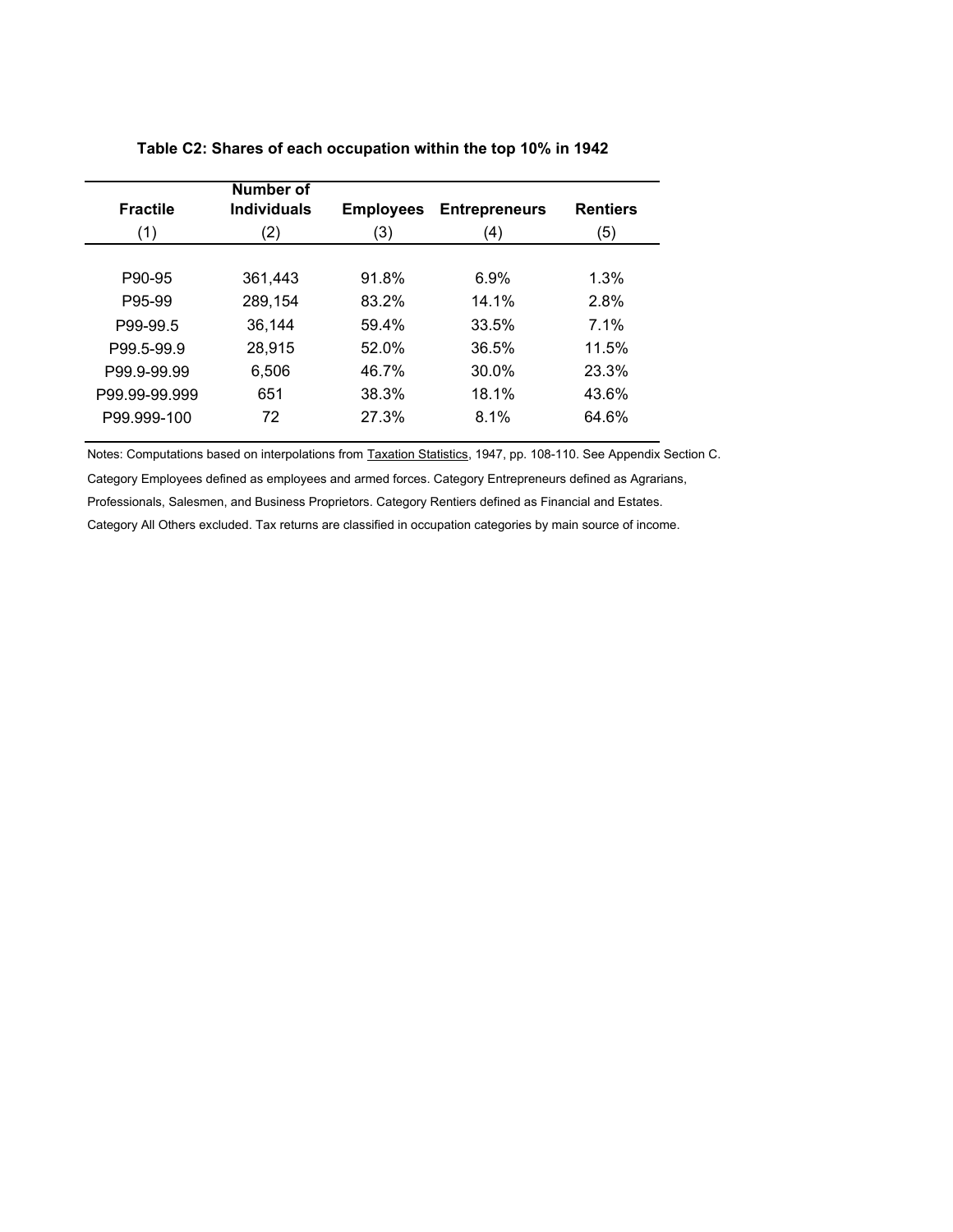**Table C2: Shares of each occupation within the top 10% in 1942**

| Fractile | Number of Individuals | Employees | Entrepreneurs | Rentiers |
|---|---|---|---|---|
| (1) | (2) | (3) | (4) | (5) |
| P90-95 | 361,443 | 91.8% | 6.9% | 1.3% |
| P95-99 | 289,154 | 83.2% | 14.1% | 2.8% |
| P99-99.5 | 36,144 | 59.4% | 33.5% | 7.1% |
| P99.5-99.9 | 28,915 | 52.0% | 36.5% | 11.5% |
| P99.9-99.99 | 6,506 | 46.7% | 30.0% | 23.3% |
| P99.99-99.999 | 651 | 38.3% | 18.1% | 43.6% |
| P99.999-100 | 72 | 27.3% | 8.1% | 64.6% |

Notes: Computations based on interpolations from Taxation Statistics, 1947, pp. 108-110. See Appendix Section C. Category Employees defined as employees and armed forces. Category Entrepreneurs defined as Agrarians, Professionals, Salesmen, and Business Proprietors. Category Rentiers defined as Financial and Estates. Category All Others excluded. Tax returns are classified in occupation categories by main source of income.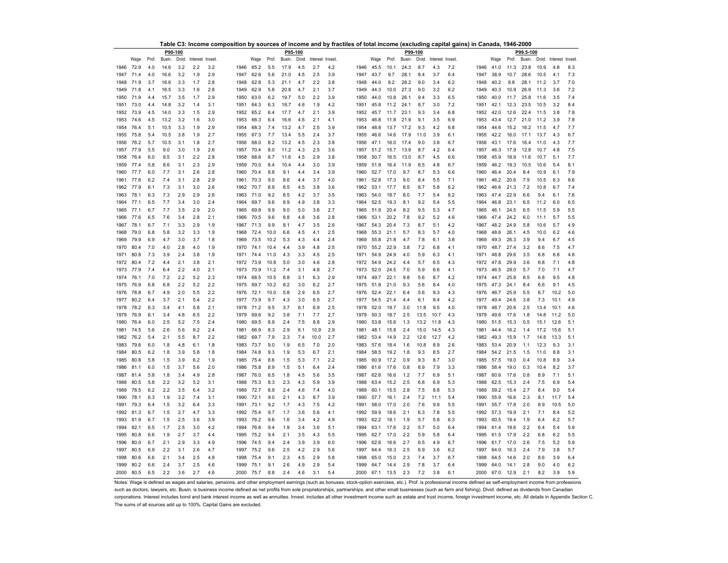**Table C3: Income composition by sources of income and by fractiles of total income (excluding capital gains) in Canada, 1946-2000**

| | P90-100 | | | | | | | P95-100 | | | | | | | P99-100 | | | | | | | P99.5-100 | | | | | |
|---|---|---|---|---|---|---|---|---|---|---|---|---|---|---|---|---|---|---|---|---|---|---|---|---|---|---|---|
| | Wage | Prof. | Busin. | Divid. | Interest | Invest. | | Wage | Prof. | Busin. | Divid. | Interest | Invest. | | Wage | Prof. | Busin. | Divid. | Interest | Invest. | | Wage | Prof. | Busin. | Divid. | Interest | Invest. |
| 1946 | 72.9 | 4.0 | 14.6 | 3.2 | 2.2 | 3.2 | 1946 | 65.2 | 5.5 | 17.9 | 4.5 | 2.7 | 4.2 | 1946 | 45.5 | 10.1 | 24.3 | 8.7 | 4.3 | 7.2 | 1946 | 41.0 | 11.3 | 23.8 | 10.9 | 4.8 | 8.3 |
| 1947 | 71.4 | 4.0 | 16.6 | 3.2 | 1.9 | 2.9 | 1947 | 62.6 | 5.6 | 21.0 | 4.5 | 2.5 | 3.9 | 1947 | 43.7 | 9.7 | 28.1 | 8.4 | 3.7 | 6.4 | 1947 | 38.9 | 10.7 | 28.6 | 10.5 | 4.1 | 7.3 |
| 1948 | 71.9 | 3.7 | 16.6 | 3.3 | 1.7 | 2.8 | 1948 | 62.8 | 5.3 | 21.1 | 4.7 | 2.2 | 3.8 | 1948 | 44.0 | 9.2 | 28.2 | 9.0 | 3.4 | 6.2 | 1948 | 40.2 | 9.8 | 28.1 | 11.2 | 3.7 | 7.0 |
| 1949 | 71.8 | 4.1 | 16.5 | 3.3 | 1.6 | 2.8 | 1949 | 62.9 | 5.8 | 20.8 | 4.7 | 2.1 | 3.7 | 1949 | 44.3 | 10.0 | 27.3 | 9.0 | 3.2 | 6.2 | 1949 | 40.3 | 10.9 | 26.9 | 11.3 | 3.6 | 7.2 |
| 1950 | 71.9 | 4.4 | 15.7 | 3.5 | 1.7 | 2.9 | 1950 | 63.0 | 6.2 | 19.7 | 5.0 | 2.2 | 3.9 | 1950 | 44.0 | 10.8 | 26.1 | 9.4 | 3.3 | 6.5 | 1950 | 40.0 | 11.7 | 25.8 | 11.6 | 3.5 | 7.4 |
| 1951 | 73.0 | 4.4 | 14.8 | 3.2 | 1.4 | 3.1 | 1951 | 64.3 | 6.3 | 18.7 | 4.6 | 1.9 | 4.2 | 1951 | 45.8 | 11.2 | 24.1 | 8.7 | 3.0 | 7.2 | 1951 | 42.1 | 12.3 | 23.5 | 10.5 | 3.2 | 8.4 |
| 1952 | 73.9 | 4.5 | 14.0 | 3.3 | 1.5 | 2.9 | 1952 | 65.2 | 6.4 | 17.7 | 4.7 | 2.1 | 3.9 | 1952 | 45.7 | 11.7 | 23.1 | 9.3 | 3.4 | 6.8 | 1952 | 42.0 | 12.6 | 22.4 | 11.5 | 3.8 | 7.8 |
| 1953 | 74.6 | 4.5 | 13.2 | 3.2 | 1.6 | 3.0 | 1953 | 66.3 | 6.4 | 16.6 | 4.6 | 2.1 | 4.1 | 1953 | 46.8 | 11.8 | 21.9 | 9.1 | 3.5 | 6.9 | 1953 | 43.4 | 12.7 | 21.0 | 11.2 | 3.9 | 7.8 |
| 1954 | 76.4 | 5.1 | 10.5 | 3.3 | 1.9 | 2.9 | 1954 | 68.3 | 7.4 | 13.2 | 4.7 | 2.5 | 3.9 | 1954 | 48.8 | 13.7 | 17.2 | 9.3 | 4.2 | 6.8 | 1954 | 44.6 | 15.2 | 16.2 | 11.5 | 4.7 | 7.7 |
| 1955 | 75.8 | 5.4 | 10.5 | 3.8 | 1.9 | 2.7 | 1955 | 67.3 | 7.7 | 13.4 | 5.5 | 2.4 | 3.7 | 1955 | 46.6 | 14.6 | 17.9 | 11.0 | 3.9 | 6.1 | 1955 | 42.2 | 16.0 | 17.1 | 13.7 | 4.3 | 6.7 |
| 1956 | 76.2 | 5.7 | 10.5 | 3.1 | 1.8 | 2.7 | 1956 | 68.0 | 8.2 | 13.2 | 4.5 | 2.3 | 3.8 | 1956 | 47.1 | 16.0 | 17.4 | 9.0 | 3.8 | 6.7 | 1956 | 43.1 | 17.6 | 16.4 | 11.0 | 4.3 | 7.7 |
| 1957 | 77.9 | 5.5 | 9.0 | 3.0 | 1.9 | 2.6 | 1957 | 70.4 | 8.0 | 11.2 | 4.3 | 2.5 | 3.6 | 1957 | 51.2 | 15.7 | 13.9 | 8.7 | 4.2 | 6.4 | 1957 | 46.3 | 17.9 | 12.8 | 10.7 | 4.8 | 7.5 |
| 1958 | 76.4 | 6.0 | 9.5 | 3.1 | 2.2 | 2.8 | 1958 | 68.6 | 8.7 | 11.6 | 4.5 | 2.9 | 3.8 | 1958 | 50.7 | 16.5 | 13.0 | 8.7 | 4.5 | 6.6 | 1958 | 45.9 | 18.9 | 11.6 | 10.7 | 5.1 | 7.7 |
| 1959 | 77.4 | 5.8 | 8.6 | 3.1 | 2.3 | 2.9 | 1959 | 70.0 | 8.4 | 10.4 | 4.4 | 3.0 | 3.9 | 1959 | 51.8 | 16.4 | 11.9 | 8.5 | 4.8 | 6.7 | 1959 | 46.2 | 19.3 | 10.5 | 10.6 | 5.4 | 8.1 |
| 1960 | 77.7 | 6.0 | 7.7 | 3.1 | 2.6 | 2.8 | 1960 | 70.4 | 8.8 | 9.1 | 4.4 | 3.4 | 3.9 | 1960 | 52.7 | 17.0 | 9.7 | 8.7 | 5.3 | 6.6 | 1960 | 46.4 | 20.4 | 8.4 | 10.9 | 6.1 | 7.9 |
| 1961 | 77.6 | 6.2 | 7.4 | 3.1 | 2.8 | 2.9 | 1961 | 70.3 | 9.0 | 8.6 | 4.4 | 3.7 | 4.0 | 1961 | 52.8 | 17.3 | 9.0 | 8.4 | 5.5 | 7.1 | 1961 | 46.2 | 20.6 | 7.9 | 10.5 | 6.3 | 8.6 |
| 1962 | 77.9 | 6.1 | 7.3 | 3.1 | 3.0 | 2.6 | 1962 | 70.7 | 8.9 | 8.5 | 4.5 | 3.8 | 3.6 | 1962 | 53.1 | 17.7 | 8.5 | 8.7 | 5.8 | 6.2 | 1962 | 46.6 | 21.3 | 7.2 | 10.8 | 6.7 | 7.4 |
| 1963 | 78.1 | 6.3 | 7.3 | 2.9 | 2.9 | 2.6 | 1963 | 71.0 | 9.2 | 8.5 | 4.2 | 3.7 | 3.5 | 1963 | 54.0 | 18.7 | 8.0 | 7.7 | 5.4 | 6.2 | 1963 | 47.4 | 22.9 | 6.6 | 9.4 | 6.1 | 7.6 |
| 1964 | 77.1 | 6.5 | 7.7 | 3.4 | 3.0 | 2.4 | 1964 | 69.7 | 9.6 | 8.9 | 4.9 | 3.8 | 3.3 | 1964 | 52.5 | 19.3 | 8.1 | 9.2 | 5.4 | 5.5 | 1964 | 46.8 | 23.1 | 6.5 | 11.2 | 6.0 | 6.5 |
| 1965 | 77.1 | 6.7 | 7.7 | 3.5 | 2.9 | 2.0 | 1965 | 69.8 | 9.9 | 9.0 | 5.0 | 3.6 | 2.7 | 1965 | 51.9 | 20.4 | 8.2 | 9.5 | 5.3 | 4.7 | 1965 | 46.1 | 24.5 | 6.5 | 11.5 | 5.9 | 5.5 |
| 1966 | 77.6 | 6.5 | 7.6 | 3.4 | 2.8 | 2.1 | 1966 | 70.5 | 9.6 | 8.8 | 4.8 | 3.6 | 2.8 | 1966 | 53.1 | 20.2 | 7.8 | 9.2 | 5.2 | 4.6 | 1966 | 47.4 | 24.2 | 6.0 | 11.1 | 5.7 | 5.5 |
| 1967 | 78.1 | 6.7 | 7.1 | 3.3 | 2.9 | 1.9 | 1967 | 71.3 | 9.9 | 8.1 | 4.7 | 3.5 | 2.6 | 1967 | 54.3 | 20.4 | 7.3 | 8.7 | 5.1 | 4.2 | 1967 | 48.2 | 24.9 | 5.8 | 10.6 | 5.7 | 4.9 |
| 1968 | 79.0 | 6.8 | 5.8 | 3.2 | 3.3 | 1.9 | 1968 | 72.4 | 10.0 | 6.6 | 4.5 | 4.1 | 2.5 | 1968 | 55.3 | 21.1 | 5.7 | 8.3 | 5.7 | 4.0 | 1968 | 48.6 | 26.1 | 4.5 | 10.0 | 6.2 | 4.6 |
| 1969 | 79.9 | 6.9 | 4.7 | 3.0 | 3.7 | 1.8 | 1969 | 73.5 | 10.2 | 5.3 | 4.3 | 4.4 | 2.4 | 1969 | 55.8 | 21.8 | 4.7 | 7.8 | 6.1 | 3.8 | 1969 | 49.3 | 26.3 | 3.9 | 9.4 | 6.7 | 4.5 |
| 1970 | 80.4 | 7.0 | 4.0 | 2.8 | 4.0 | 1.9 | 1970 | 74.1 | 10.4 | 4.4 | 3.9 | 4.8 | 2.5 | 1970 | 55.2 | 22.9 | 3.8 | 7.2 | 6.8 | 4.1 | 1970 | 48.7 | 27.4 | 3.2 | 8.6 | 7.5 | 4.7 |
| 1971 | 80.8 | 7.3 | 3.9 | 2.4 | 3.8 | 1.9 | 1971 | 74.4 | 11.0 | 4.3 | 3.3 | 4.5 | 2.5 | 1971 | 54.9 | 24.9 | 4.0 | 5.9 | 6.3 | 4.1 | 1971 | 48.8 | 29.6 | 3.5 | 6.8 | 6.8 | 4.6 |
| 1972 | 80.4 | 7.2 | 4.4 | 2.1 | 3.8 | 2.1 | 1972 | 73.9 | 10.8 | 5.0 | 3.0 | 4.6 | 2.8 | 1972 | 54.9 | 24.2 | 4.4 | 5.7 | 6.5 | 4.3 | 1972 | 47.8 | 29.9 | 3.6 | 6.8 | 7.1 | 4.8 |
| 1973 | 77.9 | 7.4 | 6.4 | 2.2 | 4.0 | 2.1 | 1973 | 70.9 | 11.2 | 7.4 | 3.1 | 4.8 | 2.7 | 1973 | 52.0 | 24.5 | 7.0 | 5.9 | 6.6 | 4.1 | 1973 | 46.5 | 29.0 | 5.7 | 7.0 | 7.1 | 4.7 |
| 1974 | 76.1 | 7.0 | 7.2 | 2.2 | 5.2 | 2.3 | 1974 | 68.5 | 10.5 | 8.8 | 3.1 | 6.3 | 2.9 | 1974 | 49.7 | 22.1 | 9.8 | 5.6 | 8.7 | 4.2 | 1974 | 44.7 | 25.8 | 8.5 | 6.8 | 9.5 | 4.8 |
| 1975 | 76.9 | 6.8 | 6.8 | 2.2 | 5.2 | 2.2 | 1975 | 69.7 | 10.2 | 8.2 | 3.0 | 6.2 | 2.7 | 1975 | 51.8 | 21.0 | 9.3 | 5.6 | 8.4 | 4.0 | 1975 | 47.3 | 24.1 | 8.4 | 6.6 | 9.1 | 4.5 |
| 1976 | 78.8 | 6.7 | 4.9 | 2.0 | 5.5 | 2.2 | 1976 | 72.1 | 10.0 | 5.8 | 2.9 | 6.5 | 2.7 | 1976 | 52.4 | 22.1 | 6.4 | 5.6 | 9.3 | 4.3 | 1976 | 46.7 | 25.9 | 5.5 | 6.7 | 10.2 | 5.0 |
| 1977 | 80.2 | 6.4 | 3.7 | 2.1 | 5.4 | 2.2 | 1977 | 73.9 | 9.7 | 4.3 | 3.0 | 6.5 | 2.7 | 1977 | 54.5 | 21.4 | 4.4 | 6.1 | 9.4 | 4.2 | 1977 | 49.4 | 24.6 | 3.8 | 7.3 | 10.1 | 4.9 |
| 1978 | 78.2 | 6.3 | 3.4 | 4.1 | 5.8 | 2.1 | 1978 | 71.2 | 9.5 | 3.7 | 6.1 | 6.9 | 2.5 | 1978 | 52.0 | 19.7 | 3.0 | 11.8 | 9.5 | 4.0 | 1978 | 48.7 | 20.8 | 2.5 | 13.4 | 10.1 | 4.6 |
| 1979 | 76.9 | 6.1 | 3.4 | 4.8 | 6.5 | 2.2 | 1979 | 69.6 | 9.2 | 3.8 | 7.1 | 7.7 | 2.7 | 1979 | 50.3 | 18.7 | 2.5 | 13.5 | 10.7 | 4.3 | 1979 | 49.6 | 17.6 | 1.8 | 14.8 | 11.2 | 5.0 |
| 1980 | 76.4 | 6.0 | 2.5 | 5.2 | 7.5 | 2.4 | 1980 | 69.5 | 8.9 | 2.4 | 7.5 | 8.8 | 2.9 | 1980 | 53.8 | 15.6 | 1.3 | 13.2 | 11.8 | 4.3 | 1980 | 51.5 | 15.3 | 0.5 | 15.1 | 12.6 | 5.1 |
| 1981 | 74.5 | 5.6 | 2.6 | 5.6 | 9.2 | 2.4 | 1981 | 66.9 | 8.3 | 2.9 | 8.1 | 10.9 | 2.9 | 1981 | 48.1 | 15.8 | 2.4 | 15.0 | 14.5 | 4.3 | 1981 | 44.4 | 16.2 | 1.4 | 17.2 | 15.6 | 5.1 |
| 1982 | 76.2 | 5.4 | 2.1 | 5.5 | 8.7 | 2.2 | 1982 | 69.7 | 7.9 | 2.3 | 7.4 | 10.0 | 2.7 | 1982 | 53.4 | 14.9 | 2.2 | 12.6 | 12.7 | 4.2 | 1982 | 49.3 | 15.9 | 1.7 | 14.8 | 13.3 | 5.1 |
| 1983 | 79.6 | 6.0 | 1.8 | 4.8 | 6.1 | 1.8 | 1983 | 73.7 | 9.0 | 1.9 | 6.5 | 7.0 | 2.0 | 1983 | 57.6 | 18.4 | 1.6 | 10.8 | 8.9 | 2.6 | 1983 | 53.4 | 20.9 | 1.1 | 12.3 | 9.3 | 3.1 |
| 1984 | 80.5 | 6.2 | 1.8 | 3.9 | 5.8 | 1.8 | 1984 | 74.8 | 9.3 | 1.9 | 5.3 | 6.7 | 2.1 | 1984 | 58.5 | 19.2 | 1.8 | 9.3 | 8.5 | 2.7 | 1984 | 54.2 | 21.5 | 1.5 | 11.0 | 8.8 | 3.1 |
| 1985 | 80.8 | 5.8 | 1.5 | 3.9 | 6.2 | 1.9 | 1985 | 75.4 | 8.6 | 1.5 | 5.3 | 7.1 | 2.2 | 1985 | 60.9 | 17.2 | 0.9 | 9.3 | 8.7 | 3.0 | 1985 | 57.5 | 19.0 | 0.4 | 10.8 | 8.9 | 3.4 |
| 1986 | 81.1 | 6.0 | 1.5 | 3.7 | 5.6 | 2.0 | 1986 | 75.8 | 8.9 | 1.5 | 5.1 | 6.4 | 2.4 | 1986 | 61.6 | 17.6 | 0.8 | 8.9 | 7.9 | 3.3 | 1986 | 58.4 | 19.0 | 0.3 | 10.4 | 8.2 | 3.7 |
| 1987 | 81.4 | 5.8 | 1.8 | 3.4 | 4.9 | 2.8 | 1987 | 76.0 | 8.5 | 1.8 | 4.5 | 5.6 | 3.5 | 1987 | 62.6 | 16.6 | 1.2 | 7.7 | 6.9 | 5.1 | 1987 | 60.6 | 17.6 | 0.8 | 8.9 | 7.1 | 5.1 |
| 1988 | 80.5 | 5.8 | 2.2 | 3.2 | 5.2 | 3.1 | 1988 | 75.3 | 8.3 | 2.3 | 4.3 | 5.9 | 3.9 | 1988 | 63.4 | 15.2 | 2.5 | 6.8 | 6.9 | 5.3 | 1988 | 62.5 | 15.3 | 2.4 | 7.5 | 6.9 | 5.4 |
| 1989 | 78.5 | 6.2 | 2.2 | 3.5 | 6.4 | 3.2 | 1989 | 72.7 | 8.9 | 2.4 | 4.6 | 7.4 | 4.0 | 1989 | 60.1 | 15.5 | 2.8 | 7.5 | 8.8 | 5.3 | 1989 | 59.2 | 15.4 | 2.7 | 8.4 | 9.0 | 5.4 |
| 1990 | 78.1 | 6.3 | 1.9 | 3.2 | 7.4 | 3.1 | 1990 | 72.1 | 9.0 | 2.1 | 4.3 | 8.7 | 3.9 | 1990 | 57.7 | 16.1 | 2.4 | 7.2 | 11.1 | 5.4 | 1990 | 55.9 | 16.6 | 2.3 | 8.1 | 11.7 | 5.4 |
| 1991 | 79.3 | 6.4 | 1.5 | 3.2 | 6.4 | 3.3 | 1991 | 73.1 | 9.2 | 1.7 | 4.3 | 7.5 | 4.2 | 1991 | 58.0 | 17.0 | 2.0 | 7.6 | 9.9 | 5.5 | 1991 | 55.7 | 17.8 | 2.0 | 8.9 | 10.5 | 5.0 |
| 1992 | 81.3 | 6.7 | 1.5 | 2.7 | 4.7 | 3.3 | 1992 | 75.4 | 9.7 | 1.7 | 3.6 | 5.6 | 4.1 | 1992 | 59.9 | 18.6 | 2.1 | 6.3 | 7.8 | 5.5 | 1992 | 57.3 | 19.9 | 2.1 | 7.1 | 8.4 | 5.2 |
| 1993 | 81.9 | 6.7 | 1.5 | 2.5 | 3.6 | 3.9 | 1993 | 76.2 | 9.6 | 1.6 | 3.4 | 4.2 | 4.9 | 1993 | 62.2 | 18.1 | 1.9 | 5.7 | 5.8 | 6.3 | 1993 | 60.5 | 19.4 | 1.9 | 6.4 | 6.2 | 5.7 |
| 1994 | 82.1 | 6.5 | 1.7 | 2.5 | 3.0 | 4.2 | 1994 | 76.6 | 9.4 | 1.9 | 3.4 | 3.6 | 5.1 | 1994 | 63.1 | 17.6 | 2.2 | 5.7 | 5.0 | 6.4 | 1994 | 61.4 | 18.6 | 2.2 | 6.4 | 5.4 | 5.9 |
| 1995 | 80.8 | 6.6 | 1.9 | 2.7 | 3.7 | 4.4 | 1995 | 75.2 | 9.4 | 2.1 | 3.5 | 4.3 | 5.5 | 1995 | 62.7 | 17.0 | 2.2 | 5.9 | 5.8 | 6.4 | 1995 | 61.5 | 17.9 | 2.2 | 6.8 | 6.2 | 5.5 |
| 1996 | 80.0 | 6.7 | 2.1 | 2.9 | 3.3 | 4.9 | 1996 | 74.5 | 9.4 | 2.4 | 3.9 | 3.9 | 6.0 | 1996 | 62.6 | 16.6 | 2.7 | 6.5 | 4.9 | 6.7 | 1996 | 61.7 | 17.0 | 2.6 | 7.5 | 5.2 | 5.9 |
| 1997 | 80.5 | 6.9 | 2.2 | 3.1 | 2.6 | 4.7 | 1997 | 75.2 | 9.6 | 2.5 | 4.2 | 2.9 | 5.6 | 1997 | 64.4 | 16.3 | 2.5 | 6.9 | 3.6 | 6.2 | 1997 | 64.0 | 16.3 | 2.4 | 7.9 | 3.8 | 5.7 |
| 1998 | 80.6 | 6.6 | 2.1 | 3.4 | 2.5 | 4.8 | 1998 | 75.4 | 9.1 | 2.3 | 4.5 | 2.9 | 5.8 | 1998 | 65.0 | 15.0 | 2.3 | 7.4 | 3.7 | 6.7 | 1998 | 64.5 | 14.6 | 2.0 | 8.6 | 3.9 | 6.4 |
| 1999 | 80.2 | 6.6 | 2.4 | 3.7 | 2.5 | 4.6 | 1999 | 75.1 | 9.1 | 2.6 | 4.9 | 2.9 | 5.4 | 1999 | 64.7 | 14.4 | 2.9 | 7.8 | 3.7 | 6.4 | 1999 | 64.0 | 14.1 | 2.8 | 9.0 | 4.0 | 6.2 |
| 2000 | 80.5 | 6.5 | 2.2 | 3.6 | 2.7 | 4.6 | 2000 | 75.7 | 8.8 | 2.4 | 4.6 | 3.1 | 5.4 | 2000 | 67.1 | 13.5 | 2.3 | 7.2 | 3.8 | 6.1 | 2000 | 67.0 | 12.9 | 2.1 | 8.2 | 3.9 | 5.9 |

Notes: Wage is defined as wages and salaries, pensions, and other employment earnings (such as bonuses, stock-option exercises, etc.). Prof. is professional income defined as self-employment income from professions such as doctors, lawyers, etc. Busin. is business income defined as net profits from sole proprietorships, partnerships, and other small businesses (such as farm and fishing). Divid. defined as dividends from Canadian corporations. Interest includes bond and bank interest income as well as annuities. Invest. includes all other investment income such as estate and trust income, foreign investment income, etc. All details in Appendix Section C. The sums of all sources add up to 100%. Capital Gains are excluded.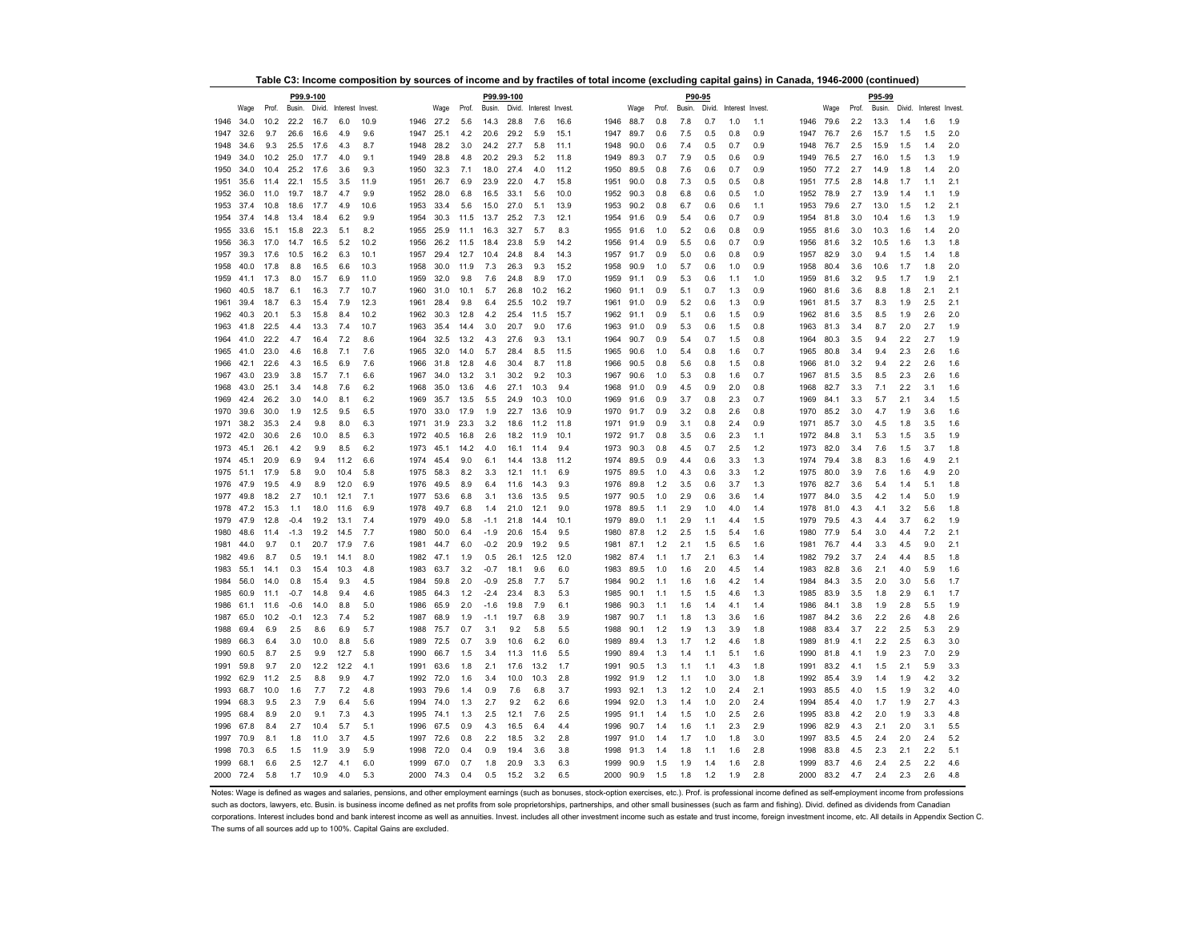**Table C3: Income composition by sources of income and by fractiles of total income (excluding capital gains) in Canada, 1946-2000 (continued)**

| | P99.9-100 | | | | | | | P99.99-100 | | | | | | | P90-95 | | | | | | | P95-99 | | | | | |
|---|---|---|---|---|---|---|---|---|---|---|---|---|---|---|---|---|---|---|---|---|---|---|---|---|---|---|---|
| | Wage | Prof. | Busin. | Divid. | Interest | Invest. | | Wage | Prof. | Busin. | Divid. | Interest | Invest. | | Wage | Prof. | Busin. | Divid. | Interest | Invest. | | Wage | Prof. | Busin. | Divid. | Interest | Invest. |
| 1946 | 34.0 | 10.2 | 22.2 | 16.7 | 6.0 | 10.9 | 1946 | 27.2 | 5.6 | 14.3 | 28.8 | 7.6 | 16.6 | 1946 | 88.7 | 0.8 | 7.8 | 0.7 | 1.0 | 1.1 | 1946 | 79.6 | 2.2 | 13.3 | 1.4 | 1.6 | 1.9 |
| 1947 | 32.6 | 9.7 | 26.6 | 16.6 | 4.9 | 9.6 | 1947 | 25.1 | 4.2 | 20.6 | 29.2 | 5.9 | 15.1 | 1947 | 89.7 | 0.6 | 7.5 | 0.5 | 0.8 | 0.9 | 1947 | 76.7 | 2.6 | 15.7 | 1.5 | 1.5 | 2.0 |
| 1948 | 34.6 | 9.3 | 25.5 | 17.6 | 4.3 | 8.7 | 1948 | 28.2 | 3.0 | 24.2 | 27.7 | 5.8 | 11.1 | 1948 | 90.0 | 0.6 | 7.4 | 0.5 | 0.7 | 0.9 | 1948 | 76.7 | 2.5 | 15.9 | 1.5 | 1.4 | 2.0 |
| 1949 | 34.0 | 10.2 | 25.0 | 17.7 | 4.0 | 9.1 | 1949 | 28.8 | 4.8 | 20.2 | 29.3 | 5.2 | 11.8 | 1949 | 89.3 | 0.7 | 7.9 | 0.5 | 0.6 | 0.9 | 1949 | 76.5 | 2.7 | 16.0 | 1.5 | 1.3 | 1.9 |
| 1950 | 34.0 | 10.4 | 25.2 | 17.6 | 3.6 | 9.3 | 1950 | 32.3 | 7.1 | 18.0 | 27.4 | 4.0 | 11.2 | 1950 | 89.5 | 0.8 | 7.6 | 0.6 | 0.7 | 0.9 | 1950 | 77.2 | 2.7 | 14.9 | 1.8 | 1.4 | 2.0 |
| 1951 | 35.6 | 11.4 | 22.1 | 15.5 | 3.5 | 11.9 | 1951 | 26.7 | 6.9 | 23.9 | 22.0 | 4.7 | 15.8 | 1951 | 90.0 | 0.8 | 7.3 | 0.5 | 0.5 | 0.8 | 1951 | 77.5 | 2.8 | 14.8 | 1.7 | 1.1 | 2.1 |
| 1952 | 36.0 | 11.0 | 19.7 | 18.7 | 4.7 | 9.9 | 1952 | 28.0 | 6.8 | 16.5 | 33.1 | 5.6 | 10.0 | 1952 | 90.3 | 0.8 | 6.8 | 0.6 | 0.5 | 1.0 | 1952 | 78.9 | 2.7 | 13.9 | 1.4 | 1.1 | 1.9 |
| 1953 | 37.4 | 10.8 | 18.6 | 17.7 | 4.9 | 10.6 | 1953 | 33.4 | 5.6 | 15.0 | 27.0 | 5.1 | 13.9 | 1953 | 90.2 | 0.8 | 6.7 | 0.6 | 0.6 | 1.1 | 1953 | 79.6 | 2.7 | 13.0 | 1.5 | 1.2 | 2.1 |
| 1954 | 37.4 | 14.8 | 13.4 | 18.4 | 6.2 | 9.9 | 1954 | 30.3 | 11.5 | 13.7 | 25.2 | 7.3 | 12.1 | 1954 | 91.6 | 0.9 | 5.4 | 0.6 | 0.7 | 0.9 | 1954 | 81.8 | 3.0 | 10.4 | 1.6 | 1.3 | 1.9 |
| 1955 | 33.6 | 15.1 | 15.8 | 22.3 | 5.1 | 8.2 | 1955 | 25.9 | 11.1 | 16.3 | 32.7 | 5.7 | 8.3 | 1955 | 91.6 | 1.0 | 5.2 | 0.6 | 0.8 | 0.9 | 1955 | 81.6 | 3.0 | 10.3 | 1.6 | 1.4 | 2.0 |
| 1956 | 36.3 | 17.0 | 14.7 | 16.5 | 5.2 | 10.2 | 1956 | 26.2 | 11.5 | 18.4 | 23.8 | 5.9 | 14.2 | 1956 | 91.4 | 0.9 | 5.5 | 0.6 | 0.7 | 0.9 | 1956 | 81.6 | 3.2 | 10.5 | 1.6 | 1.3 | 1.8 |
| 1957 | 39.3 | 17.6 | 10.5 | 16.2 | 6.3 | 10.1 | 1957 | 29.4 | 12.7 | 10.4 | 24.8 | 8.4 | 14.3 | 1957 | 91.7 | 0.9 | 5.0 | 0.6 | 0.8 | 0.9 | 1957 | 82.9 | 3.0 | 9.4 | 1.5 | 1.4 | 1.8 |
| 1958 | 40.0 | 17.8 | 8.8 | 16.5 | 6.6 | 10.3 | 1958 | 30.0 | 11.9 | 7.3 | 26.3 | 9.3 | 15.2 | 1958 | 90.9 | 1.0 | 5.7 | 0.6 | 1.0 | 0.9 | 1958 | 80.4 | 3.6 | 10.6 | 1.7 | 1.8 | 2.0 |
| 1959 | 41.1 | 17.3 | 8.0 | 15.7 | 6.9 | 11.0 | 1959 | 32.0 | 9.8 | 7.6 | 24.8 | 8.9 | 17.0 | 1959 | 91.1 | 0.9 | 5.3 | 0.6 | 1.1 | 1.0 | 1959 | 81.6 | 3.2 | 9.5 | 1.7 | 1.9 | 2.1 |
| 1960 | 40.5 | 18.7 | 6.1 | 16.3 | 7.7 | 10.7 | 1960 | 31.0 | 10.1 | 5.7 | 26.8 | 10.2 | 16.2 | 1960 | 91.1 | 0.9 | 5.1 | 0.7 | 1.3 | 0.9 | 1960 | 81.6 | 3.6 | 8.8 | 1.8 | 2.1 | 2.1 |
| 1961 | 39.4 | 18.7 | 6.3 | 15.4 | 7.9 | 12.3 | 1961 | 28.4 | 9.8 | 6.4 | 25.5 | 10.2 | 19.7 | 1961 | 91.0 | 0.9 | 5.2 | 0.6 | 1.3 | 0.9 | 1961 | 81.5 | 3.7 | 8.3 | 1.9 | 2.5 | 2.1 |
| 1962 | 40.3 | 20.1 | 5.3 | 15.8 | 8.4 | 10.2 | 1962 | 30.3 | 12.8 | 4.2 | 25.4 | 11.5 | 15.7 | 1962 | 91.1 | 0.9 | 5.1 | 0.6 | 1.5 | 0.9 | 1962 | 81.6 | 3.5 | 8.5 | 1.9 | 2.6 | 2.0 |
| 1963 | 41.8 | 22.5 | 4.4 | 13.3 | 7.4 | 10.7 | 1963 | 35.4 | 14.4 | 3.0 | 20.7 | 9.0 | 17.6 | 1963 | 91.0 | 0.9 | 5.3 | 0.6 | 1.5 | 0.8 | 1963 | 81.3 | 3.4 | 8.7 | 2.0 | 2.7 | 1.9 |
| 1964 | 41.0 | 22.2 | 4.7 | 16.4 | 7.2 | 8.6 | 1964 | 32.5 | 13.2 | 4.3 | 27.6 | 9.3 | 13.1 | 1964 | 90.7 | 0.9 | 5.4 | 0.7 | 1.5 | 0.8 | 1964 | 80.3 | 3.5 | 9.4 | 2.2 | 2.7 | 1.9 |
| 1965 | 41.0 | 23.0 | 4.6 | 16.8 | 7.1 | 7.6 | 1965 | 32.0 | 14.0 | 5.7 | 28.4 | 8.5 | 11.5 | 1965 | 90.6 | 1.0 | 5.4 | 0.8 | 1.6 | 0.7 | 1965 | 80.8 | 3.4 | 9.4 | 2.3 | 2.6 | 1.6 |
| 1966 | 42.1 | 22.6 | 4.3 | 16.5 | 6.9 | 7.6 | 1966 | 31.8 | 12.8 | 4.6 | 30.4 | 8.7 | 11.8 | 1966 | 90.5 | 0.8 | 5.6 | 0.8 | 1.5 | 0.8 | 1966 | 81.0 | 3.2 | 9.4 | 2.2 | 2.6 | 1.6 |
| 1967 | 43.0 | 23.9 | 3.8 | 15.7 | 7.1 | 6.6 | 1967 | 34.0 | 13.2 | 3.1 | 30.2 | 9.2 | 10.3 | 1967 | 90.6 | 1.0 | 5.3 | 0.8 | 1.6 | 0.7 | 1967 | 81.5 | 3.5 | 8.5 | 2.3 | 2.6 | 1.6 |
| 1968 | 43.0 | 25.1 | 3.4 | 14.8 | 7.6 | 6.2 | 1968 | 35.0 | 13.6 | 4.6 | 27.1 | 10.3 | 9.4 | 1968 | 91.0 | 0.9 | 4.5 | 0.9 | 2.0 | 0.8 | 1968 | 82.7 | 3.3 | 7.1 | 2.2 | 3.1 | 1.6 |
| 1969 | 42.4 | 26.2 | 3.0 | 14.0 | 8.1 | 6.2 | 1969 | 35.7 | 13.5 | 5.5 | 24.9 | 10.3 | 10.0 | 1969 | 91.6 | 0.9 | 3.7 | 0.8 | 2.3 | 0.7 | 1969 | 84.1 | 3.3 | 5.7 | 2.1 | 3.4 | 1.5 |
| 1970 | 39.6 | 30.0 | 1.9 | 12.5 | 9.5 | 6.5 | 1970 | 33.0 | 17.9 | 1.9 | 22.7 | 13.6 | 10.9 | 1970 | 91.7 | 0.9 | 3.2 | 0.8 | 2.6 | 0.8 | 1970 | 85.2 | 3.0 | 4.7 | 1.9 | 3.6 | 1.6 |
| 1971 | 38.2 | 35.3 | 2.4 | 9.8 | 8.0 | 6.3 | 1971 | 31.9 | 23.3 | 3.2 | 18.6 | 11.2 | 11.8 | 1971 | 91.9 | 0.9 | 3.1 | 0.8 | 2.4 | 0.9 | 1971 | 85.7 | 3.0 | 4.5 | 1.8 | 3.5 | 1.6 |
| 1972 | 42.0 | 30.6 | 2.6 | 10.0 | 8.5 | 6.3 | 1972 | 40.5 | 16.8 | 2.6 | 18.2 | 11.9 | 10.1 | 1972 | 91.7 | 0.8 | 3.5 | 0.6 | 2.3 | 1.1 | 1972 | 84.8 | 3.1 | 5.3 | 1.5 | 3.5 | 1.9 |
| 1973 | 45.1 | 26.1 | 4.2 | 9.9 | 8.5 | 6.2 | 1973 | 45.1 | 14.2 | 4.0 | 16.1 | 11.4 | 9.4 | 1973 | 90.3 | 0.8 | 4.5 | 0.7 | 2.5 | 1.2 | 1973 | 82.0 | 3.4 | 7.6 | 1.5 | 3.7 | 1.8 |
| 1974 | 45.1 | 20.9 | 6.9 | 9.4 | 11.2 | 6.6 | 1974 | 45.4 | 9.0 | 6.1 | 14.4 | 13.8 | 11.2 | 1974 | 89.5 | 0.9 | 4.4 | 0.6 | 3.3 | 1.3 | 1974 | 79.4 | 3.8 | 8.3 | 1.6 | 4.9 | 2.1 |
| 1975 | 51.1 | 17.9 | 5.8 | 9.0 | 10.4 | 5.8 | 1975 | 58.3 | 8.2 | 3.3 | 12.1 | 11.1 | 6.9 | 1975 | 89.5 | 1.0 | 4.3 | 0.6 | 3.3 | 1.2 | 1975 | 80.0 | 3.9 | 7.6 | 1.6 | 4.9 | 2.0 |
| 1976 | 47.9 | 19.5 | 4.9 | 8.9 | 12.0 | 6.9 | 1976 | 49.5 | 8.9 | 6.4 | 11.6 | 14.3 | 9.3 | 1976 | 89.8 | 1.2 | 3.5 | 0.6 | 3.7 | 1.3 | 1976 | 82.7 | 3.6 | 5.4 | 1.4 | 5.1 | 1.8 |
| 1977 | 49.8 | 18.2 | 2.7 | 10.1 | 12.1 | 7.1 | 1977 | 53.6 | 6.8 | 3.1 | 13.6 | 13.5 | 9.5 | 1977 | 90.5 | 1.0 | 2.9 | 0.6 | 3.6 | 1.4 | 1977 | 84.0 | 3.5 | 4.2 | 1.4 | 5.0 | 1.9 |
| 1978 | 47.2 | 15.3 | 1.1 | 18.0 | 11.6 | 6.9 | 1978 | 49.7 | 6.8 | 1.4 | 21.0 | 12.1 | 9.0 | 1978 | 89.5 | 1.1 | 2.9 | 1.0 | 4.0 | 1.4 | 1978 | 81.0 | 4.3 | 4.1 | 3.2 | 5.6 | 1.8 |
| 1979 | 47.9 | 12.8 | -0.4 | 19.2 | 13.1 | 7.4 | 1979 | 49.0 | 5.8 | -1.1 | 21.8 | 14.4 | 10.1 | 1979 | 89.0 | 1.1 | 2.9 | 1.1 | 4.4 | 1.5 | 1979 | 79.5 | 4.3 | 4.4 | 3.7 | 6.2 | 1.9 |
| 1980 | 48.6 | 11.4 | -1.3 | 19.2 | 14.5 | 7.7 | 1980 | 50.0 | 6.4 | -1.9 | 20.6 | 15.4 | 9.5 | 1980 | 87.8 | 1.2 | 2.5 | 1.5 | 5.4 | 1.6 | 1980 | 77.9 | 5.4 | 3.0 | 4.4 | 7.2 | 2.1 |
| 1981 | 44.0 | 9.7 | 0.1 | 20.7 | 17.9 | 7.6 | 1981 | 44.7 | 6.0 | -0.2 | 20.9 | 19.2 | 9.5 | 1981 | 87.1 | 1.2 | 2.1 | 1.5 | 6.5 | 1.6 | 1981 | 76.7 | 4.4 | 3.3 | 4.5 | 9.0 | 2.1 |
| 1982 | 49.6 | 8.7 | 0.5 | 19.1 | 14.1 | 8.0 | 1982 | 47.1 | 1.9 | 0.5 | 26.1 | 12.5 | 12.0 | 1982 | 87.4 | 1.1 | 1.7 | 2.1 | 6.3 | 1.4 | 1982 | 79.2 | 3.7 | 2.4 | 4.4 | 8.5 | 1.8 |
| 1983 | 55.1 | 14.1 | 0.3 | 15.4 | 10.3 | 4.8 | 1983 | 63.7 | 3.2 | -0.7 | 18.1 | 9.6 | 6.0 | 1983 | 89.5 | 1.0 | 1.6 | 2.0 | 4.5 | 1.4 | 1983 | 82.8 | 3.6 | 2.1 | 4.0 | 5.9 | 1.6 |
| 1984 | 56.0 | 14.0 | 0.8 | 15.4 | 9.3 | 4.5 | 1984 | 59.8 | 2.0 | -0.9 | 25.8 | 7.7 | 5.7 | 1984 | 90.2 | 1.1 | 1.6 | 1.6 | 4.2 | 1.4 | 1984 | 84.3 | 3.5 | 2.0 | 3.0 | 5.6 | 1.7 |
| 1985 | 60.9 | 11.1 | -0.7 | 14.8 | 9.4 | 4.6 | 1985 | 64.3 | 1.2 | -2.4 | 23.4 | 8.3 | 5.3 | 1985 | 90.1 | 1.1 | 1.5 | 1.5 | 4.6 | 1.3 | 1985 | 83.9 | 3.5 | 1.8 | 2.9 | 6.1 | 1.7 |
| 1986 | 61.1 | 11.6 | -0.6 | 14.0 | 8.8 | 5.0 | 1986 | 65.9 | 2.0 | -1.6 | 19.8 | 7.9 | 6.1 | 1986 | 90.3 | 1.1 | 1.6 | 1.4 | 4.1 | 1.4 | 1986 | 84.1 | 3.8 | 1.9 | 2.8 | 5.5 | 1.9 |
| 1987 | 65.0 | 10.2 | -0.1 | 12.3 | 7.4 | 5.2 | 1987 | 68.9 | 1.9 | -1.1 | 19.7 | 6.8 | 3.9 | 1987 | 90.7 | 1.1 | 1.8 | 1.3 | 3.6 | 1.6 | 1987 | 84.2 | 3.6 | 2.2 | 2.6 | 4.8 | 2.6 |
| 1988 | 69.4 | 6.9 | 2.5 | 8.6 | 6.9 | 5.7 | 1988 | 75.7 | 0.7 | 3.1 | 9.2 | 5.8 | 5.5 | 1988 | 90.1 | 1.2 | 1.9 | 1.3 | 3.9 | 1.8 | 1988 | 83.4 | 3.7 | 2.2 | 2.5 | 5.3 | 2.9 |
| 1989 | 66.3 | 6.4 | 3.0 | 10.0 | 8.8 | 5.6 | 1989 | 72.5 | 0.7 | 3.9 | 10.6 | 6.2 | 6.0 | 1989 | 89.4 | 1.3 | 1.7 | 1.2 | 4.6 | 1.8 | 1989 | 81.9 | 4.1 | 2.2 | 2.5 | 6.3 | 3.0 |
| 1990 | 60.5 | 8.7 | 2.5 | 9.9 | 12.7 | 5.8 | 1990 | 66.7 | 1.5 | 3.4 | 11.3 | 11.6 | 5.5 | 1990 | 89.4 | 1.3 | 1.4 | 1.1 | 5.1 | 1.6 | 1990 | 81.8 | 4.1 | 1.9 | 2.3 | 7.0 | 2.9 |
| 1991 | 59.8 | 9.7 | 2.0 | 12.2 | 12.2 | 4.1 | 1991 | 63.6 | 1.8 | 2.1 | 17.6 | 13.2 | 1.7 | 1991 | 90.5 | 1.3 | 1.1 | 1.1 | 4.3 | 1.8 | 1991 | 83.2 | 4.1 | 1.5 | 2.1 | 5.9 | 3.3 |
| 1992 | 62.9 | 11.2 | 2.5 | 8.8 | 9.9 | 4.7 | 1992 | 72.0 | 1.6 | 3.4 | 10.0 | 10.3 | 2.8 | 1992 | 91.9 | 1.2 | 1.1 | 1.0 | 3.0 | 1.8 | 1992 | 85.4 | 3.9 | 1.4 | 1.9 | 4.2 | 3.2 |
| 1993 | 68.7 | 10.0 | 1.6 | 7.7 | 7.2 | 4.8 | 1993 | 79.6 | 1.4 | 0.9 | 7.6 | 6.8 | 3.7 | 1993 | 92.1 | 1.3 | 1.2 | 1.0 | 2.4 | 2.1 | 1993 | 85.5 | 4.0 | 1.5 | 1.9 | 3.2 | 4.0 |
| 1994 | 68.3 | 9.5 | 2.3 | 7.9 | 6.4 | 5.6 | 1994 | 74.0 | 1.3 | 2.7 | 9.2 | 6.2 | 6.6 | 1994 | 92.0 | 1.3 | 1.4 | 1.0 | 2.0 | 2.4 | 1994 | 85.4 | 4.0 | 1.7 | 1.9 | 2.7 | 4.3 |
| 1995 | 68.4 | 8.9 | 2.0 | 9.1 | 7.3 | 4.3 | 1995 | 74.1 | 1.3 | 2.5 | 12.1 | 7.6 | 2.5 | 1995 | 91.1 | 1.4 | 1.5 | 1.0 | 2.5 | 2.6 | 1995 | 83.8 | 4.2 | 2.0 | 1.9 | 3.3 | 4.8 |
| 1996 | 67.8 | 8.4 | 2.7 | 10.4 | 5.7 | 5.1 | 1996 | 67.5 | 0.9 | 4.3 | 16.5 | 6.4 | 4.4 | 1996 | 90.7 | 1.4 | 1.6 | 1.1 | 2.3 | 2.9 | 1996 | 82.9 | 4.3 | 2.1 | 2.0 | 3.1 | 5.5 |
| 1997 | 70.9 | 8.1 | 1.8 | 11.0 | 3.7 | 4.5 | 1997 | 72.6 | 0.8 | 2.2 | 18.5 | 3.2 | 2.8 | 1997 | 91.0 | 1.4 | 1.7 | 1.0 | 1.8 | 3.0 | 1997 | 83.5 | 4.5 | 2.4 | 2.0 | 2.4 | 5.2 |
| 1998 | 70.3 | 6.5 | 1.5 | 11.9 | 3.9 | 5.9 | 1998 | 72.0 | 0.4 | 0.9 | 19.4 | 3.6 | 3.8 | 1998 | 91.3 | 1.4 | 1.8 | 1.1 | 1.6 | 2.8 | 1998 | 83.8 | 4.5 | 2.3 | 2.1 | 2.2 | 5.1 |
| 1999 | 68.1 | 6.6 | 2.5 | 12.7 | 4.1 | 6.0 | 1999 | 67.0 | 0.7 | 1.8 | 20.9 | 3.3 | 6.3 | 1999 | 90.9 | 1.5 | 1.9 | 1.4 | 1.6 | 2.8 | 1999 | 83.7 | 4.6 | 2.4 | 2.5 | 2.2 | 4.6 |
| 2000 | 72.4 | 5.8 | 1.7 | 10.9 | 4.0 | 5.3 | 2000 | 74.3 | 0.4 | 0.5 | 15.2 | 3.2 | 6.5 | 2000 | 90.9 | 1.5 | 1.8 | 1.2 | 1.9 | 2.8 | 2000 | 83.2 | 4.7 | 2.4 | 2.3 | 2.6 | 4.8 |

Notes: Wage is defined as wages and salaries, pensions, and other employment earnings (such as bonuses, stock-option exercises, etc.). Prof. is professional income defined as self-employment income from professions such as doctors, lawyers, etc. Busin. is business income defined as net profits from sole proprietorships, partnerships, and other small businesses (such as farm and fishing). Divid. defined as dividends from Canadian corporations. Interest includes bond and bank interest income as well as annuities. Invest. includes all other investment income such as estate and trust income, foreign investment income, etc. All details in Appendix Section C. The sums of all sources add up to 100%. Capital Gains are excluded.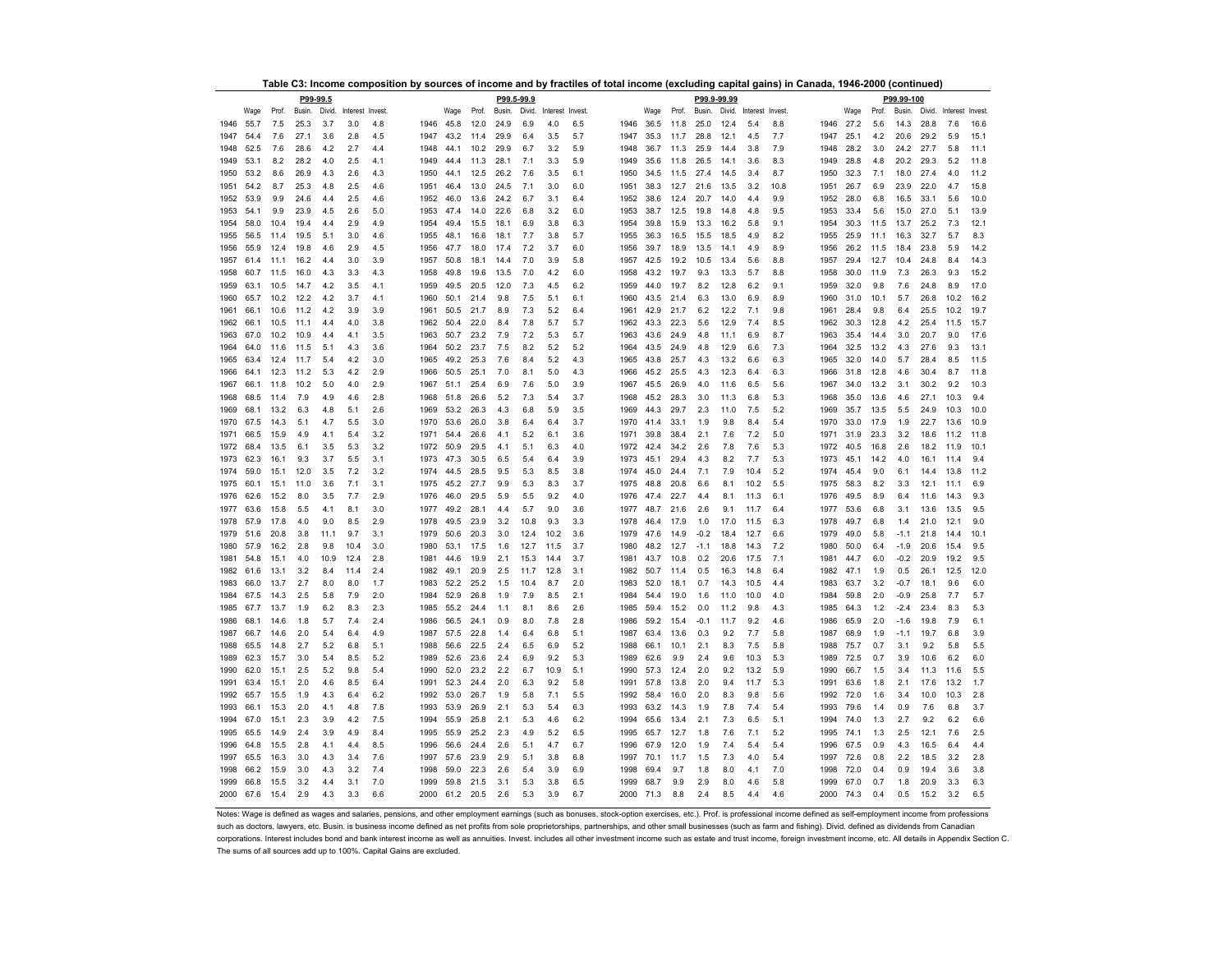**Table C3: Income composition by sources of income and by fractiles of total income (excluding capital gains) in Canada, 1946-2000 (continued)**

| | P99-99.5 | | | | | | | P99.5-99.9 | | | | | | | P99.9-99.99 | | | | | | | P99.99-100 | | | | | |
|---|---|---|---|---|---|---|---|---|---|---|---|---|---|---|---|---|---|---|---|---|---|---|---|---|---|---|---|
| | Wage | Prof. | Busin. | Divid. | Interest | Invest. | | Wage | Prof. | Busin. | Divid. | Interest | Invest. | | Wage | Prof. | Busin. | Divid. | Interest | Invest. | | Wage | Prof. | Busin. | Divid. | Interest | Invest. |
| 1946 | 55.7 | 7.5 | 25.3 | 3.7 | 3.0 | 4.8 | 1946 | 45.8 | 12.0 | 24.9 | 6.9 | 4.0 | 6.5 | 1946 | 36.5 | 11.8 | 25.0 | 12.4 | 5.4 | 8.8 | 1946 | 27.2 | 5.6 | 14.3 | 28.8 | 7.6 | 16.6 |
| 1947 | 54.4 | 7.6 | 27.1 | 3.6 | 2.8 | 4.5 | 1947 | 43.2 | 11.4 | 29.9 | 6.4 | 3.5 | 5.7 | 1947 | 35.3 | 11.7 | 28.8 | 12.1 | 4.5 | 7.7 | 1947 | 25.1 | 4.2 | 20.6 | 29.2 | 5.9 | 15.1 |
| 1948 | 52.5 | 7.6 | 28.6 | 4.2 | 2.7 | 4.4 | 1948 | 44.1 | 10.2 | 29.9 | 6.7 | 3.2 | 5.9 | 1948 | 36.7 | 11.3 | 25.9 | 14.4 | 3.8 | 7.9 | 1948 | 28.2 | 3.0 | 24.2 | 27.7 | 5.8 | 11.1 |
| 1949 | 53.1 | 8.2 | 28.2 | 4.0 | 2.5 | 4.1 | 1949 | 44.4 | 11.3 | 28.1 | 7.1 | 3.3 | 5.9 | 1949 | 35.6 | 11.8 | 26.5 | 14.1 | 3.6 | 8.3 | 1949 | 28.8 | 4.8 | 20.2 | 29.3 | 5.2 | 11.8 |
| 1950 | 53.2 | 8.6 | 26.9 | 4.3 | 2.6 | 4.3 | 1950 | 44.1 | 12.5 | 26.2 | 7.6 | 3.5 | 6.1 | 1950 | 34.5 | 11.5 | 27.4 | 14.5 | 3.4 | 8.7 | 1950 | 32.3 | 7.1 | 18.0 | 27.4 | 4.0 | 11.2 |
| 1951 | 54.2 | 8.7 | 25.3 | 4.8 | 2.5 | 4.6 | 1951 | 46.4 | 13.0 | 24.5 | 7.1 | 3.0 | 6.0 | 1951 | 38.3 | 12.7 | 21.6 | 13.5 | 3.2 | 10.8 | 1951 | 26.7 | 6.9 | 23.9 | 22.0 | 4.7 | 15.8 |
| 1952 | 53.9 | 9.9 | 24.6 | 4.4 | 2.5 | 4.6 | 1952 | 46.0 | 13.6 | 24.2 | 6.7 | 3.1 | 6.4 | 1952 | 38.6 | 12.4 | 20.7 | 14.0 | 4.4 | 9.9 | 1952 | 28.0 | 6.8 | 16.5 | 33.1 | 5.6 | 10.0 |
| 1953 | 54.1 | 9.9 | 23.9 | 4.5 | 2.6 | 5.0 | 1953 | 47.4 | 14.0 | 22.6 | 6.8 | 3.2 | 6.0 | 1953 | 38.7 | 12.5 | 19.8 | 14.8 | 4.8 | 9.5 | 1953 | 33.4 | 5.6 | 15.0 | 27.0 | 5.1 | 13.9 |
| 1954 | 58.0 | 10.4 | 19.4 | 4.4 | 2.9 | 4.9 | 1954 | 49.4 | 15.5 | 18.1 | 6.9 | 3.8 | 6.3 | 1954 | 39.8 | 15.9 | 13.3 | 16.2 | 5.8 | 9.1 | 1954 | 30.3 | 11.5 | 13.7 | 25.2 | 7.3 | 12.1 |
| 1955 | 56.5 | 11.4 | 19.5 | 5.1 | 3.0 | 4.6 | 1955 | 48.1 | 16.6 | 18.1 | 7.7 | 3.8 | 5.7 | 1955 | 36.3 | 16.5 | 15.5 | 18.5 | 4.9 | 8.2 | 1955 | 25.9 | 11.1 | 16.3 | 32.7 | 5.7 | 8.3 |
| 1956 | 55.9 | 12.4 | 19.8 | 4.6 | 2.9 | 4.5 | 1956 | 47.7 | 18.0 | 17.4 | 7.2 | 3.7 | 6.0 | 1956 | 39.7 | 18.9 | 13.5 | 14.1 | 4.9 | 8.9 | 1956 | 26.2 | 11.5 | 18.4 | 23.8 | 5.9 | 14.2 |
| 1957 | 61.4 | 11.1 | 16.2 | 4.4 | 3.0 | 3.9 | 1957 | 50.8 | 18.1 | 14.4 | 7.0 | 3.9 | 5.8 | 1957 | 42.5 | 19.2 | 10.5 | 13.4 | 5.6 | 8.8 | 1957 | 29.4 | 12.7 | 10.4 | 24.8 | 8.4 | 14.3 |
| 1958 | 60.7 | 11.5 | 16.0 | 4.3 | 3.3 | 4.3 | 1958 | 49.8 | 19.6 | 13.5 | 7.0 | 4.2 | 6.0 | 1958 | 43.2 | 19.7 | 9.3 | 13.3 | 5.7 | 8.8 | 1958 | 30.0 | 11.9 | 7.3 | 26.3 | 9.3 | 15.2 |
| 1959 | 63.1 | 10.5 | 14.7 | 4.2 | 3.5 | 4.1 | 1959 | 49.5 | 20.5 | 12.0 | 7.3 | 4.5 | 6.2 | 1959 | 44.0 | 19.7 | 8.2 | 12.8 | 6.2 | 9.1 | 1959 | 32.0 | 9.8 | 7.6 | 24.8 | 8.9 | 17.0 |
| 1960 | 65.7 | 10.2 | 12.2 | 4.2 | 3.7 | 4.1 | 1960 | 50.1 | 21.4 | 9.8 | 7.5 | 5.1 | 6.1 | 1960 | 43.5 | 21.4 | 6.3 | 13.0 | 6.9 | 8.9 | 1960 | 31.0 | 10.1 | 5.7 | 26.8 | 10.2 | 16.2 |
| 1961 | 66.1 | 10.6 | 11.2 | 4.2 | 3.9 | 3.9 | 1961 | 50.5 | 21.7 | 8.9 | 7.3 | 5.2 | 6.4 | 1961 | 42.9 | 21.7 | 6.2 | 12.2 | 7.1 | 9.8 | 1961 | 28.4 | 9.8 | 6.4 | 25.5 | 10.2 | 19.7 |
| 1962 | 66.1 | 10.5 | 11.1 | 4.4 | 4.0 | 3.8 | 1962 | 50.4 | 22.0 | 8.4 | 7.8 | 5.7 | 5.7 | 1962 | 43.3 | 22.3 | 5.6 | 12.9 | 7.4 | 8.5 | 1962 | 30.3 | 12.8 | 4.2 | 25.4 | 11.5 | 15.7 |
| 1963 | 67.0 | 10.2 | 10.9 | 4.4 | 4.1 | 3.5 | 1963 | 50.7 | 23.2 | 7.9 | 7.2 | 5.3 | 5.7 | 1963 | 43.6 | 24.9 | 4.8 | 11.1 | 6.9 | 8.7 | 1963 | 35.4 | 14.4 | 3.0 | 20.7 | 9.0 | 17.6 |
| 1964 | 64.0 | 11.6 | 11.5 | 5.1 | 4.3 | 3.6 | 1964 | 50.2 | 23.7 | 7.5 | 8.2 | 5.2 | 5.2 | 1964 | 43.5 | 24.9 | 4.8 | 12.9 | 6.6 | 7.3 | 1964 | 32.5 | 13.2 | 4.3 | 27.6 | 9.3 | 13.1 |
| 1965 | 63.4 | 12.4 | 11.7 | 5.4 | 4.2 | 3.0 | 1965 | 49.2 | 25.3 | 7.6 | 8.4 | 5.2 | 4.3 | 1965 | 43.8 | 25.7 | 4.3 | 13.2 | 6.6 | 6.3 | 1965 | 32.0 | 14.0 | 5.7 | 28.4 | 8.5 | 11.5 |
| 1966 | 64.1 | 12.3 | 11.2 | 5.3 | 4.2 | 2.9 | 1966 | 50.5 | 25.1 | 7.0 | 8.1 | 5.0 | 4.3 | 1966 | 45.2 | 25.5 | 4.3 | 12.3 | 6.4 | 6.3 | 1966 | 31.8 | 12.8 | 4.6 | 30.4 | 8.7 | 11.8 |
| 1967 | 66.1 | 11.8 | 10.2 | 5.0 | 4.0 | 2.9 | 1967 | 51.1 | 25.4 | 6.9 | 7.6 | 5.0 | 3.9 | 1967 | 45.5 | 26.9 | 4.0 | 11.6 | 6.5 | 5.6 | 1967 | 34.0 | 13.2 | 3.1 | 30.2 | 9.2 | 10.3 |
| 1968 | 68.5 | 11.4 | 7.9 | 4.9 | 4.6 | 2.8 | 1968 | 51.8 | 26.6 | 5.2 | 7.3 | 5.4 | 3.7 | 1968 | 45.2 | 28.3 | 3.0 | 11.3 | 6.8 | 5.3 | 1968 | 35.0 | 13.6 | 4.6 | 27.1 | 10.3 | 9.4 |
| 1969 | 68.1 | 13.2 | 6.3 | 4.8 | 5.1 | 2.6 | 1969 | 53.2 | 26.3 | 4.3 | 6.8 | 5.9 | 3.5 | 1969 | 44.3 | 29.7 | 2.3 | 11.0 | 7.5 | 5.2 | 1969 | 35.7 | 13.5 | 5.5 | 24.9 | 10.3 | 10.0 |
| 1970 | 67.5 | 14.3 | 5.1 | 4.7 | 5.5 | 3.0 | 1970 | 53.6 | 26.0 | 3.8 | 6.4 | 6.4 | 3.7 | 1970 | 41.4 | 33.1 | 1.9 | 9.8 | 8.4 | 5.4 | 1970 | 33.0 | 17.9 | 1.9 | 22.7 | 13.6 | 10.9 |
| 1971 | 66.5 | 15.9 | 4.9 | 4.1 | 5.4 | 3.2 | 1971 | 54.4 | 26.6 | 4.1 | 5.2 | 6.1 | 3.6 | 1971 | 39.8 | 38.4 | 2.1 | 7.6 | 7.2 | 5.0 | 1971 | 31.9 | 23.3 | 3.2 | 18.6 | 11.2 | 11.8 |
| 1972 | 68.4 | 13.5 | 6.1 | 3.5 | 5.3 | 3.2 | 1972 | 50.9 | 29.5 | 4.1 | 5.1 | 6.3 | 4.0 | 1972 | 42.4 | 34.2 | 2.6 | 7.8 | 7.6 | 5.3 | 1972 | 40.5 | 16.8 | 2.6 | 18.2 | 11.9 | 10.1 |
| 1973 | 62.3 | 16.1 | 9.3 | 3.7 | 5.5 | 3.1 | 1973 | 47.3 | 30.5 | 6.5 | 5.4 | 6.4 | 3.9 | 1973 | 45.1 | 29.4 | 4.3 | 8.2 | 7.7 | 5.3 | 1973 | 45.1 | 14.2 | 4.0 | 16.1 | 11.4 | 9.4 |
| 1974 | 59.0 | 15.1 | 12.0 | 3.5 | 7.2 | 3.2 | 1974 | 44.5 | 28.5 | 9.5 | 5.3 | 8.5 | 3.8 | 1974 | 45.0 | 24.4 | 7.1 | 7.9 | 10.4 | 5.2 | 1974 | 45.4 | 9.0 | 6.1 | 14.4 | 13.8 | 11.2 |
| 1975 | 60.1 | 15.1 | 11.0 | 3.6 | 7.1 | 3.1 | 1975 | 45.2 | 27.7 | 9.9 | 5.3 | 8.3 | 3.7 | 1975 | 48.8 | 20.8 | 6.6 | 8.1 | 10.2 | 5.5 | 1975 | 58.3 | 8.2 | 3.3 | 12.1 | 11.1 | 6.9 |
| 1976 | 62.6 | 15.2 | 8.0 | 3.5 | 7.7 | 2.9 | 1976 | 46.0 | 29.5 | 5.9 | 5.5 | 9.2 | 4.0 | 1976 | 47.4 | 22.7 | 4.4 | 8.1 | 11.3 | 6.1 | 1976 | 49.5 | 8.9 | 6.4 | 11.6 | 14.3 | 9.3 |
| 1977 | 63.6 | 15.8 | 5.5 | 4.1 | 8.1 | 3.0 | 1977 | 49.2 | 28.1 | 4.4 | 5.7 | 9.0 | 3.6 | 1977 | 48.7 | 21.6 | 2.6 | 9.1 | 11.7 | 6.4 | 1977 | 53.6 | 6.8 | 3.1 | 13.6 | 13.5 | 9.5 |
| 1978 | 57.9 | 17.8 | 4.0 | 9.0 | 8.5 | 2.9 | 1978 | 49.5 | 23.9 | 3.2 | 10.8 | 9.3 | 3.3 | 1978 | 46.4 | 17.9 | 1.0 | 17.0 | 11.5 | 6.3 | 1978 | 49.7 | 6.8 | 1.4 | 21.0 | 12.1 | 9.0 |
| 1979 | 51.6 | 20.8 | 3.8 | 11.1 | 9.7 | 3.1 | 1979 | 50.6 | 20.3 | 3.0 | 12.4 | 10.2 | 3.6 | 1979 | 47.6 | 14.9 | -0.2 | 18.4 | 12.7 | 6.6 | 1979 | 49.0 | 5.8 | -1.1 | 21.8 | 14.4 | 10.1 |
| 1980 | 57.9 | 16.2 | 2.8 | 9.8 | 10.4 | 3.0 | 1980 | 53.1 | 17.5 | 1.6 | 12.7 | 11.5 | 3.7 | 1980 | 48.2 | 12.7 | -1.1 | 18.8 | 14.3 | 7.2 | 1980 | 50.0 | 6.4 | -1.9 | 20.6 | 15.4 | 9.5 |
| 1981 | 54.8 | 15.1 | 4.0 | 10.9 | 12.4 | 2.8 | 1981 | 44.6 | 19.9 | 2.1 | 15.3 | 14.4 | 3.7 | 1981 | 43.7 | 10.8 | 0.2 | 20.6 | 17.5 | 7.1 | 1981 | 44.7 | 6.0 | -0.2 | 20.9 | 19.2 | 9.5 |
| 1982 | 61.6 | 13.1 | 3.2 | 8.4 | 11.4 | 2.4 | 1982 | 49.1 | 20.9 | 2.5 | 11.7 | 12.8 | 3.1 | 1982 | 50.7 | 11.4 | 0.5 | 16.3 | 14.8 | 6.4 | 1982 | 47.1 | 1.9 | 0.5 | 26.1 | 12.5 | 12.0 |
| 1983 | 66.0 | 13.7 | 2.7 | 8.0 | 8.0 | 1.7 | 1983 | 52.2 | 25.2 | 1.5 | 10.4 | 8.7 | 2.0 | 1983 | 52.0 | 18.1 | 0.7 | 14.3 | 10.5 | 4.4 | 1983 | 63.7 | 3.2 | -0.7 | 18.1 | 9.6 | 6.0 |
| 1984 | 67.5 | 14.3 | 2.5 | 5.8 | 7.9 | 2.0 | 1984 | 52.9 | 26.8 | 1.9 | 7.9 | 8.5 | 2.1 | 1984 | 54.4 | 19.0 | 1.6 | 11.0 | 10.0 | 4.0 | 1984 | 59.8 | 2.0 | -0.9 | 25.8 | 7.7 | 5.7 |
| 1985 | 67.7 | 13.7 | 1.9 | 6.2 | 8.3 | 2.3 | 1985 | 55.2 | 24.4 | 1.1 | 8.1 | 8.6 | 2.6 | 1985 | 59.4 | 15.2 | 0.0 | 11.2 | 9.8 | 4.3 | 1985 | 64.3 | 1.2 | -2.4 | 23.4 | 8.3 | 5.3 |
| 1986 | 68.1 | 14.6 | 1.8 | 5.7 | 7.4 | 2.4 | 1986 | 56.5 | 24.1 | 0.9 | 8.0 | 7.8 | 2.8 | 1986 | 59.2 | 15.4 | -0.1 | 11.7 | 9.2 | 4.6 | 1986 | 65.9 | 2.0 | -1.6 | 19.8 | 7.9 | 6.1 |
| 1987 | 66.7 | 14.6 | 2.0 | 5.4 | 6.4 | 4.9 | 1987 | 57.5 | 22.8 | 1.4 | 6.4 | 6.8 | 5.1 | 1987 | 63.4 | 13.6 | 0.3 | 9.2 | 7.7 | 5.8 | 1987 | 68.9 | 1.9 | -1.1 | 19.7 | 6.8 | 3.9 |
| 1988 | 65.5 | 14.8 | 2.7 | 5.2 | 6.8 | 5.1 | 1988 | 56.6 | 22.5 | 2.4 | 6.5 | 6.9 | 5.2 | 1988 | 66.1 | 10.1 | 2.1 | 8.3 | 7.5 | 5.8 | 1988 | 75.7 | 0.7 | 3.1 | 9.2 | 5.8 | 5.5 |
| 1989 | 62.3 | 15.7 | 3.0 | 5.4 | 8.5 | 5.2 | 1989 | 52.6 | 23.6 | 2.4 | 6.9 | 9.2 | 5.3 | 1989 | 62.6 | 9.9 | 2.4 | 9.6 | 10.3 | 5.3 | 1989 | 72.5 | 0.7 | 3.9 | 10.6 | 6.2 | 6.0 |
| 1990 | 62.0 | 15.1 | 2.5 | 5.2 | 9.8 | 5.4 | 1990 | 52.0 | 23.2 | 2.2 | 6.7 | 10.9 | 5.1 | 1990 | 57.3 | 12.4 | 2.0 | 9.2 | 13.2 | 5.9 | 1990 | 66.7 | 1.5 | 3.4 | 11.3 | 11.6 | 5.5 |
| 1991 | 63.4 | 15.1 | 2.0 | 4.6 | 8.5 | 6.4 | 1991 | 52.3 | 24.4 | 2.0 | 6.3 | 9.2 | 5.8 | 1991 | 57.8 | 13.8 | 2.0 | 9.4 | 11.7 | 5.3 | 1991 | 63.6 | 1.8 | 2.1 | 17.6 | 13.2 | 1.7 |
| 1992 | 65.7 | 15.5 | 1.9 | 4.3 | 6.4 | 6.2 | 1992 | 53.0 | 26.7 | 1.9 | 5.8 | 7.1 | 5.5 | 1992 | 58.4 | 16.0 | 2.0 | 8.3 | 9.8 | 5.6 | 1992 | 72.0 | 1.6 | 3.4 | 10.0 | 10.3 | 2.8 |
| 1993 | 66.1 | 15.3 | 2.0 | 4.1 | 4.8 | 7.8 | 1993 | 53.9 | 26.9 | 2.1 | 5.3 | 5.4 | 6.3 | 1993 | 63.2 | 14.3 | 1.9 | 7.8 | 7.4 | 5.4 | 1993 | 79.6 | 1.4 | 0.9 | 7.6 | 6.8 | 3.7 |
| 1994 | 67.0 | 15.1 | 2.3 | 3.9 | 4.2 | 7.5 | 1994 | 55.9 | 25.8 | 2.1 | 5.3 | 4.6 | 6.2 | 1994 | 65.6 | 13.4 | 2.1 | 7.3 | 6.5 | 5.1 | 1994 | 74.0 | 1.3 | 2.7 | 9.2 | 6.2 | 6.6 |
| 1995 | 65.5 | 14.9 | 2.4 | 3.9 | 4.9 | 8.4 | 1995 | 55.9 | 25.2 | 2.3 | 4.9 | 5.2 | 6.5 | 1995 | 65.7 | 12.7 | 1.8 | 7.6 | 7.1 | 5.2 | 1995 | 74.1 | 1.3 | 2.5 | 12.1 | 7.6 | 2.5 |
| 1996 | 64.8 | 15.5 | 2.8 | 4.1 | 4.4 | 8.5 | 1996 | 56.6 | 24.4 | 2.6 | 5.1 | 4.7 | 6.7 | 1996 | 67.9 | 12.0 | 1.9 | 7.4 | 5.4 | 5.4 | 1996 | 67.5 | 0.9 | 4.3 | 16.5 | 6.4 | 4.4 |
| 1997 | 65.5 | 16.3 | 3.0 | 4.3 | 3.4 | 7.6 | 1997 | 57.6 | 23.9 | 2.9 | 5.1 | 3.8 | 6.8 | 1997 | 70.1 | 11.7 | 1.5 | 7.3 | 4.0 | 5.4 | 1997 | 72.6 | 0.8 | 2.2 | 18.5 | 3.2 | 2.8 |
| 1998 | 66.2 | 15.9 | 3.0 | 4.3 | 3.2 | 7.4 | 1998 | 59.0 | 22.3 | 2.6 | 5.4 | 3.9 | 6.9 | 1998 | 69.4 | 9.7 | 1.8 | 8.0 | 4.1 | 7.0 | 1998 | 72.0 | 0.4 | 0.9 | 19.4 | 3.6 | 3.8 |
| 1999 | 66.8 | 15.5 | 3.2 | 4.4 | 3.1 | 7.0 | 1999 | 59.8 | 21.5 | 3.1 | 5.3 | 3.8 | 6.5 | 1999 | 68.7 | 9.9 | 2.9 | 8.0 | 4.6 | 5.8 | 1999 | 67.0 | 0.7 | 1.8 | 20.9 | 3.3 | 6.3 |
| 2000 | 67.6 | 15.4 | 2.9 | 4.3 | 3.3 | 6.6 | 2000 | 61.2 | 20.5 | 2.6 | 5.3 | 3.9 | 6.7 | 2000 | 71.3 | 8.8 | 2.4 | 8.5 | 4.4 | 4.6 | 2000 | 74.3 | 0.4 | 0.5 | 15.2 | 3.2 | 6.5 |

Notes: Wage is defined as wages and salaries, pensions, and other employment earnings (such as bonuses, stock-option exercises, etc.). Prof. is professional income defined as self-employment income from professions such as doctors, lawyers, etc. Busin. is business income defined as net profits from sole proprietorships, partnerships, and other small businesses (such as farm and fishing). Divid. defined as dividends from Canadian corporations. Interest includes bond and bank interest income as well as annuities. Invest. includes all other investment income such as estate and trust income, foreign investment income, etc. All details in Appendix Section C. The sums of all sources add up to 100%. Capital Gains are excluded.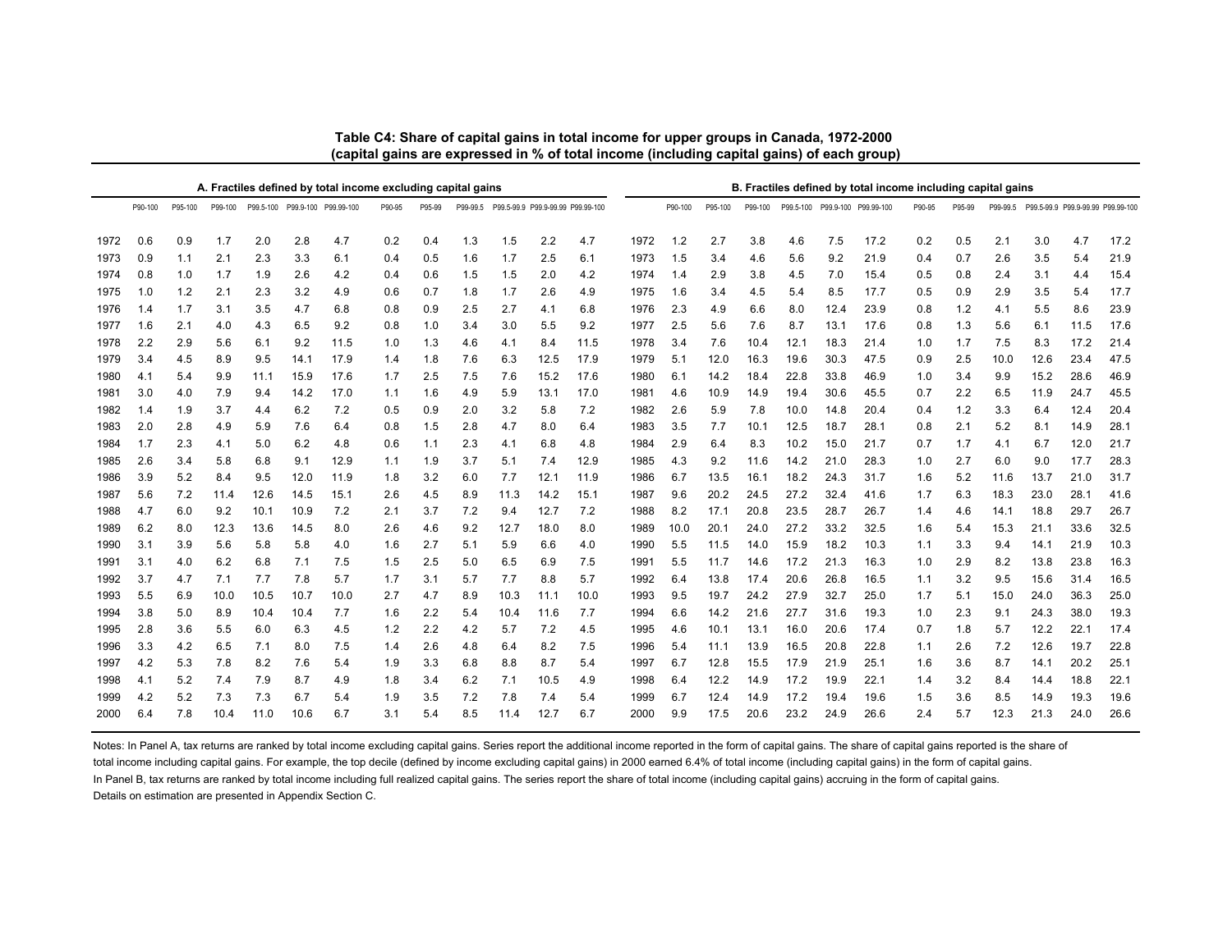**Table C4: Share of capital gains in total income for upper groups in Canada, 1972-2000**
**(capital gains are expressed in % of total income (including capital gains) of each group)**

**A. Fractiles defined by total income excluding capital gains**

| | P90-100 | P95-100 | P99-100 | P99.5-100 | P99.9-100 | P99.99-100 | P90-95 | P95-99 | P99-99.5 | P99.5-99.9 | P99.9-99.99 | P99.99-100 |
|---|---|---|---|---|---|---|---|---|---|---|---|---|
| 1972 | 0.6 | 0.9 | 1.7 | 2.0 | 2.8 | 4.7 | 0.2 | 0.4 | 1.3 | 1.5 | 2.2 | 4.7 |
| 1973 | 0.9 | 1.1 | 2.1 | 2.3 | 3.3 | 6.1 | 0.4 | 0.5 | 1.6 | 1.7 | 2.5 | 6.1 |
| 1974 | 0.8 | 1.0 | 1.7 | 1.9 | 2.6 | 4.2 | 0.4 | 0.6 | 1.5 | 1.5 | 2.0 | 4.2 |
| 1975 | 1.0 | 1.2 | 2.1 | 2.3 | 3.2 | 4.9 | 0.6 | 0.7 | 1.8 | 1.7 | 2.6 | 4.9 |
| 1976 | 1.4 | 1.7 | 3.1 | 3.5 | 4.7 | 6.8 | 0.8 | 0.9 | 2.5 | 2.7 | 4.1 | 6.8 |
| 1977 | 1.6 | 2.1 | 4.0 | 4.3 | 6.5 | 9.2 | 0.8 | 1.0 | 3.4 | 3.0 | 5.5 | 9.2 |
| 1978 | 2.2 | 2.9 | 5.6 | 6.1 | 9.2 | 11.5 | 1.0 | 1.3 | 4.6 | 4.1 | 8.4 | 11.5 |
| 1979 | 3.4 | 4.5 | 8.9 | 9.5 | 14.1 | 17.9 | 1.4 | 1.8 | 7.6 | 6.3 | 12.5 | 17.9 |
| 1980 | 4.1 | 5.4 | 9.9 | 11.1 | 15.9 | 17.6 | 1.7 | 2.5 | 7.5 | 7.6 | 15.2 | 17.6 |
| 1981 | 3.0 | 4.0 | 7.9 | 9.4 | 14.2 | 17.0 | 1.1 | 1.6 | 4.9 | 5.9 | 13.1 | 17.0 |
| 1982 | 1.4 | 1.9 | 3.7 | 4.4 | 6.2 | 7.2 | 0.5 | 0.9 | 2.0 | 3.2 | 5.8 | 7.2 |
| 1983 | 2.0 | 2.8 | 4.9 | 5.9 | 7.6 | 6.4 | 0.8 | 1.5 | 2.8 | 4.7 | 8.0 | 6.4 |
| 1984 | 1.7 | 2.3 | 4.1 | 5.0 | 6.2 | 4.8 | 0.6 | 1.1 | 2.3 | 4.1 | 6.8 | 4.8 |
| 1985 | 2.6 | 3.4 | 5.8 | 6.8 | 9.1 | 12.9 | 1.1 | 1.9 | 3.7 | 5.1 | 7.4 | 12.9 |
| 1986 | 3.9 | 5.2 | 8.4 | 9.5 | 12.0 | 11.9 | 1.8 | 3.2 | 6.0 | 7.7 | 12.1 | 11.9 |
| 1987 | 5.6 | 7.2 | 11.4 | 12.6 | 14.5 | 15.1 | 2.6 | 4.5 | 8.9 | 11.3 | 14.2 | 15.1 |
| 1988 | 4.7 | 6.0 | 9.2 | 10.1 | 10.9 | 7.2 | 2.1 | 3.7 | 7.2 | 9.4 | 12.7 | 7.2 |
| 1989 | 6.2 | 8.0 | 12.3 | 13.6 | 14.5 | 8.0 | 2.6 | 4.6 | 9.2 | 12.7 | 18.0 | 8.0 |
| 1990 | 3.1 | 3.9 | 5.6 | 5.8 | 5.8 | 4.0 | 1.6 | 2.7 | 5.1 | 5.9 | 6.6 | 4.0 |
| 1991 | 3.1 | 4.0 | 6.2 | 6.8 | 7.1 | 7.5 | 1.5 | 2.5 | 5.0 | 6.5 | 6.9 | 7.5 |
| 1992 | 3.7 | 4.7 | 7.1 | 7.7 | 7.8 | 5.7 | 1.7 | 3.1 | 5.7 | 7.7 | 8.8 | 5.7 |
| 1993 | 5.5 | 6.9 | 10.0 | 10.5 | 10.7 | 10.0 | 2.7 | 4.7 | 8.9 | 10.3 | 11.1 | 10.0 |
| 1994 | 3.8 | 5.0 | 8.9 | 10.4 | 10.4 | 7.7 | 1.6 | 2.2 | 5.4 | 10.4 | 11.6 | 7.7 |
| 1995 | 2.8 | 3.6 | 5.5 | 6.0 | 6.3 | 4.5 | 1.2 | 2.2 | 4.2 | 5.7 | 7.2 | 4.5 |
| 1996 | 3.3 | 4.2 | 6.5 | 7.1 | 8.0 | 7.5 | 1.4 | 2.6 | 4.8 | 6.4 | 8.2 | 7.5 |
| 1997 | 4.2 | 5.3 | 7.8 | 8.2 | 7.6 | 5.4 | 1.9 | 3.3 | 6.8 | 8.8 | 8.7 | 5.4 |
| 1998 | 4.1 | 5.2 | 7.4 | 7.9 | 8.7 | 4.9 | 1.8 | 3.4 | 6.2 | 7.1 | 10.5 | 4.9 |
| 1999 | 4.2 | 5.2 | 7.3 | 7.3 | 6.7 | 5.4 | 1.9 | 3.5 | 7.2 | 7.8 | 7.4 | 5.4 |
| 2000 | 6.4 | 7.8 | 10.4 | 11.0 | 10.6 | 6.7 | 3.1 | 5.4 | 8.5 | 11.4 | 12.7 | 6.7 |

**B. Fractiles defined by total income including capital gains**

| | P90-100 | P95-100 | P99-100 | P99.5-100 | P99.9-100 | P99.99-100 | P90-95 | P95-99 | P99-99.5 | P99.5-99.9 | P99.9-99.99 | P99.99-100 |
|---|---|---|---|---|---|---|---|---|---|---|---|---|
| 1972 | 1.2 | 2.7 | 3.8 | 4.6 | 7.5 | 17.2 | 0.2 | 0.5 | 2.1 | 3.0 | 4.7 | 17.2 |
| 1973 | 1.5 | 3.4 | 4.6 | 5.6 | 9.2 | 21.9 | 0.4 | 0.7 | 2.6 | 3.5 | 5.4 | 21.9 |
| 1974 | 1.4 | 2.9 | 3.8 | 4.5 | 7.0 | 15.4 | 0.5 | 0.8 | 2.4 | 3.1 | 4.4 | 15.4 |
| 1975 | 1.6 | 3.4 | 4.5 | 5.4 | 8.5 | 17.7 | 0.5 | 0.9 | 2.9 | 3.5 | 5.4 | 17.7 |
| 1976 | 2.3 | 4.9 | 6.6 | 8.0 | 12.4 | 23.9 | 0.8 | 1.2 | 4.1 | 5.5 | 8.6 | 23.9 |
| 1977 | 2.5 | 5.6 | 7.6 | 8.7 | 13.1 | 17.6 | 0.8 | 1.3 | 5.6 | 6.1 | 11.5 | 17.6 |
| 1978 | 3.4 | 7.6 | 10.4 | 12.1 | 18.3 | 21.4 | 1.0 | 1.7 | 7.5 | 8.3 | 17.2 | 21.4 |
| 1979 | 5.1 | 12.0 | 16.3 | 19.6 | 30.3 | 47.5 | 0.9 | 2.5 | 10.0 | 12.6 | 23.4 | 47.5 |
| 1980 | 6.1 | 14.2 | 18.4 | 22.8 | 33.8 | 46.9 | 1.0 | 3.4 | 9.9 | 15.2 | 28.6 | 46.9 |
| 1981 | 4.6 | 10.9 | 14.9 | 19.4 | 30.6 | 45.5 | 0.7 | 2.2 | 6.5 | 11.9 | 24.7 | 45.5 |
| 1982 | 2.6 | 5.9 | 7.8 | 10.0 | 14.8 | 20.4 | 0.4 | 1.2 | 3.3 | 6.4 | 12.4 | 20.4 |
| 1983 | 3.5 | 7.7 | 10.1 | 12.5 | 18.7 | 28.1 | 0.8 | 2.1 | 5.2 | 8.1 | 14.9 | 28.1 |
| 1984 | 2.9 | 6.4 | 8.3 | 10.2 | 15.0 | 21.7 | 0.7 | 1.7 | 4.1 | 6.7 | 12.0 | 21.7 |
| 1985 | 4.3 | 9.2 | 11.6 | 14.2 | 21.0 | 28.3 | 1.0 | 2.7 | 6.0 | 9.0 | 17.7 | 28.3 |
| 1986 | 6.7 | 13.5 | 16.1 | 18.2 | 24.3 | 31.7 | 1.6 | 5.2 | 11.6 | 13.7 | 21.0 | 31.7 |
| 1987 | 9.6 | 20.2 | 24.5 | 27.2 | 32.4 | 41.6 | 1.7 | 6.3 | 18.3 | 23.0 | 28.1 | 41.6 |
| 1988 | 8.2 | 17.1 | 20.8 | 23.5 | 28.7 | 26.7 | 1.4 | 4.6 | 14.1 | 18.8 | 29.7 | 26.7 |
| 1989 | 10.0 | 20.1 | 24.0 | 27.2 | 33.2 | 32.5 | 1.6 | 5.4 | 15.3 | 21.1 | 33.6 | 32.5 |
| 1990 | 5.5 | 11.5 | 14.0 | 15.9 | 18.2 | 10.3 | 1.1 | 3.3 | 9.4 | 14.1 | 21.9 | 10.3 |
| 1991 | 5.5 | 11.7 | 14.6 | 17.2 | 21.3 | 16.3 | 1.0 | 2.9 | 8.2 | 13.8 | 23.8 | 16.3 |
| 1992 | 6.4 | 13.8 | 17.4 | 20.6 | 26.8 | 16.5 | 1.1 | 3.2 | 9.5 | 15.6 | 31.4 | 16.5 |
| 1993 | 9.5 | 19.7 | 24.2 | 27.9 | 32.7 | 25.0 | 1.7 | 5.1 | 15.0 | 24.0 | 36.3 | 25.0 |
| 1994 | 6.6 | 14.2 | 21.6 | 27.7 | 31.6 | 19.3 | 1.0 | 2.3 | 9.1 | 24.3 | 38.0 | 19.3 |
| 1995 | 4.6 | 10.1 | 13.1 | 16.0 | 20.6 | 17.4 | 0.7 | 1.8 | 5.7 | 12.2 | 22.1 | 17.4 |
| 1996 | 5.4 | 11.1 | 13.9 | 16.5 | 20.8 | 22.8 | 1.1 | 2.6 | 7.2 | 12.6 | 19.7 | 22.8 |
| 1997 | 6.7 | 12.8 | 15.5 | 17.9 | 21.9 | 25.1 | 1.6 | 3.6 | 8.7 | 14.1 | 20.2 | 25.1 |
| 1998 | 6.4 | 12.2 | 14.9 | 17.2 | 19.9 | 22.1 | 1.4 | 3.2 | 8.4 | 14.4 | 18.8 | 22.1 |
| 1999 | 6.7 | 12.4 | 14.9 | 17.2 | 19.4 | 19.6 | 1.5 | 3.6 | 8.5 | 14.9 | 19.3 | 19.6 |
| 2000 | 9.9 | 17.5 | 20.6 | 23.2 | 24.9 | 26.6 | 2.4 | 5.7 | 12.3 | 21.3 | 24.0 | 26.6 |

Notes: In Panel A, tax returns are ranked by total income excluding capital gains. Series report the additional income reported in the form of capital gains. The share of capital gains reported is the share of total income including capital gains. For example, the top decile (defined by income excluding capital gains) in 2000 earned 6.4% of total income (including capital gains) in the form of capital gains.
In Panel B, tax returns are ranked by total income including full realized capital gains. The series report the share of total income (including capital gains) accruing in the form of capital gains.
Details on estimation are presented in Appendix Section C.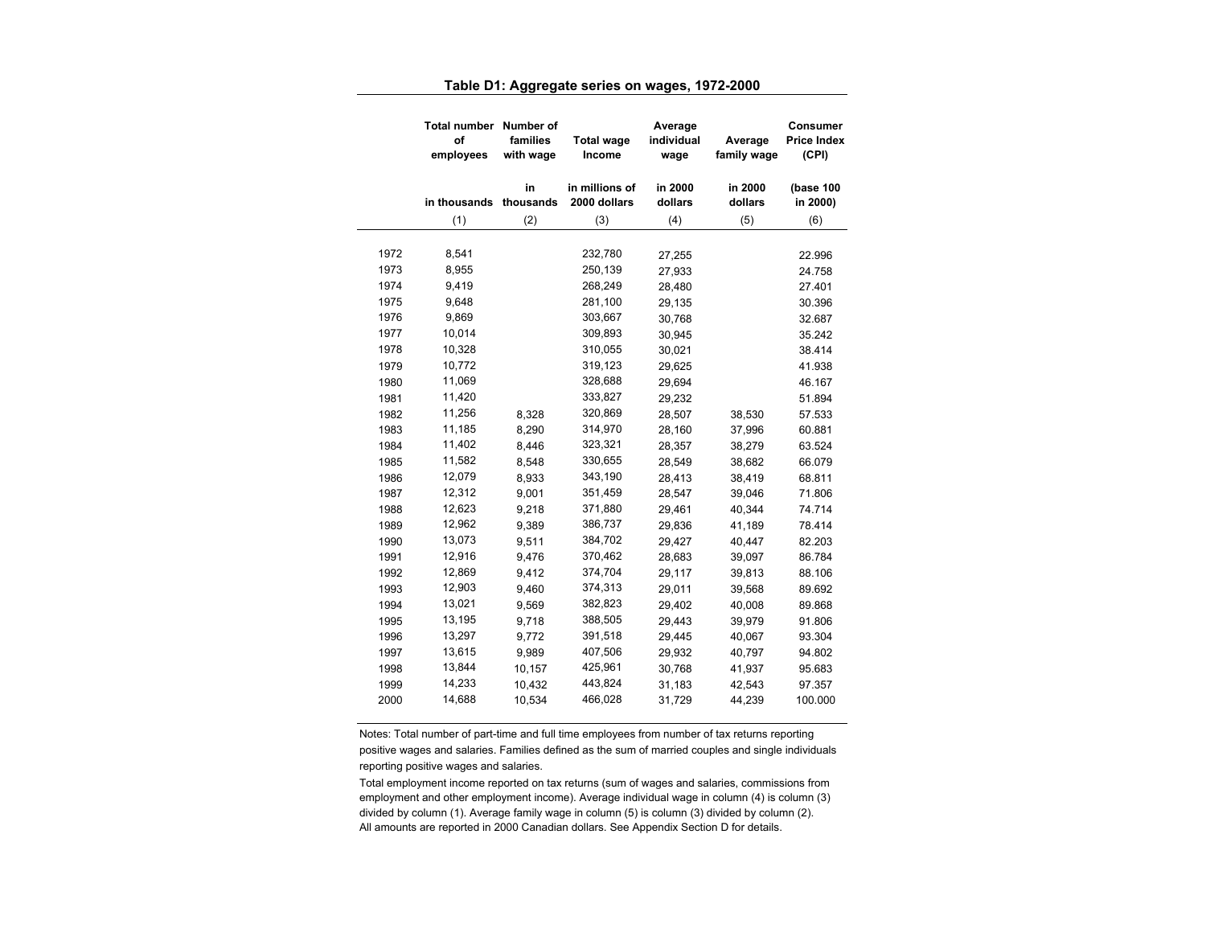## Table D1: Aggregate series on wages, 1972-2000

| | Total number of employees | Number of families with wage | Total wage Income | Average individual wage | Average family wage | Consumer Price Index (CPI) |
|---|---|---|---|---|---|---|
| | in thousands | in thousands | in millions of 2000 dollars | in 2000 dollars | in 2000 dollars | (base 100 in 2000) |
| | (1) | (2) | (3) | (4) | (5) | (6) |
| 1972 | 8,541 | | 232,780 | 27,255 | | 22.996 |
| 1973 | 8,955 | | 250,139 | 27,933 | | 24.758 |
| 1974 | 9,419 | | 268,249 | 28,480 | | 27.401 |
| 1975 | 9,648 | | 281,100 | 29,135 | | 30.396 |
| 1976 | 9,869 | | 303,667 | 30,768 | | 32.687 |
| 1977 | 10,014 | | 309,893 | 30,945 | | 35.242 |
| 1978 | 10,328 | | 310,055 | 30,021 | | 38.414 |
| 1979 | 10,772 | | 319,123 | 29,625 | | 41.938 |
| 1980 | 11,069 | | 328,688 | 29,694 | | 46.167 |
| 1981 | 11,420 | | 333,827 | 29,232 | | 51.894 |
| 1982 | 11,256 | 8,328 | 320,869 | 28,507 | 38,530 | 57.533 |
| 1983 | 11,185 | 8,290 | 314,970 | 28,160 | 37,996 | 60.881 |
| 1984 | 11,402 | 8,446 | 323,321 | 28,357 | 38,279 | 63.524 |
| 1985 | 11,582 | 8,548 | 330,655 | 28,549 | 38,682 | 66.079 |
| 1986 | 12,079 | 8,933 | 343,190 | 28,413 | 38,419 | 68.811 |
| 1987 | 12,312 | 9,001 | 351,459 | 28,547 | 39,046 | 71.806 |
| 1988 | 12,623 | 9,218 | 371,880 | 29,461 | 40,344 | 74.714 |
| 1989 | 12,962 | 9,389 | 386,737 | 29,836 | 41,189 | 78.414 |
| 1990 | 13,073 | 9,511 | 384,702 | 29,427 | 40,447 | 82.203 |
| 1991 | 12,916 | 9,476 | 370,462 | 28,683 | 39,097 | 86.784 |
| 1992 | 12,869 | 9,412 | 374,704 | 29,117 | 39,813 | 88.106 |
| 1993 | 12,903 | 9,460 | 374,313 | 29,011 | 39,568 | 89.692 |
| 1994 | 13,021 | 9,569 | 382,823 | 29,402 | 40,008 | 89.868 |
| 1995 | 13,195 | 9,718 | 388,505 | 29,443 | 39,979 | 91.806 |
| 1996 | 13,297 | 9,772 | 391,518 | 29,445 | 40,067 | 93.304 |
| 1997 | 13,615 | 9,989 | 407,506 | 29,932 | 40,797 | 94.802 |
| 1998 | 13,844 | 10,157 | 425,961 | 30,768 | 41,937 | 95.683 |
| 1999 | 14,233 | 10,432 | 443,824 | 31,183 | 42,543 | 97.357 |
| 2000 | 14,688 | 10,534 | 466,028 | 31,729 | 44,239 | 100.000 |

Notes: Total number of part-time and full time employees from number of tax returns reporting positive wages and salaries. Families defined as the sum of married couples and single individuals reporting positive wages and salaries.

Total employment income reported on tax returns (sum of wages and salaries, commissions from employment and other employment income). Average individual wage in column (4) is column (3) divided by column (1). Average family wage in column (5) is column (3) divided by column (2). All amounts are reported in 2000 Canadian dollars. See Appendix Section D for details.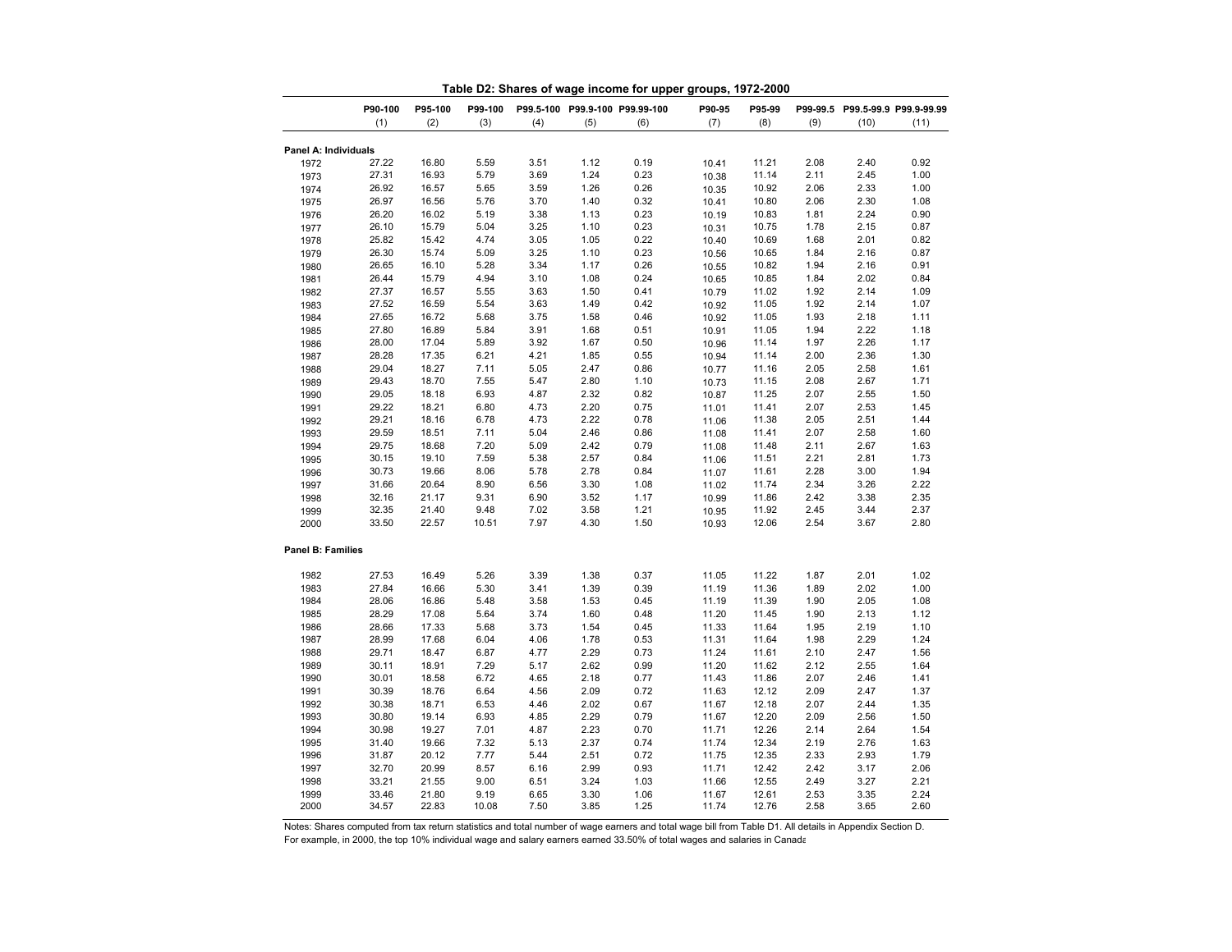**Table D2: Shares of wage income for upper groups, 1972-2000**

| | P90-100 | P95-100 | P99-100 | P99.5-100 | P99.9-100 | P99.99-100 | P90-95 | P95-99 | P99-99.5 | P99.5-99.9 | P99.9-99.99 |
|---|---|---|---|---|---|---|---|---|---|---|---|
| | (1) | (2) | (3) | (4) | (5) | (6) | (7) | (8) | (9) | (10) | (11) |
| **Panel A: Individuals** | | | | | | | | | | | |
| 1972 | 27.22 | 16.80 | 5.59 | 3.51 | 1.12 | 0.19 | 10.41 | 11.21 | 2.08 | 2.40 | 0.92 |
| 1973 | 27.31 | 16.93 | 5.79 | 3.69 | 1.24 | 0.23 | 10.38 | 11.14 | 2.11 | 2.45 | 1.00 |
| 1974 | 26.92 | 16.57 | 5.65 | 3.59 | 1.26 | 0.26 | 10.35 | 10.92 | 2.06 | 2.33 | 1.00 |
| 1975 | 26.97 | 16.56 | 5.76 | 3.70 | 1.40 | 0.32 | 10.41 | 10.80 | 2.06 | 2.30 | 1.08 |
| 1976 | 26.20 | 16.02 | 5.19 | 3.38 | 1.13 | 0.23 | 10.19 | 10.83 | 1.81 | 2.24 | 0.90 |
| 1977 | 26.10 | 15.79 | 5.04 | 3.25 | 1.10 | 0.23 | 10.31 | 10.75 | 1.78 | 2.15 | 0.87 |
| 1978 | 25.82 | 15.42 | 4.74 | 3.05 | 1.05 | 0.22 | 10.40 | 10.69 | 1.68 | 2.01 | 0.82 |
| 1979 | 26.30 | 15.74 | 5.09 | 3.25 | 1.10 | 0.23 | 10.56 | 10.65 | 1.84 | 2.16 | 0.87 |
| 1980 | 26.65 | 16.10 | 5.28 | 3.34 | 1.17 | 0.26 | 10.55 | 10.82 | 1.94 | 2.16 | 0.91 |
| 1981 | 26.44 | 15.79 | 4.94 | 3.10 | 1.08 | 0.24 | 10.65 | 10.85 | 1.84 | 2.02 | 0.84 |
| 1982 | 27.37 | 16.57 | 5.55 | 3.63 | 1.50 | 0.41 | 10.79 | 11.02 | 1.92 | 2.14 | 1.09 |
| 1983 | 27.52 | 16.59 | 5.54 | 3.63 | 1.49 | 0.42 | 10.92 | 11.05 | 1.92 | 2.14 | 1.07 |
| 1984 | 27.65 | 16.72 | 5.68 | 3.75 | 1.58 | 0.46 | 10.92 | 11.05 | 1.93 | 2.18 | 1.11 |
| 1985 | 27.80 | 16.89 | 5.84 | 3.91 | 1.68 | 0.51 | 10.91 | 11.05 | 1.94 | 2.22 | 1.18 |
| 1986 | 28.00 | 17.04 | 5.89 | 3.92 | 1.67 | 0.50 | 10.96 | 11.14 | 1.97 | 2.26 | 1.17 |
| 1987 | 28.28 | 17.35 | 6.21 | 4.21 | 1.85 | 0.55 | 10.94 | 11.14 | 2.00 | 2.36 | 1.30 |
| 1988 | 29.04 | 18.27 | 7.11 | 5.05 | 2.47 | 0.86 | 10.77 | 11.16 | 2.05 | 2.58 | 1.61 |
| 1989 | 29.43 | 18.70 | 7.55 | 5.47 | 2.80 | 1.10 | 10.73 | 11.15 | 2.08 | 2.67 | 1.71 |
| 1990 | 29.05 | 18.18 | 6.93 | 4.87 | 2.32 | 0.82 | 10.87 | 11.25 | 2.07 | 2.55 | 1.50 |
| 1991 | 29.22 | 18.21 | 6.80 | 4.73 | 2.20 | 0.75 | 11.01 | 11.41 | 2.07 | 2.53 | 1.45 |
| 1992 | 29.21 | 18.16 | 6.78 | 4.73 | 2.22 | 0.78 | 11.06 | 11.38 | 2.05 | 2.51 | 1.44 |
| 1993 | 29.59 | 18.51 | 7.11 | 5.04 | 2.46 | 0.86 | 11.08 | 11.41 | 2.07 | 2.58 | 1.60 |
| 1994 | 29.75 | 18.68 | 7.20 | 5.09 | 2.42 | 0.79 | 11.08 | 11.48 | 2.11 | 2.67 | 1.63 |
| 1995 | 30.15 | 19.10 | 7.59 | 5.38 | 2.57 | 0.84 | 11.06 | 11.51 | 2.21 | 2.81 | 1.73 |
| 1996 | 30.73 | 19.66 | 8.06 | 5.78 | 2.78 | 0.84 | 11.07 | 11.61 | 2.28 | 3.00 | 1.94 |
| 1997 | 31.66 | 20.64 | 8.90 | 6.56 | 3.30 | 1.08 | 11.02 | 11.74 | 2.34 | 3.26 | 2.22 |
| 1998 | 32.16 | 21.17 | 9.31 | 6.90 | 3.52 | 1.17 | 10.99 | 11.86 | 2.42 | 3.38 | 2.35 |
| 1999 | 32.35 | 21.40 | 9.48 | 7.02 | 3.58 | 1.21 | 10.95 | 11.92 | 2.45 | 3.44 | 2.37 |
| 2000 | 33.50 | 22.57 | 10.51 | 7.97 | 4.30 | 1.50 | 10.93 | 12.06 | 2.54 | 3.67 | 2.80 |
| **Panel B: Families** | | | | | | | | | | | |
| 1982 | 27.53 | 16.49 | 5.26 | 3.39 | 1.38 | 0.37 | 11.05 | 11.22 | 1.87 | 2.01 | 1.02 |
| 1983 | 27.84 | 16.66 | 5.30 | 3.41 | 1.39 | 0.39 | 11.19 | 11.36 | 1.89 | 2.02 | 1.00 |
| 1984 | 28.06 | 16.86 | 5.48 | 3.58 | 1.53 | 0.45 | 11.19 | 11.39 | 1.90 | 2.05 | 1.08 |
| 1985 | 28.29 | 17.08 | 5.64 | 3.74 | 1.60 | 0.48 | 11.20 | 11.45 | 1.90 | 2.13 | 1.12 |
| 1986 | 28.66 | 17.33 | 5.68 | 3.73 | 1.54 | 0.45 | 11.33 | 11.64 | 1.95 | 2.19 | 1.10 |
| 1987 | 28.99 | 17.68 | 6.04 | 4.06 | 1.78 | 0.53 | 11.31 | 11.64 | 1.98 | 2.29 | 1.24 |
| 1988 | 29.71 | 18.47 | 6.87 | 4.77 | 2.29 | 0.73 | 11.24 | 11.61 | 2.10 | 2.47 | 1.56 |
| 1989 | 30.11 | 18.91 | 7.29 | 5.17 | 2.62 | 0.99 | 11.20 | 11.62 | 2.12 | 2.55 | 1.64 |
| 1990 | 30.01 | 18.58 | 6.72 | 4.65 | 2.18 | 0.77 | 11.43 | 11.86 | 2.07 | 2.46 | 1.41 |
| 1991 | 30.39 | 18.76 | 6.64 | 4.56 | 2.09 | 0.72 | 11.63 | 12.12 | 2.09 | 2.47 | 1.37 |
| 1992 | 30.38 | 18.71 | 6.53 | 4.46 | 2.02 | 0.67 | 11.67 | 12.18 | 2.07 | 2.44 | 1.35 |
| 1993 | 30.80 | 19.14 | 6.93 | 4.85 | 2.29 | 0.79 | 11.67 | 12.20 | 2.09 | 2.56 | 1.50 |
| 1994 | 30.98 | 19.27 | 7.01 | 4.87 | 2.23 | 0.70 | 11.71 | 12.26 | 2.14 | 2.64 | 1.54 |
| 1995 | 31.40 | 19.66 | 7.32 | 5.13 | 2.37 | 0.74 | 11.74 | 12.34 | 2.19 | 2.76 | 1.63 |
| 1996 | 31.87 | 20.12 | 7.77 | 5.44 | 2.51 | 0.72 | 11.75 | 12.35 | 2.33 | 2.93 | 1.79 |
| 1997 | 32.70 | 20.99 | 8.57 | 6.16 | 2.99 | 0.93 | 11.71 | 12.42 | 2.42 | 3.17 | 2.06 |
| 1998 | 33.21 | 21.55 | 9.00 | 6.51 | 3.24 | 1.03 | 11.66 | 12.55 | 2.49 | 3.27 | 2.21 |
| 1999 | 33.46 | 21.80 | 9.19 | 6.65 | 3.30 | 1.06 | 11.67 | 12.61 | 2.53 | 3.35 | 2.24 |
| 2000 | 34.57 | 22.83 | 10.08 | 7.50 | 3.85 | 1.25 | 11.74 | 12.76 | 2.58 | 3.65 | 2.60 |

Notes: Shares computed from tax return statistics and total number of wage earners and total wage bill from Table D1. All details in Appendix Section D.
For example, in 2000, the top 10% individual wage and salary earners earned 33.50% of total wages and salaries in Canada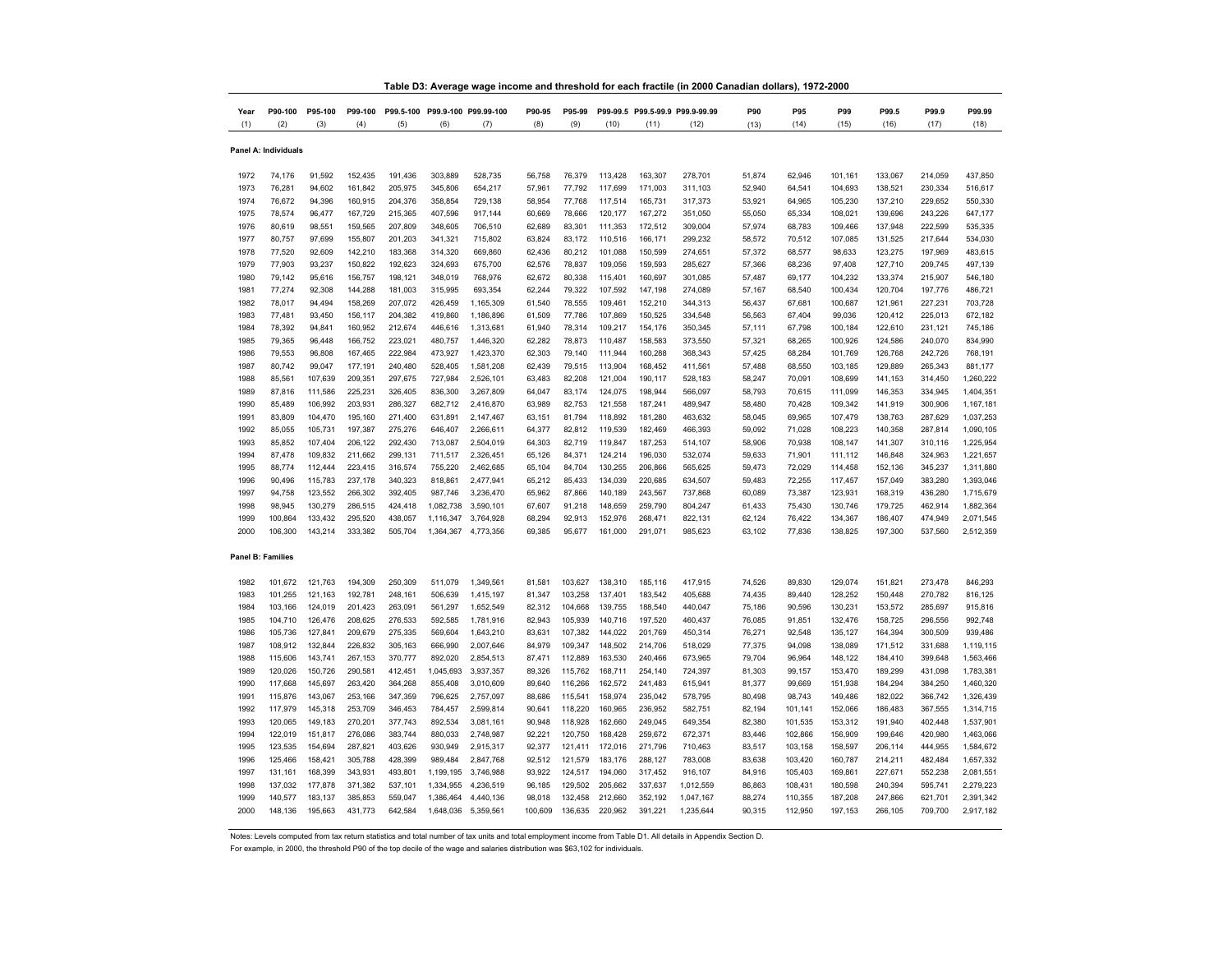**Table D3: Average wage income and threshold for each fractile (in 2000 Canadian dollars), 1972-2000**

| Year | P90-100 | P95-100 | P99-100 | P99.5-100 | P99.9-100 | P99.99-100 | P90-95 | P95-99 | P99-99.5 | P99.5-99.9 | P99.9-99.99 | P90 | P95 | P99 | P99.5 | P99.9 | P99.99 |
|---|---|---|---|---|---|---|---|---|---|---|---|---|---|---|---|---|---|
| (1) | (2) | (3) | (4) | (5) | (6) | (7) | (8) | (9) | (10) | (11) | (12) | (13) | (14) | (15) | (16) | (17) | (18) |
| **Panel A: Individuals** | | | | | | | | | | | | | | | | | |
| 1972 | 74,176 | 91,592 | 152,435 | 191,436 | 303,889 | 528,735 | 56,758 | 76,379 | 113,428 | 163,307 | 278,701 | 51,874 | 62,946 | 101,161 | 133,067 | 214,059 | 437,850 |
| 1973 | 76,281 | 94,602 | 161,842 | 205,975 | 345,806 | 654,217 | 57,961 | 77,792 | 117,699 | 171,003 | 311,103 | 52,940 | 64,541 | 104,693 | 138,521 | 230,334 | 516,617 |
| 1974 | 76,672 | 94,396 | 160,915 | 204,376 | 358,854 | 729,138 | 58,954 | 77,768 | 117,514 | 165,731 | 317,373 | 53,921 | 64,965 | 105,230 | 137,210 | 229,652 | 550,330 |
| 1975 | 78,574 | 96,477 | 167,729 | 215,365 | 407,596 | 917,144 | 60,669 | 78,666 | 120,177 | 167,272 | 351,050 | 55,050 | 65,334 | 108,021 | 139,696 | 243,226 | 647,177 |
| 1976 | 80,619 | 98,551 | 159,565 | 207,809 | 348,605 | 706,510 | 62,689 | 83,301 | 111,353 | 172,512 | 309,004 | 57,974 | 68,783 | 109,466 | 137,948 | 222,599 | 535,335 |
| 1977 | 80,757 | 97,699 | 155,807 | 201,203 | 341,321 | 715,802 | 63,824 | 83,172 | 110,516 | 166,171 | 299,232 | 58,572 | 70,512 | 107,085 | 131,525 | 217,644 | 534,030 |
| 1978 | 77,520 | 92,609 | 142,210 | 183,368 | 314,320 | 669,860 | 62,436 | 80,212 | 101,088 | 150,599 | 274,651 | 57,372 | 68,577 | 98,633 | 123,275 | 197,969 | 483,615 |
| 1979 | 77,903 | 93,237 | 150,822 | 192,623 | 324,693 | 675,700 | 62,576 | 78,837 | 109,056 | 159,593 | 285,627 | 57,366 | 68,236 | 97,408 | 127,710 | 209,745 | 497,139 |
| 1980 | 79,142 | 95,616 | 156,757 | 198,121 | 348,019 | 768,976 | 62,672 | 80,338 | 115,401 | 160,697 | 301,085 | 57,487 | 69,177 | 104,232 | 133,374 | 215,907 | 546,180 |
| 1981 | 77,274 | 92,308 | 144,288 | 181,003 | 315,995 | 693,354 | 62,244 | 79,322 | 107,592 | 147,198 | 274,089 | 57,167 | 68,540 | 100,434 | 120,704 | 197,776 | 486,721 |
| 1982 | 78,017 | 94,494 | 158,269 | 207,072 | 426,459 | 1,165,309 | 61,540 | 78,555 | 109,461 | 152,210 | 344,313 | 56,437 | 67,681 | 100,687 | 121,961 | 227,231 | 703,728 |
| 1983 | 77,481 | 93,450 | 156,117 | 204,382 | 419,860 | 1,186,896 | 61,509 | 77,786 | 107,869 | 150,525 | 334,548 | 56,563 | 67,404 | 99,036 | 120,412 | 225,013 | 672,182 |
| 1984 | 78,392 | 94,841 | 160,952 | 212,674 | 446,616 | 1,313,681 | 61,940 | 78,314 | 109,217 | 154,176 | 350,345 | 57,111 | 67,798 | 100,184 | 122,610 | 231,121 | 745,186 |
| 1985 | 79,365 | 96,448 | 166,752 | 223,021 | 480,757 | 1,446,320 | 62,282 | 78,873 | 110,487 | 158,583 | 373,550 | 57,321 | 68,265 | 100,926 | 124,586 | 240,070 | 834,990 |
| 1986 | 79,553 | 96,808 | 167,465 | 222,984 | 473,927 | 1,423,370 | 62,303 | 79,140 | 111,944 | 160,288 | 368,343 | 57,425 | 68,284 | 101,769 | 126,768 | 242,726 | 768,191 |
| 1987 | 80,742 | 99,047 | 177,191 | 240,480 | 528,405 | 1,581,208 | 62,439 | 79,515 | 113,904 | 168,452 | 411,561 | 57,488 | 68,550 | 103,185 | 129,889 | 265,343 | 881,177 |
| 1988 | 85,561 | 107,639 | 209,351 | 297,675 | 727,984 | 2,526,101 | 63,483 | 82,208 | 121,004 | 190,117 | 528,183 | 58,247 | 70,091 | 108,699 | 141,153 | 314,450 | 1,260,222 |
| 1989 | 87,816 | 111,586 | 225,231 | 326,405 | 836,300 | 3,267,809 | 64,047 | 83,174 | 124,075 | 198,944 | 566,097 | 58,793 | 70,615 | 111,099 | 146,353 | 334,945 | 1,404,351 |
| 1990 | 85,489 | 106,992 | 203,931 | 286,327 | 682,712 | 2,416,870 | 63,989 | 82,753 | 121,558 | 187,241 | 489,947 | 58,480 | 70,428 | 109,342 | 141,919 | 300,906 | 1,167,181 |
| 1991 | 83,809 | 104,470 | 195,160 | 271,400 | 631,891 | 2,147,467 | 63,151 | 81,794 | 118,892 | 181,280 | 463,632 | 58,045 | 69,965 | 107,479 | 138,763 | 287,629 | 1,037,253 |
| 1992 | 85,055 | 105,731 | 197,387 | 275,276 | 646,407 | 2,266,611 | 64,377 | 82,812 | 119,539 | 182,469 | 466,393 | 59,092 | 71,028 | 108,223 | 140,358 | 287,814 | 1,090,105 |
| 1993 | 85,852 | 107,404 | 206,122 | 292,430 | 713,087 | 2,504,019 | 64,303 | 82,719 | 119,847 | 187,253 | 514,107 | 58,906 | 70,938 | 108,147 | 141,307 | 310,116 | 1,225,954 |
| 1994 | 87,478 | 109,832 | 211,662 | 299,131 | 711,517 | 2,326,451 | 65,126 | 84,371 | 124,214 | 196,030 | 532,074 | 59,633 | 71,901 | 111,112 | 146,848 | 324,963 | 1,221,657 |
| 1995 | 88,774 | 112,444 | 223,415 | 316,574 | 755,220 | 2,462,685 | 65,104 | 84,704 | 130,255 | 206,866 | 565,625 | 59,473 | 72,029 | 114,458 | 152,136 | 345,237 | 1,311,880 |
| 1996 | 90,496 | 115,783 | 237,178 | 340,323 | 818,861 | 2,477,941 | 65,212 | 85,433 | 134,039 | 220,685 | 634,507 | 59,483 | 72,255 | 117,457 | 157,049 | 383,280 | 1,393,046 |
| 1997 | 94,758 | 123,552 | 266,302 | 392,405 | 987,746 | 3,236,470 | 65,962 | 87,866 | 140,189 | 243,567 | 737,868 | 60,089 | 73,387 | 123,931 | 168,319 | 436,280 | 1,715,679 |
| 1998 | 98,945 | 130,279 | 286,515 | 424,418 | 1,082,738 | 3,590,101 | 67,607 | 91,218 | 148,659 | 259,790 | 804,247 | 61,433 | 75,430 | 130,746 | 179,725 | 462,914 | 1,882,364 |
| 1999 | 100,864 | 133,432 | 295,520 | 438,057 | 1,116,347 | 3,764,928 | 68,294 | 92,913 | 152,976 | 268,471 | 822,131 | 62,124 | 76,422 | 134,367 | 186,407 | 474,949 | 2,071,545 |
| 2000 | 106,300 | 143,214 | 333,382 | 505,704 | 1,364,367 | 4,773,356 | 69,385 | 95,677 | 161,000 | 291,071 | 985,623 | 63,102 | 77,836 | 138,825 | 197,300 | 537,560 | 2,512,359 |
| **Panel B: Families** | | | | | | | | | | | | | | | | | |
| 1982 | 101,672 | 121,763 | 194,309 | 250,309 | 511,079 | 1,349,561 | 81,581 | 103,627 | 138,310 | 185,116 | 417,915 | 74,526 | 89,830 | 129,074 | 151,821 | 273,478 | 846,293 |
| 1983 | 101,255 | 121,163 | 192,781 | 248,161 | 506,639 | 1,415,197 | 81,347 | 103,258 | 137,401 | 183,542 | 405,688 | 74,435 | 89,440 | 128,252 | 150,448 | 270,782 | 816,125 |
| 1984 | 103,166 | 124,019 | 201,423 | 263,091 | 561,297 | 1,652,549 | 82,312 | 104,668 | 139,755 | 188,540 | 440,047 | 75,186 | 90,596 | 130,231 | 153,572 | 285,697 | 915,816 |
| 1985 | 104,710 | 126,476 | 208,625 | 276,533 | 592,585 | 1,781,916 | 82,943 | 105,939 | 140,716 | 197,520 | 460,437 | 76,085 | 91,851 | 132,476 | 158,725 | 296,556 | 992,748 |
| 1986 | 105,736 | 127,841 | 209,679 | 275,335 | 569,604 | 1,643,210 | 83,631 | 107,382 | 144,022 | 201,769 | 450,314 | 76,271 | 92,548 | 135,127 | 164,394 | 300,509 | 939,486 |
| 1987 | 108,912 | 132,844 | 226,832 | 305,163 | 666,990 | 2,007,646 | 84,979 | 109,347 | 148,502 | 214,706 | 518,029 | 77,375 | 94,098 | 138,089 | 171,512 | 331,688 | 1,119,115 |
| 1988 | 115,606 | 143,741 | 267,153 | 370,777 | 892,020 | 2,854,513 | 87,471 | 112,889 | 163,530 | 240,466 | 673,965 | 79,704 | 96,964 | 148,122 | 184,410 | 399,648 | 1,563,466 |
| 1989 | 120,026 | 150,726 | 290,581 | 412,451 | 1,045,693 | 3,937,357 | 89,326 | 115,762 | 168,711 | 254,140 | 724,397 | 81,303 | 99,157 | 153,470 | 189,299 | 431,098 | 1,783,381 |
| 1990 | 117,668 | 145,697 | 263,420 | 364,268 | 855,408 | 3,010,609 | 89,640 | 116,266 | 162,572 | 241,483 | 615,941 | 81,377 | 99,669 | 151,938 | 184,294 | 384,250 | 1,460,320 |
| 1991 | 115,876 | 143,067 | 253,166 | 347,359 | 796,625 | 2,757,097 | 88,686 | 115,541 | 158,974 | 235,042 | 578,795 | 80,498 | 98,743 | 149,486 | 182,022 | 366,742 | 1,326,439 |
| 1992 | 117,979 | 145,318 | 253,709 | 346,453 | 784,457 | 2,599,814 | 90,641 | 118,220 | 160,965 | 236,952 | 582,751 | 82,194 | 101,141 | 152,066 | 186,483 | 367,555 | 1,314,715 |
| 1993 | 120,065 | 149,183 | 270,201 | 377,743 | 892,534 | 3,081,161 | 90,948 | 118,928 | 162,660 | 249,045 | 649,354 | 82,380 | 101,535 | 153,312 | 191,940 | 402,448 | 1,537,901 |
| 1994 | 122,019 | 151,817 | 276,086 | 383,744 | 880,033 | 2,748,987 | 92,221 | 120,750 | 168,428 | 259,672 | 672,371 | 83,446 | 102,866 | 156,909 | 199,646 | 420,980 | 1,463,066 |
| 1995 | 123,535 | 154,694 | 287,821 | 403,626 | 930,949 | 2,915,317 | 92,377 | 121,411 | 172,016 | 271,796 | 710,463 | 83,517 | 103,158 | 158,597 | 206,114 | 444,955 | 1,584,672 |
| 1996 | 125,466 | 158,421 | 305,788 | 428,399 | 989,484 | 2,847,768 | 92,512 | 121,579 | 183,176 | 288,127 | 783,008 | 83,638 | 103,420 | 160,787 | 214,211 | 482,484 | 1,657,332 |
| 1997 | 131,161 | 168,399 | 343,931 | 493,801 | 1,199,195 | 3,746,988 | 93,922 | 124,517 | 194,060 | 317,452 | 916,107 | 84,916 | 105,403 | 169,861 | 227,671 | 552,238 | 2,081,551 |
| 1998 | 137,032 | 177,878 | 371,382 | 537,101 | 1,334,955 | 4,236,519 | 96,185 | 129,502 | 205,662 | 337,637 | 1,012,559 | 86,863 | 108,431 | 180,598 | 240,394 | 595,741 | 2,279,223 |
| 1999 | 140,577 | 183,137 | 385,853 | 559,047 | 1,386,464 | 4,440,136 | 98,018 | 132,458 | 212,660 | 352,192 | 1,047,167 | 88,274 | 110,355 | 187,208 | 247,866 | 621,701 | 2,391,342 |
| 2000 | 148,136 | 195,663 | 431,773 | 642,584 | 1,648,036 | 5,359,561 | 100,609 | 136,635 | 220,962 | 391,221 | 1,235,644 | 90,315 | 112,950 | 197,153 | 266,105 | 709,700 | 2,917,182 |

Notes: Levels computed from tax return statistics and total number of tax units and total employment income from Table D1. All details in Appendix Section D.
For example, in 2000, the threshold P90 of the top decile of the wage and salaries distribution was $63,102 for individuals.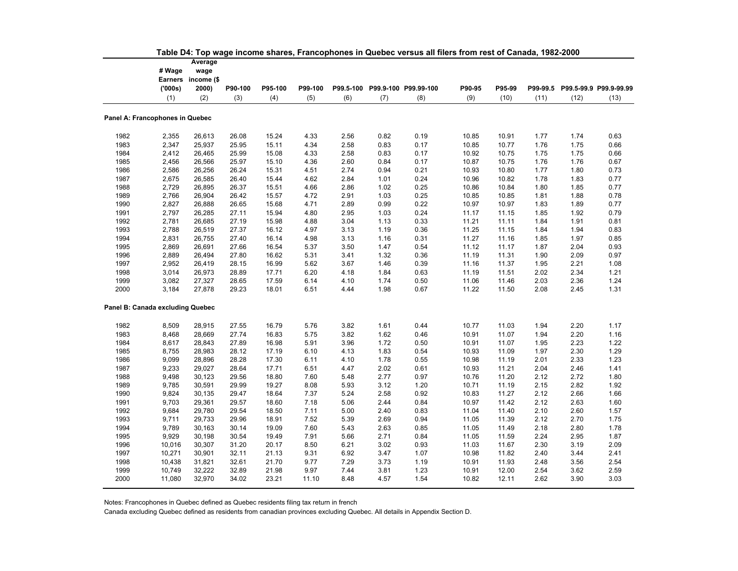**Table D4: Top wage income shares, Francophones in Quebec versus all filers from rest of Canada, 1982-2000**

| | # Wage Earners ('000s) | Average wage income ($ 2000) | P90-100 | P95-100 | P99-100 | P99.5-100 | P99.9-100 | P99.99-100 | P90-95 | P95-99 | P99-99.5 | P99.5-99.9 | P99.9-99.99 |
|---|---|---|---|---|---|---|---|---|---|---|---|---|---|
| | (1) | (2) | (3) | (4) | (5) | (6) | (7) | (8) | (9) | (10) | (11) | (12) | (13) |
| **Panel A: Francophones in Quebec** | | | | | | | | | | | | | |
| 1982 | 2,355 | 26,613 | 26.08 | 15.24 | 4.33 | 2.56 | 0.82 | 0.19 | 10.85 | 10.91 | 1.77 | 1.74 | 0.63 |
| 1983 | 2,347 | 25,937 | 25.95 | 15.11 | 4.34 | 2.58 | 0.83 | 0.17 | 10.85 | 10.77 | 1.76 | 1.75 | 0.66 |
| 1984 | 2,412 | 26,465 | 25.99 | 15.08 | 4.33 | 2.58 | 0.83 | 0.17 | 10.92 | 10.75 | 1.75 | 1.75 | 0.66 |
| 1985 | 2,456 | 26,566 | 25.97 | 15.10 | 4.36 | 2.60 | 0.84 | 0.17 | 10.87 | 10.75 | 1.76 | 1.76 | 0.67 |
| 1986 | 2,586 | 26,256 | 26.24 | 15.31 | 4.51 | 2.74 | 0.94 | 0.21 | 10.93 | 10.80 | 1.77 | 1.80 | 0.73 |
| 1987 | 2,675 | 26,585 | 26.40 | 15.44 | 4.62 | 2.84 | 1.01 | 0.24 | 10.96 | 10.82 | 1.78 | 1.83 | 0.77 |
| 1988 | 2,729 | 26,895 | 26.37 | 15.51 | 4.66 | 2.86 | 1.02 | 0.25 | 10.86 | 10.84 | 1.80 | 1.85 | 0.77 |
| 1989 | 2,766 | 26,904 | 26.42 | 15.57 | 4.72 | 2.91 | 1.03 | 0.25 | 10.85 | 10.85 | 1.81 | 1.88 | 0.78 |
| 1990 | 2,827 | 26,888 | 26.65 | 15.68 | 4.71 | 2.89 | 0.99 | 0.22 | 10.97 | 10.97 | 1.83 | 1.89 | 0.77 |
| 1991 | 2,797 | 26,285 | 27.11 | 15.94 | 4.80 | 2.95 | 1.03 | 0.24 | 11.17 | 11.15 | 1.85 | 1.92 | 0.79 |
| 1992 | 2,781 | 26,685 | 27.19 | 15.98 | 4.88 | 3.04 | 1.13 | 0.33 | 11.21 | 11.11 | 1.84 | 1.91 | 0.81 |
| 1993 | 2,788 | 26,519 | 27.37 | 16.12 | 4.97 | 3.13 | 1.19 | 0.36 | 11.25 | 11.15 | 1.84 | 1.94 | 0.83 |
| 1994 | 2,831 | 26,755 | 27.40 | 16.14 | 4.98 | 3.13 | 1.16 | 0.31 | 11.27 | 11.16 | 1.85 | 1.97 | 0.85 |
| 1995 | 2,869 | 26,691 | 27.66 | 16.54 | 5.37 | 3.50 | 1.47 | 0.54 | 11.12 | 11.17 | 1.87 | 2.04 | 0.93 |
| 1996 | 2,889 | 26,494 | 27.80 | 16.62 | 5.31 | 3.41 | 1.32 | 0.36 | 11.19 | 11.31 | 1.90 | 2.09 | 0.97 |
| 1997 | 2,952 | 26,419 | 28.15 | 16.99 | 5.62 | 3.67 | 1.46 | 0.39 | 11.16 | 11.37 | 1.95 | 2.21 | 1.08 |
| 1998 | 3,014 | 26,973 | 28.89 | 17.71 | 6.20 | 4.18 | 1.84 | 0.63 | 11.19 | 11.51 | 2.02 | 2.34 | 1.21 |
| 1999 | 3,082 | 27,327 | 28.65 | 17.59 | 6.14 | 4.10 | 1.74 | 0.50 | 11.06 | 11.46 | 2.03 | 2.36 | 1.24 |
| 2000 | 3,184 | 27,878 | 29.23 | 18.01 | 6.51 | 4.44 | 1.98 | 0.67 | 11.22 | 11.50 | 2.08 | 2.45 | 1.31 |
| **Panel B: Canada excluding Quebec** | | | | | | | | | | | | | |
| 1982 | 8,509 | 28,915 | 27.55 | 16.79 | 5.76 | 3.82 | 1.61 | 0.44 | 10.77 | 11.03 | 1.94 | 2.20 | 1.17 |
| 1983 | 8,468 | 28,669 | 27.74 | 16.83 | 5.75 | 3.82 | 1.62 | 0.46 | 10.91 | 11.07 | 1.94 | 2.20 | 1.16 |
| 1984 | 8,617 | 28,843 | 27.89 | 16.98 | 5.91 | 3.96 | 1.72 | 0.50 | 10.91 | 11.07 | 1.95 | 2.23 | 1.22 |
| 1985 | 8,755 | 28,983 | 28.12 | 17.19 | 6.10 | 4.13 | 1.83 | 0.54 | 10.93 | 11.09 | 1.97 | 2.30 | 1.29 |
| 1986 | 9,099 | 28,896 | 28.28 | 17.30 | 6.11 | 4.10 | 1.78 | 0.55 | 10.98 | 11.19 | 2.01 | 2.33 | 1.23 |
| 1987 | 9,233 | 29,027 | 28.64 | 17.71 | 6.51 | 4.47 | 2.02 | 0.61 | 10.93 | 11.21 | 2.04 | 2.46 | 1.41 |
| 1988 | 9,498 | 30,123 | 29.56 | 18.80 | 7.60 | 5.48 | 2.77 | 0.97 | 10.76 | 11.20 | 2.12 | 2.72 | 1.80 |
| 1989 | 9,785 | 30,591 | 29.99 | 19.27 | 8.08 | 5.93 | 3.12 | 1.20 | 10.71 | 11.19 | 2.15 | 2.82 | 1.92 |
| 1990 | 9,824 | 30,135 | 29.47 | 18.64 | 7.37 | 5.24 | 2.58 | 0.92 | 10.83 | 11.27 | 2.12 | 2.66 | 1.66 |
| 1991 | 9,703 | 29,361 | 29.57 | 18.60 | 7.18 | 5.06 | 2.44 | 0.84 | 10.97 | 11.42 | 2.12 | 2.63 | 1.60 |
| 1992 | 9,684 | 29,780 | 29.54 | 18.50 | 7.11 | 5.00 | 2.40 | 0.83 | 11.04 | 11.40 | 2.10 | 2.60 | 1.57 |
| 1993 | 9,711 | 29,733 | 29.96 | 18.91 | 7.52 | 5.39 | 2.69 | 0.94 | 11.05 | 11.39 | 2.12 | 2.70 | 1.75 |
| 1994 | 9,789 | 30,163 | 30.14 | 19.09 | 7.60 | 5.43 | 2.63 | 0.85 | 11.05 | 11.49 | 2.18 | 2.80 | 1.78 |
| 1995 | 9,929 | 30,198 | 30.54 | 19.49 | 7.91 | 5.66 | 2.71 | 0.84 | 11.05 | 11.59 | 2.24 | 2.95 | 1.87 |
| 1996 | 10,016 | 30,307 | 31.20 | 20.17 | 8.50 | 6.21 | 3.02 | 0.93 | 11.03 | 11.67 | 2.30 | 3.19 | 2.09 |
| 1997 | 10,271 | 30,901 | 32.11 | 21.13 | 9.31 | 6.92 | 3.47 | 1.07 | 10.98 | 11.82 | 2.40 | 3.44 | 2.41 |
| 1998 | 10,438 | 31,821 | 32.61 | 21.70 | 9.77 | 7.29 | 3.73 | 1.19 | 10.91 | 11.93 | 2.48 | 3.56 | 2.54 |
| 1999 | 10,749 | 32,222 | 32.89 | 21.98 | 9.97 | 7.44 | 3.81 | 1.23 | 10.91 | 12.00 | 2.54 | 3.62 | 2.59 |
| 2000 | 11,080 | 32,970 | 34.02 | 23.21 | 11.10 | 8.48 | 4.57 | 1.54 | 10.82 | 12.11 | 2.62 | 3.90 | 3.03 |

Notes: Francophones in Quebec defined as Quebec residents filing tax return in french

Canada excluding Quebec defined as residents from canadian provinces excluding Quebec. All details in Appendix Section D.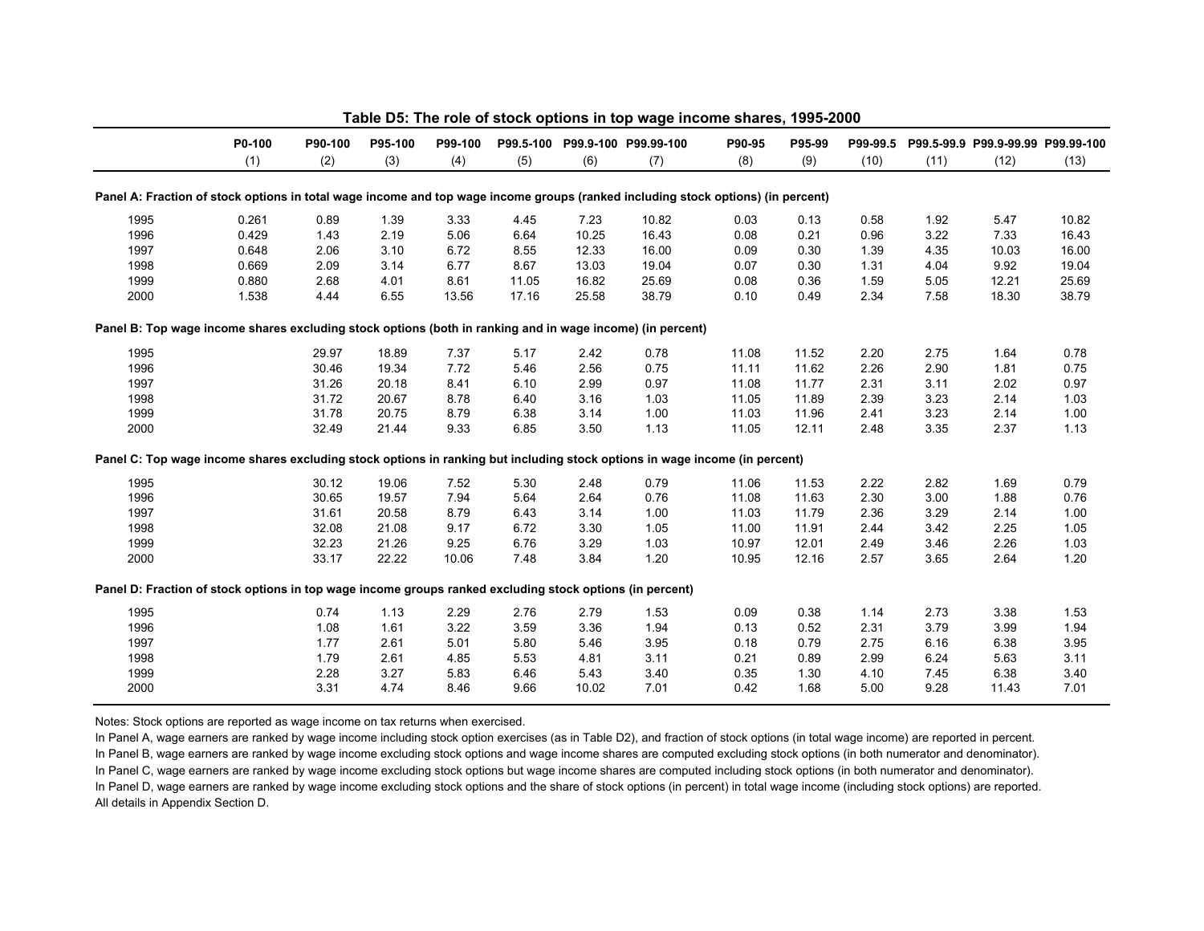**Table D5: The role of stock options in top wage income shares, 1995-2000**

| | P0-100 | P90-100 | P95-100 | P99-100 | P99.5-100 | P99.9-100 | P99.99-100 | P90-95 | P95-99 | P99-99.5 | P99.5-99.9 | P99.9-99.99 | P99.99-100 |
|---|---|---|---|---|---|---|---|---|---|---|---|---|---|
| | (1) | (2) | (3) | (4) | (5) | (6) | (7) | (8) | (9) | (10) | (11) | (12) | (13) |
| **Panel A: Fraction of stock options in total wage income and top wage income groups (ranked including stock options) (in percent)** | | | | | | | | | | | | | |
| 1995 | 0.261 | 0.89 | 1.39 | 3.33 | 4.45 | 7.23 | 10.82 | 0.03 | 0.13 | 0.58 | 1.92 | 5.47 | 10.82 |
| 1996 | 0.429 | 1.43 | 2.19 | 5.06 | 6.64 | 10.25 | 16.43 | 0.08 | 0.21 | 0.96 | 3.22 | 7.33 | 16.43 |
| 1997 | 0.648 | 2.06 | 3.10 | 6.72 | 8.55 | 12.33 | 16.00 | 0.09 | 0.30 | 1.39 | 4.35 | 10.03 | 16.00 |
| 1998 | 0.669 | 2.09 | 3.14 | 6.77 | 8.67 | 13.03 | 19.04 | 0.07 | 0.30 | 1.31 | 4.04 | 9.92 | 19.04 |
| 1999 | 0.880 | 2.68 | 4.01 | 8.61 | 11.05 | 16.82 | 25.69 | 0.08 | 0.36 | 1.59 | 5.05 | 12.21 | 25.69 |
| 2000 | 1.538 | 4.44 | 6.55 | 13.56 | 17.16 | 25.58 | 38.79 | 0.10 | 0.49 | 2.34 | 7.58 | 18.30 | 38.79 |
| **Panel B: Top wage income shares excluding stock options (both in ranking and in wage income) (in percent)** | | | | | | | | | | | | | |
| 1995 | | 29.97 | 18.89 | 7.37 | 5.17 | 2.42 | 0.78 | 11.08 | 11.52 | 2.20 | 2.75 | 1.64 | 0.78 |
| 1996 | | 30.46 | 19.34 | 7.72 | 5.46 | 2.56 | 0.75 | 11.11 | 11.62 | 2.26 | 2.90 | 1.81 | 0.75 |
| 1997 | | 31.26 | 20.18 | 8.41 | 6.10 | 2.99 | 0.97 | 11.08 | 11.77 | 2.31 | 3.11 | 2.02 | 0.97 |
| 1998 | | 31.72 | 20.67 | 8.78 | 6.40 | 3.16 | 1.03 | 11.05 | 11.89 | 2.39 | 3.23 | 2.14 | 1.03 |
| 1999 | | 31.78 | 20.75 | 8.79 | 6.38 | 3.14 | 1.00 | 11.03 | 11.96 | 2.41 | 3.23 | 2.14 | 1.00 |
| 2000 | | 32.49 | 21.44 | 9.33 | 6.85 | 3.50 | 1.13 | 11.05 | 12.11 | 2.48 | 3.35 | 2.37 | 1.13 |
| **Panel C: Top wage income shares excluding stock options in ranking but including stock options in wage income (in percent)** | | | | | | | | | | | | | |
| 1995 | | 30.12 | 19.06 | 7.52 | 5.30 | 2.48 | 0.79 | 11.06 | 11.53 | 2.22 | 2.82 | 1.69 | 0.79 |
| 1996 | | 30.65 | 19.57 | 7.94 | 5.64 | 2.64 | 0.76 | 11.08 | 11.63 | 2.30 | 3.00 | 1.88 | 0.76 |
| 1997 | | 31.61 | 20.58 | 8.79 | 6.43 | 3.14 | 1.00 | 11.03 | 11.79 | 2.36 | 3.29 | 2.14 | 1.00 |
| 1998 | | 32.08 | 21.08 | 9.17 | 6.72 | 3.30 | 1.05 | 11.00 | 11.91 | 2.44 | 3.42 | 2.25 | 1.05 |
| 1999 | | 32.23 | 21.26 | 9.25 | 6.76 | 3.29 | 1.03 | 10.97 | 12.01 | 2.49 | 3.46 | 2.26 | 1.03 |
| 2000 | | 33.17 | 22.22 | 10.06 | 7.48 | 3.84 | 1.20 | 10.95 | 12.16 | 2.57 | 3.65 | 2.64 | 1.20 |
| **Panel D: Fraction of stock options in top wage income groups ranked excluding stock options (in percent)** | | | | | | | | | | | | | |
| 1995 | | 0.74 | 1.13 | 2.29 | 2.76 | 2.79 | 1.53 | 0.09 | 0.38 | 1.14 | 2.73 | 3.38 | 1.53 |
| 1996 | | 1.08 | 1.61 | 3.22 | 3.59 | 3.36 | 1.94 | 0.13 | 0.52 | 2.31 | 3.79 | 3.99 | 1.94 |
| 1997 | | 1.77 | 2.61 | 5.01 | 5.80 | 5.46 | 3.95 | 0.18 | 0.79 | 2.75 | 6.16 | 6.38 | 3.95 |
| 1998 | | 1.79 | 2.61 | 4.85 | 5.53 | 4.81 | 3.11 | 0.21 | 0.89 | 2.99 | 6.24 | 5.63 | 3.11 |
| 1999 | | 2.28 | 3.27 | 5.83 | 6.46 | 5.43 | 3.40 | 0.35 | 1.30 | 4.10 | 7.45 | 6.38 | 3.40 |
| 2000 | | 3.31 | 4.74 | 8.46 | 9.66 | 10.02 | 7.01 | 0.42 | 1.68 | 5.00 | 9.28 | 11.43 | 7.01 |

Notes: Stock options are reported as wage income on tax returns when exercised.

In Panel A, wage earners are ranked by wage income including stock option exercises (as in Table D2), and fraction of stock options (in total wage income) are reported in percent.

In Panel B, wage earners are ranked by wage income excluding stock options and wage income shares are computed excluding stock options (in both numerator and denominator).

In Panel C, wage earners are ranked by wage income excluding stock options but wage income shares are computed including stock options (in both numerator and denominator).

In Panel D, wage earners are ranked by wage income excluding stock options and the share of stock options (in percent) in total wage income (including stock options) are reported.

All details in Appendix Section D.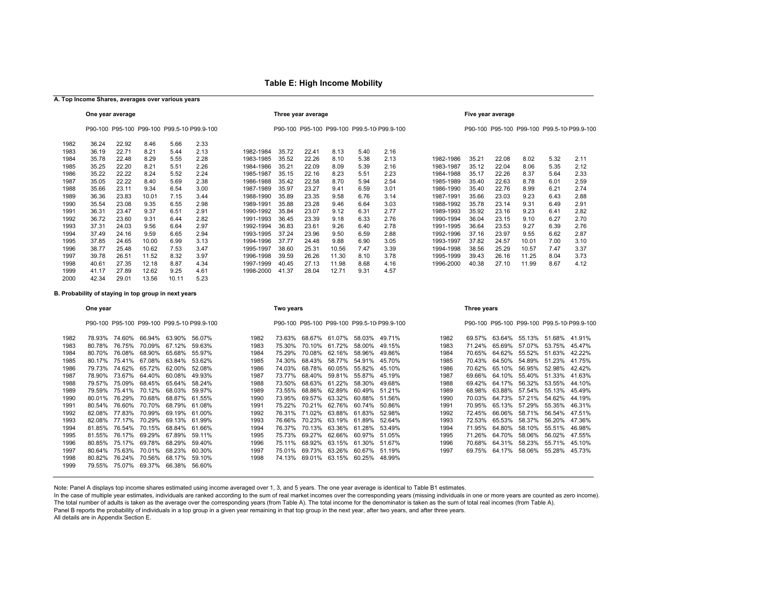# Table E: High Income Mobility

## A. Top Income Shares, averages over various years

**One year average**

| | P90-100 | P95-100 | P99-100 | P99.5-100 | P99.9-100 |
|---|---|---|---|---|---|
| 1982 | 36.24 | 22.92 | 8.46 | 5.66 | 2.33 |
| 1983 | 36.19 | 22.71 | 8.21 | 5.44 | 2.13 |
| 1984 | 35.78 | 22.48 | 8.29 | 5.55 | 2.28 |
| 1985 | 35.25 | 22.20 | 8.21 | 5.51 | 2.26 |
| 1986 | 35.22 | 22.22 | 8.24 | 5.52 | 2.24 |
| 1987 | 35.05 | 22.22 | 8.40 | 5.69 | 2.38 |
| 1988 | 35.66 | 23.11 | 9.34 | 6.54 | 3.00 |
| 1989 | 36.36 | 23.83 | 10.01 | 7.15 | 3.44 |
| 1990 | 35.54 | 23.08 | 9.35 | 6.55 | 2.98 |
| 1991 | 36.31 | 23.47 | 9.37 | 6.51 | 2.91 |
| 1992 | 36.72 | 23.60 | 9.31 | 6.44 | 2.82 |
| 1993 | 37.31 | 24.03 | 9.56 | 6.64 | 2.97 |
| 1994 | 37.49 | 24.16 | 9.59 | 6.65 | 2.94 |
| 1995 | 37.85 | 24.65 | 10.00 | 6.99 | 3.13 |
| 1996 | 38.77 | 25.48 | 10.62 | 7.53 | 3.47 |
| 1997 | 39.78 | 26.51 | 11.52 | 8.32 | 3.97 |
| 1998 | 40.61 | 27.35 | 12.18 | 8.87 | 4.34 |
| 1999 | 41.17 | 27.89 | 12.62 | 9.25 | 4.61 |
| 2000 | 42.34 | 29.01 | 13.56 | 10.11 | 5.23 |

**Three year average**

| | P90-100 | P95-100 | P99-100 | P99.5-100 | P99.9-100 |
|---|---|---|---|---|---|
| 1982-1984 | 35.72 | 22.41 | 8.13 | 5.40 | 2.16 |
| 1983-1985 | 35.52 | 22.26 | 8.10 | 5.38 | 2.13 |
| 1984-1986 | 35.21 | 22.09 | 8.09 | 5.39 | 2.16 |
| 1985-1987 | 35.15 | 22.16 | 8.23 | 5.51 | 2.23 |
| 1986-1988 | 35.42 | 22.58 | 8.70 | 5.94 | 2.54 |
| 1987-1989 | 35.97 | 23.27 | 9.41 | 6.59 | 3.01 |
| 1988-1990 | 35.89 | 23.35 | 9.58 | 6.76 | 3.14 |
| 1989-1991 | 35.88 | 23.28 | 9.46 | 6.64 | 3.03 |
| 1990-1992 | 35.84 | 23.07 | 9.12 | 6.31 | 2.77 |
| 1991-1993 | 36.45 | 23.39 | 9.18 | 6.33 | 2.76 |
| 1992-1994 | 36.83 | 23.61 | 9.26 | 6.40 | 2.78 |
| 1993-1995 | 37.24 | 23.96 | 9.50 | 6.59 | 2.88 |
| 1994-1996 | 37.77 | 24.48 | 9.88 | 6.90 | 3.05 |
| 1995-1997 | 38.60 | 25.31 | 10.56 | 7.47 | 3.39 |
| 1996-1998 | 39.59 | 26.26 | 11.30 | 8.10 | 3.78 |
| 1997-1999 | 40.45 | 27.13 | 11.98 | 8.68 | 4.16 |
| 1998-2000 | 41.37 | 28.04 | 12.71 | 9.31 | 4.57 |

**Five year average**

| | P90-100 | P95-100 | P99-100 | P99.5-100 | P99.9-100 |
|---|---|---|---|---|---|
| 1982-1986 | 35.21 | 22.08 | 8.02 | 5.32 | 2.11 |
| 1983-1987 | 35.12 | 22.04 | 8.06 | 5.35 | 2.12 |
| 1984-1988 | 35.17 | 22.26 | 8.37 | 5.64 | 2.33 |
| 1985-1989 | 35.40 | 22.63 | 8.78 | 6.01 | 2.59 |
| 1986-1990 | 35.40 | 22.76 | 8.99 | 6.21 | 2.74 |
| 1987-1991 | 35.66 | 23.03 | 9.23 | 6.43 | 2.88 |
| 1988-1992 | 35.78 | 23.14 | 9.31 | 6.49 | 2.91 |
| 1989-1993 | 35.92 | 23.16 | 9.23 | 6.41 | 2.82 |
| 1990-1994 | 36.04 | 23.15 | 9.10 | 6.27 | 2.70 |
| 1991-1995 | 36.64 | 23.53 | 9.27 | 6.39 | 2.76 |
| 1992-1996 | 37.16 | 23.97 | 9.55 | 6.62 | 2.87 |
| 1993-1997 | 37.82 | 24.57 | 10.01 | 7.00 | 3.10 |
| 1994-1998 | 38.56 | 25.29 | 10.57 | 7.47 | 3.37 |
| 1995-1999 | 39.43 | 26.16 | 11.25 | 8.04 | 3.73 |
| 1996-2000 | 40.38 | 27.10 | 11.99 | 8.67 | 4.12 |

## B. Probability of staying in top group in next years

**One year**

| | P90-100 | P95-100 | P99-100 | P99.5-100 | P99.9-100 |
|---|---|---|---|---|---|
| 1982 | 78.93% | 74.60% | 66.94% | 63.90% | 56.07% |
| 1983 | 80.78% | 76.75% | 70.09% | 67.12% | 59.63% |
| 1984 | 80.70% | 76.08% | 68.90% | 65.68% | 55.97% |
| 1985 | 80.17% | 75.41% | 67.08% | 63.84% | 53.62% |
| 1986 | 79.73% | 74.62% | 65.72% | 62.00% | 52.08% |
| 1987 | 78.90% | 73.67% | 64.40% | 60.08% | 49.93% |
| 1988 | 79.57% | 75.09% | 68.45% | 65.64% | 58.24% |
| 1989 | 79.59% | 75.41% | 70.12% | 68.03% | 59.97% |
| 1990 | 80.01% | 76.29% | 70.68% | 68.87% | 61.55% |
| 1991 | 80.54% | 76.60% | 70.70% | 68.79% | 61.08% |
| 1992 | 82.08% | 77.83% | 70.99% | 69.19% | 61.00% |
| 1993 | 82.08% | 77.17% | 70.29% | 69.13% | 61.99% |
| 1994 | 81.85% | 76.54% | 70.15% | 68.84% | 61.66% |
| 1995 | 81.55% | 76.17% | 69.29% | 67.89% | 59.11% |
| 1996 | 80.85% | 75.17% | 69.78% | 68.29% | 59.40% |
| 1997 | 80.64% | 75.63% | 70.01% | 68.23% | 60.30% |
| 1998 | 80.82% | 76.24% | 70.56% | 68.17% | 59.10% |
| 1999 | 79.55% | 75.07% | 69.37% | 66.38% | 56.60% |

**Two years**

| | P90-100 | P95-100 | P99-100 | P99.5-100 | P99.9-100 |
|---|---|---|---|---|---|
| 1982 | 73.63% | 68.67% | 61.07% | 58.03% | 49.71% |
| 1983 | 75.30% | 70.10% | 61.72% | 58.00% | 49.15% |
| 1984 | 75.29% | 70.08% | 62.16% | 58.96% | 49.86% |
| 1985 | 74.30% | 68.43% | 58.77% | 54.91% | 45.70% |
| 1986 | 74.03% | 68.78% | 60.05% | 55.82% | 45.10% |
| 1987 | 73.77% | 68.40% | 59.81% | 55.87% | 45.19% |
| 1988 | 73.50% | 68.63% | 61.22% | 58.30% | 49.68% |
| 1989 | 73.55% | 68.86% | 62.89% | 60.49% | 51.21% |
| 1990 | 73.95% | 69.57% | 63.32% | 60.88% | 51.56% |
| 1991 | 75.22% | 70.21% | 62.76% | 60.74% | 50.86% |
| 1992 | 76.31% | 71.02% | 63.88% | 61.83% | 52.98% |
| 1993 | 76.66% | 70.23% | 63.19% | 61.89% | 52.64% |
| 1994 | 76.37% | 70.13% | 63.36% | 61.28% | 53.49% |
| 1995 | 75.73% | 69.27% | 62.66% | 60.97% | 51.05% |
| 1996 | 75.11% | 68.92% | 63.15% | 61.30% | 51.67% |
| 1997 | 75.01% | 69.73% | 63.26% | 60.67% | 51.19% |
| 1998 | 74.13% | 69.01% | 63.15% | 60.25% | 48.99% |

**Three years**

| | P90-100 | P95-100 | P99-100 | P99.5-100 | P99.9-100 |
|---|---|---|---|---|---|
| 1982 | 69.57% | 63.64% | 55.13% | 51.68% | 41.91% |
| 1983 | 71.24% | 65.69% | 57.07% | 53.75% | 45.47% |
| 1984 | 70.65% | 64.62% | 55.52% | 51.63% | 42.22% |
| 1985 | 70.43% | 64.50% | 54.89% | 51.23% | 41.75% |
| 1986 | 70.62% | 65.10% | 56.95% | 52.98% | 42.42% |
| 1987 | 69.66% | 64.10% | 55.40% | 51.33% | 41.63% |
| 1988 | 69.42% | 64.17% | 56.32% | 53.55% | 44.10% |
| 1989 | 68.98% | 63.88% | 57.54% | 55.13% | 45.49% |
| 1990 | 70.03% | 64.73% | 57.21% | 54.62% | 44.19% |
| 1991 | 70.95% | 65.13% | 57.29% | 55.35% | 46.31% |
| 1992 | 72.45% | 66.06% | 58.71% | 56.54% | 47.51% |
| 1993 | 72.53% | 65.53% | 58.37% | 56.20% | 47.36% |
| 1994 | 71.95% | 64.80% | 58.10% | 55.51% | 46.98% |
| 1995 | 71.26% | 64.70% | 58.06% | 56.02% | 47.55% |
| 1996 | 70.68% | 64.31% | 58.23% | 55.71% | 45.10% |
| 1997 | 69.75% | 64.17% | 58.06% | 55.28% | 45.73% |

Note: Panel A displays top income shares estimated using income averaged over 1, 3, and 5 years. The one year average is identical to Table B1 estimates.
In the case of multiple year estimates, individuals are ranked according to the sum of real market incomes over the corresponding years (missing individuals in one or more years are counted as zero income).
The total number of adults is taken as the average over the corresponding years (from Table A). The total income for the denominator is taken as the sum of total real incomes (from Table A).
Panel B reports the probability of individuals in a top group in a given year remaining in that top group in the next year, after two years, and after three years.
All details are in Appendix Section E.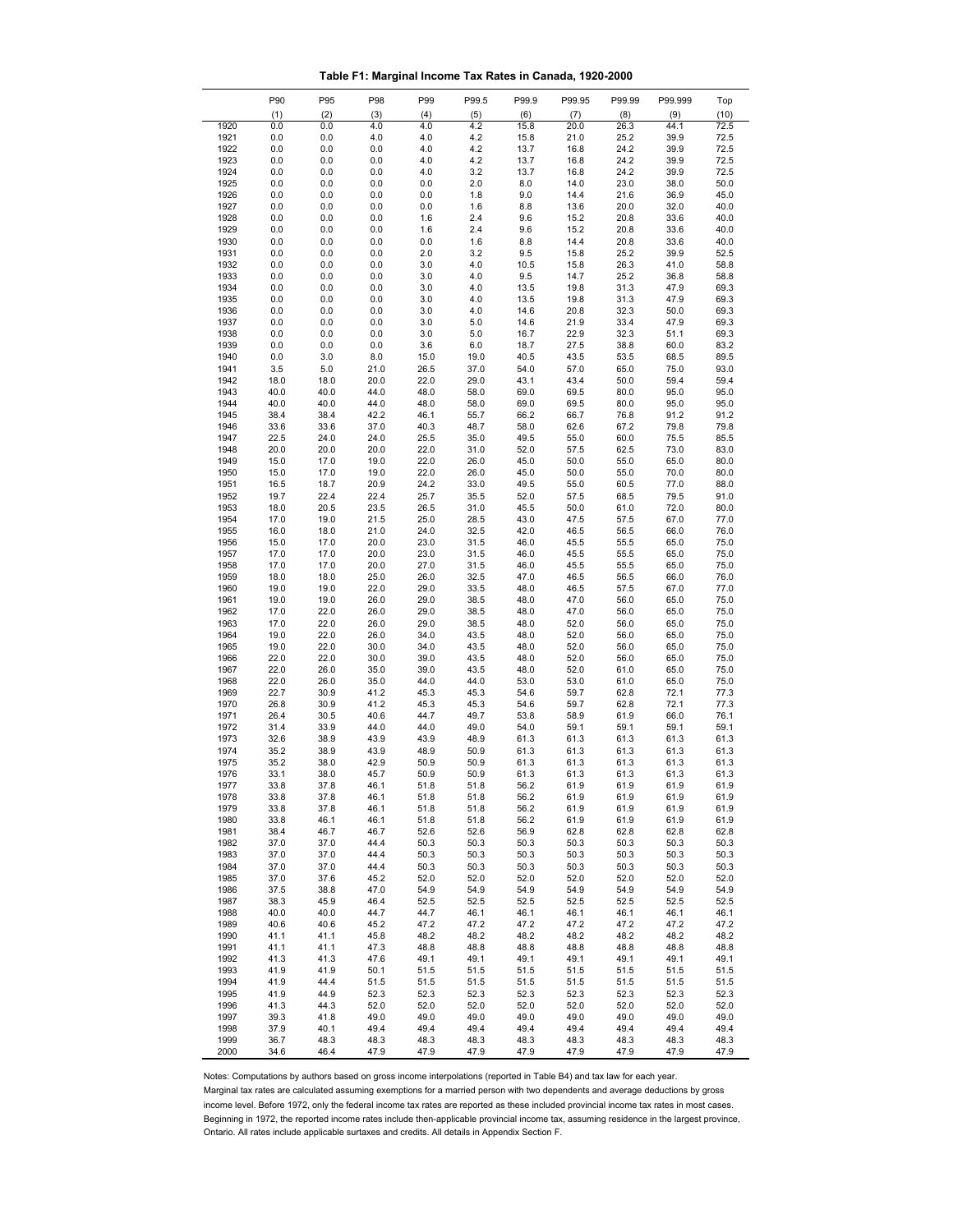**Table F1: Marginal Income Tax Rates in Canada, 1920-2000**

| | P90 | P95 | P98 | P99 | P99.5 | P99.9 | P99.95 | P99.99 | P99.999 | Top |
|---|---|---|---|---|---|---|---|---|---|---|
| | (1) | (2) | (3) | (4) | (5) | (6) | (7) | (8) | (9) | (10) |
| 1920 | 0.0 | 0.0 | 4.0 | 4.0 | 4.2 | 15.8 | 20.0 | 26.3 | 44.1 | 72.5 |
| 1921 | 0.0 | 0.0 | 4.0 | 4.0 | 4.2 | 15.8 | 21.0 | 25.2 | 39.9 | 72.5 |
| 1922 | 0.0 | 0.0 | 4.0 | 4.0 | 4.2 | 13.7 | 16.8 | 24.2 | 39.9 | 72.5 |
| 1923 | 0.0 | 0.0 | 4.0 | 4.0 | 4.2 | 13.7 | 16.8 | 24.2 | 39.9 | 72.5 |
| 1924 | 0.0 | 0.0 | 4.0 | 4.0 | 3.2 | 13.7 | 16.8 | 24.2 | 39.9 | 72.5 |
| 1925 | 0.0 | 0.0 | 0.0 | 0.0 | 2.0 | 8.0 | 14.0 | 23.0 | 38.0 | 50.0 |
| 1926 | 0.0 | 0.0 | 0.0 | 0.0 | 1.8 | 9.0 | 14.4 | 21.6 | 36.9 | 45.0 |
| 1927 | 0.0 | 0.0 | 0.0 | 0.0 | 1.6 | 8.8 | 13.6 | 20.0 | 32.0 | 40.0 |
| 1928 | 0.0 | 0.0 | 0.0 | 1.6 | 2.4 | 9.6 | 15.2 | 20.8 | 33.6 | 40.0 |
| 1929 | 0.0 | 0.0 | 0.0 | 1.6 | 2.4 | 9.6 | 15.2 | 20.8 | 33.6 | 40.0 |
| 1930 | 0.0 | 0.0 | 0.0 | 0.0 | 1.6 | 8.8 | 14.4 | 20.8 | 33.6 | 40.0 |
| 1931 | 0.0 | 0.0 | 0.0 | 2.0 | 3.2 | 9.5 | 15.8 | 25.2 | 39.9 | 52.5 |
| 1932 | 0.0 | 0.0 | 0.0 | 3.0 | 4.0 | 10.5 | 15.8 | 26.3 | 41.0 | 58.8 |
| 1933 | 0.0 | 0.0 | 0.0 | 3.0 | 4.0 | 9.5 | 14.7 | 25.2 | 36.8 | 58.8 |
| 1934 | 0.0 | 0.0 | 0.0 | 3.0 | 4.0 | 13.5 | 19.8 | 31.3 | 47.9 | 69.3 |
| 1935 | 0.0 | 0.0 | 0.0 | 3.0 | 4.0 | 13.5 | 19.8 | 31.3 | 47.9 | 69.3 |
| 1936 | 0.0 | 0.0 | 0.0 | 3.0 | 4.0 | 14.6 | 20.8 | 32.3 | 50.0 | 69.3 |
| 1937 | 0.0 | 0.0 | 0.0 | 3.0 | 5.0 | 14.6 | 21.9 | 33.4 | 47.9 | 69.3 |
| 1938 | 0.0 | 0.0 | 0.0 | 3.0 | 5.0 | 16.7 | 22.9 | 32.3 | 51.1 | 69.3 |
| 1939 | 0.0 | 0.0 | 0.0 | 3.6 | 6.0 | 18.7 | 27.5 | 38.8 | 60.0 | 83.2 |
| 1940 | 0.0 | 3.0 | 8.0 | 15.0 | 19.0 | 40.5 | 43.5 | 53.5 | 68.5 | 89.5 |
| 1941 | 3.5 | 5.0 | 21.0 | 26.5 | 37.0 | 54.0 | 57.0 | 65.0 | 75.0 | 93.0 |
| 1942 | 18.0 | 18.0 | 20.0 | 22.0 | 29.0 | 43.1 | 43.4 | 50.0 | 59.4 | 59.4 |
| 1943 | 40.0 | 40.0 | 44.0 | 48.0 | 58.0 | 69.0 | 69.5 | 80.0 | 95.0 | 95.0 |
| 1944 | 40.0 | 40.0 | 44.0 | 48.0 | 58.0 | 69.0 | 69.5 | 80.0 | 95.0 | 95.0 |
| 1945 | 38.4 | 38.4 | 42.2 | 46.1 | 55.7 | 66.2 | 66.7 | 76.8 | 91.2 | 91.2 |
| 1946 | 33.6 | 33.6 | 37.0 | 40.3 | 48.7 | 58.0 | 62.6 | 67.2 | 79.8 | 79.8 |
| 1947 | 22.5 | 24.0 | 24.0 | 25.5 | 35.0 | 49.5 | 55.0 | 60.0 | 75.5 | 85.5 |
| 1948 | 20.0 | 20.0 | 20.0 | 22.0 | 31.0 | 52.0 | 57.5 | 62.5 | 73.0 | 83.0 |
| 1949 | 15.0 | 17.0 | 19.0 | 22.0 | 26.0 | 45.0 | 50.0 | 55.0 | 65.0 | 80.0 |
| 1950 | 15.0 | 17.0 | 19.0 | 22.0 | 26.0 | 45.0 | 50.0 | 55.0 | 70.0 | 80.0 |
| 1951 | 16.5 | 18.7 | 20.9 | 24.2 | 33.0 | 49.5 | 55.0 | 60.5 | 77.0 | 88.0 |
| 1952 | 19.7 | 22.4 | 22.4 | 25.7 | 35.5 | 52.0 | 57.5 | 68.5 | 79.5 | 91.0 |
| 1953 | 18.0 | 20.5 | 23.5 | 26.5 | 31.0 | 45.5 | 50.0 | 61.0 | 72.0 | 80.0 |
| 1954 | 17.0 | 19.0 | 21.5 | 25.0 | 28.5 | 43.0 | 47.5 | 57.5 | 67.0 | 77.0 |
| 1955 | 16.0 | 18.0 | 21.0 | 24.0 | 32.5 | 42.0 | 46.5 | 56.5 | 66.0 | 76.0 |
| 1956 | 15.0 | 17.0 | 20.0 | 23.0 | 31.5 | 46.0 | 45.5 | 55.5 | 65.0 | 75.0 |
| 1957 | 17.0 | 17.0 | 20.0 | 23.0 | 31.5 | 46.0 | 45.5 | 55.5 | 65.0 | 75.0 |
| 1958 | 17.0 | 17.0 | 20.0 | 27.0 | 31.5 | 46.0 | 45.5 | 55.5 | 65.0 | 75.0 |
| 1959 | 18.0 | 18.0 | 25.0 | 26.0 | 32.5 | 47.0 | 46.5 | 56.5 | 66.0 | 76.0 |
| 1960 | 19.0 | 19.0 | 22.0 | 29.0 | 33.5 | 48.0 | 46.5 | 57.5 | 67.0 | 77.0 |
| 1961 | 19.0 | 19.0 | 26.0 | 29.0 | 38.5 | 48.0 | 47.0 | 56.0 | 65.0 | 75.0 |
| 1962 | 17.0 | 22.0 | 26.0 | 29.0 | 38.5 | 48.0 | 47.0 | 56.0 | 65.0 | 75.0 |
| 1963 | 17.0 | 22.0 | 26.0 | 29.0 | 38.5 | 48.0 | 52.0 | 56.0 | 65.0 | 75.0 |
| 1964 | 19.0 | 22.0 | 26.0 | 34.0 | 43.5 | 48.0 | 52.0 | 56.0 | 65.0 | 75.0 |
| 1965 | 19.0 | 22.0 | 30.0 | 34.0 | 43.5 | 48.0 | 52.0 | 56.0 | 65.0 | 75.0 |
| 1966 | 22.0 | 22.0 | 30.0 | 39.0 | 43.5 | 48.0 | 52.0 | 56.0 | 65.0 | 75.0 |
| 1967 | 22.0 | 26.0 | 35.0 | 39.0 | 43.5 | 48.0 | 52.0 | 61.0 | 65.0 | 75.0 |
| 1968 | 22.0 | 26.0 | 35.0 | 44.0 | 44.0 | 53.0 | 53.0 | 61.0 | 65.0 | 75.0 |
| 1969 | 22.7 | 30.9 | 41.2 | 45.3 | 45.3 | 54.6 | 59.7 | 62.8 | 72.1 | 77.3 |
| 1970 | 26.8 | 30.9 | 41.2 | 45.3 | 45.3 | 54.6 | 59.7 | 62.8 | 72.1 | 77.3 |
| 1971 | 26.4 | 30.5 | 40.6 | 44.7 | 49.7 | 53.8 | 58.9 | 61.9 | 66.0 | 76.1 |
| 1972 | 31.4 | 33.9 | 44.0 | 44.0 | 49.0 | 54.0 | 59.1 | 59.1 | 59.1 | 59.1 |
| 1973 | 32.6 | 38.9 | 43.9 | 43.9 | 48.9 | 61.3 | 61.3 | 61.3 | 61.3 | 61.3 |
| 1974 | 35.2 | 38.9 | 43.9 | 48.9 | 50.9 | 61.3 | 61.3 | 61.3 | 61.3 | 61.3 |
| 1975 | 35.2 | 38.0 | 42.9 | 50.9 | 50.9 | 61.3 | 61.3 | 61.3 | 61.3 | 61.3 |
| 1976 | 33.1 | 38.0 | 45.7 | 50.9 | 50.9 | 61.3 | 61.3 | 61.3 | 61.3 | 61.3 |
| 1977 | 33.8 | 37.8 | 46.1 | 51.8 | 51.8 | 56.2 | 61.9 | 61.9 | 61.9 | 61.9 |
| 1978 | 33.8 | 37.8 | 46.1 | 51.8 | 51.8 | 56.2 | 61.9 | 61.9 | 61.9 | 61.9 |
| 1979 | 33.8 | 37.8 | 46.1 | 51.8 | 51.8 | 56.2 | 61.9 | 61.9 | 61.9 | 61.9 |
| 1980 | 33.8 | 46.1 | 46.1 | 51.8 | 51.8 | 56.2 | 61.9 | 61.9 | 61.9 | 61.9 |
| 1981 | 38.4 | 46.7 | 46.7 | 52.6 | 52.6 | 56.9 | 62.8 | 62.8 | 62.8 | 62.8 |
| 1982 | 37.0 | 37.0 | 44.4 | 50.3 | 50.3 | 50.3 | 50.3 | 50.3 | 50.3 | 50.3 |
| 1983 | 37.0 | 37.0 | 44.4 | 50.3 | 50.3 | 50.3 | 50.3 | 50.3 | 50.3 | 50.3 |
| 1984 | 37.0 | 37.0 | 44.4 | 50.3 | 50.3 | 50.3 | 50.3 | 50.3 | 50.3 | 50.3 |
| 1985 | 37.0 | 37.6 | 45.2 | 52.0 | 52.0 | 52.0 | 52.0 | 52.0 | 52.0 | 52.0 |
| 1986 | 37.5 | 38.8 | 47.0 | 54.9 | 54.9 | 54.9 | 54.9 | 54.9 | 54.9 | 54.9 |
| 1987 | 38.3 | 45.9 | 46.4 | 52.5 | 52.5 | 52.5 | 52.5 | 52.5 | 52.5 | 52.5 |
| 1988 | 40.0 | 40.0 | 44.7 | 44.7 | 46.1 | 46.1 | 46.1 | 46.1 | 46.1 | 46.1 |
| 1989 | 40.6 | 40.6 | 45.2 | 47.2 | 47.2 | 47.2 | 47.2 | 47.2 | 47.2 | 47.2 |
| 1990 | 41.1 | 41.1 | 45.8 | 48.2 | 48.2 | 48.2 | 48.2 | 48.2 | 48.2 | 48.2 |
| 1991 | 41.1 | 41.1 | 47.3 | 48.8 | 48.8 | 48.8 | 48.8 | 48.8 | 48.8 | 48.8 |
| 1992 | 41.3 | 41.3 | 47.6 | 49.1 | 49.1 | 49.1 | 49.1 | 49.1 | 49.1 | 49.1 |
| 1993 | 41.9 | 41.9 | 50.1 | 51.5 | 51.5 | 51.5 | 51.5 | 51.5 | 51.5 | 51.5 |
| 1994 | 41.9 | 44.4 | 51.5 | 51.5 | 51.5 | 51.5 | 51.5 | 51.5 | 51.5 | 51.5 |
| 1995 | 41.9 | 44.9 | 52.3 | 52.3 | 52.3 | 52.3 | 52.3 | 52.3 | 52.3 | 52.3 |
| 1996 | 41.3 | 44.3 | 52.0 | 52.0 | 52.0 | 52.0 | 52.0 | 52.0 | 52.0 | 52.0 |
| 1997 | 39.3 | 41.8 | 49.0 | 49.0 | 49.0 | 49.0 | 49.0 | 49.0 | 49.0 | 49.0 |
| 1998 | 37.9 | 40.1 | 49.4 | 49.4 | 49.4 | 49.4 | 49.4 | 49.4 | 49.4 | 49.4 |
| 1999 | 36.7 | 48.3 | 48.3 | 48.3 | 48.3 | 48.3 | 48.3 | 48.3 | 48.3 | 48.3 |
| 2000 | 34.6 | 46.4 | 47.9 | 47.9 | 47.9 | 47.9 | 47.9 | 47.9 | 47.9 | 47.9 |

Notes: Computations by authors based on gross income interpolations (reported in Table B4) and tax law for each year.
Marginal tax rates are calculated assuming exemptions for a married person with two dependents and average deductions by gross income level. Before 1972, only the federal income tax rates are reported as these included provincial income tax rates in most cases. Beginning in 1972, the reported income rates include then-applicable provincial income tax, assuming residence in the largest province, Ontario. All rates include applicable surtaxes and credits. All details in Appendix Section F.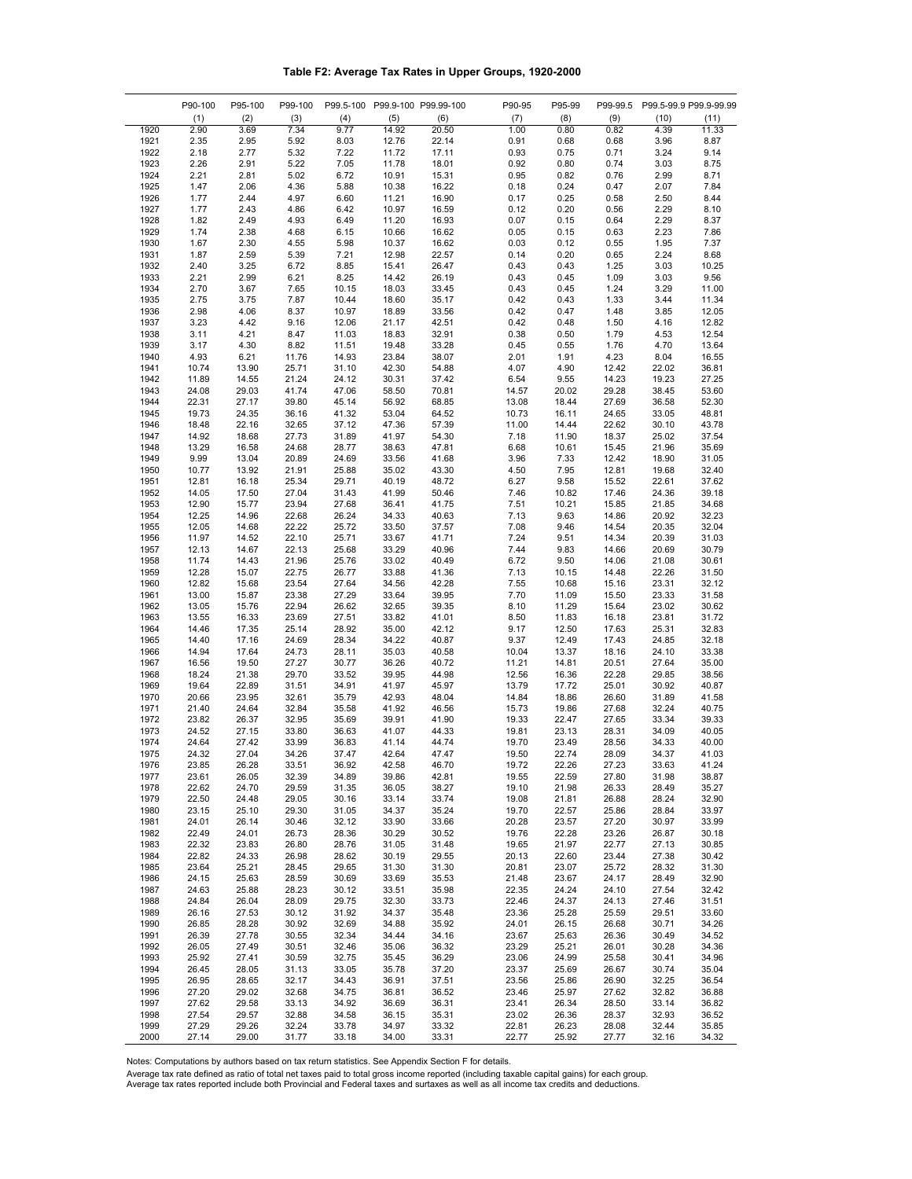**Table F2: Average Tax Rates in Upper Groups, 1920-2000**

| | P90-100 | P95-100 | P99-100 | P99.5-100 | P99.9-100 | P99.99-100 | P90-95 | P95-99 | P99-99.5 | P99.5-99.9 | P99.9-99.99 |
|---|---|---|---|---|---|---|---|---|---|---|---|
| | (1) | (2) | (3) | (4) | (5) | (6) | (7) | (8) | (9) | (10) | (11) |
| 1920 | 2.90 | 3.69 | 7.34 | 9.77 | 14.92 | 20.50 | 1.00 | 0.80 | 0.82 | 4.39 | 11.33 |
| 1921 | 2.35 | 2.95 | 5.92 | 8.03 | 12.76 | 22.14 | 0.91 | 0.68 | 0.68 | 3.96 | 8.87 |
| 1922 | 2.18 | 2.77 | 5.32 | 7.22 | 11.72 | 17.11 | 0.93 | 0.75 | 0.71 | 3.24 | 9.14 |
| 1923 | 2.26 | 2.91 | 5.22 | 7.05 | 11.78 | 18.01 | 0.92 | 0.80 | 0.74 | 3.03 | 8.75 |
| 1924 | 2.21 | 2.81 | 5.02 | 6.72 | 10.91 | 15.31 | 0.95 | 0.82 | 0.76 | 2.99 | 8.71 |
| 1925 | 1.47 | 2.06 | 4.36 | 5.88 | 10.38 | 16.22 | 0.18 | 0.24 | 0.47 | 2.07 | 7.84 |
| 1926 | 1.77 | 2.44 | 4.97 | 6.60 | 11.21 | 16.90 | 0.17 | 0.25 | 0.58 | 2.50 | 8.44 |
| 1927 | 1.77 | 2.43 | 4.86 | 6.42 | 10.97 | 16.59 | 0.12 | 0.20 | 0.56 | 2.29 | 8.10 |
| 1928 | 1.82 | 2.49 | 4.93 | 6.49 | 11.20 | 16.93 | 0.07 | 0.15 | 0.64 | 2.29 | 8.37 |
| 1929 | 1.74 | 2.38 | 4.68 | 6.15 | 10.66 | 16.62 | 0.05 | 0.15 | 0.63 | 2.23 | 7.86 |
| 1930 | 1.67 | 2.30 | 4.55 | 5.98 | 10.37 | 16.62 | 0.03 | 0.12 | 0.55 | 1.95 | 7.37 |
| 1931 | 1.87 | 2.59 | 5.39 | 7.21 | 12.98 | 22.57 | 0.14 | 0.20 | 0.65 | 2.24 | 8.68 |
| 1932 | 2.40 | 3.25 | 6.72 | 8.85 | 15.41 | 26.47 | 0.43 | 0.43 | 1.25 | 3.03 | 10.25 |
| 1933 | 2.21 | 2.99 | 6.21 | 8.25 | 14.42 | 26.19 | 0.43 | 0.45 | 1.09 | 3.03 | 9.56 |
| 1934 | 2.70 | 3.67 | 7.65 | 10.15 | 18.03 | 33.45 | 0.43 | 0.45 | 1.24 | 3.29 | 11.00 |
| 1935 | 2.75 | 3.75 | 7.87 | 10.44 | 18.60 | 35.17 | 0.42 | 0.43 | 1.33 | 3.44 | 11.34 |
| 1936 | 2.98 | 4.06 | 8.37 | 10.97 | 18.89 | 33.56 | 0.42 | 0.47 | 1.48 | 3.85 | 12.05 |
| 1937 | 3.23 | 4.42 | 9.16 | 12.06 | 21.17 | 42.51 | 0.42 | 0.48 | 1.50 | 4.16 | 12.82 |
| 1938 | 3.11 | 4.21 | 8.47 | 11.03 | 18.83 | 32.91 | 0.38 | 0.50 | 1.79 | 4.53 | 12.54 |
| 1939 | 3.17 | 4.30 | 8.82 | 11.51 | 19.48 | 33.28 | 0.45 | 0.55 | 1.76 | 4.70 | 13.64 |
| 1940 | 4.93 | 6.21 | 11.76 | 14.93 | 23.84 | 38.07 | 2.01 | 1.91 | 4.23 | 8.04 | 16.55 |
| 1941 | 10.74 | 13.90 | 25.71 | 31.10 | 42.30 | 54.88 | 4.07 | 4.90 | 12.42 | 22.02 | 36.81 |
| 1942 | 11.89 | 14.55 | 21.24 | 24.12 | 30.31 | 37.42 | 6.54 | 9.55 | 14.23 | 19.23 | 27.25 |
| 1943 | 24.08 | 29.03 | 41.74 | 47.06 | 58.50 | 70.81 | 14.57 | 20.02 | 29.28 | 38.45 | 53.60 |
| 1944 | 22.31 | 27.17 | 39.80 | 45.14 | 56.92 | 68.85 | 13.08 | 18.44 | 27.69 | 36.58 | 52.30 |
| 1945 | 19.73 | 24.35 | 36.16 | 41.32 | 53.04 | 64.52 | 10.73 | 16.11 | 24.65 | 33.05 | 48.81 |
| 1946 | 18.48 | 22.16 | 32.65 | 37.12 | 47.36 | 57.39 | 11.00 | 14.44 | 22.62 | 30.10 | 43.78 |
| 1947 | 14.92 | 18.68 | 27.73 | 31.89 | 41.97 | 54.30 | 7.18 | 11.90 | 18.37 | 25.02 | 37.54 |
| 1948 | 13.29 | 16.58 | 24.68 | 28.77 | 38.63 | 47.81 | 6.68 | 10.61 | 15.45 | 21.96 | 35.69 |
| 1949 | 9.99 | 13.04 | 20.89 | 24.69 | 33.56 | 41.68 | 3.96 | 7.33 | 12.42 | 18.90 | 31.05 |
| 1950 | 10.77 | 13.92 | 21.91 | 25.88 | 35.02 | 43.30 | 4.50 | 7.95 | 12.81 | 19.68 | 32.40 |
| 1951 | 12.81 | 16.18 | 25.34 | 29.71 | 40.19 | 48.72 | 6.27 | 9.58 | 15.52 | 22.61 | 37.62 |
| 1952 | 14.05 | 17.50 | 27.04 | 31.43 | 41.99 | 50.46 | 7.46 | 10.82 | 17.46 | 24.36 | 39.18 |
| 1953 | 12.90 | 15.77 | 23.94 | 27.68 | 36.41 | 41.75 | 7.51 | 10.21 | 15.85 | 21.85 | 34.68 |
| 1954 | 12.25 | 14.96 | 22.68 | 26.24 | 34.33 | 40.63 | 7.13 | 9.63 | 14.86 | 20.92 | 32.23 |
| 1955 | 12.05 | 14.68 | 22.22 | 25.72 | 33.50 | 37.57 | 7.08 | 9.46 | 14.54 | 20.35 | 32.04 |
| 1956 | 11.97 | 14.52 | 22.10 | 25.71 | 33.67 | 41.71 | 7.24 | 9.51 | 14.34 | 20.39 | 31.03 |
| 1957 | 12.13 | 14.67 | 22.13 | 25.68 | 33.29 | 40.96 | 7.44 | 9.83 | 14.66 | 20.69 | 30.79 |
| 1958 | 11.74 | 14.43 | 21.96 | 25.76 | 33.02 | 40.49 | 6.72 | 9.50 | 14.06 | 21.08 | 30.61 |
| 1959 | 12.28 | 15.07 | 22.75 | 26.77 | 33.88 | 41.36 | 7.13 | 10.15 | 14.48 | 22.26 | 31.50 |
| 1960 | 12.82 | 15.68 | 23.54 | 27.64 | 34.56 | 42.28 | 7.55 | 10.68 | 15.16 | 23.31 | 32.12 |
| 1961 | 13.00 | 15.87 | 23.38 | 27.29 | 33.64 | 39.95 | 7.70 | 11.09 | 15.50 | 23.33 | 31.58 |
| 1962 | 13.05 | 15.76 | 22.94 | 26.62 | 32.65 | 39.35 | 8.10 | 11.29 | 15.64 | 23.02 | 30.62 |
| 1963 | 13.55 | 16.33 | 23.69 | 27.51 | 33.82 | 41.01 | 8.50 | 11.83 | 16.18 | 23.81 | 31.72 |
| 1964 | 14.46 | 17.35 | 25.14 | 28.92 | 35.00 | 42.12 | 9.17 | 12.50 | 17.63 | 25.31 | 32.83 |
| 1965 | 14.40 | 17.16 | 24.69 | 28.34 | 34.22 | 40.87 | 9.37 | 12.49 | 17.43 | 24.85 | 32.18 |
| 1966 | 14.94 | 17.64 | 24.73 | 28.11 | 35.03 | 40.58 | 10.04 | 13.37 | 18.16 | 24.10 | 33.38 |
| 1967 | 16.56 | 19.50 | 27.27 | 30.77 | 36.26 | 40.72 | 11.21 | 14.81 | 20.51 | 27.64 | 35.00 |
| 1968 | 18.24 | 21.38 | 29.70 | 33.52 | 39.95 | 44.98 | 12.56 | 16.36 | 22.28 | 29.85 | 38.56 |
| 1969 | 19.64 | 22.89 | 31.51 | 34.91 | 41.97 | 45.97 | 13.79 | 17.72 | 25.01 | 30.92 | 40.87 |
| 1970 | 20.66 | 23.95 | 32.61 | 35.79 | 42.93 | 48.04 | 14.84 | 18.86 | 26.60 | 31.89 | 41.58 |
| 1971 | 21.40 | 24.64 | 32.84 | 35.58 | 41.92 | 46.56 | 15.73 | 19.86 | 27.68 | 32.24 | 40.75 |
| 1972 | 23.82 | 26.37 | 32.95 | 35.69 | 39.91 | 41.90 | 19.33 | 22.47 | 27.65 | 33.34 | 39.33 |
| 1973 | 24.52 | 27.15 | 33.80 | 36.63 | 41.07 | 44.33 | 19.81 | 23.13 | 28.31 | 34.09 | 40.05 |
| 1974 | 24.64 | 27.42 | 33.99 | 36.83 | 41.14 | 44.74 | 19.70 | 23.49 | 28.56 | 34.33 | 40.00 |
| 1975 | 24.32 | 27.04 | 34.26 | 37.47 | 42.64 | 47.47 | 19.50 | 22.74 | 28.09 | 34.37 | 41.03 |
| 1976 | 23.85 | 26.28 | 33.51 | 36.92 | 42.58 | 46.70 | 19.72 | 22.26 | 27.23 | 33.63 | 41.24 |
| 1977 | 23.61 | 26.05 | 32.39 | 34.89 | 39.86 | 42.81 | 19.55 | 22.59 | 27.80 | 31.98 | 38.87 |
| 1978 | 22.62 | 24.70 | 29.59 | 31.35 | 36.05 | 38.27 | 19.10 | 21.98 | 26.33 | 28.49 | 35.27 |
| 1979 | 22.50 | 24.48 | 29.05 | 30.16 | 33.14 | 33.74 | 19.08 | 21.81 | 26.88 | 28.24 | 32.90 |
| 1980 | 23.15 | 25.10 | 29.30 | 31.05 | 34.37 | 35.24 | 19.70 | 22.57 | 25.86 | 28.84 | 33.97 |
| 1981 | 24.01 | 26.14 | 30.46 | 32.12 | 33.90 | 33.66 | 20.28 | 23.57 | 27.20 | 30.97 | 33.99 |
| 1982 | 22.49 | 24.01 | 26.73 | 28.36 | 30.29 | 30.52 | 19.76 | 22.28 | 23.26 | 26.87 | 30.18 |
| 1983 | 22.32 | 23.83 | 26.80 | 28.76 | 31.05 | 31.48 | 19.65 | 21.97 | 22.77 | 27.13 | 30.85 |
| 1984 | 22.82 | 24.33 | 26.98 | 28.62 | 30.19 | 29.55 | 20.13 | 22.60 | 23.44 | 27.38 | 30.42 |
| 1985 | 23.64 | 25.21 | 28.45 | 29.65 | 31.30 | 31.30 | 20.81 | 23.07 | 25.72 | 28.32 | 31.30 |
| 1986 | 24.15 | 25.63 | 28.59 | 30.69 | 33.69 | 35.53 | 21.48 | 23.67 | 24.17 | 28.49 | 32.90 |
| 1987 | 24.63 | 25.88 | 28.23 | 30.12 | 33.51 | 35.98 | 22.35 | 24.24 | 24.10 | 27.54 | 32.42 |
| 1988 | 24.84 | 26.04 | 28.09 | 29.75 | 32.30 | 33.73 | 22.46 | 24.37 | 24.13 | 27.46 | 31.51 |
| 1989 | 26.16 | 27.53 | 30.12 | 31.92 | 34.37 | 35.48 | 23.36 | 25.28 | 25.59 | 29.51 | 33.60 |
| 1990 | 26.85 | 28.28 | 30.92 | 32.69 | 34.88 | 35.92 | 24.01 | 26.15 | 26.68 | 30.71 | 34.26 |
| 1991 | 26.39 | 27.78 | 30.55 | 32.34 | 34.44 | 34.16 | 23.67 | 25.63 | 26.36 | 30.49 | 34.52 |
| 1992 | 26.05 | 27.49 | 30.51 | 32.46 | 35.06 | 36.32 | 23.29 | 25.21 | 26.01 | 30.28 | 34.36 |
| 1993 | 25.92 | 27.41 | 30.59 | 32.75 | 35.45 | 36.29 | 23.06 | 24.99 | 25.58 | 30.41 | 34.96 |
| 1994 | 26.45 | 28.05 | 31.13 | 33.05 | 35.78 | 37.20 | 23.37 | 25.69 | 26.67 | 30.74 | 35.04 |
| 1995 | 26.95 | 28.65 | 32.17 | 34.43 | 36.91 | 37.51 | 23.56 | 25.86 | 26.90 | 32.25 | 36.54 |
| 1996 | 27.20 | 29.02 | 32.68 | 34.75 | 36.81 | 36.52 | 23.46 | 25.97 | 27.62 | 32.82 | 36.88 |
| 1997 | 27.62 | 29.58 | 33.13 | 34.92 | 36.69 | 36.31 | 23.41 | 26.34 | 28.50 | 33.14 | 36.82 |
| 1998 | 27.54 | 29.57 | 32.88 | 34.58 | 36.15 | 35.31 | 23.02 | 26.36 | 28.37 | 32.93 | 36.52 |
| 1999 | 27.29 | 29.26 | 32.24 | 33.78 | 34.97 | 33.32 | 22.81 | 26.23 | 28.08 | 32.44 | 35.85 |
| 2000 | 27.14 | 29.00 | 31.77 | 33.18 | 34.00 | 33.31 | 22.77 | 25.92 | 27.77 | 32.16 | 34.32 |

Notes: Computations by authors based on tax return statistics. See Appendix Section F for details.

Average tax rate defined as ratio of total net taxes paid to total gross income reported (including taxable capital gains) for each group.

Average tax rates reported include both Provincial and Federal taxes and surtaxes as well as all income tax credits and deductions.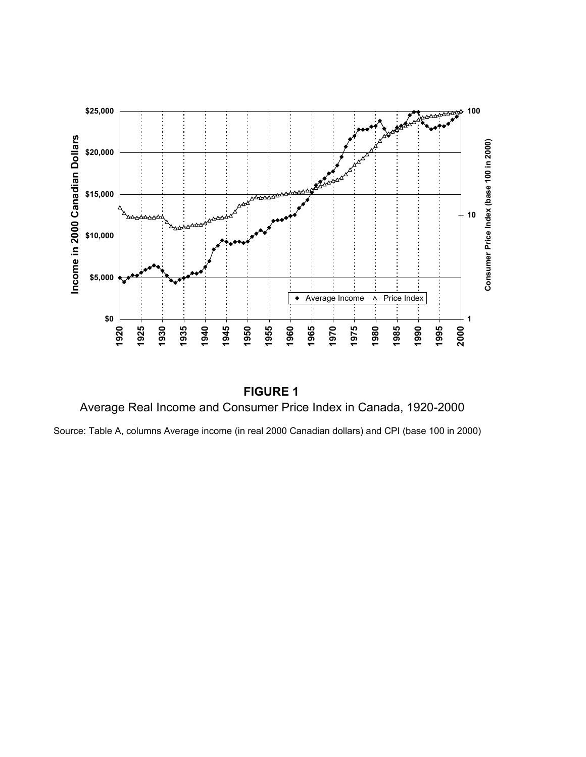**FIGURE 1**

Average Real Income and Consumer Price Index in Canada, 1920-2000

Source: Table A, columns Average income (in real 2000 Canadian dollars) and CPI (base 100 in 2000)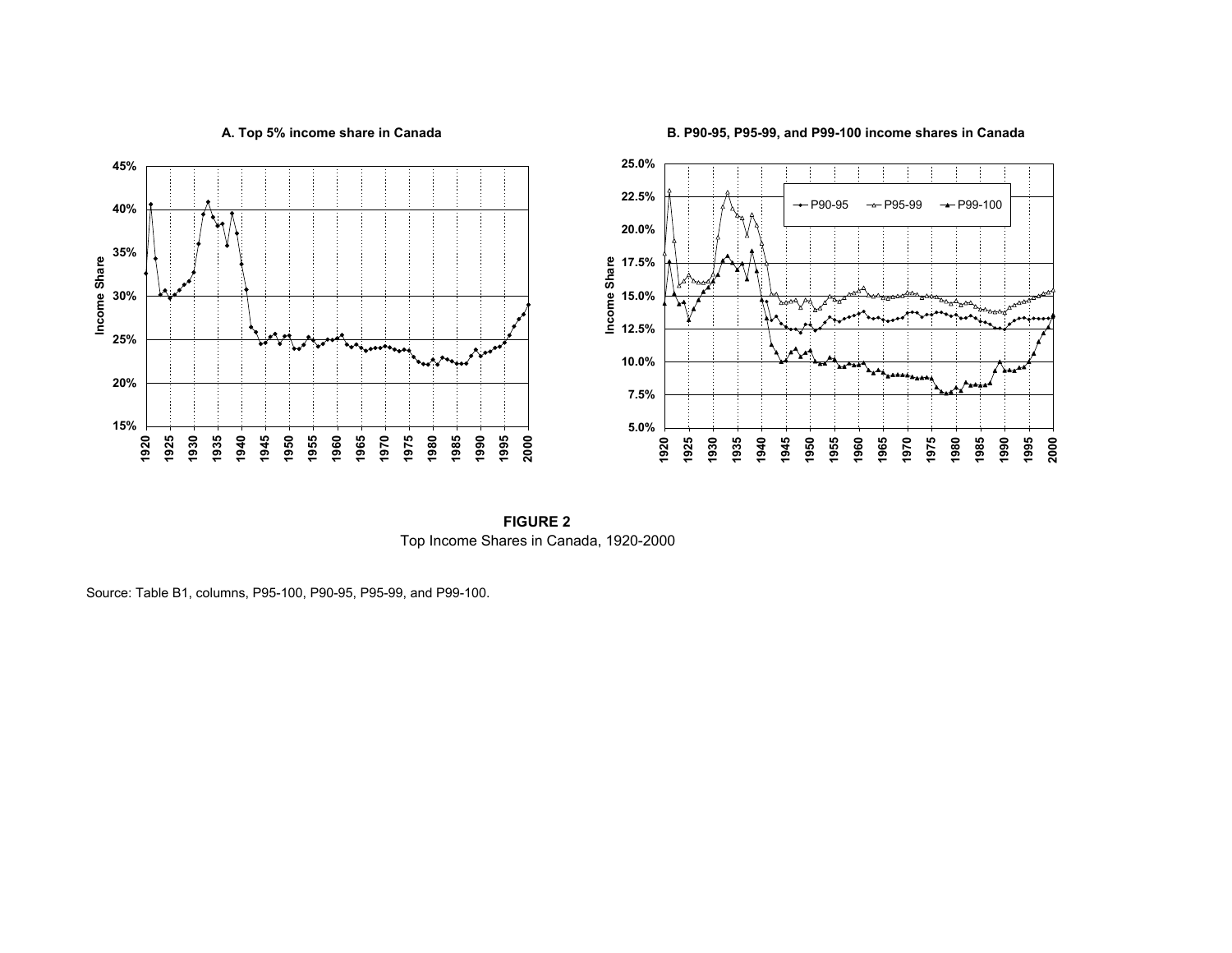**FIGURE 2**
Top Income Shares in Canada, 1920-2000

Source: Table B1, columns, P95-100, P90-95, P95-99, and P99-100.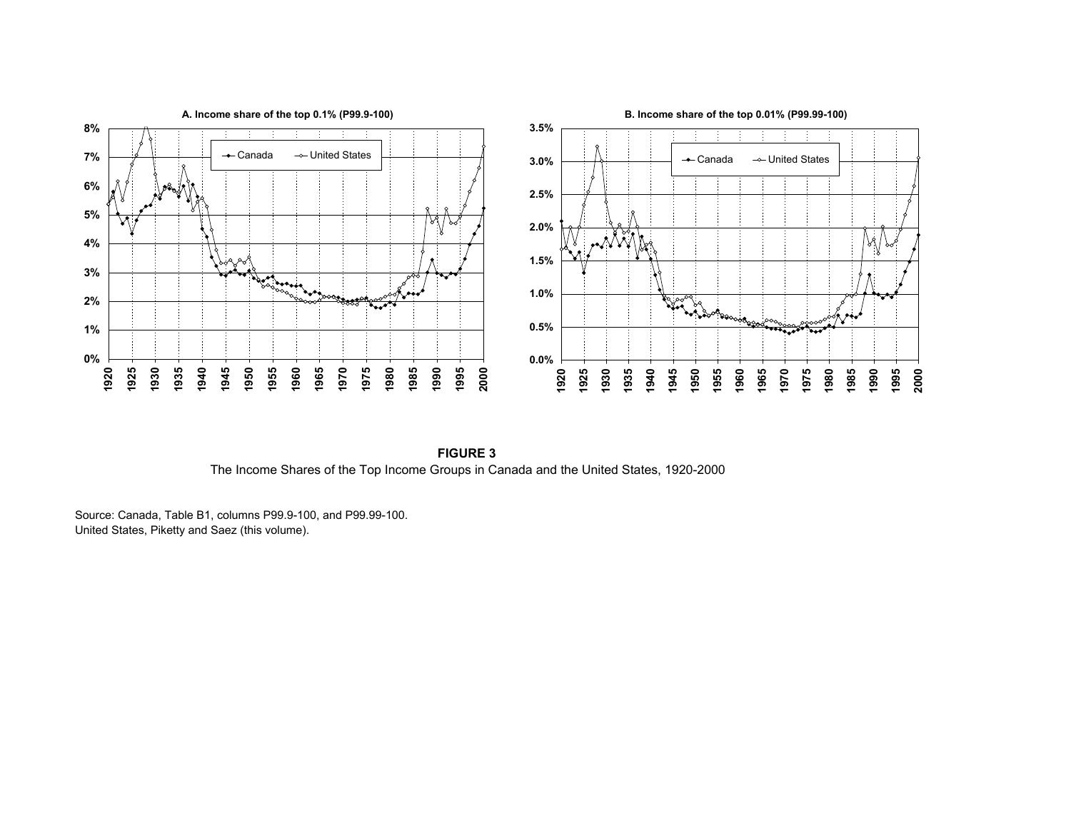**FIGURE 3**

The Income Shares of the Top Income Groups in Canada and the United States, 1920-2000

Source: Canada, Table B1, columns P99.9-100, and P99.99-100.
United States, Piketty and Saez (this volume).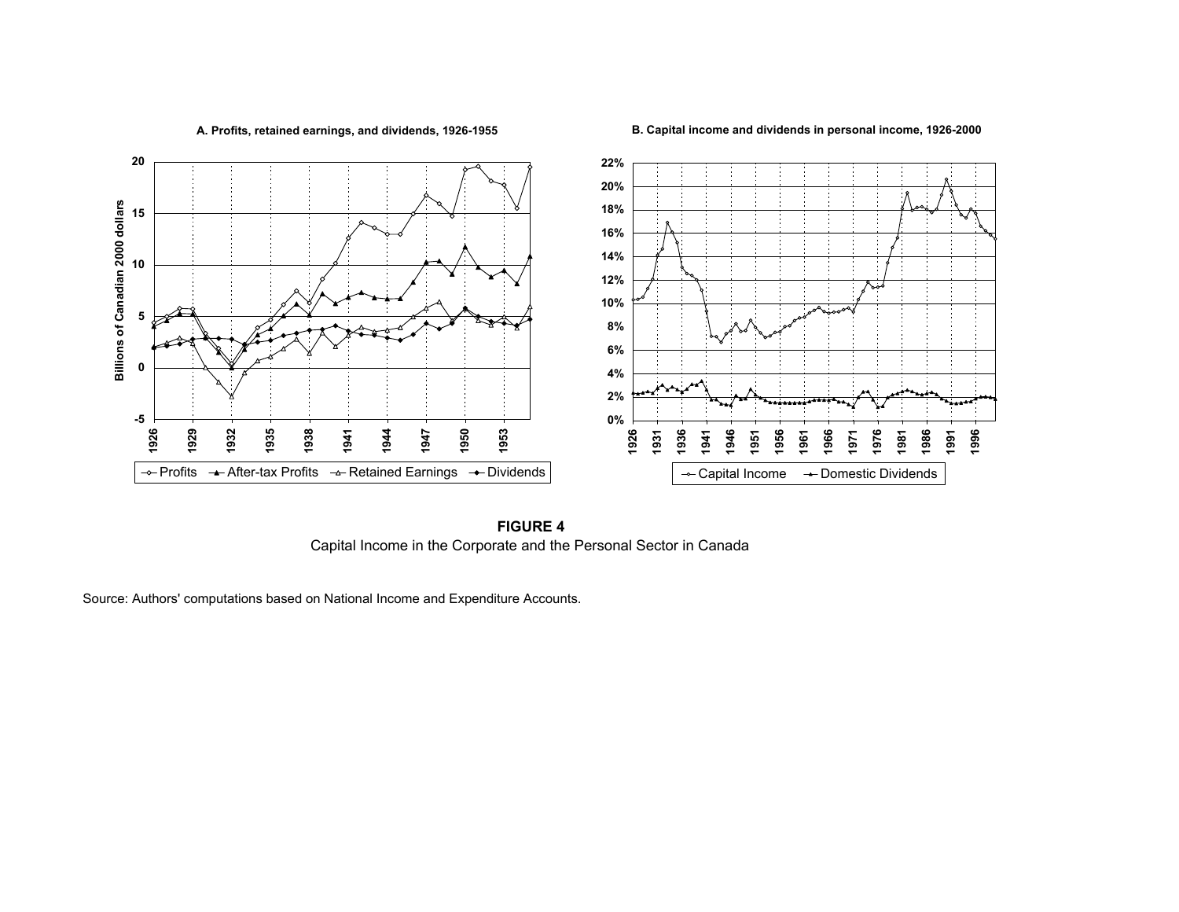**A. Profits, retained earnings, and dividends, 1926-1955**

**B. Capital income and dividends in personal income, 1926-2000**

**FIGURE 4**
Capital Income in the Corporate and the Personal Sector in Canada

Source: Authors' computations based on National Income and Expenditure Accounts.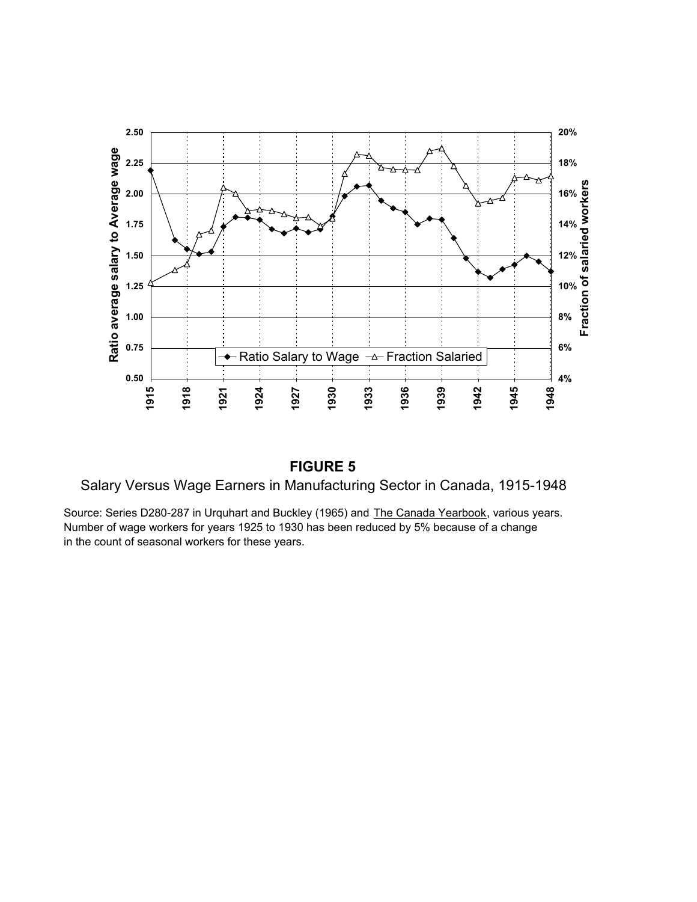**FIGURE 5**

Salary Versus Wage Earners in Manufacturing Sector in Canada, 1915-1948

Source: Series D280-287 in Urquhart and Buckley (1965) and The Canada Yearbook, various years. Number of wage workers for years 1925 to 1930 has been reduced by 5% because of a change in the count of seasonal workers for these years.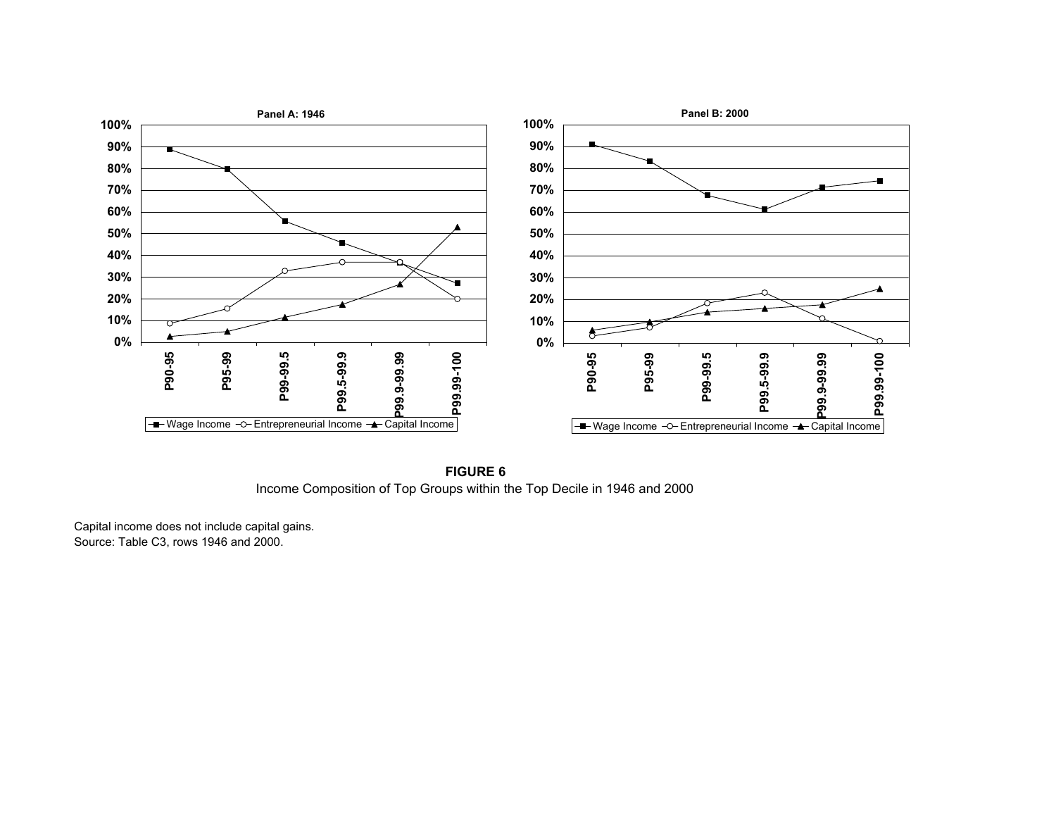**FIGURE 6**
Income Composition of Top Groups within the Top Decile in 1946 and 2000

Capital income does not include capital gains.
Source: Table C3, rows 1946 and 2000.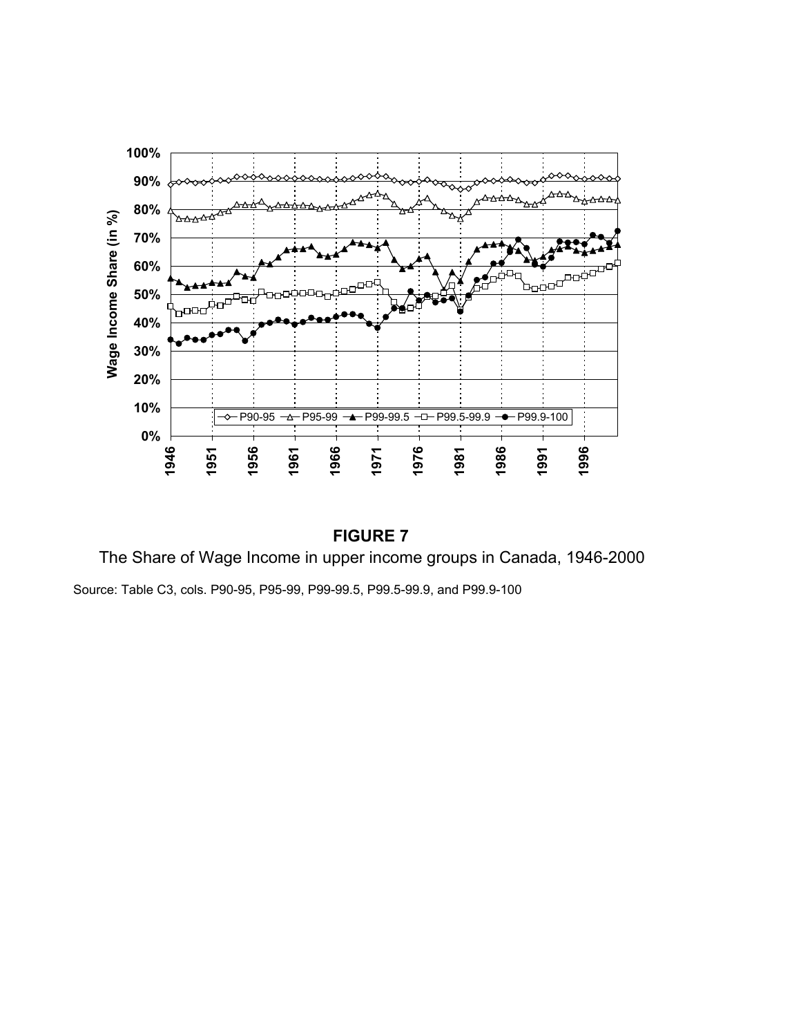**FIGURE 7**

The Share of Wage Income in upper income groups in Canada, 1946-2000

Source: Table C3, cols. P90-95, P95-99, P99-99.5, P99.5-99.9, and P99.9-100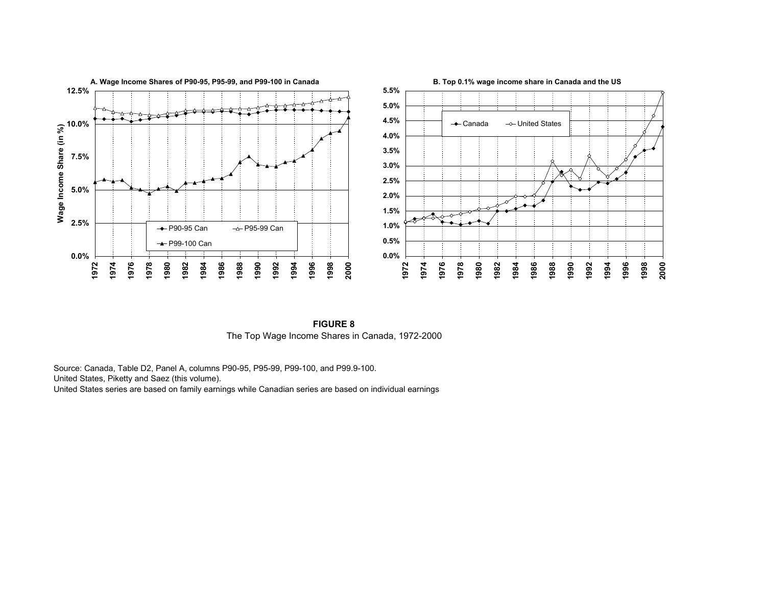**FIGURE 8**

The Top Wage Income Shares in Canada, 1972-2000

Source: Canada, Table D2, Panel A, columns P90-95, P95-99, P99-100, and P99.9-100.
United States, Piketty and Saez (this volume).
United States series are based on family earnings while Canadian series are based on individual earnings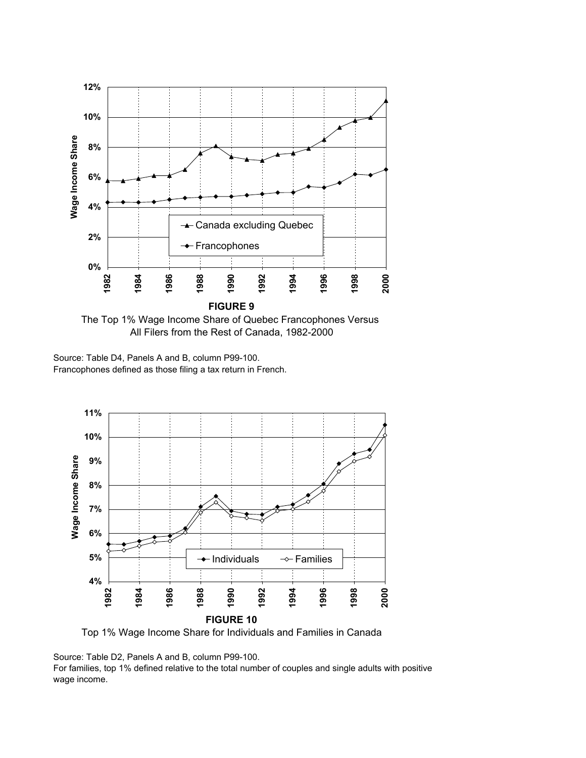**FIGURE 9**

The Top 1% Wage Income Share of Quebec Francophones Versus All Filers from the Rest of Canada, 1982-2000

Source: Table D4, Panels A and B, column P99-100.
Francophones defined as those filing a tax return in French.

**FIGURE 10**

Top 1% Wage Income Share for Individuals and Families in Canada

Source: Table D2, Panels A and B, column P99-100.
For families, top 1% defined relative to the total number of couples and single adults with positive wage income.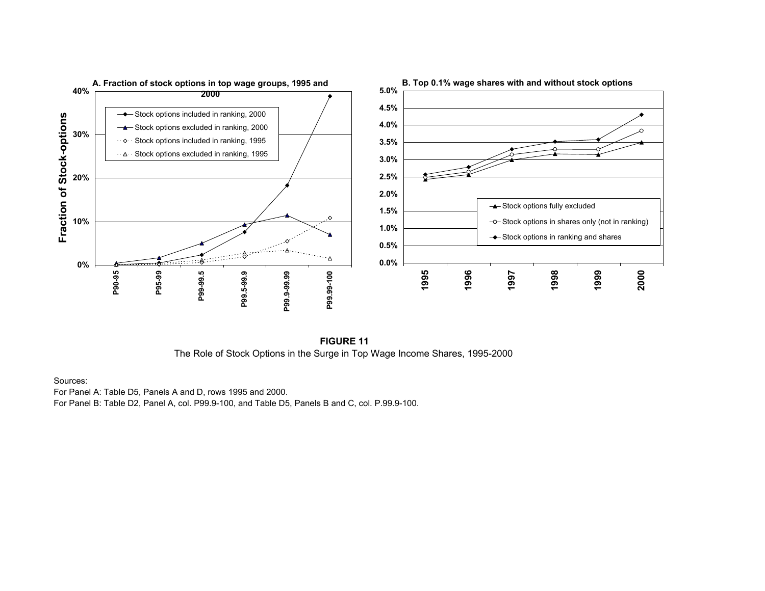**FIGURE 11**

The Role of Stock Options in the Surge in Top Wage Income Shares, 1995-2000

Sources:

For Panel A: Table D5, Panels A and D, rows 1995 and 2000.

For Panel B: Table D2, Panel A, col. P99.9-100, and Table D5, Panels B and C, col. P.99.9-100.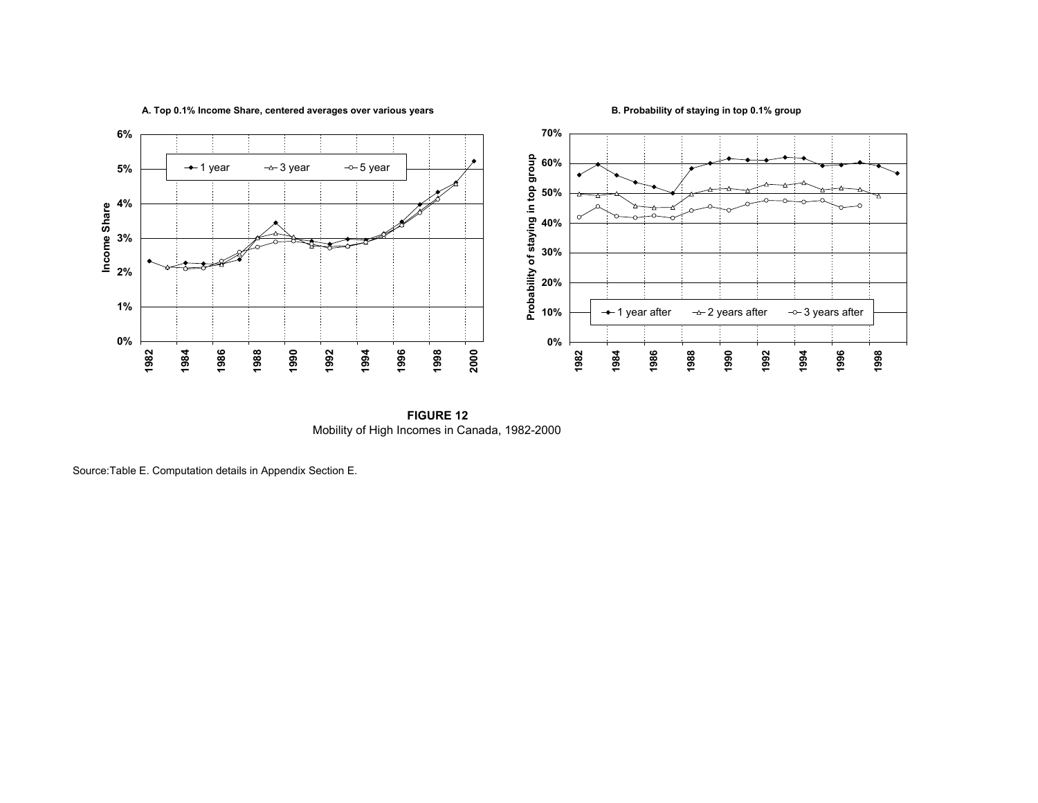**FIGURE 12**
Mobility of High Incomes in Canada, 1982-2000

Source:Table E. Computation details in Appendix Section E.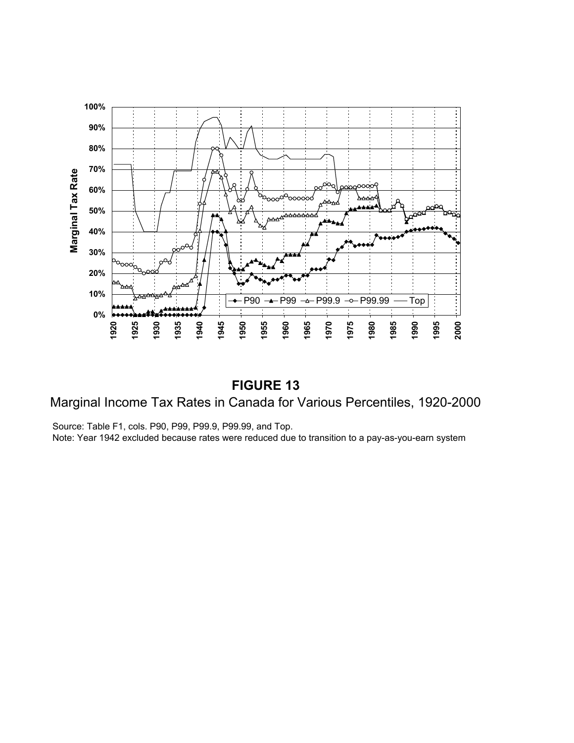**FIGURE 13**

Marginal Income Tax Rates in Canada for Various Percentiles, 1920-2000

Source: Table F1, cols. P90, P99, P99.9, P99.99, and Top.

Note: Year 1942 excluded because rates were reduced due to transition to a pay-as-you-earn system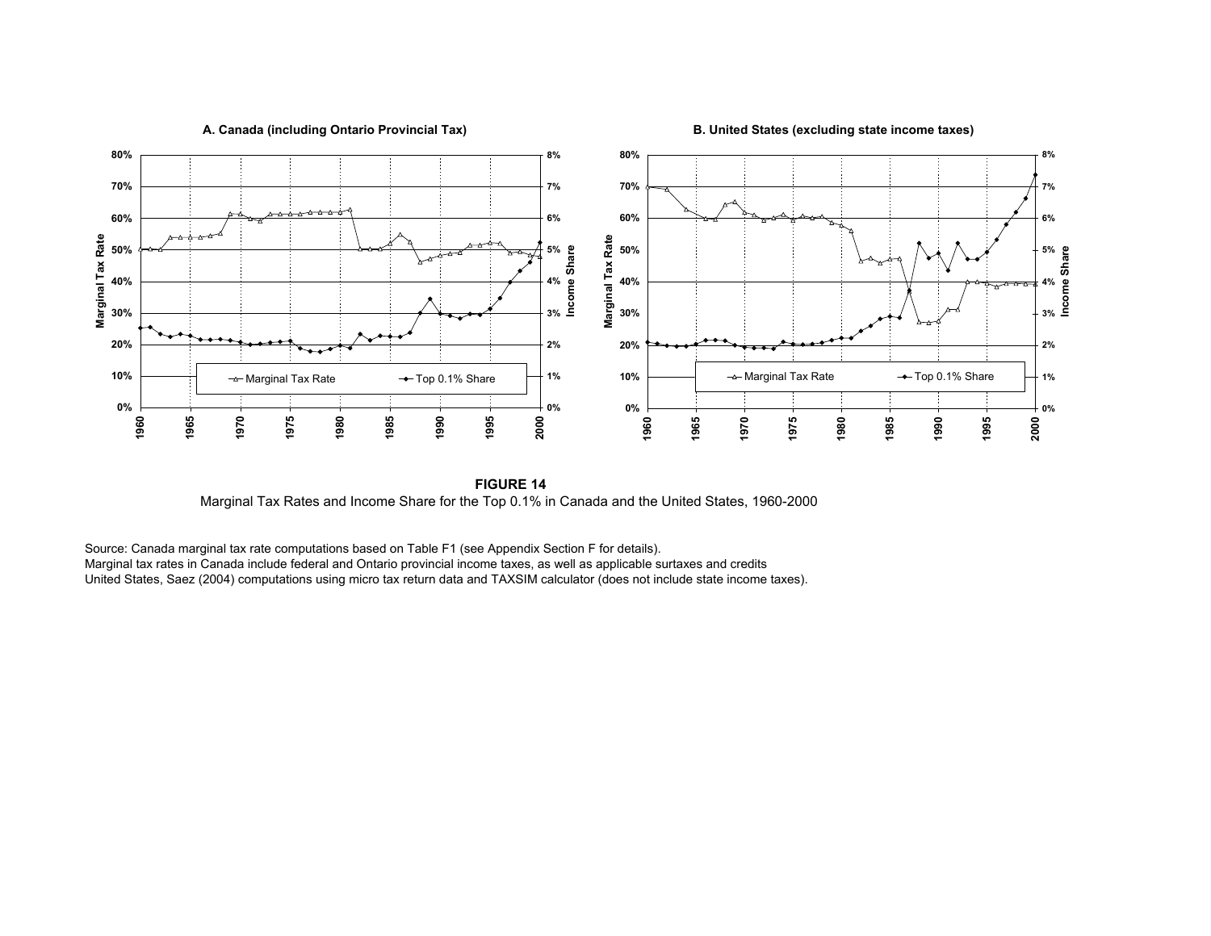**FIGURE 14**
Marginal Tax Rates and Income Share for the Top 0.1% in Canada and the United States, 1960-2000

Source: Canada marginal tax rate computations based on Table F1 (see Appendix Section F for details).
Marginal tax rates in Canada include federal and Ontario provincial income taxes, as well as applicable surtaxes and credits
United States, Saez (2004) computations using micro tax return data and TAXSIM calculator (does not include state income taxes).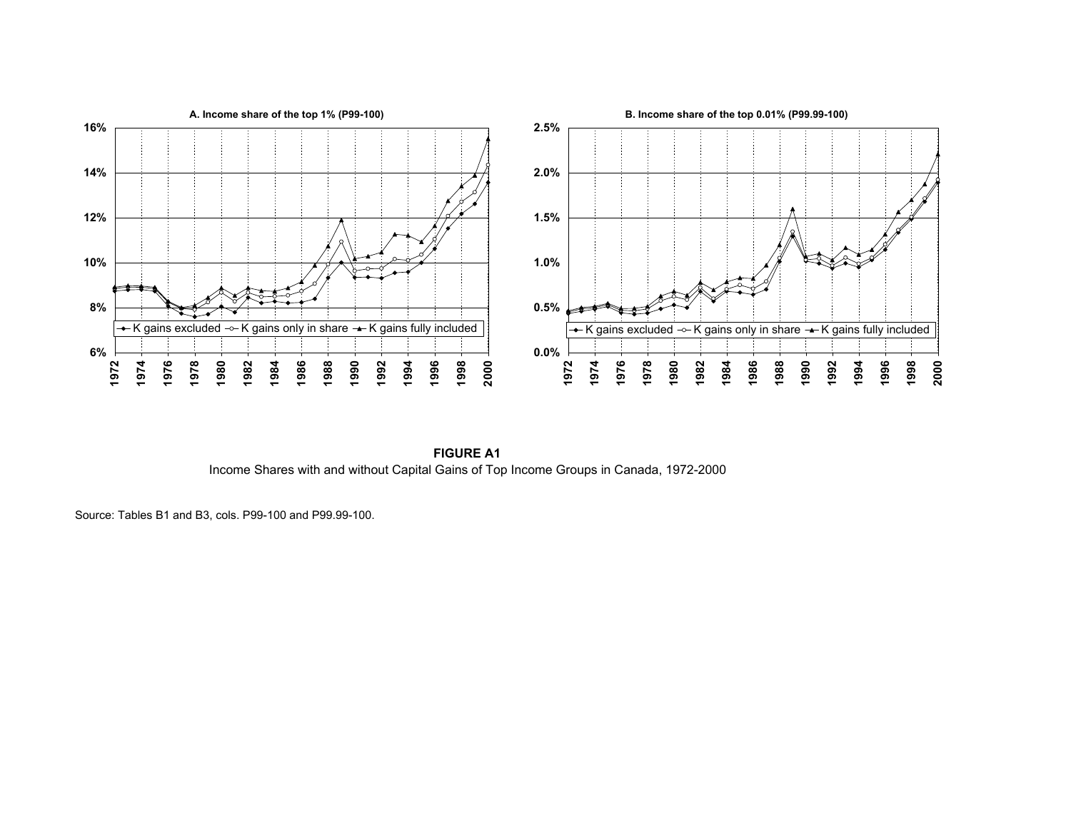**FIGURE A1**

Income Shares with and without Capital Gains of Top Income Groups in Canada, 1972-2000

Source: Tables B1 and B3, cols. P99-100 and P99.99-100.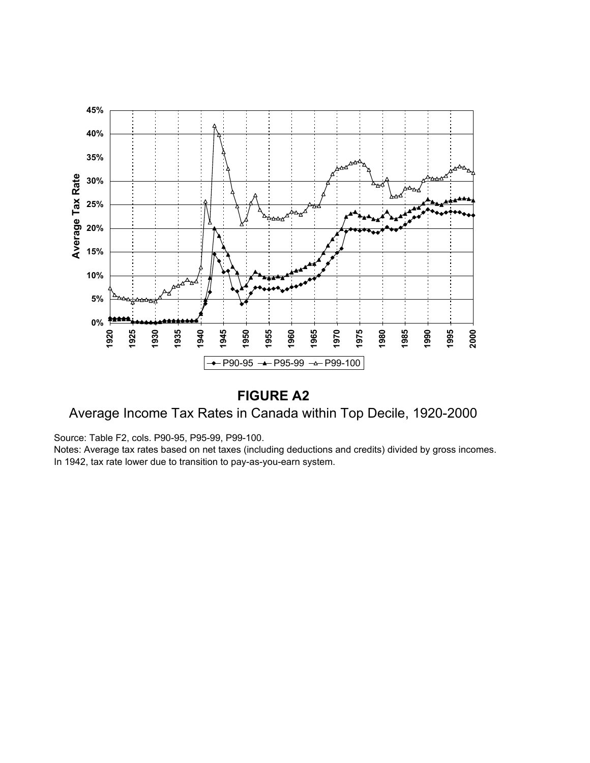**FIGURE A2**

Average Income Tax Rates in Canada within Top Decile, 1920-2000

Source: Table F2, cols. P90-95, P95-99, P99-100.

Notes: Average tax rates based on net taxes (including deductions and credits) divided by gross incomes. In 1942, tax rate lower due to transition to pay-as-you-earn system.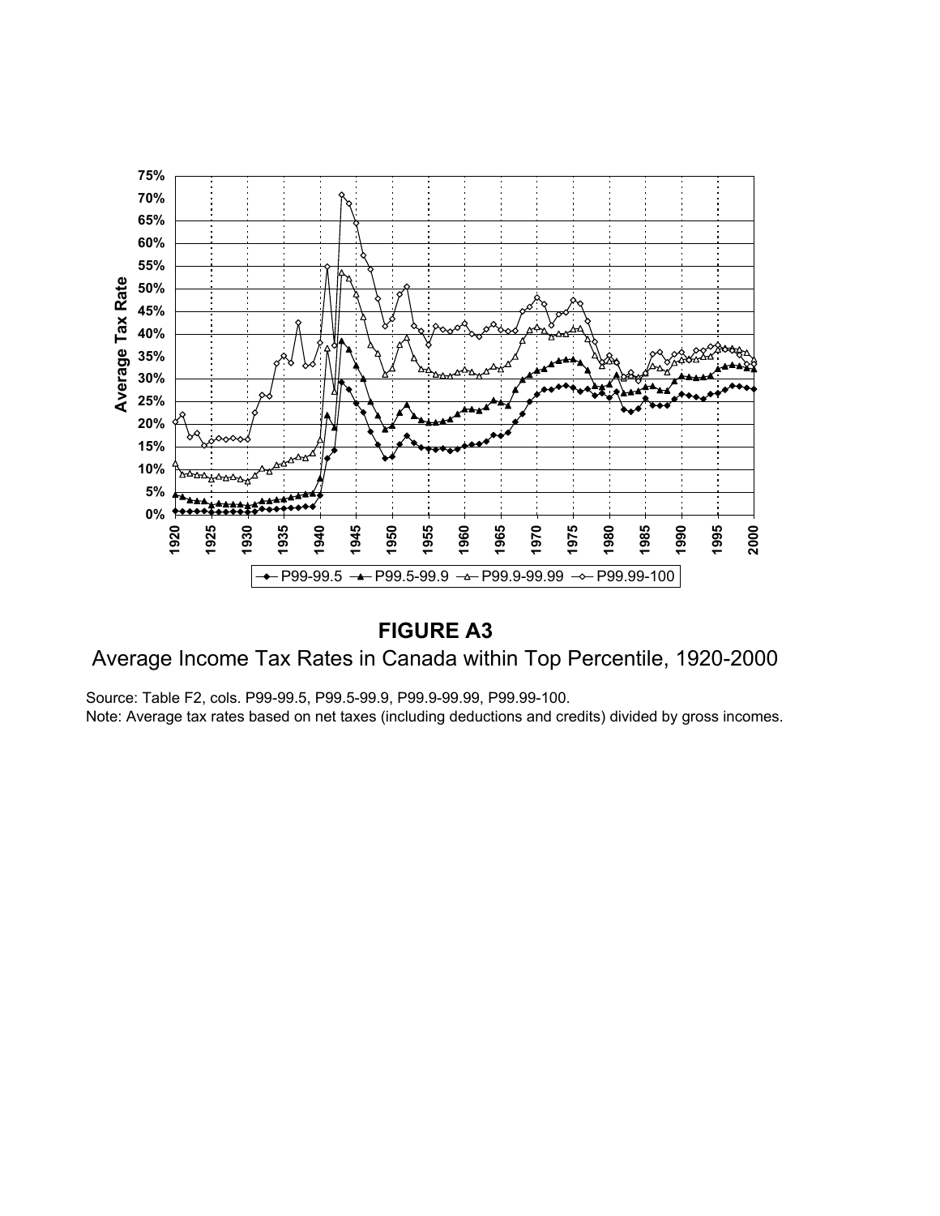75%
70%
65%
60%
55%
50%
45%
40%
35%
30%
25%
20%
15%
10%
5%
0%

Average Tax Rate

1920
1925
1930
1935
1940
1945
1950
1955
1960
1965
1970
1975
1980
1985
1990
1995
2000

P99-99.5 P99.5-99.9 P99.9-99.99 P99.99-100

**FIGURE A3**

Average Income Tax Rates in Canada within Top Percentile, 1920-2000

Source: Table F2, cols. P99-99.5, P99.5-99.9, P99.9-99.99, P99.99-100.
Note: Average tax rates based on net taxes (including deductions and credits) divided by gross incomes.